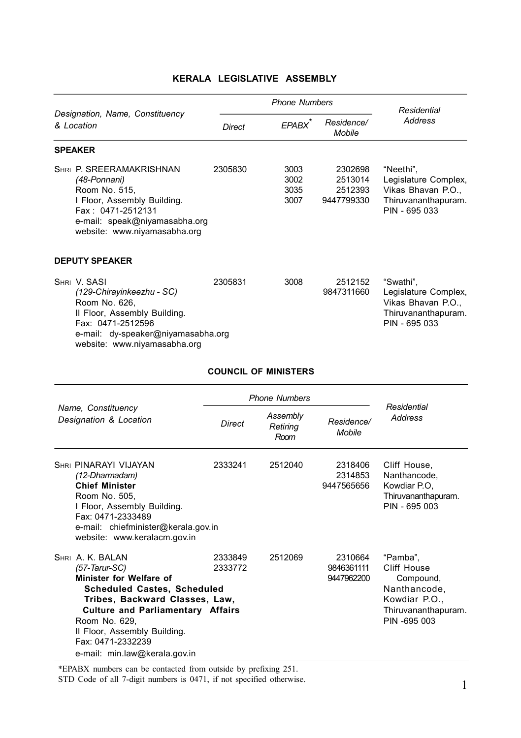# KERALA LEGISLATIVE ASSEMBLY

| Designation, Name, Constituency & Location | Phone Numbers | | | Residential Address |
|---|---|---|---|---|
| | Direct | EPABX* | Residence/ Mobile | |
| **SPEAKER** | | | | |
| SHRI P. SREERAMAKRISHNAN *(48-Ponnani)* Room No. 515, I Floor, Assembly Building. Fax : 0471-2512131 e-mail: speak@niyamasabha.org website: www.niyamasabha.org | 2305830 | 3003 3002 3035 3007 | 2302698 2513014 2512393 9447799330 | "Neethi", Legislature Complex, Vikas Bhavan P.O., Thiruvananthapuram. PIN - 695 033 |
| **DEPUTY SPEAKER** | | | | |
| SHRI V. SASI *(129-Chirayinkeezhu - SC)* Room No. 626, II Floor, Assembly Building. Fax: 0471-2512596 e-mail: dy-speaker@niyamasabha.org website: www.niyamasabha.org | 2305831 | 3008 | 2512152 9847311660 | "Swathi", Legislature Complex, Vikas Bhavan P.O., Thiruvananthapuram. PIN - 695 033 |

## COUNCIL OF MINISTERS

| Name, Constituency Designation & Location | Phone Numbers | | | Residential Address |
|---|---|---|---|---|
| | Direct | Assembly Retiring Room | Residence/ Mobile | |
| SHRI PINARAYI VIJAYAN *(12-Dharmadam)* **Chief Minister** Room No. 505, I Floor, Assembly Building. Fax: 0471-2333489 e-mail: chiefminister@kerala.gov.in website: www.keralacm.gov.in | 2333241 | 2512040 | 2318406 2314853 9447565656 | Cliff House, Nanthancode, Kowdiar P.O, Thiruvananthapuram. PIN - 695 003 |
| SHRI A. K. BALAN *(57-Tarur-SC)* **Minister for Welfare of Scheduled Castes, Scheduled Tribes, Backward Classes, Law, Culture and Parliamentary Affairs** Room No. 629, II Floor, Assembly Building. Fax: 0471-2332239 e-mail: min.law@kerala.gov.in | 2333849 2333772 | 2512069 | 2310664 9846361111 9447962200 | "Pamba", Cliff House Compound, Nanthancode, Kowdiar P.O., Thiruvananthapuram. PIN -695 003 |

*EPABX numbers can be contacted from outside by prefixing 251.
STD Code of all 7-digit numbers is 0471, if not specified otherwise.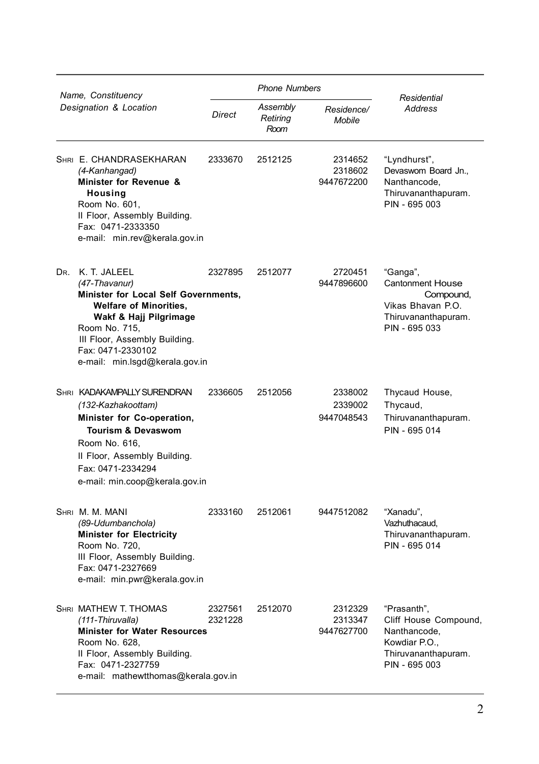| Name, Constituency Designation & Location | Phone Numbers | | | Residential Address |
|---|---|---|---|---|
| | Direct | Assembly Retiring Room | Residence/ Mobile | |
| SHRI E. CHANDRASEKHARAN<br>*(4-Kanhangad)*<br>**Minister for Revenue & Housing**<br>Room No. 601,<br>II Floor, Assembly Building.<br>Fax: 0471-2333350<br>e-mail: min.rev@kerala.gov.in | 2333670 | 2512125 | 2314652<br>2318602<br>9447672200 | "Lyndhurst",<br>Devaswom Board Jn.,<br>Nanthancode,<br>Thiruvananthapuram.<br>PIN - 695 003 |
| DR. K. T. JALEEL<br>*(47-Thavanur)*<br>**Minister for Local Self Governments, Welfare of Minorities, Wakf & Hajj Pilgrimage**<br>Room No. 715,<br>III Floor, Assembly Building.<br>Fax: 0471-2330102<br>e-mail: min.lsgd@kerala.gov.in | 2327895 | 2512077 | 2720451<br>9447896600 | "Ganga",<br>Cantonment House Compound,<br>Vikas Bhavan P.O.<br>Thiruvananthapuram.<br>PIN - 695 033 |
| SHRI KADAKAMPALLY SURENDRAN<br>*(132-Kazhakoottam)*<br>**Minister for Co-operation, Tourism & Devaswom**<br>Room No. 616,<br>II Floor, Assembly Building.<br>Fax: 0471-2334294<br>e-mail: min.coop@kerala.gov.in | 2336605 | 2512056 | 2338002<br>2339002<br>9447048543 | Thycaud House,<br>Thycaud,<br>Thiruvananthapuram.<br>PIN - 695 014 |
| SHRI M. M. MANI<br>*(89-Udumbanchola)*<br>**Minister for Electricity**<br>Room No. 720,<br>III Floor, Assembly Building.<br>Fax: 0471-2327669<br>e-mail: min.pwr@kerala.gov.in | 2333160 | 2512061 | 9447512082 | "Xanadu",<br>Vazhuthacaud,<br>Thiruvananthapuram.<br>PIN - 695 014 |
| SHRI MATHEW T. THOMAS<br>*(111-Thiruvalla)*<br>**Minister for Water Resources**<br>Room No. 628,<br>II Floor, Assembly Building.<br>Fax: 0471-2327759<br>e-mail: mathewtthomas@kerala.gov.in | 2327561<br>2321228 | 2512070 | 2312329<br>2313347<br>9447627700 | "Prasanth",<br>Cliff House Compound,<br>Nanthancode,<br>Kowdiar P.O.,<br>Thiruvananthapuram.<br>PIN - 695 003 |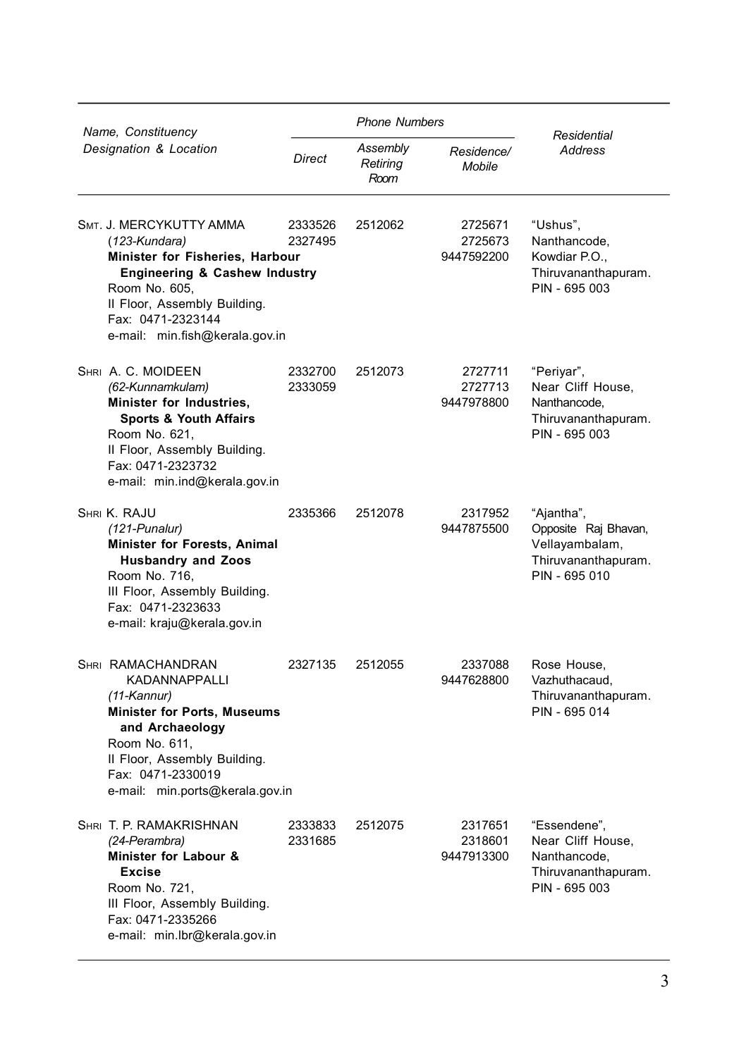| Name, Constituency Designation & Location | Phone Numbers | | | Residential Address |
|---|---|---|---|---|
| | Direct | Assembly Retiring Room | Residence/ Mobile | |
| SMT. J. MERCYKUTTY AMMA<br>(*123-Kundara*)<br>**Minister for Fisheries, Harbour Engineering & Cashew Industry**<br>Room No. 605,<br>II Floor, Assembly Building.<br>Fax: 0471-2323144<br>e-mail: min.fish@kerala.gov.in | 2333526<br>2327495 | 2512062 | 2725671<br>2725673<br>9447592200 | "Ushus",<br>Nanthancode,<br>Kowdiar P.O.,<br>Thiruvananthapuram.<br>PIN - 695 003 |
| SHRI A. C. MOIDEEN<br>(*62-Kunnamkulam*)<br>**Minister for Industries, Sports & Youth Affairs**<br>Room No. 621,<br>II Floor, Assembly Building.<br>Fax: 0471-2323732<br>e-mail: min.ind@kerala.gov.in | 2332700<br>2333059 | 2512073 | 2727711<br>2727713<br>9447978800 | "Periyar",<br>Near Cliff House,<br>Nanthancode,<br>Thiruvananthapuram.<br>PIN - 695 003 |
| SHRI K. RAJU<br>(*121-Punalur*)<br>**Minister for Forests, Animal Husbandry and Zoos**<br>Room No. 716,<br>III Floor, Assembly Building.<br>Fax: 0471-2323633<br>e-mail: kraju@kerala.gov.in | 2335366 | 2512078 | 2317952<br>9447875500 | "Ajantha",<br>Opposite Raj Bhavan,<br>Vellayambalam,<br>Thiruvananthapuram.<br>PIN - 695 010 |
| SHRI RAMACHANDRAN KADANNAPPALLI<br>(*11-Kannur*)<br>**Minister for Ports, Museums and Archaeology**<br>Room No. 611,<br>II Floor, Assembly Building.<br>Fax: 0471-2330019<br>e-mail: min.ports@kerala.gov.in | 2327135 | 2512055 | 2337088<br>9447628800 | Rose House,<br>Vazhuthacaud,<br>Thiruvananthapuram.<br>PIN - 695 014 |
| SHRI T. P. RAMAKRISHNAN<br>(*24-Perambra*)<br>**Minister for Labour & Excise**<br>Room No. 721,<br>III Floor, Assembly Building.<br>Fax: 0471-2335266<br>e-mail: min.lbr@kerala.gov.in | 2333833<br>2331685 | 2512075 | 2317651<br>2318601<br>9447913300 | "Essendene",<br>Near Cliff House,<br>Nanthancode,<br>Thiruvananthapuram.<br>PIN - 695 003 |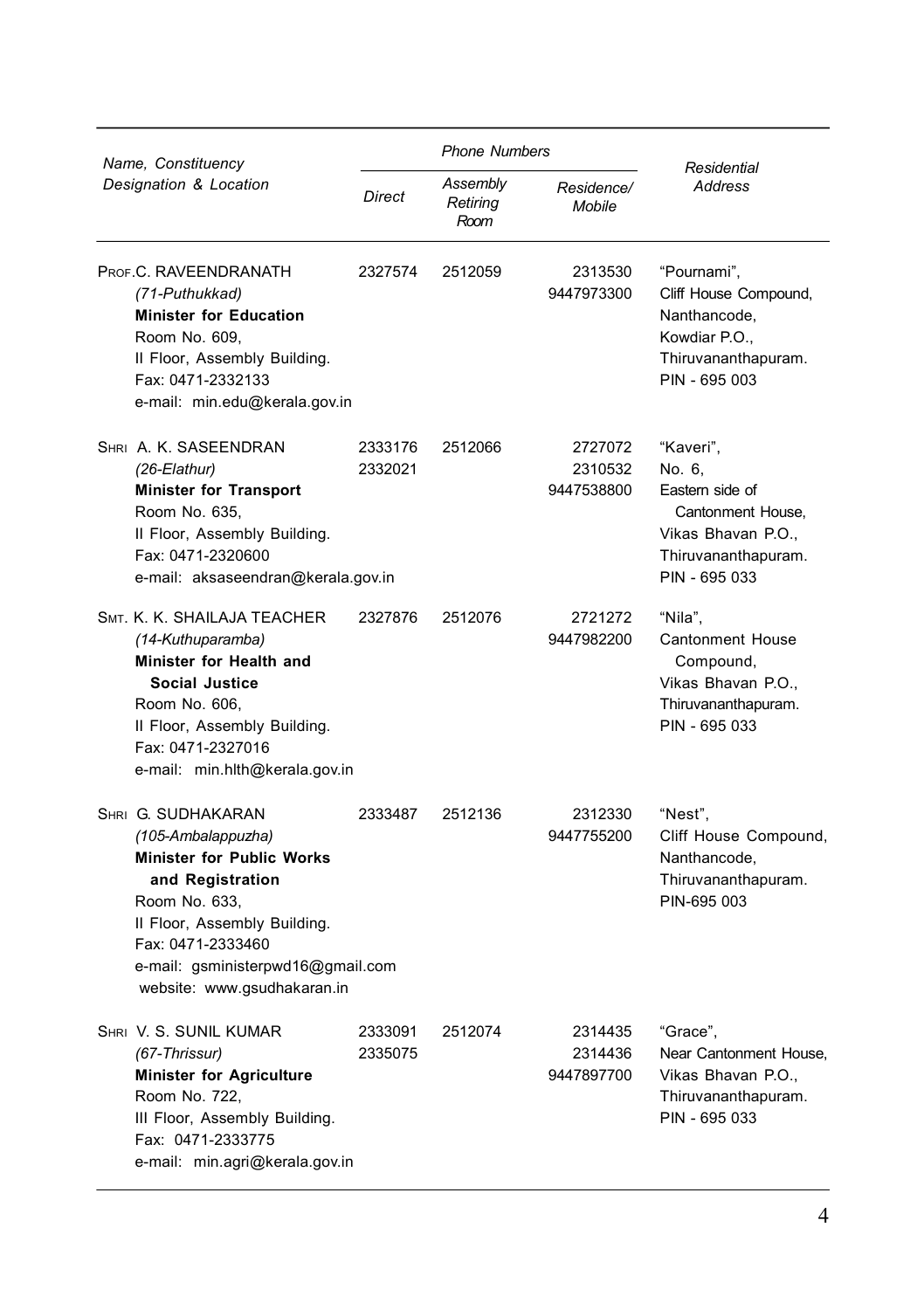| Name, Constituency Designation & Location | Phone Numbers | | | Residential Address |
|---|---|---|---|---|
| | Direct | Assembly Retiring Room | Residence/ Mobile | |
| PROF.C. RAVEENDRANATH<br>*(71-Puthukkad)*<br>**Minister for Education**<br>Room No. 609,<br>II Floor, Assembly Building.<br>Fax: 0471-2332133<br>e-mail: min.edu@kerala.gov.in | 2327574 | 2512059 | 2313530<br>9447973300 | "Pournami",<br>Cliff House Compound,<br>Nanthancode,<br>Kowdiar P.O.,<br>Thiruvananthapuram.<br>PIN - 695 003 |
| SHRI A. K. SASEENDRAN<br>*(26-Elathur)*<br>**Minister for Transport**<br>Room No. 635,<br>II Floor, Assembly Building.<br>Fax: 0471-2320600<br>e-mail: aksaseendran@kerala.gov.in | 2333176<br>2332021 | 2512066 | 2727072<br>2310532<br>9447538800 | "Kaveri",<br>No. 6,<br>Eastern side of Cantonment House,<br>Vikas Bhavan P.O.,<br>Thiruvananthapuram.<br>PIN - 695 033 |
| SMT. K. K. SHAILAJA TEACHER<br>*(14-Kuthuparamba)*<br>**Minister for Health and Social Justice**<br>Room No. 606,<br>II Floor, Assembly Building.<br>Fax: 0471-2327016<br>e-mail: min.hlth@kerala.gov.in | 2327876 | 2512076 | 2721272<br>9447982200 | "Nila",<br>Cantonment House Compound,<br>Vikas Bhavan P.O.,<br>Thiruvananthapuram.<br>PIN - 695 033 |
| SHRI G. SUDHAKARAN<br>*(105-Ambalappuzha)*<br>**Minister for Public Works and Registration**<br>Room No. 633,<br>II Floor, Assembly Building.<br>Fax: 0471-2333460<br>e-mail: gsministerpwd16@gmail.com<br>website: www.gsudhakaran.in | 2333487 | 2512136 | 2312330<br>9447755200 | "Nest",<br>Cliff House Compound,<br>Nanthancode,<br>Thiruvananthapuram.<br>PIN-695 003 |
| SHRI V. S. SUNIL KUMAR<br>*(67-Thrissur)*<br>**Minister for Agriculture**<br>Room No. 722,<br>III Floor, Assembly Building.<br>Fax: 0471-2333775<br>e-mail: min.agri@kerala.gov.in | 2333091<br>2335075 | 2512074 | 2314435<br>2314436<br>9447897700 | "Grace",<br>Near Cantonment House,<br>Vikas Bhavan P.O.,<br>Thiruvananthapuram.<br>PIN - 695 033 |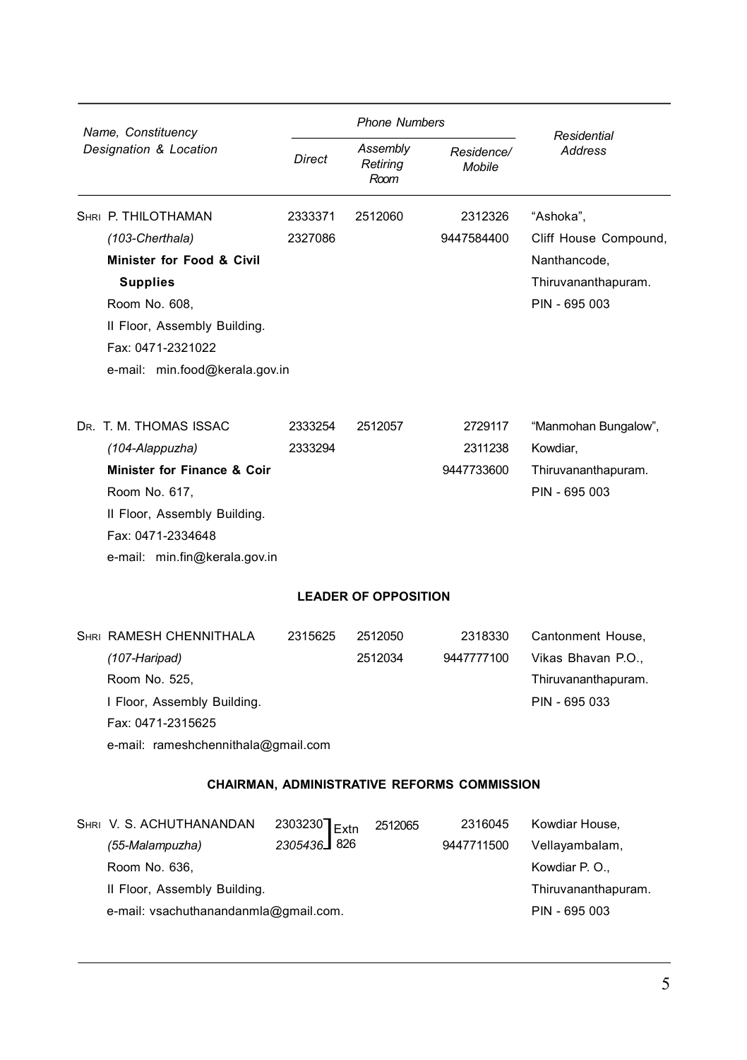| Name, Constituency Designation & Location | Phone Numbers | | | Residential Address |
|---|---|---|---|---|
| | Direct | Assembly Retiring Room | Residence/ Mobile | |
| SHRI P. THILOTHAMAN<br>*(103-Cherthala)*<br>**Minister for Food & Civil Supplies**<br>Room No. 608,<br>II Floor, Assembly Building.<br>Fax: 0471-2321022<br>e-mail: min.food@kerala.gov.in | 2333371<br>2327086 | 2512060 | 2312326<br>9447584400 | "Ashoka",<br>Cliff House Compound,<br>Nanthancode,<br>Thiruvananthapuram.<br>PIN - 695 003 |
| DR. T. M. THOMAS ISSAC<br>*(104-Alappuzha)*<br>**Minister for Finance & Coir**<br>Room No. 617,<br>II Floor, Assembly Building.<br>Fax: 0471-2334648<br>e-mail: min.fin@kerala.gov.in | 2333254<br>2333294 | 2512057 | 2729117<br>2311238<br>9447733600 | "Manmohan Bungalow",<br>Kowdiar,<br>Thiruvananthapuram.<br>PIN - 695 003 |
| **LEADER OF OPPOSITION** | | | | |
| SHRI RAMESH CHENNITHALA<br>*(107-Haripad)*<br>Room No. 525,<br>I Floor, Assembly Building.<br>Fax: 0471-2315625<br>e-mail: rameshchennithala@gmail.com | 2315625 | 2512050<br>2512034 | 2318330<br>9447777100 | Cantonment House,<br>Vikas Bhavan P.O.,<br>Thiruvananthapuram.<br>PIN - 695 033 |
| **CHAIRMAN, ADMINISTRATIVE REFORMS COMMISSION** | | | | |
| SHRI V. S. ACHUTHANANDAN<br>*(55-Malampuzha)*<br>Room No. 636,<br>II Floor, Assembly Building.<br>e-mail: vsachuthanandanmla@gmail.com. | 2303230 ] Extn<br>2305436 ] 826 | 2512065 | 2316045<br>9447711500 | Kowdiar House,<br>Vellayambalam,<br>Kowdiar P. O.,<br>Thiruvananthapuram.<br>PIN - 695 003 |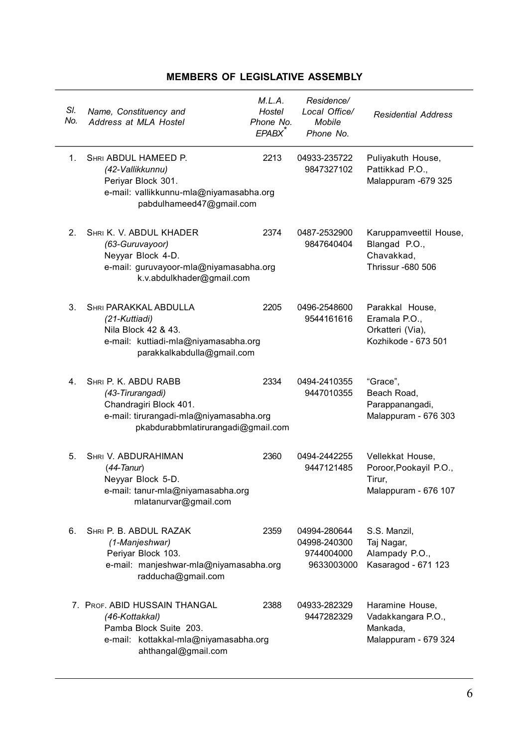## MEMBERS OF LEGISLATIVE ASSEMBLY

| Sl. No. | Name, Constituency and Address at MLA Hostel | M.L.A. Hostel Phone No. EPABX* | Residence/ Local Office/ Mobile Phone No. | Residential Address |
|---|---|---|---|---|
| 1. | SHRI ABDUL HAMEED P. *(42-Vallikkunnu)* Periyar Block 301. e-mail: vallikkunnu-mla@niyamasabha.org pabdulhameed47@gmail.com | 2213 | 04933-235722 9847327102 | Puliyakuth House, Pattikkad P.O., Malappuram -679 325 |
| 2. | SHRI K. V. ABDUL KHADER *(63-Guruvayoor)* Neyyar Block 4-D. e-mail: guruvayoor-mla@niyamasabha.org k.v.abdulkhader@gmail.com | 2374 | 0487-2532900 9847640404 | Karuppamveettil House, Blangad P.O., Chavakkad, Thrissur -680 506 |
| 3. | SHRI PARAKKAL ABDULLA *(21-Kuttiadi)* Nila Block 42 & 43. e-mail: kuttiadi-mla@niyamasabha.org parakkalkabdulla@gmail.com | 2205 | 0496-2548600 9544161616 | Parakkal House, Eramala P.O., Orkatteri (Via), Kozhikode - 673 501 |
| 4. | SHRI P. K. ABDU RABB *(43-Tirurangadi)* Chandragiri Block 401. e-mail: tirurangadi-mla@niyamasabha.org pkabdurabbmlatirurangadi@gmail.com | 2334 | 0494-2410355 9447010355 | "Grace", Beach Road, Parappanangadi, Malappuram - 676 303 |
| 5. | SHRI V. ABDURAHIMAN (*44-Tanur*) Neyyar Block 5-D. e-mail: tanur-mla@niyamasabha.org mlatanurvar@gmail.com | 2360 | 0494-2442255 9447121485 | Vellekkat House, Poroor,Pookayil P.O., Tirur, Malappuram - 676 107 |
| 6. | SHRI P. B. ABDUL RAZAK *(1-Manjeshwar)* Periyar Block 103. e-mail: manjeshwar-mla@niyamasabha.org radducha@gmail.com | 2359 | 04994-280644 04998-240300 9744004000 9633003000 | S.S. Manzil, Taj Nagar, Alampady P.O., Kasaragod - 671 123 |
| 7. | PROF. ABID HUSSAIN THANGAL *(46-Kottakkal)* Pamba Block Suite 203. e-mail: kottakkal-mla@niyamasabha.org ahthangal@gmail.com | 2388 | 04933-282329 9447282329 | Haramine House, Vadakkangara P.O., Mankada, Malappuram - 679 324 |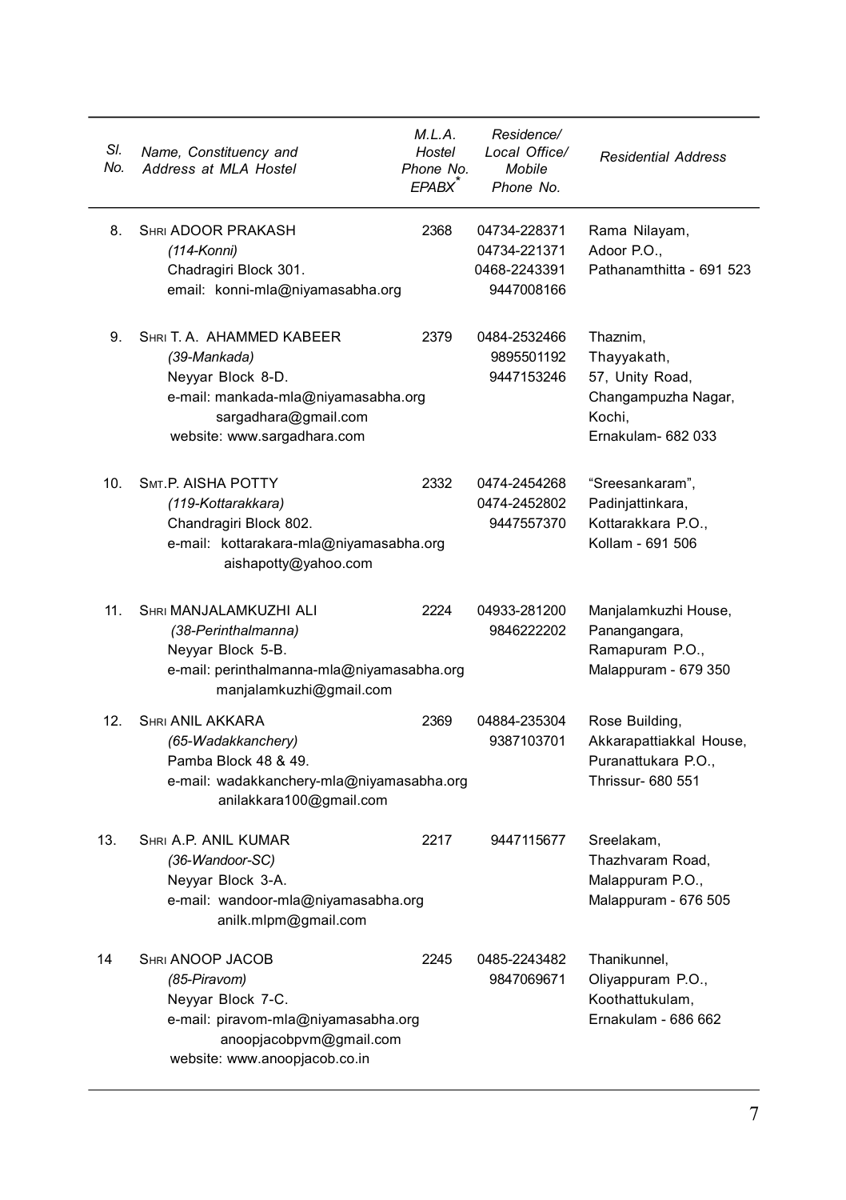| Sl. No. | Name, Constituency and Address at MLA Hostel | M.L.A. Hostel Phone No. EPABX* | Residence/ Local Office/ Mobile Phone No. | Residential Address |
|---|---|---|---|---|
| 8. | SHRI ADOOR PRAKASH<br>*(114-Konni)*<br>Chadragiri Block 301.<br>email: konni-mla@niyamasabha.org | 2368 | 04734-228371<br>04734-221371<br>0468-2243391<br>9447008166 | Rama Nilayam,<br>Adoor P.O.,<br>Pathanamthitta - 691 523 |
| 9. | SHRI T. A. AHAMMED KABEER<br>*(39-Mankada)*<br>Neyyar Block 8-D.<br>e-mail: mankada-mla@niyamasabha.org<br>sargadhara@gmail.com<br>website: www.sargadhara.com | 2379 | 0484-2532466<br>9895501192<br>9447153246 | Thaznim,<br>Thayyakath,<br>57, Unity Road,<br>Changampuzha Nagar,<br>Kochi,<br>Ernakulam- 682 033 |
| 10. | SMT.P. AISHA POTTY<br>*(119-Kottarakkara)*<br>Chandragiri Block 802.<br>e-mail: kottarakara-mla@niyamasabha.org<br>aishapotty@yahoo.com | 2332 | 0474-2454268<br>0474-2452802<br>9447557370 | "Sreesankaram",<br>Padinjattinkara,<br>Kottarakkara P.O.,<br>Kollam - 691 506 |
| 11. | SHRI MANJALAMKUZHI ALI<br>*(38-Perinthalmanna)*<br>Neyyar Block 5-B.<br>e-mail: perinthalmanna-mla@niyamasabha.org<br>manjalamkuzhi@gmail.com | 2224 | 04933-281200<br>9846222202 | Manjalamkuzhi House,<br>Panangangara,<br>Ramapuram P.O.,<br>Malappuram - 679 350 |
| 12. | SHRI ANIL AKKARA<br>*(65-Wadakkanchery)*<br>Pamba Block 48 & 49.<br>e-mail: wadakkanchery-mla@niyamasabha.org<br>anilakkara100@gmail.com | 2369 | 04884-235304<br>9387103701 | Rose Building,<br>Akkarapattiakkal House,<br>Puranattukara P.O.,<br>Thrissur- 680 551 |
| 13. | SHRI A.P. ANIL KUMAR<br>*(36-Wandoor-SC)*<br>Neyyar Block 3-A.<br>e-mail: wandoor-mla@niyamasabha.org<br>anilk.mlpm@gmail.com | 2217 | 9447115677 | Sreelakam,<br>Thazhvaram Road,<br>Malappuram P.O.,<br>Malappuram - 676 505 |
| 14 | SHRI ANOOP JACOB<br>*(85-Piravom)*<br>Neyyar Block 7-C.<br>e-mail: piravom-mla@niyamasabha.org<br>anoopjacobpvm@gmail.com<br>website: www.anoopjacob.co.in | 2245 | 0485-2243482<br>9847069671 | Thanikunnel,<br>Oliyappuram P.O.,<br>Koothattukulam,<br>Ernakulam - 686 662 |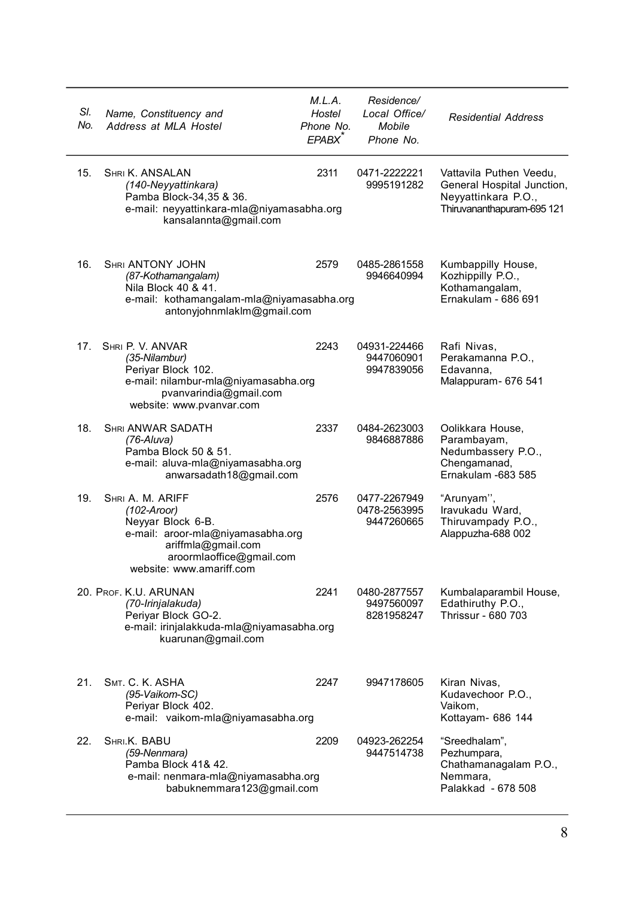| Sl. No. | Name, Constituency and Address at MLA Hostel | M.L.A. Hostel Phone No. EPABX* | Residence/ Local Office/ Mobile Phone No. | Residential Address |
|---|---|---|---|---|
| 15. | SHRI K. ANSALAN<br>*(140-Neyyattinkara)*<br>Pamba Block-34,35 & 36.<br>e-mail: neyyattinkara-mla@niyamasabha.org<br>kansalannta@gmail.com | 2311 | 0471-2222221<br>9995191282 | Vattavila Puthen Veedu,<br>General Hospital Junction,<br>Neyyattinkara P.O.,<br>Thiruvananthapuram-695 121 |
| 16. | SHRI ANTONY JOHN<br>*(87-Kothamangalam)*<br>Nila Block 40 & 41.<br>e-mail: kothamangalam-mla@niyamasabha.org<br>antonyjohnmlaklm@gmail.com | 2579 | 0485-2861558<br>9946640994 | Kumbappilly House,<br>Kozhippilly P.O.,<br>Kothamangalam,<br>Ernakulam - 686 691 |
| 17. | SHRI P. V. ANVAR<br>*(35-Nilambur)*<br>Periyar Block 102.<br>e-mail: nilambur-mla@niyamasabha.org<br>pvanvarindia@gmail.com<br>website: www.pvanvar.com | 2243 | 04931-224466<br>9447060901<br>9947839056 | Rafi Nivas,<br>Perakamanna P.O.,<br>Edavanna,<br>Malappuram- 676 541 |
| 18. | SHRI ANWAR SADATH<br>*(76-Aluva)*<br>Pamba Block 50 & 51.<br>e-mail: aluva-mla@niyamasabha.org<br>anwarsadath18@gmail.com | 2337 | 0484-2623003<br>9846887886 | Oolikkara House,<br>Parambayam,<br>Nedumbassery P.O.,<br>Chengamanad,<br>Ernakulam -683 585 |
| 19. | SHRI A. M. ARIFF<br>*(102-Aroor)*<br>Neyyar Block 6-B.<br>e-mail: aroor-mla@niyamasabha.org<br>ariffmla@gmail.com<br>aroormlaoffice@gmail.com<br>website: www.amariff.com | 2576 | 0477-2267949<br>0478-2563995<br>9447260665 | "Arunyam'',<br>Iravukadu Ward,<br>Thiruvampady P.O.,<br>Alappuzha-688 002 |
| 20. | PROF. K.U. ARUNAN<br>*(70-Irinjalakuda)*<br>Periyar Block GO-2.<br>e-mail: irinjalakkuda-mla@niyamasabha.org<br>kuarunan@gmail.com | 2241 | 0480-2877557<br>9497560097<br>8281958247 | Kumbalaparambil House,<br>Edathiruthy P.O.,<br>Thrissur - 680 703 |
| 21. | SMT. C. K. ASHA<br>*(95-Vaikom-SC)*<br>Periyar Block 402.<br>e-mail: vaikom-mla@niyamasabha.org | 2247 | 9947178605 | Kiran Nivas,<br>Kudavechoor P.O.,<br>Vaikom,<br>Kottayam- 686 144 |
| 22. | SHRI.K. BABU<br>*(59-Nenmara)*<br>Pamba Block 41& 42.<br>e-mail: nenmara-mla@niyamasabha.org<br>babuknemmara123@gmail.com | 2209 | 04923-262254<br>9447514738 | "Sreedhalam",<br>Pezhumpara,<br>Chathamanagalam P.O.,<br>Nemmara,<br>Palakkad - 678 508 |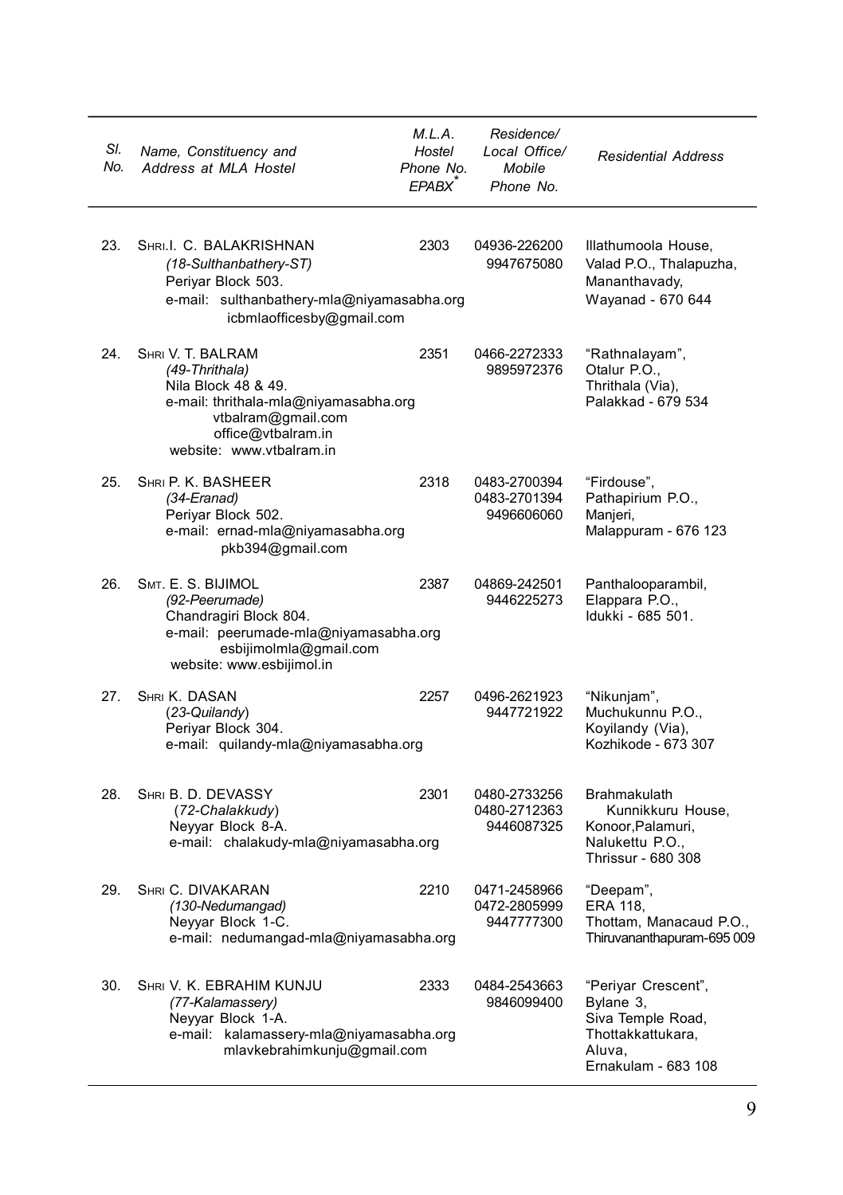| Sl. No. | Name, Constituency and Address at MLA Hostel | M.L.A. Hostel Phone No. EPABX* | Residence/ Local Office/ Mobile Phone No. | Residential Address |
|---|---|---|---|---|
| 23. | SHRI.I. C. BALAKRISHNAN<br>*(18-Sulthanbathery-ST)*<br>Periyar Block 503.<br>e-mail: sulthanbathery-mla@niyamasabha.org<br>icbmlaofficesby@gmail.com | 2303 | 04936-226200<br>9947675080 | Illathumoola House,<br>Valad P.O., Thalapuzha,<br>Mananthavady,<br>Wayanad - 670 644 |
| 24. | SHRI V. T. BALRAM<br>*(49-Thrithala)*<br>Nila Block 48 & 49.<br>e-mail: thrithala-mla@niyamasabha.org<br>vtbalram@gmail.com<br>office@vtbalram.in<br>website: www.vtbalram.in | 2351 | 0466-2272333<br>9895972376 | "Rathnalayam",<br>Otalur P.O.,<br>Thrithala (Via),<br>Palakkad - 679 534 |
| 25. | SHRI P. K. BASHEER<br>*(34-Eranad)*<br>Periyar Block 502.<br>e-mail: ernad-mla@niyamasabha.org<br>pkb394@gmail.com | 2318 | 0483-2700394<br>0483-2701394<br>9496606060 | "Firdouse",<br>Pathapirium P.O.,<br>Manjeri,<br>Malappuram - 676 123 |
| 26. | SMT. E. S. BIJIMOL<br>*(92-Peerumade)*<br>Chandragiri Block 804.<br>e-mail: peerumade-mla@niyamasabha.org<br>esbijimolmla@gmail.com<br>website: www.esbijimol.in | 2387 | 04869-242501<br>9446225273 | Panthalooparambil,<br>Elappara P.O.,<br>Idukki - 685 501. |
| 27. | SHRI K. DASAN<br>(*23-Quilandy*)<br>Periyar Block 304.<br>e-mail: quilandy-mla@niyamasabha.org | 2257 | 0496-2621923<br>9447721922 | "Nikunjam",<br>Muchukunnu P.O.,<br>Koyilandy (Via),<br>Kozhikode - 673 307 |
| 28. | SHRI B. D. DEVASSY<br>(*72-Chalakkudy*)<br>Neyyar Block 8-A.<br>e-mail: chalakudy-mla@niyamasabha.org | 2301 | 0480-2733256<br>0480-2712363<br>9446087325 | Brahmakulath<br>Kunnikkuru House,<br>Konoor,Palamuri,<br>Nalukettu P.O.,<br>Thrissur - 680 308 |
| 29. | SHRI C. DIVAKARAN<br>*(130-Nedumangad)*<br>Neyyar Block 1-C.<br>e-mail: nedumangad-mla@niyamasabha.org | 2210 | 0471-2458966<br>0472-2805999<br>9447777300 | "Deepam",<br>ERA 118,<br>Thottam, Manacaud P.O.,<br>Thiruvananthapuram-695 009 |
| 30. | SHRI V. K. EBRAHIM KUNJU<br>*(77-Kalamassery)*<br>Neyyar Block 1-A.<br>e-mail: kalamassery-mla@niyamasabha.org<br>mlavkebrahimkunju@gmail.com | 2333 | 0484-2543663<br>9846099400 | "Periyar Crescent",<br>Bylane 3,<br>Siva Temple Road,<br>Thottakkattukara,<br>Aluva,<br>Ernakulam - 683 108 |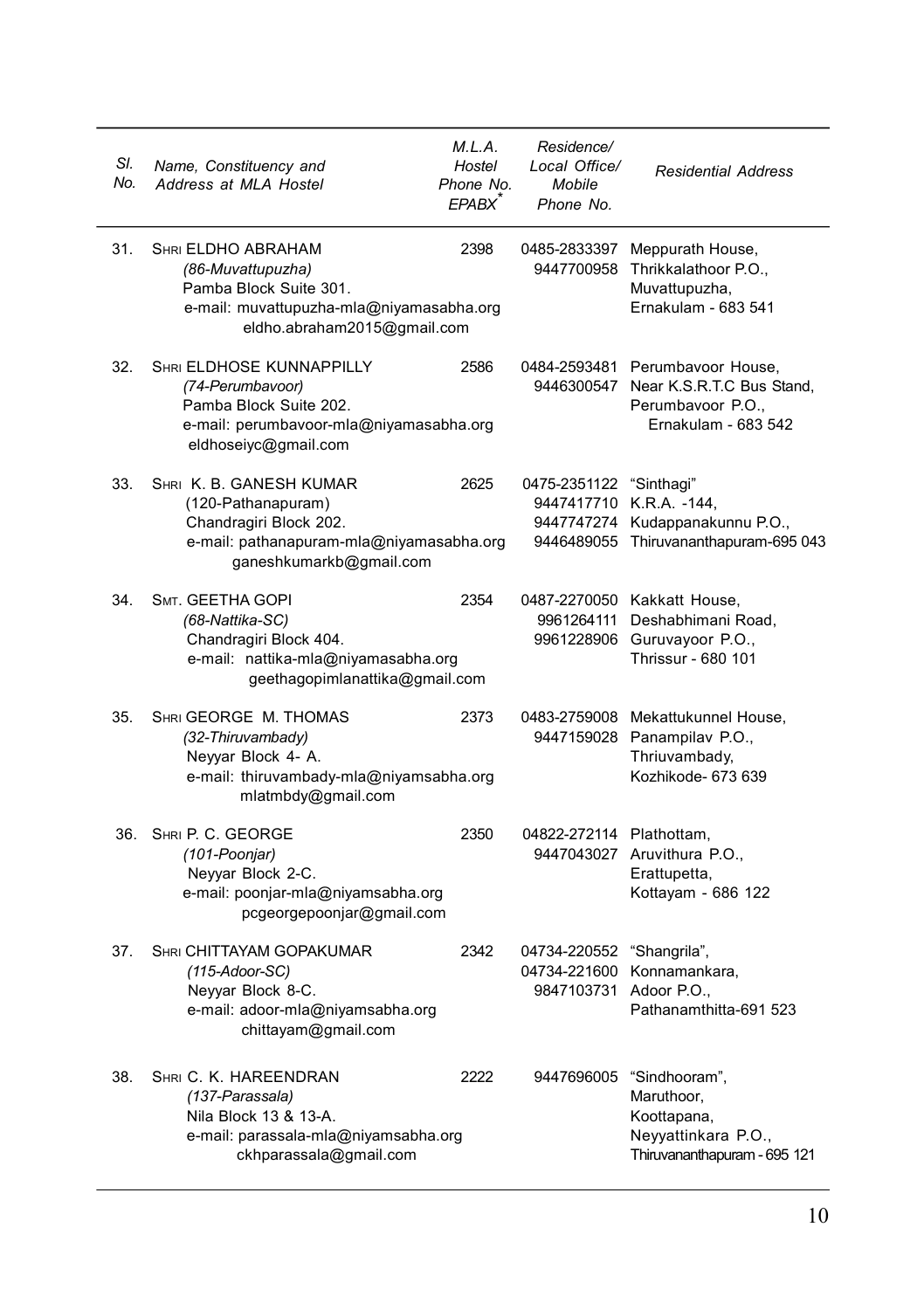| Sl. No. | Name, Constituency and Address at MLA Hostel | M.L.A. Hostel Phone No. EPABX* | Residence/ Local Office/ Mobile Phone No. | Residential Address |
|---|---|---|---|---|
| 31. | SHRI ELDHO ABRAHAM<br>*(86-Muvattupuzha)*<br>Pamba Block Suite 301.<br>e-mail: muvattupuzha-mla@niyamasabha.org<br>eldho.abraham2015@gmail.com | 2398 | 0485-2833397<br>9447700958 | Meppurath House,<br>Thrikkalathoor P.O.,<br>Muvattupuzha,<br>Ernakulam - 683 541 |
| 32. | SHRI ELDHOSE KUNNAPPILLY<br>*(74-Perumbavoor)*<br>Pamba Block Suite 202.<br>e-mail: perumbavoor-mla@niyamasabha.org<br>eldhoseiyc@gmail.com | 2586 | 0484-2593481<br>9446300547 | Perumbavoor House,<br>Near K.S.R.T.C Bus Stand,<br>Perumbavoor P.O.,<br>Ernakulam - 683 542 |
| 33. | SHRI K. B. GANESH KUMAR<br>(120-Pathanapuram)<br>Chandragiri Block 202.<br>e-mail: pathanapuram-mla@niyamasabha.org<br>ganeshkumarkb@gmail.com | 2625 | 0475-2351122<br>9447417710<br>9447747274<br>9446489055 | "Sinthagi"<br>K.R.A. -144,<br>Kudappanakunnu P.O.,<br>Thiruvananthapuram-695 043 |
| 34. | SMT. GEETHA GOPI<br>*(68-Nattika-SC)*<br>Chandragiri Block 404.<br>e-mail: nattika-mla@niyamasabha.org<br>geethagopimlanattika@gmail.com | 2354 | 0487-2270050<br>9961264111<br>9961228906 | Kakkatt House,<br>Deshabhimani Road,<br>Guruvayoor P.O.,<br>Thrissur - 680 101 |
| 35. | SHRI GEORGE M. THOMAS<br>*(32-Thiruvambady)*<br>Neyyar Block 4- A.<br>e-mail: thiruvambady-mla@niyamsabha.org<br>mlatmbdy@gmail.com | 2373 | 0483-2759008<br>9447159028 | Mekattukunnel House,<br>Panampilav P.O.,<br>Thriuvambady,<br>Kozhikode- 673 639 |
| 36. | SHRI P. C. GEORGE<br>*(101-Poonjar)*<br>Neyyar Block 2-C.<br>e-mail: poonjar-mla@niyamsabha.org<br>pcgeorgepoonjar@gmail.com | 2350 | 04822-272114<br>9447043027 | Plathottam,<br>Aruvithura P.O.,<br>Erattupetta,<br>Kottayam - 686 122 |
| 37. | SHRI CHITTAYAM GOPAKUMAR<br>*(115-Adoor-SC)*<br>Neyyar Block 8-C.<br>e-mail: adoor-mla@niyamsabha.org<br>chittayam@gmail.com | 2342 | 04734-220552<br>04734-221600<br>9847103731 | "Shangrila",<br>Konnamankara,<br>Adoor P.O.,<br>Pathanamthitta-691 523 |
| 38. | SHRI C. K. HAREENDRAN<br>*(137-Parassala)*<br>Nila Block 13 & 13-A.<br>e-mail: parassala-mla@niyamsabha.org<br>ckhparassala@gmail.com | 2222 | 9447696005 | "Sindhooram",<br>Maruthoor,<br>Koottapana,<br>Neyyattinkara P.O.,<br>Thiruvananthapuram - 695 121 |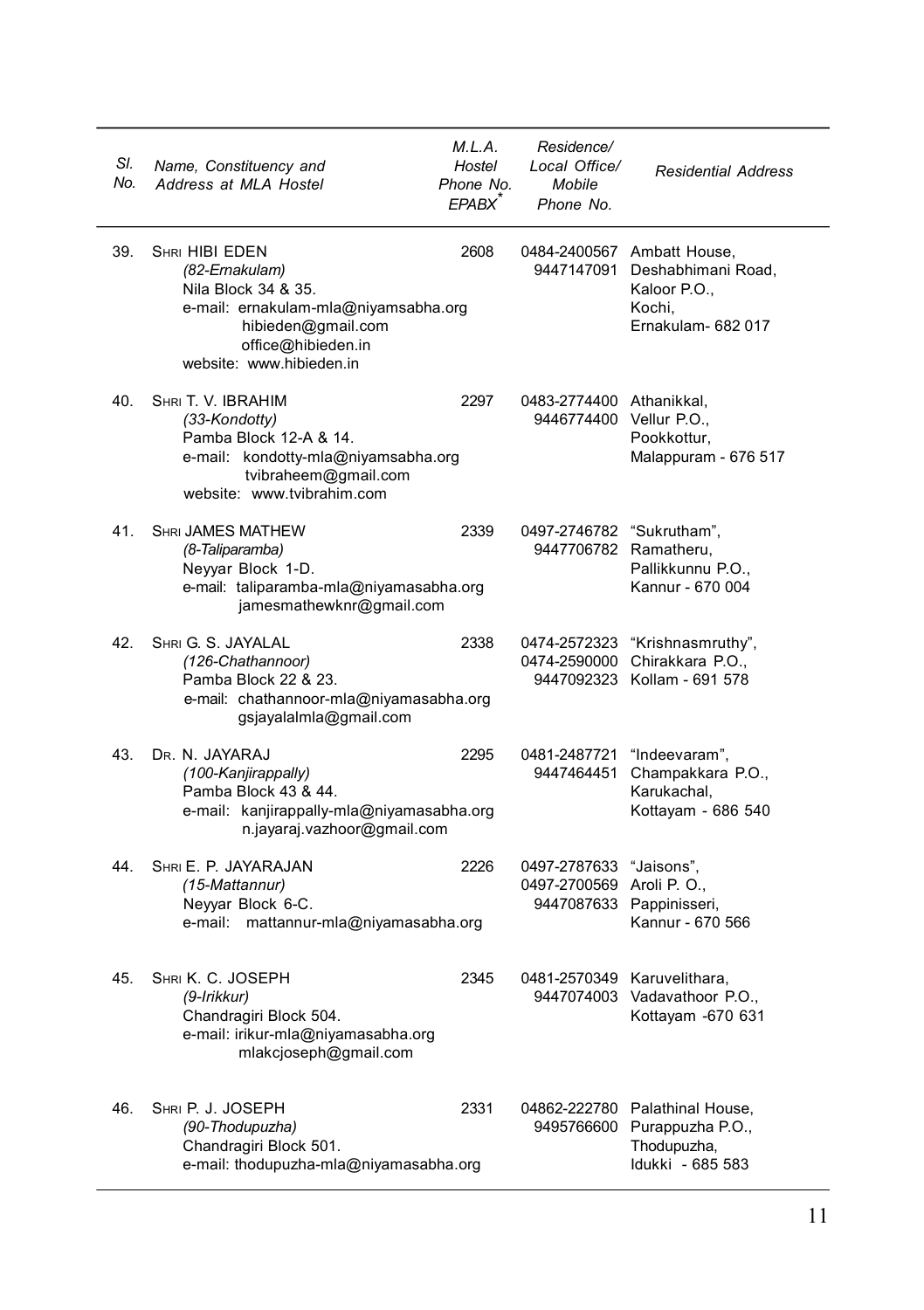| Sl. No. | Name, Constituency and Address at MLA Hostel | M.L.A. Hostel Phone No. EPABX* | Residence/ Local Office/ Mobile Phone No. | Residential Address |
|---|---|---|---|---|
| 39. | SHRI HIBI EDEN<br>*(82-Ernakulam)*<br>Nila Block 34 & 35.<br>e-mail: ernakulam-mla@niyamsabha.org<br>hibieden@gmail.com<br>office@hibieden.in<br>website: www.hibieden.in | 2608 | 0484-2400567<br>9447147091 | Ambatt House,<br>Deshabhimani Road,<br>Kaloor P.O.,<br>Kochi,<br>Ernakulam- 682 017 |
| 40. | SHRI T. V. IBRAHIM<br>*(33-Kondotty)*<br>Pamba Block 12-A & 14.<br>e-mail: kondotty-mla@niyamasabha.org<br>tvibraheem@gmail.com<br>website: www.tvibrahim.com | 2297 | 0483-2774400<br>9446774400 | Athanikkal,<br>Vellur P.O.,<br>Pookkottur,<br>Malappuram - 676 517 |
| 41. | SHRI JAMES MATHEW<br>*(8-Taliparamba)*<br>Neyyar Block 1-D.<br>e-mail: taliparamba-mla@niyamasabha.org<br>jamesmathewknr@gmail.com | 2339 | 0497-2746782<br>9447706782 | "Sukrutham",<br>Ramatheru,<br>Pallikkunnu P.O.,<br>Kannur - 670 004 |
| 42. | SHRI G. S. JAYALAL<br>*(126-Chathannoor)*<br>Pamba Block 22 & 23.<br>e-mail: chathannoor-mla@niyamasabha.org<br>gsjayalalmla@gmail.com | 2338 | 0474-2572323<br>0474-2590000<br>9447092323 | "Krishnasmruthy",<br>Chirakkara P.O.,<br>Kollam - 691 578 |
| 43. | DR. N. JAYARAJ<br>*(100-Kanjirappally)*<br>Pamba Block 43 & 44.<br>e-mail: kanjirappally-mla@niyamasabha.org<br>n.jayaraj.vazhoor@gmail.com | 2295 | 0481-2487721<br>9447464451 | "Indeevaram",<br>Champakkara P.O.,<br>Karukachal,<br>Kottayam - 686 540 |
| 44. | SHRI E. P. JAYARAJAN<br>*(15-Mattannur)*<br>Neyyar Block 6-C.<br>e-mail: mattannur-mla@niyamasabha.org | 2226 | 0497-2787633<br>0497-2700569<br>9447087633 | "Jaisons",<br>Aroli P. O.,<br>Pappinisseri,<br>Kannur - 670 566 |
| 45. | SHRI K. C. JOSEPH<br>*(9-Irikkur)*<br>Chandragiri Block 504.<br>e-mail: irikur-mla@niyamasabha.org<br>mlakcjoseph@gmail.com | 2345 | 0481-2570349<br>9447074003 | Karuvelithara,<br>Vadavathoor P.O.,<br>Kottayam -670 631 |
| 46. | SHRI P. J. JOSEPH<br>*(90-Thodupuzha)*<br>Chandragiri Block 501.<br>e-mail: thodupuzha-mla@niyamasabha.org | 2331 | 04862-222780<br>9495766600 | Palathinal House,<br>Purappuzha P.O.,<br>Thodupuzha,<br>Idukki - 685 583 |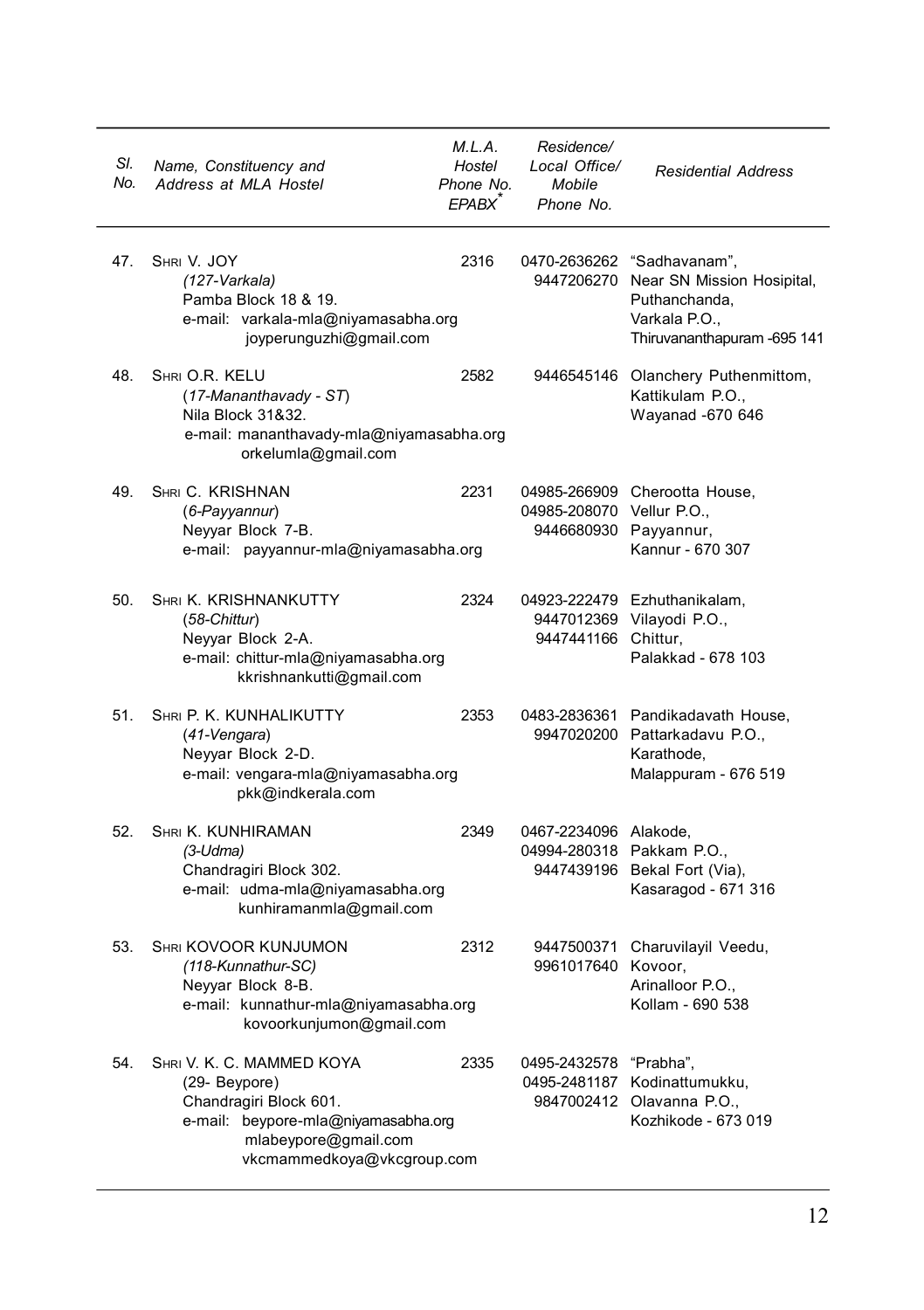| Sl. No. | Name, Constituency and Address at MLA Hostel | M.L.A. Hostel Phone No. EPABX* | Residence/ Local Office/ Mobile Phone No. | Residential Address |
|---|---|---|---|---|
| 47. | SHRI V. JOY<br>*(127-Varkala)*<br>Pamba Block 18 & 19.<br>e-mail: varkala-mla@niyamasabha.org<br>joyperunguzhi@gmail.com | 2316 | 0470-2636262<br>9447206270 | "Sadhavanam",<br>Near SN Mission Hosipital,<br>Puthanchanda,<br>Varkala P.O.,<br>Thiruvananthapuram -695 141 |
| 48. | SHRI O.R. KELU<br>(*17-Mananthavady - ST*)<br>Nila Block 31&32.<br>e-mail: mananthavady-mla@niyamasabha.org<br>orkelumla@gmail.com | 2582 | 9446545146 | Olanchery Puthenmittom,<br>Kattikulam P.O.,<br>Wayanad -670 646 |
| 49. | SHRI C. KRISHNAN<br>(*6-Payyannur*)<br>Neyyar Block 7-B.<br>e-mail: payyannur-mla@niyamasabha.org | 2231 | 04985-266909<br>04985-208070<br>9446680930 | Cherootta House,<br>Vellur P.O.,<br>Payyannur,<br>Kannur - 670 307 |
| 50. | SHRI K. KRISHNANKUTTY<br>(*58-Chittur*)<br>Neyyar Block 2-A.<br>e-mail: chittur-mla@niyamasabha.org<br>kkrishnankutti@gmail.com | 2324 | 04923-222479<br>9447012369<br>9447441166 | Ezhuthanikalam,<br>Vilayodi P.O.,<br>Chittur,<br>Palakkad - 678 103 |
| 51. | SHRI P. K. KUNHALIKUTTY<br>(*41-Vengara*)<br>Neyyar Block 2-D.<br>e-mail: vengara-mla@niyamasabha.org<br>pkk@indkerala.com | 2353 | 0483-2836361<br>9947020200 | Pandikadavath House,<br>Pattarkadavu P.O.,<br>Karathode,<br>Malappuram - 676 519 |
| 52. | SHRI K. KUNHIRAMAN<br>*(3-Udma)*<br>Chandragiri Block 302.<br>e-mail: udma-mla@niyamasabha.org<br>kunhiramanmla@gmail.com | 2349 | 0467-2234096<br>04994-280318<br>9447439196 | Alakode,<br>Pakkam P.O.,<br>Bekal Fort (Via),<br>Kasaragod - 671 316 |
| 53. | SHRI KOVOOR KUNJUMON<br>*(118-Kunnathur-SC)*<br>Neyyar Block 8-B.<br>e-mail: kunnathur-mla@niyamasabha.org<br>kovoorkunjumon@gmail.com | 2312 | 9447500371<br>9961017640 | Charuvilayil Veedu,<br>Kovoor,<br>Arinalloor P.O.,<br>Kollam - 690 538 |
| 54. | SHRI V. K. C. MAMMED KOYA<br>(29- Beypore)<br>Chandragiri Block 601.<br>e-mail: beypore-mla@niyamasabha.org<br>mlabeypore@gmail.com<br>vkcmammedkoya@vkcgroup.com | 2335 | 0495-2432578<br>0495-2481187<br>9847002412 | "Prabha",<br>Kodinattumukku,<br>Olavanna P.O.,<br>Kozhikode - 673 019 |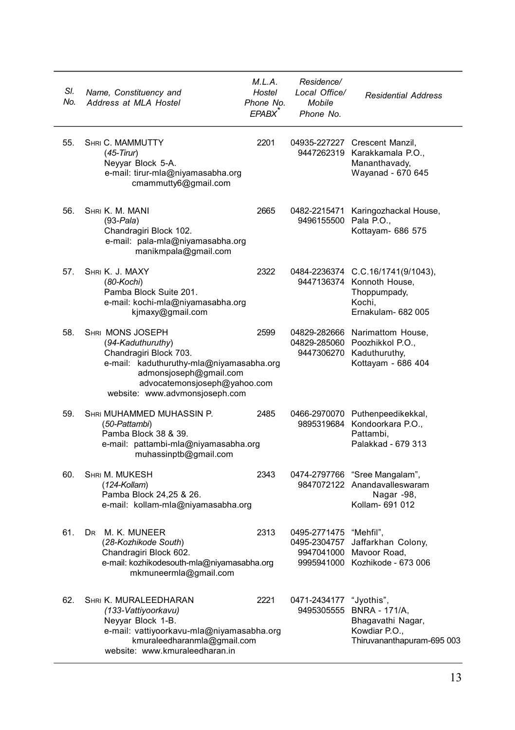| Sl. No. | Name, Constituency and Address at MLA Hostel | M.L.A. Hostel Phone No. EPABX* | Residence/ Local Office/ Mobile Phone No. | Residential Address |
|---|---|---|---|---|
| 55. | SHRI C. MAMMUTTY<br>(*45-Tirur*)<br>Neyyar Block 5-A.<br>e-mail: tirur-mla@niyamasabha.org<br>cmammutty6@gmail.com | 2201 | 04935-227227<br>9447262319 | Crescent Manzil,<br>Karakkamala P.O.,<br>Mananthavady,<br>Wayanad - 670 645 |
| 56. | SHRI K. M. MANI<br>(93-*Pala*)<br>Chandragiri Block 102.<br>e-mail: pala-mla@niyamasabha.org<br>manikmpala@gmail.com | 2665 | 0482-2215471<br>9496155500 | Karingozhackal House,<br>Pala P.O.,<br>Kottayam- 686 575 |
| 57. | SHRI K. J. MAXY<br>(*80-Kochi*)<br>Pamba Block Suite 201.<br>e-mail: kochi-mla@niyamasabha.org<br>kjmaxy@gmail.com | 2322 | 0484-2236374<br>9447136374 | C.C.16/1741(9/1043),<br>Konnoth House,<br>Thoppumpady,<br>Kochi,<br>Ernakulam- 682 005 |
| 58. | SHRI MONS JOSEPH<br>(*94-Kaduthuruthy*)<br>Chandragiri Block 703.<br>e-mail: kaduthuruthy-mla@niyamasabha.org<br>admonsjoseph@gmail.com<br>advocatemonsjoseph@yahoo.com<br>website: www.advmonsjoseph.com | 2599 | 04829-282666<br>04829-285060<br>9447306270 | Narimattom House,<br>Poozhikkol P.O.,<br>Kaduthuruthy,<br>Kottayam - 686 404 |
| 59. | SHRI MUHAMMED MUHASSIN P.<br>(*50-Pattambi*)<br>Pamba Block 38 & 39.<br>e-mail: pattambi-mla@niyamasabha.org<br>muhassinptb@gmail.com | 2485 | 0466-2970070<br>9895319684 | Puthenpeedikekkal,<br>Kondoorkara P.O.,<br>Pattambi,<br>Palakkad - 679 313 |
| 60. | SHRI M. MUKESH<br>(*124-Kollam*)<br>Pamba Block 24,25 & 26.<br>e-mail: kollam-mla@niyamasabha.org | 2343 | 0474-2797766<br>9847072122 | "Sree Mangalam",<br>Anandavalleswaram<br>Nagar -98,<br>Kollam- 691 012 |
| 61. | DR M. K. MUNEER<br>(*28-Kozhikode South*)<br>Chandragiri Block 602.<br>e-mail: kozhikodesouth-mla@niyamasabha.org<br>mkmuneermla@gmail.com | 2313 | 0495-2771475<br>0495-2304757<br>9947041000<br>9995941000 | "Mehfil",<br>Jaffarkhan Colony,<br>Mavoor Road,<br>Kozhikode - 673 006 |
| 62. | SHRI K. MURALEEDHARAN<br>*(133-Vattiyoorkavu)*<br>Neyyar Block 1-B.<br>e-mail: vattiyoorkavu-mla@niyamasabha.org<br>kmuraleedharanmla@gmail.com<br>website: www.kmuraleedharan.in | 2221 | 0471-2434177<br>9495305555 | "Jyothis",<br>BNRA - 171/A,<br>Bhagavathi Nagar,<br>Kowdiar P.O.,<br>Thiruvananthapuram-695 003 |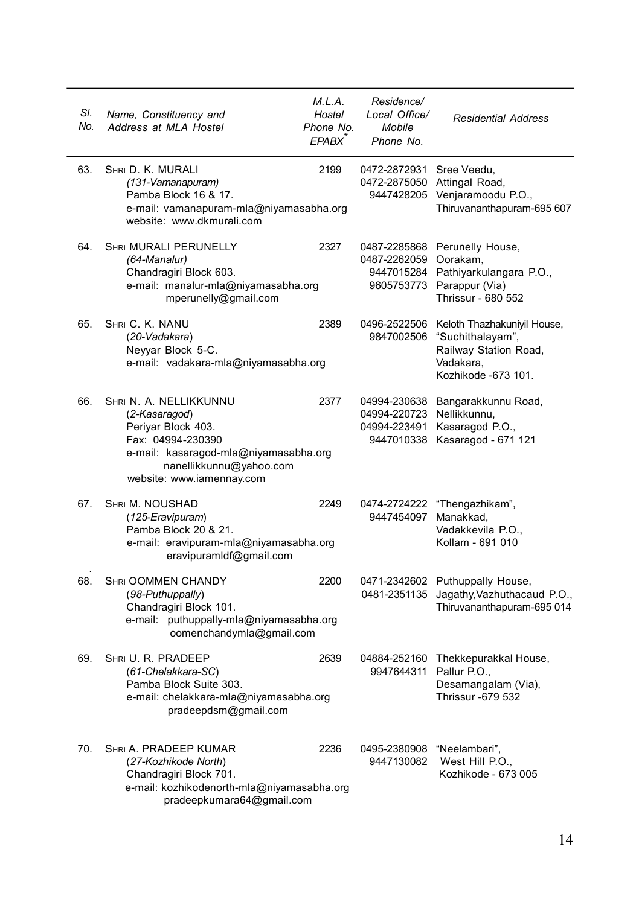| Sl. No. | Name, Constituency and Address at MLA Hostel | M.L.A. Hostel Phone No. EPABX* | Residence/ Local Office/ Mobile Phone No. | Residential Address |
|---|---|---|---|---|
| 63. | SHRI D. K. MURALI<br>*(131-Vamanapuram)*<br>Pamba Block 16 & 17.<br>e-mail: vamanapuram-mla@niyamasabha.org<br>website: www.dkmurali.com | 2199 | 0472-2872931<br>0472-2875050<br>9447428205 | Sree Veedu,<br>Attingal Road,<br>Venjaramoodu P.O.,<br>Thiruvananthapuram-695 607 |
| 64. | SHRI MURALI PERUNELLY<br>*(64-Manalur)*<br>Chandragiri Block 603.<br>e-mail: manalur-mla@niyamasabha.org<br>mperunelly@gmail.com | 2327 | 0487-2285868<br>0487-2262059<br>9447015284<br>9605753773 | Perunelly House,<br>Oorakam,<br>Pathiyarkulangara P.O.,<br>Parappur (Via)<br>Thrissur - 680 552 |
| 65. | SHRI C. K. NANU<br>(*20-Vadakara*)<br>Neyyar Block 5-C.<br>e-mail: vadakara-mla@niyamasabha.org | 2389 | 0496-2522506<br>9847002506 | Keloth Thazhakuniyil House,<br>"Suchithalayam",<br>Railway Station Road,<br>Vadakara,<br>Kozhikode -673 101. |
| 66. | SHRI N. A. NELLIKKUNNU<br>(*2-Kasaragod*)<br>Periyar Block 403.<br>Fax: 04994-230390<br>e-mail: kasaragod-mla@niyamasabha.org<br>nanellikkunnu@yahoo.com<br>website: www.iamennay.com | 2377 | 04994-230638<br>04994-220723<br>04994-223491<br>9447010338 | Bangarakkunnu Road,<br>Nellikkunnu,<br>Kasaragod P.O.,<br>Kasaragod - 671 121 |
| 67. | SHRI M. NOUSHAD<br>(*125-Eravipuram*)<br>Pamba Block 20 & 21.<br>e-mail: eravipuram-mla@niyamasabha.org<br>eravipuramldf@gmail.com | 2249 | 0474-2724222<br>9447454097 | "Thengazhikam",<br>Manakkad,<br>Vadakkevila P.O.,<br>Kollam - 691 010 |
| 68. | SHRI OOMMEN CHANDY<br>(*98-Puthuppally*)<br>Chandragiri Block 101.<br>e-mail: puthuppally-mla@niyamasabha.org<br>oomenchandymla@gmail.com | 2200 | 0471-2342602<br>0481-2351135 | Puthuppally House,<br>Jagathy,Vazhuthacaud P.O.,<br>Thiruvananthapuram-695 014 |
| 69. | SHRI U. R. PRADEEP<br>(*61-Chelakkara-SC*)<br>Pamba Block Suite 303.<br>e-mail: chelakkara-mla@niyamasabha.org<br>pradeepdsm@gmail.com | 2639 | 04884-252160<br>9947644311 | Thekkepurakkal House,<br>Pallur P.O.,<br>Desamangalam (Via),<br>Thrissur -679 532 |
| 70. | SHRI A. PRADEEP KUMAR<br>(*27-Kozhikode North*)<br>Chandragiri Block 701.<br>e-mail: kozhikodenorth-mla@niyamasabha.org<br>pradeepkumara64@gmail.com | 2236 | 0495-2380908<br>9447130082 | "Neelambari",<br>West Hill P.O.,<br>Kozhikode - 673 005 |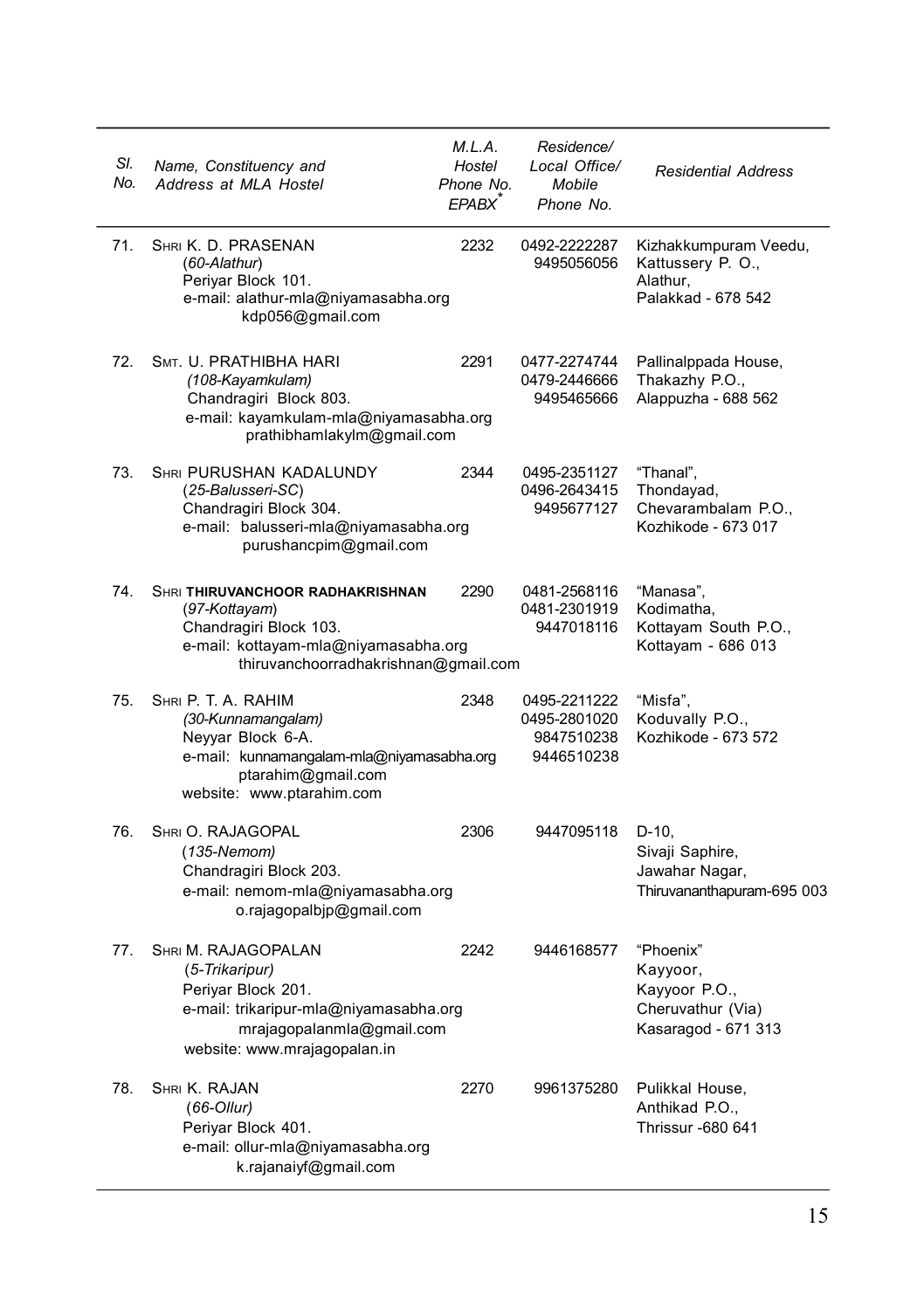| Sl. No. | Name, Constituency and Address at MLA Hostel | M.L.A. Hostel Phone No. EPABX* | Residence/ Local Office/ Mobile Phone No. | Residential Address |
|---|---|---|---|---|
| 71. | SHRI K. D. PRASENAN<br>(*60-Alathur*)<br>Periyar Block 101.<br>e-mail: alathur-mla@niyamasabha.org<br>kdp056@gmail.com | 2232 | 0492-2222287<br>9495056056 | Kizhakkumpuram Veedu,<br>Kattussery P. O.,<br>Alathur,<br>Palakkad - 678 542 |
| 72. | SMT. U. PRATHIBHA HARI<br>*(108-Kayamkulam)*<br>Chandragiri Block 803.<br>e-mail: kayamkulam-mla@niyamasabha.org<br>prathibhamlakylm@gmail.com | 2291 | 0477-2274744<br>0479-2446666<br>9495465666 | Pallinalppada House,<br>Thakazhy P.O.,<br>Alappuzha - 688 562 |
| 73. | SHRI PURUSHAN KADALUNDY<br>(*25-Balusseri-SC*)<br>Chandragiri Block 304.<br>e-mail: balusseri-mla@niyamasabha.org<br>purushancpim@gmail.com | 2344 | 0495-2351127<br>0496-2643415<br>9495677127 | "Thanal",<br>Thondayad,<br>Chevarambalam P.O.,<br>Kozhikode - 673 017 |
| 74. | SHRI **THIRUVANCHOOR RADHAKRISHNAN**<br>(*97-Kottayam*)<br>Chandragiri Block 103.<br>e-mail: kottayam-mla@niyamasabha.org<br>thiruvanchoorradhakrishnan@gmail.com | 2290 | 0481-2568116<br>0481-2301919<br>9447018116 | "Manasa",<br>Kodimatha,<br>Kottayam South P.O.,<br>Kottayam - 686 013 |
| 75. | SHRI P. T. A. RAHIM<br>*(30-Kunnamangalam)*<br>Neyyar Block 6-A.<br>e-mail: kunnamangalam-mla@niyamasabha.org<br>ptarahim@gmail.com<br>website: www.ptarahim.com | 2348 | 0495-2211222<br>0495-2801020<br>9847510238<br>9446510238 | "Misfa",<br>Koduvally P.O.,<br>Kozhikode - 673 572 |
| 76. | SHRI O. RAJAGOPAL<br>(*135-Nemom*)<br>Chandragiri Block 203.<br>e-mail: nemom-mla@niyamasabha.org<br>o.rajagopalbjp@gmail.com | 2306 | 9447095118 | D-10,<br>Sivaji Saphire,<br>Jawahar Nagar,<br>Thiruvananthapuram-695 003 |
| 77. | SHRI M. RAJAGOPALAN<br>(*5-Trikaripur*)<br>Periyar Block 201.<br>e-mail: trikaripur-mla@niyamasabha.org<br>mrajagopalanmla@gmail.com<br>website: www.mrajagopalan.in | 2242 | 9446168577 | "Phoenix"<br>Kayyoor,<br>Kayyoor P.O.,<br>Cheruvathur (Via)<br>Kasaragod - 671 313 |
| 78. | SHRI K. RAJAN<br>(*66-Ollur)*<br>Periyar Block 401.<br>e-mail: ollur-mla@niyamasabha.org<br>k.rajanaiyf@gmail.com | 2270 | 9961375280 | Pulikkal House,<br>Anthikad P.O.,<br>Thrissur -680 641 |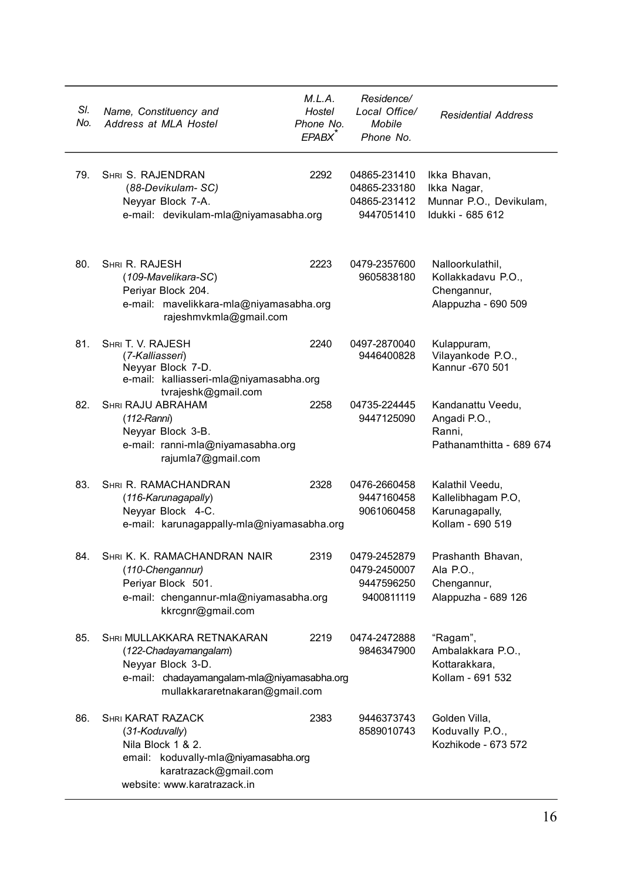| Sl. No. | Name, Constituency and Address at MLA Hostel | M.L.A. Hostel Phone No. EPABX* | Residence/ Local Office/ Mobile Phone No. | Residential Address |
|---|---|---|---|---|
| 79. | SHRI S. RAJENDRAN<br>(*88-Devikulam- SC)*<br>Neyyar Block 7-A.<br>e-mail: devikulam-mla@niyamasabha.org | 2292 | 04865-231410<br>04865-233180<br>04865-231412<br>9447051410 | Ikka Bhavan,<br>Ikka Nagar,<br>Munnar P.O., Devikulam,<br>Idukki - 685 612 |
| 80. | SHRI R. RAJESH<br>(*109-Mavelikara-SC*)<br>Periyar Block 204.<br>e-mail: mavelikkara-mla@niyamasabha.org<br>rajeshmvkmla@gmail.com | 2223 | 0479-2357600<br>9605838180 | Nalloorkulathil,<br>Kollakkadavu P.O.,<br>Chengannur,<br>Alappuzha - 690 509 |
| 81. | SHRI T. V. RAJESH<br>(*7-Kalliasseri*)<br>Neyyar Block 7-D.<br>e-mail: kalliasseri-mla@niyamasabha.org<br>tvrajeshk@gmail.com | 2240 | 0497-2870040<br>9446400828 | Kulappuram,<br>Vilayankode P.O.,<br>Kannur -670 501 |
| 82. | SHRI RAJU ABRAHAM<br>(*112-Ranni*)<br>Neyyar Block 3-B.<br>e-mail: ranni-mla@niyamasabha.org<br>rajumla7@gmail.com | 2258 | 04735-224445<br>9447125090 | Kandanattu Veedu,<br>Angadi P.O.,<br>Ranni,<br>Pathanamthitta - 689 674 |
| 83. | SHRI R. RAMACHANDRAN<br>(*116-Karunagapally*)<br>Neyyar Block 4-C.<br>e-mail: karunagappally-mla@niyamasabha.org | 2328 | 0476-2660458<br>9447160458<br>9061060458 | Kalathil Veedu,<br>Kallelibhagam P.O,<br>Karunagapally,<br>Kollam - 690 519 |
| 84. | SHRI K. K. RAMACHANDRAN NAIR<br>(*110-Chengannur)*<br>Periyar Block 501.<br>e-mail: chengannur-mla@niyamasabha.org<br>kkrcgnr@gmail.com | 2319 | 0479-2452879<br>0479-2450007<br>9447596250<br>9400811119 | Prashanth Bhavan,<br>Ala P.O.,<br>Chengannur,<br>Alappuzha - 689 126 |
| 85. | SHRI MULLAKKARA RETNAKARAN<br>(*122-Chadayamangalam*)<br>Neyyar Block 3-D.<br>e-mail: chadayamangalam-mla@niyamasabha.org<br>mullakkararetnakaran@gmail.com | 2219 | 0474-2472888<br>9846347900 | "Ragam",<br>Ambalakkara P.O.,<br>Kottarakkara,<br>Kollam - 691 532 |
| 86. | SHRI KARAT RAZACK<br>(*31-Koduvally*)<br>Nila Block 1 & 2.<br>email: koduvally-mla@niyamasabha.org<br>karatrazack@gmail.com<br>website: www.karatrazack.in | 2383 | 9446373743<br>8589010743 | Golden Villa,<br>Koduvally P.O.,<br>Kozhikode - 673 572 |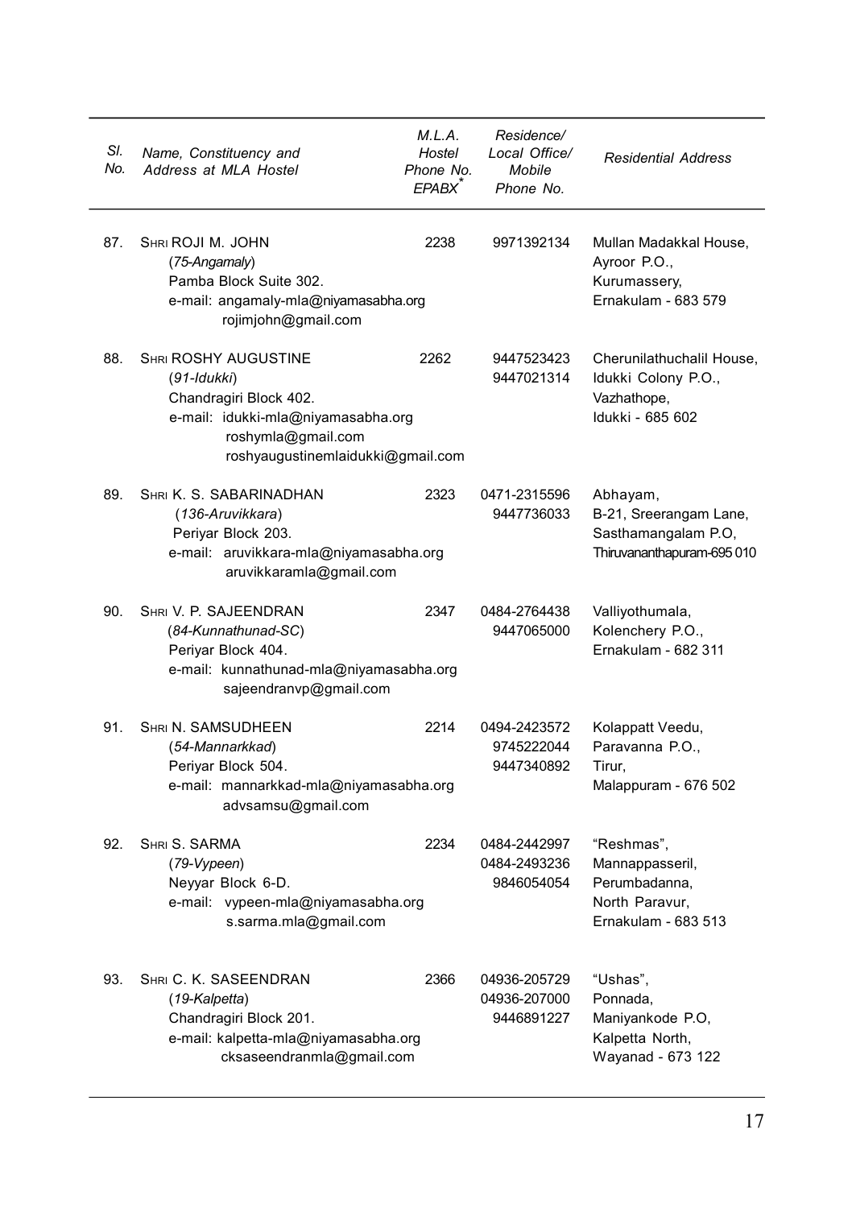| Sl. No. | Name, Constituency and Address at MLA Hostel | M.L.A. Hostel Phone No. EPABX* | Residence/ Local Office/ Mobile Phone No. | Residential Address |
|---|---|---|---|---|
| 87. | SHRI ROJI M. JOHN<br>(*75-Angamaly*)<br>Pamba Block Suite 302.<br>e-mail: angamaly-mla@niyamasabha.org<br>rojimjohn@gmail.com | 2238 | 9971392134 | Mullan Madakkal House,<br>Ayroor P.O.,<br>Kurumassery,<br>Ernakulam - 683 579 |
| 88. | SHRI ROSHY AUGUSTINE<br>(*91-Idukki*)<br>Chandragiri Block 402.<br>e-mail: idukki-mla@niyamasabha.org<br>roshymla@gmail.com<br>roshyaugustinemlaidukki@gmail.com | 2262 | 9447523423<br>9447021314 | Cherunilathuchalil House,<br>Idukki Colony P.O.,<br>Vazhathope,<br>Idukki - 685 602 |
| 89. | SHRI K. S. SABARINADHAN<br>(*136-Aruvikkara*)<br>Periyar Block 203.<br>e-mail: aruvikkara-mla@niyamasabha.org<br>aruvikkaramla@gmail.com | 2323 | 0471-2315596<br>9447736033 | Abhayam,<br>B-21, Sreerangam Lane,<br>Sasthamangalam P.O,<br>Thiruvananthapuram-695 010 |
| 90. | SHRI V. P. SAJEENDRAN<br>(*84-Kunnathunad-SC*)<br>Periyar Block 404.<br>e-mail: kunnathunad-mla@niyamasabha.org<br>sajeendranvp@gmail.com | 2347 | 0484-2764438<br>9447065000 | Valliyothumala,<br>Kolenchery P.O.,<br>Ernakulam - 682 311 |
| 91. | SHRI N. SAMSUDHEEN<br>(*54-Mannarkkad*)<br>Periyar Block 504.<br>e-mail: mannarkkad-mla@niyamasabha.org<br>advsamsu@gmail.com | 2214 | 0494-2423572<br>9745222044<br>9447340892 | Kolappatt Veedu,<br>Paravanna P.O.,<br>Tirur,<br>Malappuram - 676 502 |
| 92. | SHRI S. SARMA<br>(*79-Vypeen*)<br>Neyyar Block 6-D.<br>e-mail: vypeen-mla@niyamasabha.org<br>s.sarma.mla@gmail.com | 2234 | 0484-2442997<br>0484-2493236<br>9846054054 | "Reshmas",<br>Mannappasseril,<br>Perumbadanna,<br>North Paravur,<br>Ernakulam - 683 513 |
| 93. | SHRI C. K. SASEENDRAN<br>(*19-Kalpetta*)<br>Chandragiri Block 201.<br>e-mail: kalpetta-mla@niyamasabha.org<br>cksaseendranmla@gmail.com | 2366 | 04936-205729<br>04936-207000<br>9446891227 | "Ushas",<br>Ponnada,<br>Maniyankode P.O,<br>Kalpetta North,<br>Wayanad - 673 122 |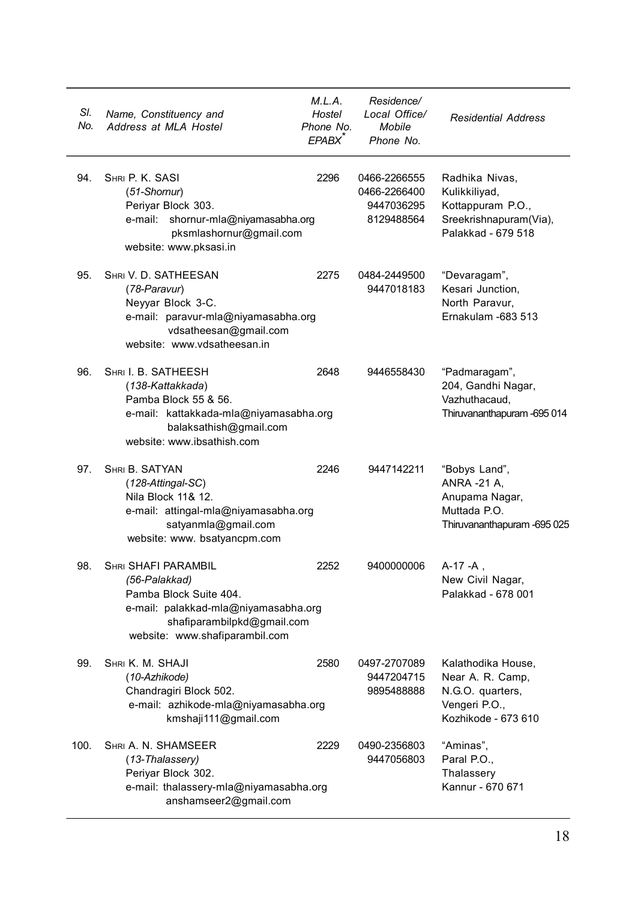| Sl. No. | Name, Constituency and Address at MLA Hostel | M.L.A. Hostel Phone No. EPABX* | Residence/ Local Office/ Mobile Phone No. | Residential Address |
|---|---|---|---|---|
| 94. | SHRI P. K. SASI<br>(*51-Shornur*)<br>Periyar Block 303.<br>e-mail: shornur-mla@niyamasabha.org<br>pksmlashornur@gmail.com<br>website: www.pksasi.in | 2296 | 0466-2266555<br>0466-2266400<br>9447036295<br>8129488564 | Radhika Nivas,<br>Kulikkiliyad,<br>Kottappuram P.O.,<br>Sreekrishnapuram(Via),<br>Palakkad - 679 518 |
| 95. | SHRI V. D. SATHEESAN<br>(*78-Paravur*)<br>Neyyar Block 3-C.<br>e-mail: paravur-mla@niyamasabha.org<br>vdsatheesan@gmail.com<br>website: www.vdsatheesan.in | 2275 | 0484-2449500<br>9447018183 | "Devaragam",<br>Kesari Junction,<br>North Paravur,<br>Ernakulam -683 513 |
| 96. | SHRI I. B. SATHEESH<br>(*138-Kattakkada*)<br>Pamba Block 55 & 56.<br>e-mail: kattakkada-mla@niyamasabha.org<br>balaksathish@gmail.com<br>website: www.ibsathish.com | 2648 | 9446558430 | "Padmaragam",<br>204, Gandhi Nagar,<br>Vazhuthacaud,<br>Thiruvananthapuram -695 014 |
| 97. | SHRI B. SATYAN<br>(*128-Attingal-SC*)<br>Nila Block 11& 12.<br>e-mail: attingal-mla@niyamasabha.org<br>satyanmla@gmail.com<br>website: www. bsatyancpm.com | 2246 | 9447142211 | "Bobys Land",<br>ANRA -21 A,<br>Anupama Nagar,<br>Muttada P.O.<br>Thiruvananthapuram -695 025 |
| 98. | SHRI SHAFI PARAMBIL<br>(*56-Palakkad*)<br>Pamba Block Suite 404.<br>e-mail: palakkad-mla@niyamasabha.org<br>shafiparambilpkd@gmail.com<br>website: www.shafiparambil.com | 2252 | 9400000006 | A-17 -A ,<br>New Civil Nagar,<br>Palakkad - 678 001 |
| 99. | SHRI K. M. SHAJI<br>(*10-Azhikode*)<br>Chandragiri Block 502.<br>e-mail: azhikode-mla@niyamasabha.org<br>kmshaji111@gmail.com | 2580 | 0497-2707089<br>9447204715<br>9895488888 | Kalathodika House,<br>Near A. R. Camp,<br>N.G.O. quarters,<br>Vengeri P.O.,<br>Kozhikode - 673 610 |
| 100. | SHRI A. N. SHAMSEER<br>(*13-Thalassery*)<br>Periyar Block 302.<br>e-mail: thalassery-mla@niyamasabha.org<br>anshamseer2@gmail.com | 2229 | 0490-2356803<br>9447056803 | "Aminas",<br>Paral P.O.,<br>Thalassery<br>Kannur - 670 671 |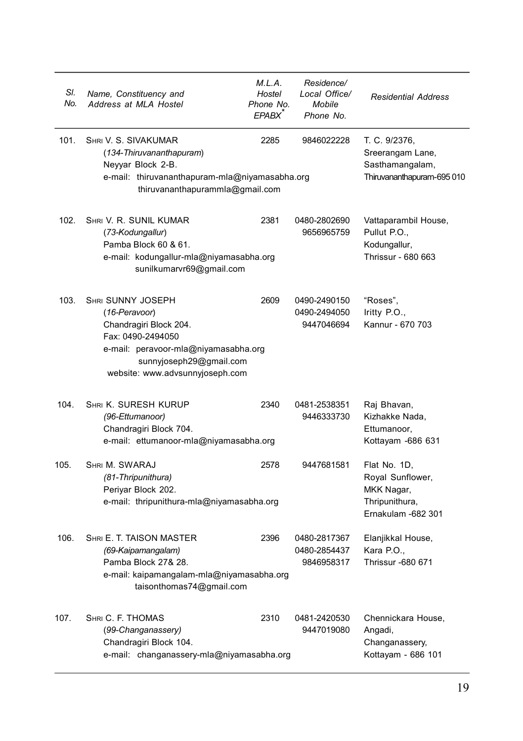| Sl. No. | Name, Constituency and Address at MLA Hostel | M.L.A. Hostel Phone No. EPABX* | Residence/ Local Office/ Mobile Phone No. | Residential Address |
|---|---|---|---|---|
| 101. | SHRI V. S. SIVAKUMAR<br>(*134-Thiruvananthapuram*)<br>Neyyar Block 2-B.<br>e-mail: thiruvananthapuram-mla@niyamasabha.org<br>thiruvananthapurammla@gmail.com | 2285 | 9846022228 | T. C. 9/2376,<br>Sreerangam Lane,<br>Sasthamangalam,<br>Thiruvananthapuram-695 010 |
| 102. | SHRI V. R. SUNIL KUMAR<br>(*73-Kodungallur*)<br>Pamba Block 60 & 61.<br>e-mail: kodungallur-mla@niyamasabha.org<br>sunilkumarvr69@gmail.com | 2381 | 0480-2802690<br>9656965759 | Vattaparambil House,<br>Pullut P.O.,<br>Kodungallur,<br>Thrissur - 680 663 |
| 103. | SHRI SUNNY JOSEPH<br>(*16-Peravoor*)<br>Chandragiri Block 204.<br>Fax: 0490-2494050<br>e-mail: peravoor-mla@niyamasabha.org<br>sunnyjoseph29@gmail.com<br>website: www.advsunnyjoseph.com | 2609 | 0490-2490150<br>0490-2494050<br>9447046694 | "Roses",<br>Iritty P.O.,<br>Kannur - 670 703 |
| 104. | SHRI K. SURESH KURUP<br>(*96-Ettumanoor*)<br>Chandragiri Block 704.<br>e-mail: ettumanoor-mla@niyamasabha.org | 2340 | 0481-2538351<br>9446333730 | Raj Bhavan,<br>Kizhakke Nada,<br>Ettumanoor,<br>Kottayam -686 631 |
| 105. | SHRI M. SWARAJ<br>(*81-Thripunithura*)<br>Periyar Block 202.<br>e-mail: thripunithura-mla@niyamasabha.org | 2578 | 9447681581 | Flat No. 1D,<br>Royal Sunflower,<br>MKK Nagar,<br>Thripunithura,<br>Ernakulam -682 301 |
| 106. | SHRI E. T. TAISON MASTER<br>(*69-Kaipamangalam*)<br>Pamba Block 27& 28.<br>e-mail: kaipamangalam-mla@niyamasabha.org<br>taisonthomas74@gmail.com | 2396 | 0480-2817367<br>0480-2854437<br>9846958317 | Elanjikkal House,<br>Kara P.O.,<br>Thrissur -680 671 |
| 107. | SHRI C. F. THOMAS<br>(*99-Changanassery*)<br>Chandragiri Block 104.<br>e-mail: changanassery-mla@niyamasabha.org | 2310 | 0481-2420530<br>9447019080 | Chennickara House,<br>Angadi,<br>Changanassery,<br>Kottayam - 686 101 |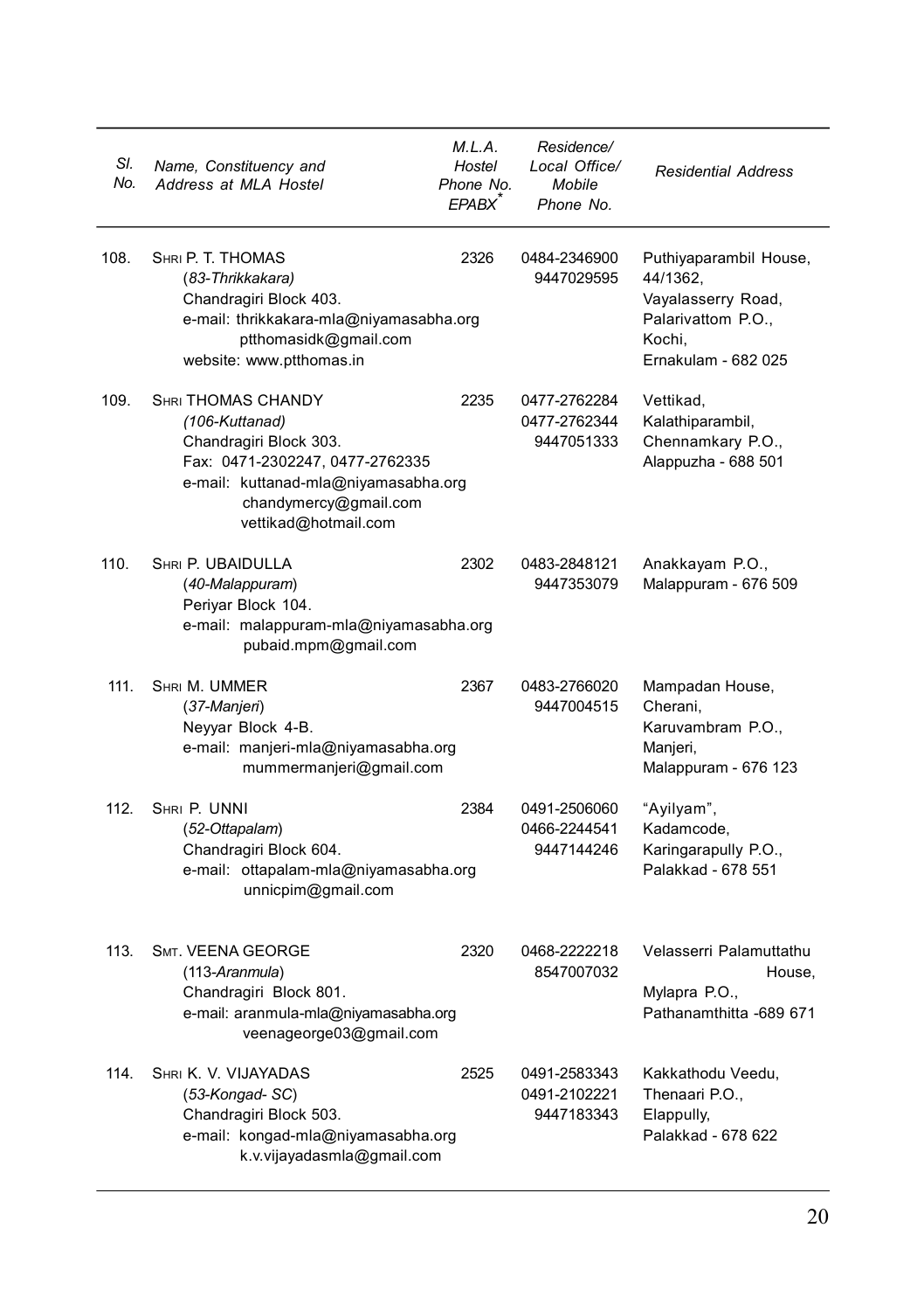| Sl. No. | Name, Constituency and Address at MLA Hostel | M.L.A. Hostel Phone No. EPABX* | Residence/ Local Office/ Mobile Phone No. | Residential Address |
|---|---|---|---|---|
| 108. | SHRI P. T. THOMAS<br>*(83-Thrikkakara)*<br>Chandragiri Block 403.<br>e-mail: thrikkakara-mla@niyamasabha.org<br>ptthomasidk@gmail.com<br>website: www.ptthomas.in | 2326 | 0484-2346900<br>9447029595 | Puthiyaparambil House,<br>44/1362,<br>Vayalasserry Road,<br>Palarivattom P.O.,<br>Kochi,<br>Ernakulam - 682 025 |
| 109. | SHRI THOMAS CHANDY<br>*(106-Kuttanad)*<br>Chandragiri Block 303.<br>Fax: 0471-2302247, 0477-2762335<br>e-mail: kuttanad-mla@niyamasabha.org<br>chandymercy@gmail.com<br>vettikad@hotmail.com | 2235 | 0477-2762284<br>0477-2762344<br>9447051333 | Vettikad,<br>Kalathiparambil,<br>Chennamkary P.O.,<br>Alappuzha - 688 501 |
| 110. | SHRI P. UBAIDULLA<br>(*40-Malappuram*)<br>Periyar Block 104.<br>e-mail: malappuram-mla@niyamasabha.org<br>pubaid.mpm@gmail.com | 2302 | 0483-2848121<br>9447353079 | Anakkayam P.O.,<br>Malappuram - 676 509 |
| 111. | SHRI M. UMMER<br>(*37-Manjeri*)<br>Neyyar Block 4-B.<br>e-mail: manjeri-mla@niyamasabha.org<br>mummermanjeri@gmail.com | 2367 | 0483-2766020<br>9447004515 | Mampadan House,<br>Cherani,<br>Karuvambram P.O.,<br>Manjeri,<br>Malappuram - 676 123 |
| 112. | SHRI P. UNNI<br>(*52-Ottapalam*)<br>Chandragiri Block 604.<br>e-mail: ottapalam-mla@niyamasabha.org<br>unnicpim@gmail.com | 2384 | 0491-2506060<br>0466-2244541<br>9447144246 | "Ayilyam",<br>Kadamcode,<br>Karingarapully P.O.,<br>Palakkad - 678 551 |
| 113. | SMT. VEENA GEORGE<br>(113-*Aranmula*)<br>Chandragiri Block 801.<br>e-mail: aranmula-mla@niyamasabha.org<br>veenageorge03@gmail.com | 2320 | 0468-2222218<br>8547007032 | Velasserri Palamuttathu House,<br>Mylapra P.O.,<br>Pathanamthitta -689 671 |
| 114. | SHRI K. V. VIJAYADAS<br>(*53-Kongad- SC*)<br>Chandragiri Block 503.<br>e-mail: kongad-mla@niyamasabha.org<br>k.v.vijayadasmla@gmail.com | 2525 | 0491-2583343<br>0491-2102221<br>9447183343 | Kakkathodu Veedu,<br>Thenaari P.O.,<br>Elappully,<br>Palakkad - 678 622 |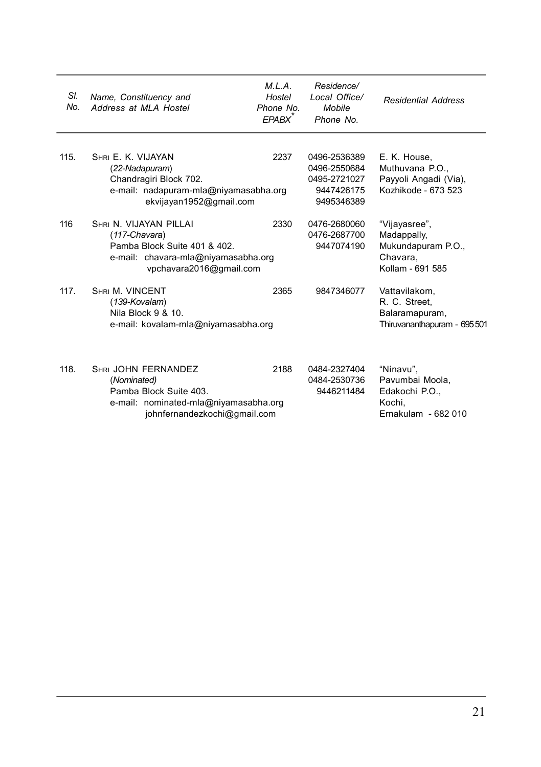| Sl. No. | Name, Constituency and Address at MLA Hostel | M.L.A. Hostel Phone No. EPABX* | Residence/ Local Office/ Mobile Phone No. | Residential Address |
|---|---|---|---|---|
| 115. | SHRI E. K. VIJAYAN<br>(*22-Nadapuram*)<br>Chandragiri Block 702.<br>e-mail: nadapuram-mla@niyamasabha.org<br>ekvijayan1952@gmail.com | 2237 | 0496-2536389<br>0496-2550684<br>0495-2721027<br>9447426175<br>9495346389 | E. K. House,<br>Muthuvana P.O.,<br>Payyoli Angadi (Via),<br>Kozhikode - 673 523 |
| 116 | SHRI N. VIJAYAN PILLAI<br>(*117-Chavara*)<br>Pamba Block Suite 401 & 402.<br>e-mail: chavara-mla@niyamasabha.org<br>vpchavara2016@gmail.com | 2330 | 0476-2680060<br>0476-2687700<br>9447074190 | "Vijayasree",<br>Madappally,<br>Mukundapuram P.O.,<br>Chavara,<br>Kollam - 691 585 |
| 117. | SHRI M. VINCENT<br>(*139-Kovalam*)<br>Nila Block 9 & 10.<br>e-mail: kovalam-mla@niyamasabha.org | 2365 | 9847346077 | Vattavilakom,<br>R. C. Street,<br>Balaramapuram,<br>Thiruvananthapuram - 695 501 |
| 118. | SHRI JOHN FERNANDEZ<br>(*Nominated*)<br>Pamba Block Suite 403.<br>e-mail: nominated-mla@niyamasabha.org<br>johnfernandezkochi@gmail.com | 2188 | 0484-2327404<br>0484-2530736<br>9446211484 | "Ninavu",<br>Pavumbai Moola,<br>Edakochi P.O.,<br>Kochi,<br>Ernakulam - 682 010 |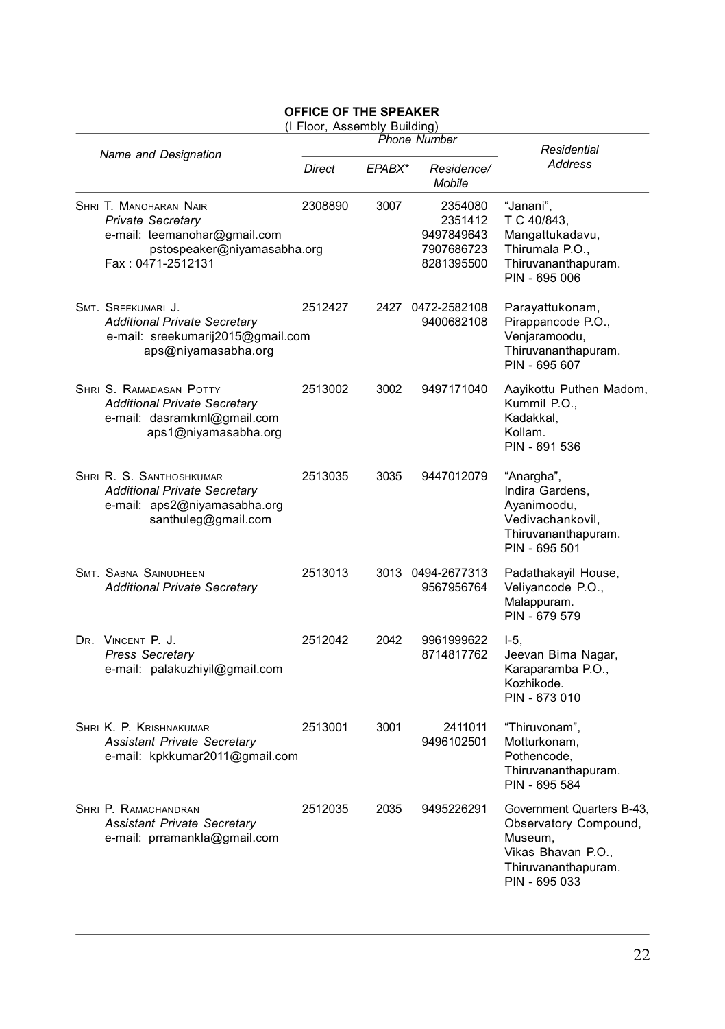## OFFICE OF THE SPEAKER

(I Floor, Assembly Building)

| Name and Designation | Phone Number | | | Residential Address |
|---|---|---|---|---|
| | *Direct* | *EPABX** | *Residence/ Mobile* | |
| SHRI T. MANOHARAN NAIR<br>*Private Secretary*<br>e-mail: teemanohar@gmail.com<br>pstospeaker@niyamasabha.org<br>Fax : 0471-2512131 | 2308890 | 3007 | 2354080<br>2351412<br>9497849643<br>7907686723<br>8281395500 | "Janani",<br>T C 40/843,<br>Mangattukadavu,<br>Thirumala P.O.,<br>Thiruvananthapuram.<br>PIN - 695 006 |
| SMT. SREEKUMARI J.<br>*Additional Private Secretary*<br>e-mail: sreekumarij2015@gmail.com<br>aps@niyamasabha.org | 2512427 | 2427 | 0472-2582108<br>9400682108 | Parayattukonam,<br>Pirappancode P.O.,<br>Venjaramoodu,<br>Thiruvananthapuram.<br>PIN - 695 607 |
| SHRI S. RAMADASAN POTTY<br>*Additional Private Secretary*<br>e-mail: dasramkml@gmail.com<br>aps1@niyamasabha.org | 2513002 | 3002 | 9497171040 | Aayikottu Puthen Madom,<br>Kummil P.O.,<br>Kadakkal,<br>Kollam.<br>PIN - 691 536 |
| SHRI R. S. SANTHOSHKUMAR<br>*Additional Private Secretary*<br>e-mail: aps2@niyamasabha.org<br>santhuleg@gmail.com | 2513035 | 3035 | 9447012079 | "Anargha",<br>Indira Gardens,<br>Ayanimoodu,<br>Vedivachankovil,<br>Thiruvananthapuram.<br>PIN - 695 501 |
| SMT. SABNA SAINUDHEEN<br>*Additional Private Secretary* | 2513013 | 3013 | 0494-2677313<br>9567956764 | Padathakayil House,<br>Veliyancode P.O.,<br>Malappuram.<br>PIN - 679 579 |
| DR. VINCENT P. J.<br>*Press Secretary*<br>e-mail: palakuzhiyil@gmail.com | 2512042 | 2042 | 9961999622<br>8714817762 | I-5,<br>Jeevan Bima Nagar,<br>Karaparamba P.O.,<br>Kozhikode.<br>PIN - 673 010 |
| SHRI K. P. KRISHNAKUMAR<br>*Assistant Private Secretary*<br>e-mail: kpkkumar2011@gmail.com | 2513001 | 3001 | 2411011<br>9496102501 | "Thiruvonam",<br>Motturkonam,<br>Pothencode,<br>Thiruvananthapuram.<br>PIN - 695 584 |
| SHRI P. RAMACHANDRAN<br>*Assistant Private Secretary*<br>e-mail: prramankla@gmail.com | 2512035 | 2035 | 9495226291 | Government Quarters B-43,<br>Observatory Compound,<br>Museum,<br>Vikas Bhavan P.O.,<br>Thiruvananthapuram.<br>PIN - 695 033 |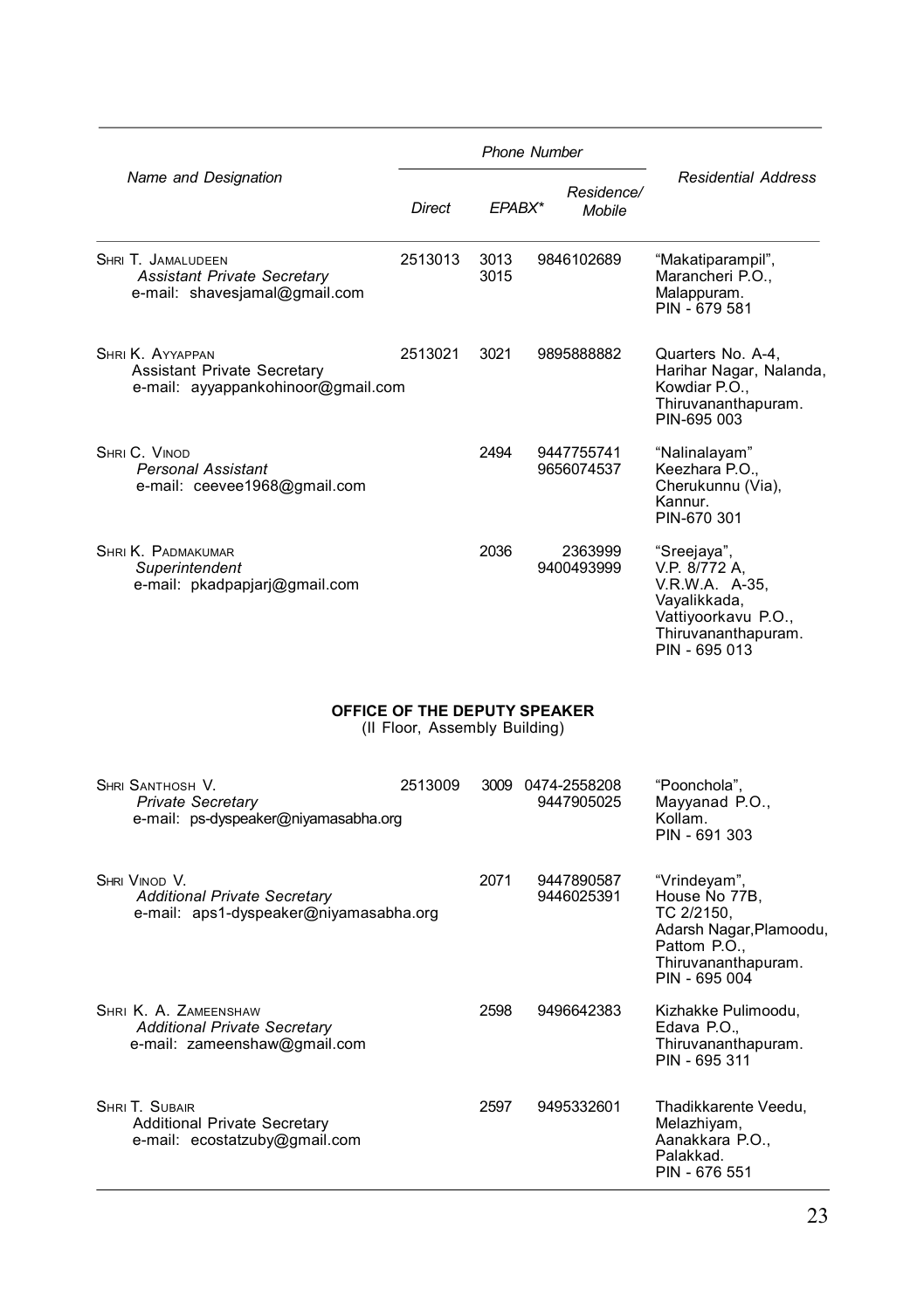| Name and Designation | Phone Number | | | Residential Address |
|---|---|---|---|---|
| | Direct | EPABX* | Residence/ Mobile | |
| SHRI T. JAMALUDEEN<br>*Assistant Private Secretary*<br>e-mail: shavesjamal@gmail.com | 2513013 | 3013<br>3015 | 9846102689 | "Makatiparampil",<br>Marancheri P.O.,<br>Malappuram.<br>PIN - 679 581 |
| SHRI K. AYYAPPAN<br>Assistant Private Secretary<br>e-mail: ayyappankohinoor@gmail.com | 2513021 | 3021 | 9895888882 | Quarters No. A-4,<br>Harihar Nagar, Nalanda,<br>Kowdiar P.O.,<br>Thiruvananthapuram.<br>PIN-695 003 |
| SHRI C. VINOD<br>*Personal Assistant*<br>e-mail: ceevee1968@gmail.com | | 2494 | 9447755741<br>9656074537 | "Nalinalayam"<br>Keezhara P.O.,<br>Cherukunnu (Via),<br>Kannur.<br>PIN-670 301 |
| SHRI K. PADMAKUMAR<br>*Superintendent*<br>e-mail: pkadpapjarj@gmail.com | | 2036 | 2363999<br>9400493999 | "Sreejaya",<br>V.P. 8/772 A,<br>V.R.W.A. A-35,<br>Vayalikkada,<br>Vattiyoorkavu P.O.,<br>Thiruvananthapuram.<br>PIN - 695 013 |

**OFFICE OF THE DEPUTY SPEAKER**

(II Floor, Assembly Building)

| Name and Designation | Direct | EPABX* | Residence/ Mobile | Residential Address |
|---|---|---|---|---|
| SHRI SANTHOSH V.<br>*Private Secretary*<br>e-mail: ps-dyspeaker@niyamasabha.org | 2513009 | 3009 | 0474-2558208<br>9447905025 | "Poonchola",<br>Mayyanad P.O.,<br>Kollam.<br>PIN - 691 303 |
| SHRI VINOD V.<br>*Additional Private Secretary*<br>e-mail: aps1-dyspeaker@niyamasabha.org | | 2071 | 9447890587<br>9446025391 | "Vrindeyam",<br>House No 77B,<br>TC 2/2150,<br>Adarsh Nagar,Plamoodu,<br>Pattom P.O.,<br>Thiruvananthapuram.<br>PIN - 695 004 |
| SHRI K. A. ZAMEENSHAW<br>*Additional Private Secretary*<br>e-mail: zameenshaw@gmail.com | | 2598 | 9496642383 | Kizhakke Pulimoodu,<br>Edava P.O.,<br>Thiruvananthapuram.<br>PIN - 695 311 |
| SHRI T. SUBAIR<br>Additional Private Secretary<br>e-mail: ecostatzuby@gmail.com | | 2597 | 9495332601 | Thadikkarente Veedu,<br>Melazhiyam,<br>Aanakkara P.O.,<br>Palakkad.<br>PIN - 676 551 |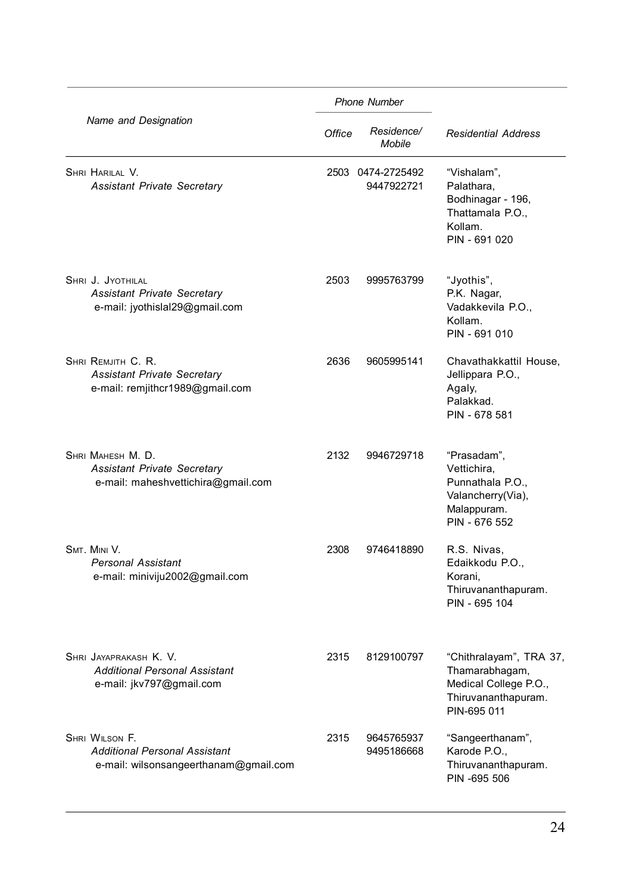| Name and Designation | Phone Number | | Residential Address |
|---|---|---|---|
| | Office | Residence/ Mobile | |
| SHRI HARILAL V.<br>*Assistant Private Secretary* | 2503 | 0474-2725492<br>9447922721 | "Vishalam",<br>Palathara,<br>Bodhinagar - 196,<br>Thattamala P.O.,<br>Kollam.<br>PIN - 691 020 |
| SHRI J. JYOTHILAL<br>*Assistant Private Secretary*<br>e-mail: jyothislal29@gmail.com | 2503 | 9995763799 | "Jyothis",<br>P.K. Nagar,<br>Vadakkevila P.O.,<br>Kollam.<br>PIN - 691 010 |
| SHRI REMJITH C. R.<br>*Assistant Private Secretary*<br>e-mail: remjithcr1989@gmail.com | 2636 | 9605995141 | Chavathakkattil House,<br>Jellippara P.O.,<br>Agaly,<br>Palakkad.<br>PIN - 678 581 |
| SHRI MAHESH M. D.<br>*Assistant Private Secretary*<br>e-mail: maheshvettichira@gmail.com | 2132 | 9946729718 | "Prasadam",<br>Vettichira,<br>Punnathala P.O.,<br>Valancherry(Via),<br>Malappuram.<br>PIN - 676 552 |
| SMT. MINI V.<br>*Personal Assistant*<br>e-mail: miniviju2002@gmail.com | 2308 | 9746418890 | R.S. Nivas,<br>Edaikkodu P.O.,<br>Korani,<br>Thiruvananthapuram.<br>PIN - 695 104 |
| SHRI JAYAPRAKASH K. V.<br>*Additional Personal Assistant*<br>e-mail: jkv797@gmail.com | 2315 | 8129100797 | "Chithralayam", TRA 37,<br>Thamarabhagam,<br>Medical College P.O.,<br>Thiruvananthapuram.<br>PIN-695 011 |
| SHRI WILSON F.<br>*Additional Personal Assistant*<br>e-mail: wilsonsangeerthanam@gmail.com | 2315 | 9645765937<br>9495186668 | "Sangeerthanam",<br>Karode P.O.,<br>Thiruvananthapuram.<br>PIN -695 506 |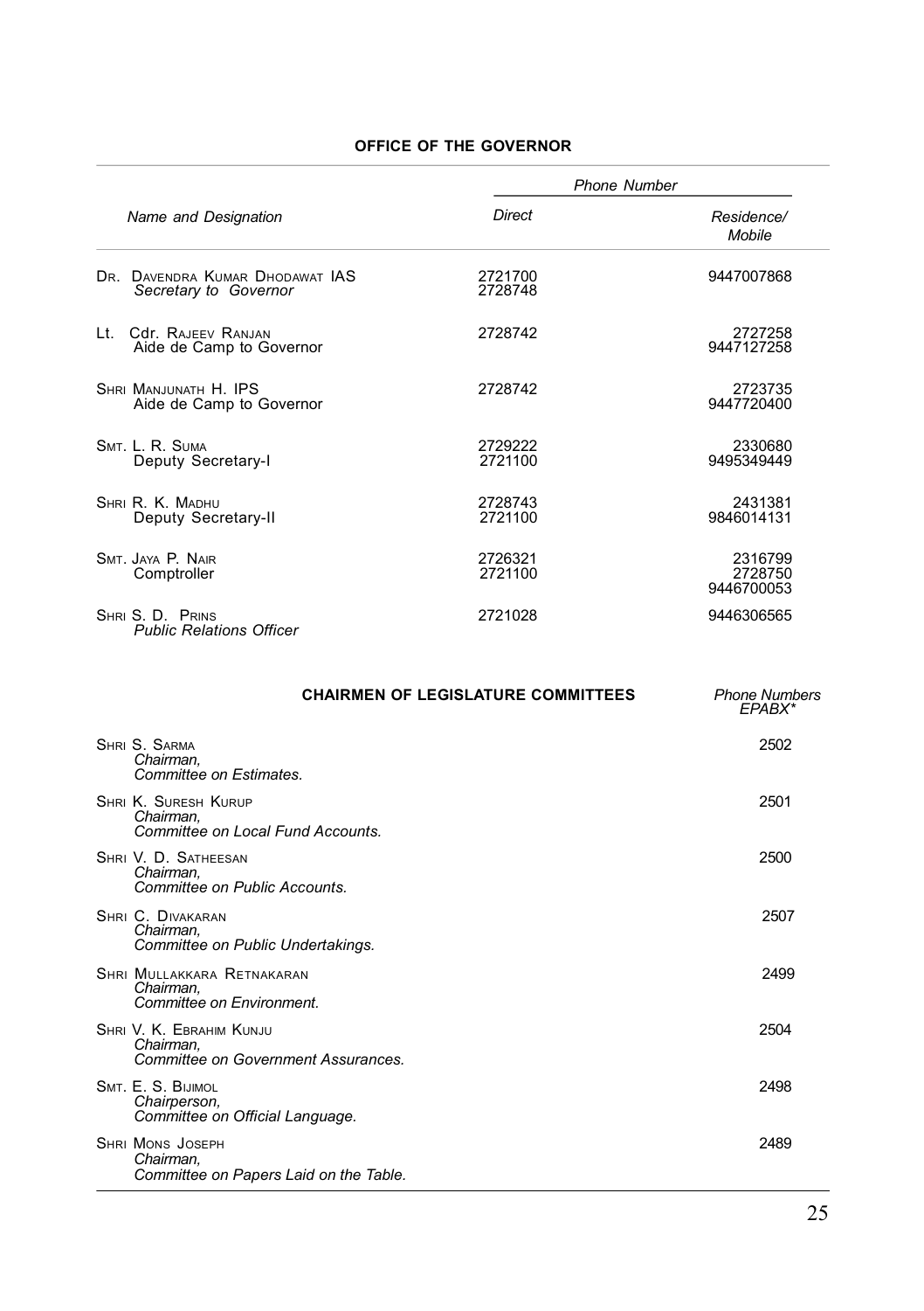## OFFICE OF THE GOVERNOR

| Name and Designation | Phone Number | |
|---|---|---|
| | *Direct* | *Residence/ Mobile* |
| DR. DAVENDRA KUMAR DHODAWAT IAS<br>*Secretary to Governor* | 2721700<br>2728748 | 9447007868 |
| Lt. Cdr. RAJEEV RANJAN<br>Aide de Camp to Governor | 2728742 | 2727258<br>9447127258 |
| SHRI MANJUNATH H. IPS<br>Aide de Camp to Governor | 2728742 | 2723735<br>9447720400 |
| SMT. L. R. SUMA<br>Deputy Secretary-I | 2729222<br>2721100 | 2330680<br>9495349449 |
| SHRI R. K. MADHU<br>Deputy Secretary-II | 2728743<br>2721100 | 2431381<br>9846014131 |
| SMT. JAYA P. NAIR<br>Comptroller | 2726321<br>2721100 | 2316799<br>2728750<br>9446700053 |
| SHRI S. D. PRINS<br>*Public Relations Officer* | 2721028 | 9446306565 |

## CHAIRMEN OF LEGISLATURE COMMITTEES

| | *Phone Numbers EPABX\** |
|---|---|
| SHRI S. SARMA<br>*Chairman,*<br>*Committee on Estimates.* | 2502 |
| SHRI K. SURESH KURUP<br>*Chairman,*<br>*Committee on Local Fund Accounts.* | 2501 |
| SHRI V. D. SATHEESAN<br>*Chairman,*<br>*Committee on Public Accounts.* | 2500 |
| SHRI C. DIVAKARAN<br>*Chairman,*<br>*Committee on Public Undertakings.* | 2507 |
| SHRI MULLAKKARA RETNAKARAN<br>*Chairman,*<br>*Committee on Environment.* | 2499 |
| SHRI V. K. EBRAHIM KUNJU<br>*Chairman,*<br>*Committee on Government Assurances.* | 2504 |
| SMT. E. S. BIJIMOL<br>*Chairperson,*<br>*Committee on Official Language.* | 2498 |
| SHRI MONS JOSEPH<br>*Chairman,*<br>*Committee on Papers Laid on the Table.* | 2489 |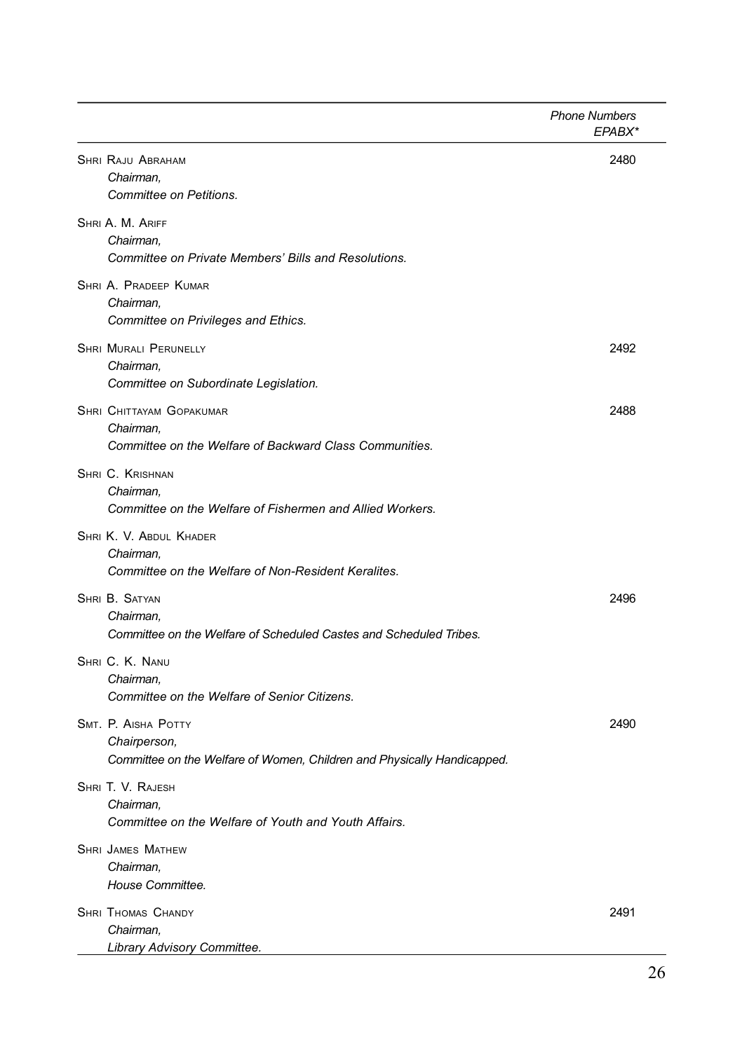| | Phone Numbers EPABX* |
|---|---|
| SHRI RAJU ABRAHAM<br>*Chairman,*<br>*Committee on Petitions.* | 2480 |
| SHRI A. M. ARIFF<br>*Chairman,*<br>*Committee on Private Members' Bills and Resolutions.* | |
| SHRI A. PRADEEP KUMAR<br>*Chairman,*<br>*Committee on Privileges and Ethics.* | |
| SHRI MURALI PERUNELLY<br>*Chairman,*<br>*Committee on Subordinate Legislation.* | 2492 |
| SHRI CHITTAYAM GOPAKUMAR<br>*Chairman,*<br>*Committee on the Welfare of Backward Class Communities.* | 2488 |
| SHRI C. KRISHNAN<br>*Chairman,*<br>*Committee on the Welfare of Fishermen and Allied Workers.* | |
| SHRI K. V. ABDUL KHADER<br>*Chairman,*<br>*Committee on the Welfare of Non-Resident Keralites.* | |
| SHRI B. SATYAN<br>*Chairman,*<br>*Committee on the Welfare of Scheduled Castes and Scheduled Tribes.* | 2496 |
| SHRI C. K. NANU<br>*Chairman,*<br>*Committee on the Welfare of Senior Citizens.* | |
| SMT. P. AISHA POTTY<br>*Chairperson,*<br>*Committee on the Welfare of Women, Children and Physically Handicapped.* | 2490 |
| SHRI T. V. RAJESH<br>*Chairman,*<br>*Committee on the Welfare of Youth and Youth Affairs.* | |
| SHRI JAMES MATHEW<br>*Chairman,*<br>*House Committee.* | |
| SHRI THOMAS CHANDY<br>*Chairman,*<br>*Library Advisory Committee.* | 2491 |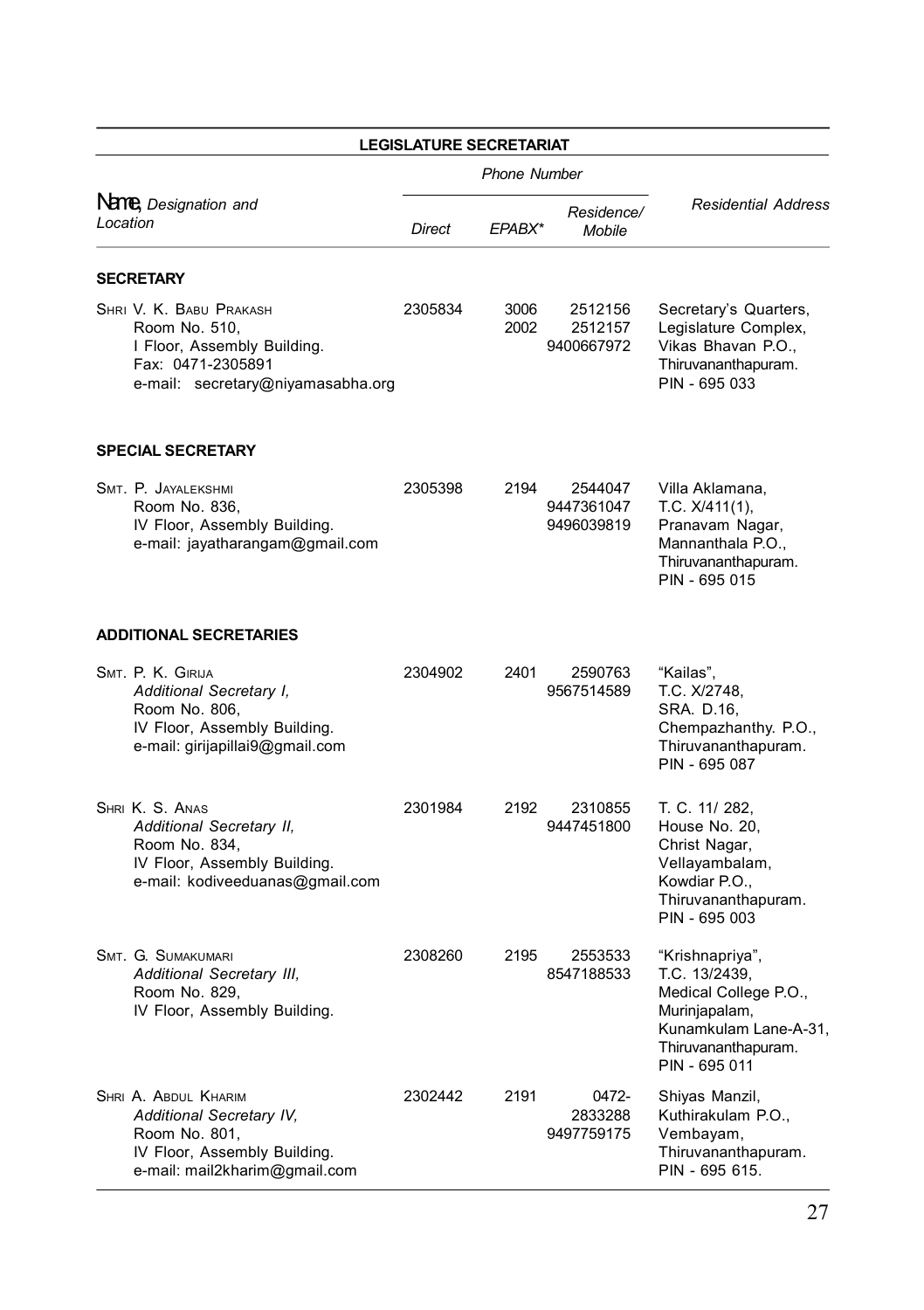## LEGISLATURE SECRETARIAT

| *Name, Designation and Location* | *Phone Number* | | | *Residential Address* |
|---|---|---|---|---|
| | *Direct* | *EPABX** | *Residence/ Mobile* | |
| **SECRETARY** | | | | |
| SHRI V. K. BABU PRAKASH<br>Room No. 510,<br>I Floor, Assembly Building.<br>Fax: 0471-2305891<br>e-mail: secretary@niyamasabha.org | 2305834 | 3006<br>2002 | 2512156<br>2512157<br>9400667972 | Secretary's Quarters,<br>Legislature Complex,<br>Vikas Bhavan P.O.,<br>Thiruvananthapuram.<br>PIN - 695 033 |
| **SPECIAL SECRETARY** | | | | |
| SMT. P. JAYALEKSHMI<br>Room No. 836,<br>IV Floor, Assembly Building.<br>e-mail: jayatharangam@gmail.com | 2305398 | 2194 | 2544047<br>9447361047<br>9496039819 | Villa Aklamana,<br>T.C. X/411(1),<br>Pranavam Nagar,<br>Mannanthala P.O.,<br>Thiruvananthapuram.<br>PIN - 695 015 |
| **ADDITIONAL SECRETARIES** | | | | |
| SMT. P. K. GIRIJA<br>*Additional Secretary I,*<br>Room No. 806,<br>IV Floor, Assembly Building.<br>e-mail: girijapillai9@gmail.com | 2304902 | 2401 | 2590763<br>9567514589 | "Kailas",<br>T.C. X/2748,<br>SRA. D.16,<br>Chempazhanthy. P.O.,<br>Thiruvananthapuram.<br>PIN - 695 087 |
| SHRI K. S. ANAS<br>*Additional Secretary II,*<br>Room No. 834,<br>IV Floor, Assembly Building.<br>e-mail: kodiveeduanas@gmail.com | 2301984 | 2192 | 2310855<br>9447451800 | T. C. 11/ 282,<br>House No. 20,<br>Christ Nagar,<br>Vellayambalam,<br>Kowdiar P.O.,<br>Thiruvananthapuram.<br>PIN - 695 003 |
| SMT. G. SUMAKUMARI<br>*Additional Secretary III,*<br>Room No. 829,<br>IV Floor, Assembly Building. | 2308260 | 2195 | 2553533<br>8547188533 | "Krishnapriya",<br>T.C. 13/2439,<br>Medical College P.O.,<br>Murinjapalam,<br>Kunamkulam Lane-A-31,<br>Thiruvananthapuram.<br>PIN - 695 011 |
| SHRI A. ABDUL KHARIM<br>*Additional Secretary IV,*<br>Room No. 801,<br>IV Floor, Assembly Building.<br>e-mail: mail2kharim@gmail.com | 2302442 | 2191 | 0472-<br>2833288<br>9497759175 | Shiyas Manzil,<br>Kuthirakulam P.O.,<br>Vembayam,<br>Thiruvananthapuram.<br>PIN - 695 615. |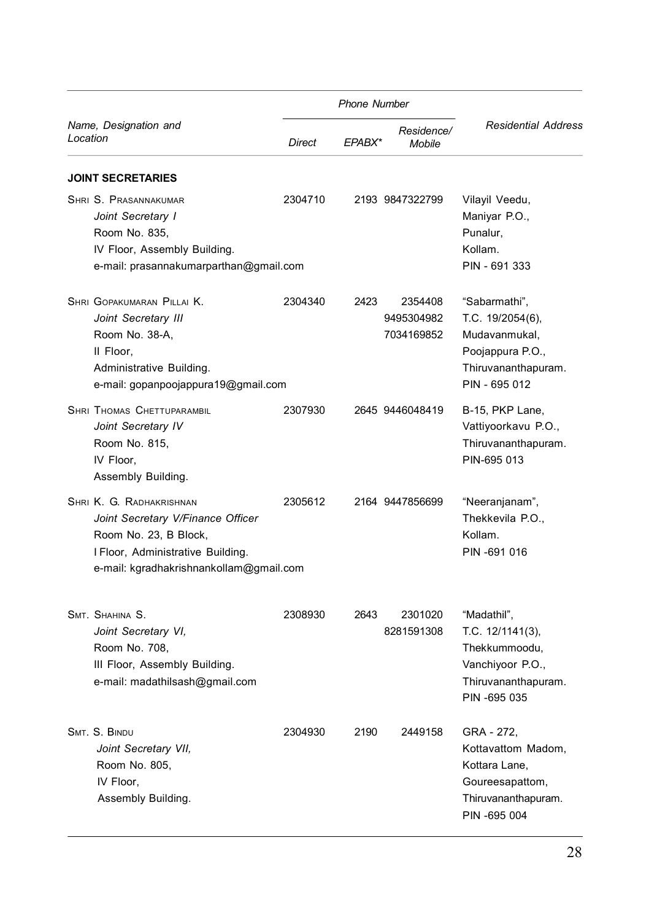| Name, Designation and Location | Phone Number | | | Residential Address |
|---|---|---|---|---|
| | Direct | EPABX* | Residence/ Mobile | |
| **JOINT SECRETARIES** | | | | |
| SHRI S. PRASANNAKUMAR<br>*Joint Secretary I*<br>Room No. 835,<br>IV Floor, Assembly Building.<br>e-mail: prasannakumarparthan@gmail.com | 2304710 | 2193 | 9847322799 | Vilayil Veedu,<br>Maniyar P.O.,<br>Punalur,<br>Kollam.<br>PIN - 691 333 |
| SHRI GOPAKUMARAN PILLAI K.<br>*Joint Secretary III*<br>Room No. 38-A,<br>II Floor,<br>Administrative Building.<br>e-mail: gopanpoojappura19@gmail.com | 2304340 | 2423 | 2354408<br>9495304982<br>7034169852 | "Sabarmathi",<br>T.C. 19/2054(6),<br>Mudavanmukal,<br>Poojappura P.O.,<br>Thiruvananthapuram.<br>PIN - 695 012 |
| SHRI THOMAS CHETTUPARAMBIL<br>*Joint Secretary IV*<br>Room No. 815,<br>IV Floor,<br>Assembly Building. | 2307930 | 2645 | 9446048419 | B-15, PKP Lane,<br>Vattiyoorkavu P.O.,<br>Thiruvananthapuram.<br>PIN-695 013 |
| SHRI K. G. RADHAKRISHNAN<br>*Joint Secretary V/Finance Officer*<br>Room No. 23, B Block,<br>I Floor, Administrative Building.<br>e-mail: kgradhakrishnankollam@gmail.com | 2305612 | 2164 | 9447856699 | "Neeranjanam",<br>Thekkevila P.O.,<br>Kollam.<br>PIN -691 016 |
| SMT. SHAHINA S.<br>*Joint Secretary VI,*<br>Room No. 708,<br>III Floor, Assembly Building.<br>e-mail: madathilsash@gmail.com | 2308930 | 2643 | 2301020<br>8281591308 | "Madathil",<br>T.C. 12/1141(3),<br>Thekkummoodu,<br>Vanchiyoor P.O.,<br>Thiruvananthapuram.<br>PIN -695 035 |
| SMT. S. BINDU<br>*Joint Secretary VII,*<br>Room No. 805,<br>IV Floor,<br>Assembly Building. | 2304930 | 2190 | 2449158 | GRA - 272,<br>Kottavattom Madom,<br>Kottara Lane,<br>Goureesapattom,<br>Thiruvananthapuram.<br>PIN -695 004 |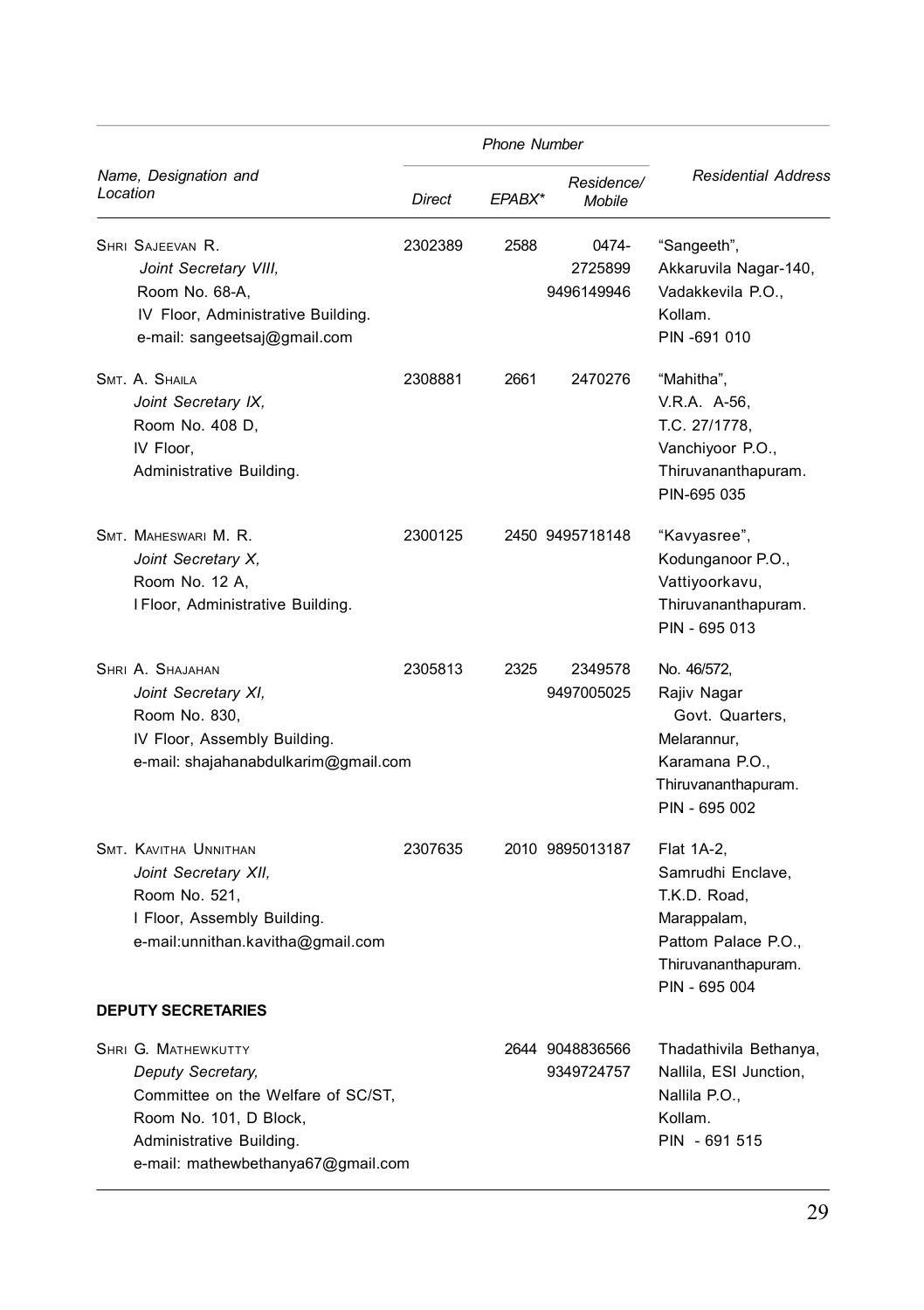| Name, Designation and Location | Phone Number | | | Residential Address |
|---|---|---|---|---|
| | Direct | EPABX* | Residence/ Mobile | |
| SHRI SAJEEVAN R.<br>*Joint Secretary VIII,*<br>Room No. 68-A,<br>IV Floor, Administrative Building.<br>e-mail: sangeetsaj@gmail.com | 2302389 | 2588 | 0474-<br>2725899<br>9496149946 | "Sangeeth",<br>Akkaruvila Nagar-140,<br>Vadakkevila P.O.,<br>Kollam.<br>PIN -691 010 |
| SMT. A. SHAILA<br>*Joint Secretary IX,*<br>Room No. 408 D,<br>IV Floor,<br>Administrative Building. | 2308881 | 2661 | 2470276 | "Mahitha",<br>V.R.A. A-56,<br>T.C. 27/1778,<br>Vanchiyoor P.O.,<br>Thiruvananthapuram.<br>PIN-695 035 |
| SMT. MAHESWARI M. R.<br>*Joint Secretary X,*<br>Room No. 12 A,<br>I Floor, Administrative Building. | 2300125 | 2450 | 9495718148 | "Kavyasree",<br>Kodunganoor P.O.,<br>Vattiyoorkavu,<br>Thiruvananthapuram.<br>PIN - 695 013 |
| SHRI A. SHAJAHAN<br>*Joint Secretary XI,*<br>Room No. 830,<br>IV Floor, Assembly Building.<br>e-mail: shajahanabdulkarim@gmail.com | 2305813 | 2325 | 2349578<br>9497005025 | No. 46/572,<br>Rajiv Nagar<br>Govt. Quarters,<br>Melarannur,<br>Karamana P.O.,<br>Thiruvananthapuram.<br>PIN - 695 002 |
| SMT. KAVITHA UNNITHAN<br>*Joint Secretary XII,*<br>Room No. 521,<br>I Floor, Assembly Building.<br>e-mail:unnithan.kavitha@gmail.com | 2307635 | 2010 | 9895013187 | Flat 1A-2,<br>Samrudhi Enclave,<br>T.K.D. Road,<br>Marappalam,<br>Pattom Palace P.O.,<br>Thiruvananthapuram.<br>PIN - 695 004 |
| **DEPUTY SECRETARIES** | | | | |
| SHRI G. MATHEWKUTTY<br>*Deputy Secretary,*<br>Committee on the Welfare of SC/ST,<br>Room No. 101, D Block,<br>Administrative Building.<br>e-mail: mathewbethanya67@gmail.com | | 2644 | 9048836566<br>9349724757 | Thadathivila Bethanya,<br>Nallila, ESI Junction,<br>Nallila P.O.,<br>Kollam.<br>PIN - 691 515 |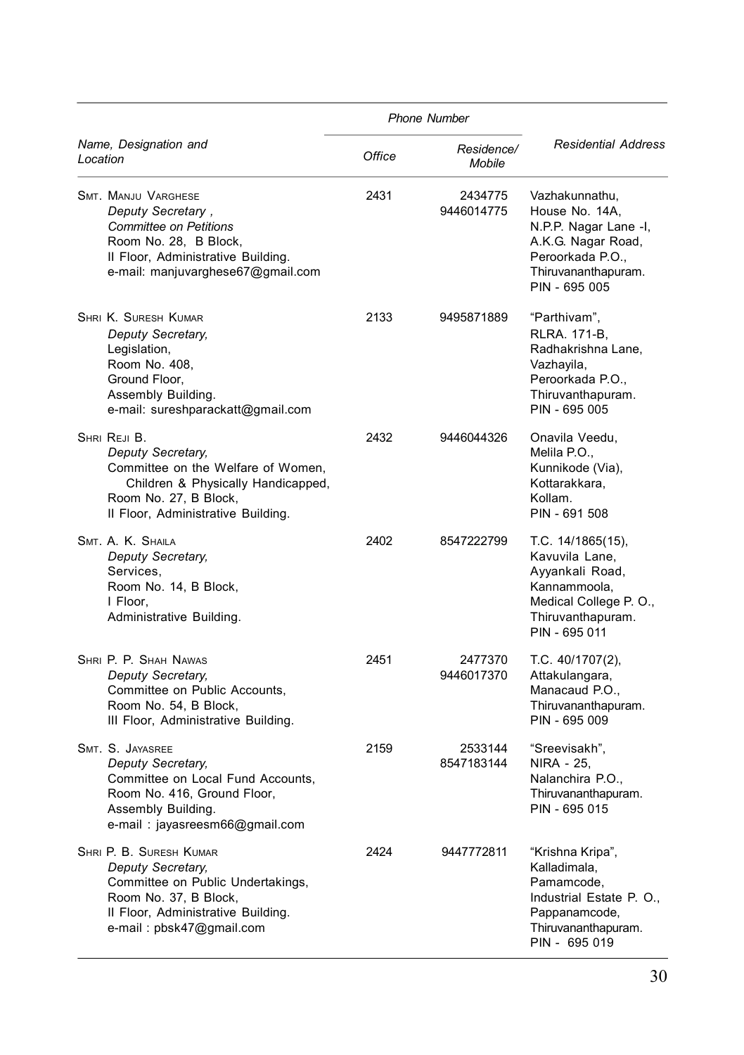| Name, Designation and Location | Phone Number | | Residential Address |
|---|---|---|---|
| | Office | Residence/ Mobile | |
| Smt. Manju Varghese<br>*Deputy Secretary ,*<br>*Committee on Petitions*<br>Room No. 28, B Block,<br>II Floor, Administrative Building.<br>e-mail: manjuvarghese67@gmail.com | 2431 | 2434775<br>9446014775 | Vazhakunnathu,<br>House No. 14A,<br>N.P.P. Nagar Lane -I,<br>A.K.G. Nagar Road,<br>Peroorkada P.O.,<br>Thiruvananthapuram.<br>PIN - 695 005 |
| Shri K. Suresh Kumar<br>*Deputy Secretary,*<br>Legislation,<br>Room No. 408,<br>Ground Floor,<br>Assembly Building.<br>e-mail: sureshparackatt@gmail.com | 2133 | 9495871889 | "Parthivam",<br>RLRA. 171-B,<br>Radhakrishna Lane,<br>Vazhayila,<br>Peroorkada P.O.,<br>Thiruvanthapuram.<br>PIN - 695 005 |
| Shri Reji B.<br>*Deputy Secretary,*<br>Committee on the Welfare of Women, Children & Physically Handicapped,<br>Room No. 27, B Block,<br>II Floor, Administrative Building. | 2432 | 9446044326 | Onavila Veedu,<br>Melila P.O.,<br>Kunnikode (Via),<br>Kottarakkara,<br>Kollam.<br>PIN - 691 508 |
| Smt. A. K. Shaila<br>*Deputy Secretary,*<br>Services,<br>Room No. 14, B Block,<br>I Floor,<br>Administrative Building. | 2402 | 8547222799 | T.C. 14/1865(15),<br>Kavuvila Lane,<br>Ayyankali Road,<br>Kannammoola,<br>Medical College P. O.,<br>Thiruvanthapuram.<br>PIN - 695 011 |
| Shri P. P. Shah Nawas<br>*Deputy Secretary,*<br>Committee on Public Accounts,<br>Room No. 54, B Block,<br>III Floor, Administrative Building. | 2451 | 2477370<br>9446017370 | T.C. 40/1707(2),<br>Attakulangara,<br>Manacaud P.O.,<br>Thiruvananthapuram.<br>PIN - 695 009 |
| Smt. S. Jayasree<br>*Deputy Secretary,*<br>Committee on Local Fund Accounts,<br>Room No. 416, Ground Floor,<br>Assembly Building.<br>e-mail : jayasreesm66@gmail.com | 2159 | 2533144<br>8547183144 | "Sreevisakh",<br>NIRA - 25,<br>Nalanchira P.O.,<br>Thiruvananthapuram.<br>PIN - 695 015 |
| Shri P. B. Suresh Kumar<br>*Deputy Secretary,*<br>Committee on Public Undertakings,<br>Room No. 37, B Block,<br>II Floor, Administrative Building.<br>e-mail : pbsk47@gmail.com | 2424 | 9447772811 | "Krishna Kripa",<br>Kalladimala,<br>Pamamcode,<br>Industrial Estate P. O.,<br>Pappanamcode,<br>Thiruvananthapuram.<br>PIN - 695 019 |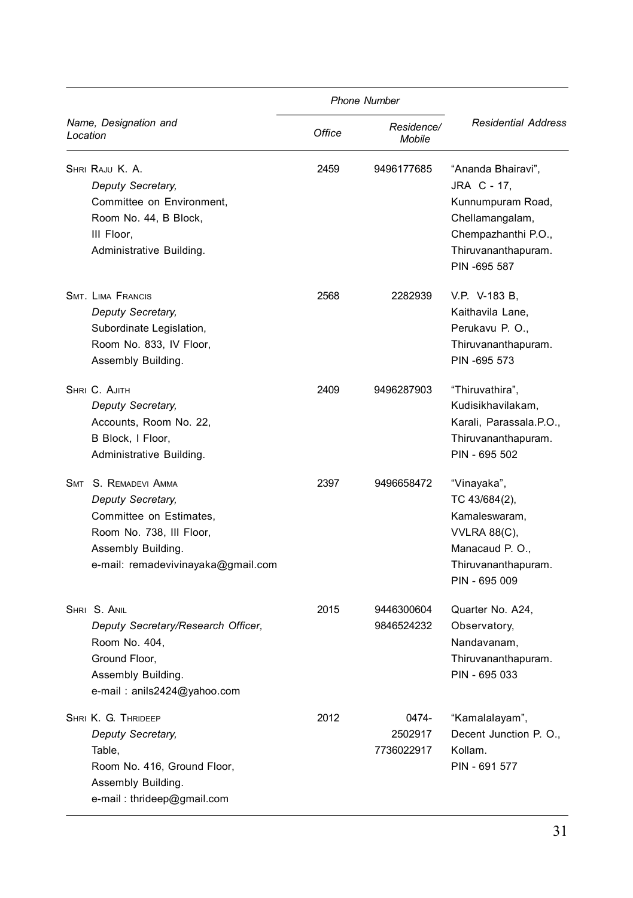| Name, Designation and Location | Phone Number | | Residential Address |
|---|---|---|---|
| | Office | Residence/ Mobile | |
| SHRI RAJU K. A.<br>*Deputy Secretary,*<br>Committee on Environment,<br>Room No. 44, B Block,<br>III Floor,<br>Administrative Building. | 2459 | 9496177685 | "Ananda Bhairavi",<br>JRA C - 17,<br>Kunnumpuram Road,<br>Chellamangalam,<br>Chempazhanthi P.O.,<br>Thiruvananthapuram.<br>PIN -695 587 |
| SMT. LIMA FRANCIS<br>*Deputy Secretary,*<br>Subordinate Legislation,<br>Room No. 833, IV Floor,<br>Assembly Building. | 2568 | 2282939 | V.P. V-183 B,<br>Kaithavila Lane,<br>Perukavu P. O.,<br>Thiruvananthapuram.<br>PIN -695 573 |
| SHRI C. AJITH<br>*Deputy Secretary,*<br>Accounts, Room No. 22,<br>B Block, I Floor,<br>Administrative Building. | 2409 | 9496287903 | "Thiruvathira",<br>Kudisikhavilakam,<br>Karali, Parassala.P.O.,<br>Thiruvananthapuram.<br>PIN - 695 502 |
| SMT S. REMADEVI AMMA<br>*Deputy Secretary,*<br>Committee on Estimates,<br>Room No. 738, III Floor,<br>Assembly Building.<br>e-mail: remadevivinayaka@gmail.com | 2397 | 9496658472 | "Vinayaka",<br>TC 43/684(2),<br>Kamaleswaram,<br>VVLRA 88(C),<br>Manacaud P. O.,<br>Thiruvananthapuram.<br>PIN - 695 009 |
| SHRI S. ANIL<br>*Deputy Secretary/Research Officer,*<br>Room No. 404,<br>Ground Floor,<br>Assembly Building.<br>e-mail : anils2424@yahoo.com | 2015 | 9446300604<br>9846524232 | Quarter No. A24,<br>Observatory,<br>Nandavanam,<br>Thiruvananthapuram.<br>PIN - 695 033 |
| SHRI K. G. THRIDEEP<br>*Deputy Secretary,*<br>Table,<br>Room No. 416, Ground Floor,<br>Assembly Building.<br>e-mail : thrideep@gmail.com | 2012 | 0474-<br>2502917<br>7736022917 | "Kamalalayam",<br>Decent Junction P. O.,<br>Kollam.<br>PIN - 691 577 |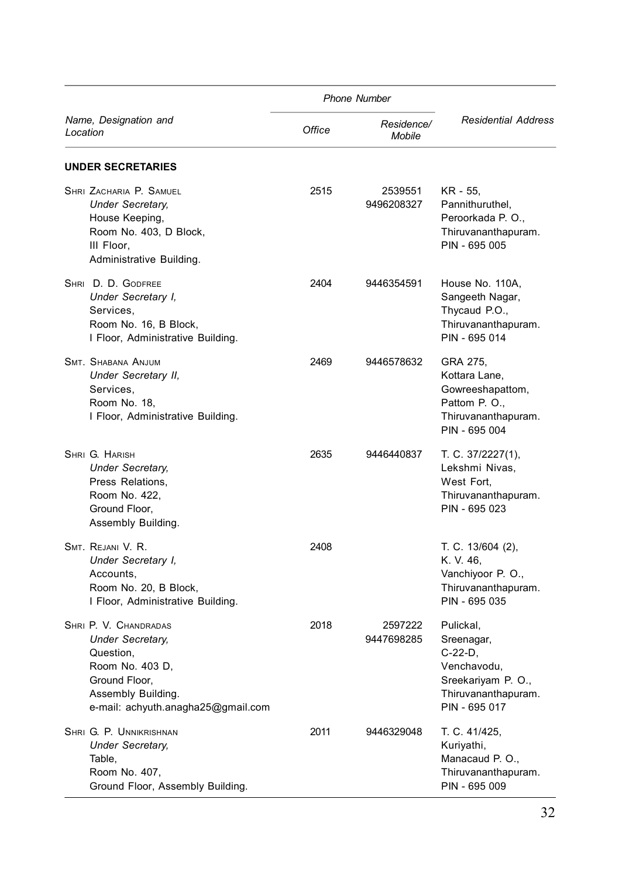| Name, Designation and Location | Phone Number | | Residential Address |
|---|---|---|---|
| | Office | Residence/ Mobile | |
| **UNDER SECRETARIES** | | | |
| SHRI ZACHARIA P. SAMUEL<br>*Under Secretary,*<br>House Keeping,<br>Room No. 403, D Block,<br>III Floor,<br>Administrative Building. | 2515 | 2539551<br>9496208327 | KR - 55,<br>Pannithuruthel,<br>Peroorkada P. O.,<br>Thiruvananthapuram.<br>PIN - 695 005 |
| SHRI D. D. GODFREE<br>*Under Secretary I,*<br>Services,<br>Room No. 16, B Block,<br>I Floor, Administrative Building. | 2404 | 9446354591 | House No. 110A,<br>Sangeeth Nagar,<br>Thycaud P.O.,<br>Thiruvananthapuram.<br>PIN - 695 014 |
| SMT. SHABANA ANJUM<br>*Under Secretary II,*<br>Services,<br>Room No. 18,<br>I Floor, Administrative Building. | 2469 | 9446578632 | GRA 275,<br>Kottara Lane,<br>Gowreeshapattom,<br>Pattom P. O.,<br>Thiruvananthapuram.<br>PIN - 695 004 |
| SHRI G. HARISH<br>*Under Secretary,*<br>Press Relations,<br>Room No. 422,<br>Ground Floor,<br>Assembly Building. | 2635 | 9446440837 | T. C. 37/2227(1),<br>Lekshmi Nivas,<br>West Fort,<br>Thiruvananthapuram.<br>PIN - 695 023 |
| SMT. REJANI V. R.<br>*Under Secretary I,*<br>Accounts,<br>Room No. 20, B Block,<br>I Floor, Administrative Building. | 2408 | | T. C. 13/604 (2),<br>K. V. 46,<br>Vanchiyoor P. O.,<br>Thiruvananthapuram.<br>PIN - 695 035 |
| SHRI P. V. CHANDRADAS<br>*Under Secretary,*<br>Question,<br>Room No. 403 D,<br>Ground Floor,<br>Assembly Building.<br>e-mail: achyuth.anagha25@gmail.com | 2018 | 2597222<br>9447698285 | Pulickal,<br>Sreenagar,<br>C-22-D,<br>Venchavodu,<br>Sreekariyam P. O.,<br>Thiruvananthapuram.<br>PIN - 695 017 |
| SHRI G. P. UNNIKRISHNAN<br>*Under Secretary,*<br>Table,<br>Room No. 407,<br>Ground Floor, Assembly Building. | 2011 | 9446329048 | T. C. 41/425,<br>Kuriyathi,<br>Manacaud P. O.,<br>Thiruvananthapuram.<br>PIN - 695 009 |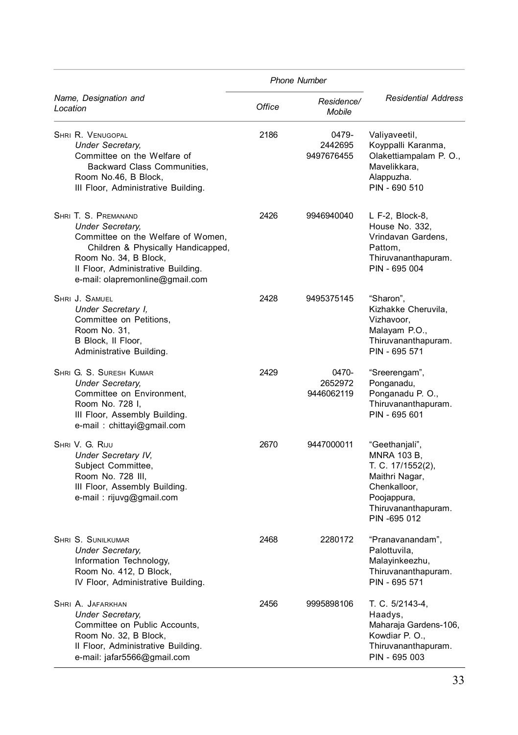| Name, Designation and Location | Phone Number | | Residential Address |
|---|---|---|---|
| | Office | Residence/ Mobile | |
| SHRI R. VENUGOPAL<br>*Under Secretary,*<br>Committee on the Welfare of Backward Class Communities,<br>Room No.46, B Block,<br>III Floor, Administrative Building. | 2186 | 0479-2442695<br>9497676455 | Valiyaveetil,<br>Koyppalli Karanma,<br>Olakettiampalam P. O.,<br>Mavelikkara,<br>Alappuzha.<br>PIN - 690 510 |
| SHRI T. S. PREMANAND<br>*Under Secretary,*<br>Committee on the Welfare of Women, Children & Physically Handicapped,<br>Room No. 34, B Block,<br>II Floor, Administrative Building.<br>e-mail: olapremonline@gmail.com | 2426 | 9946940040 | L F-2, Block-8,<br>House No. 332,<br>Vrindavan Gardens,<br>Pattom,<br>Thiruvananthapuram.<br>PIN - 695 004 |
| SHRI J. SAMUEL<br>*Under Secretary I,*<br>Committee on Petitions,<br>Room No. 31,<br>B Block, II Floor,<br>Administrative Building. | 2428 | 9495375145 | "Sharon",<br>Kizhakke Cheruvila,<br>Vizhavoor,<br>Malayam P.O.,<br>Thiruvananthapuram.<br>PIN - 695 571 |
| SHRI G. S. SURESH KUMAR<br>*Under Secretary,*<br>Committee on Environment,<br>Room No. 728 I,<br>III Floor, Assembly Building.<br>e-mail : chittayi@gmail.com | 2429 | 0470-2652972<br>9446062119 | "Sreerengam",<br>Ponganadu,<br>Ponganadu P. O.,<br>Thiruvananthapuram.<br>PIN - 695 601 |
| SHRI V. G. RIJU<br>*Under Secretary IV,*<br>Subject Committee,<br>Room No. 728 III,<br>III Floor, Assembly Building.<br>e-mail : rijuvg@gmail.com | 2670 | 9447000011 | "Geethanjali",<br>MNRA 103 B,<br>T. C. 17/1552(2),<br>Maithri Nagar,<br>Chenkalloor,<br>Poojappura,<br>Thiruvananthapuram.<br>PIN -695 012 |
| SHRI S. SUNILKUMAR<br>*Under Secretary,*<br>Information Technology,<br>Room No. 412, D Block,<br>IV Floor, Administrative Building. | 2468 | 2280172 | "Pranavanandam",<br>Palottuvila,<br>Malayinkeezhu,<br>Thiruvananthapuram.<br>PIN - 695 571 |
| SHRI A. JAFARKHAN<br>*Under Secretary,*<br>Committee on Public Accounts,<br>Room No. 32, B Block,<br>II Floor, Administrative Building.<br>e-mail: jafar5566@gmail.com | 2456 | 9995898106 | T. C. 5/2143-4,<br>Haadys,<br>Maharaja Gardens-106,<br>Kowdiar P. O.,<br>Thiruvananthapuram.<br>PIN - 695 003 |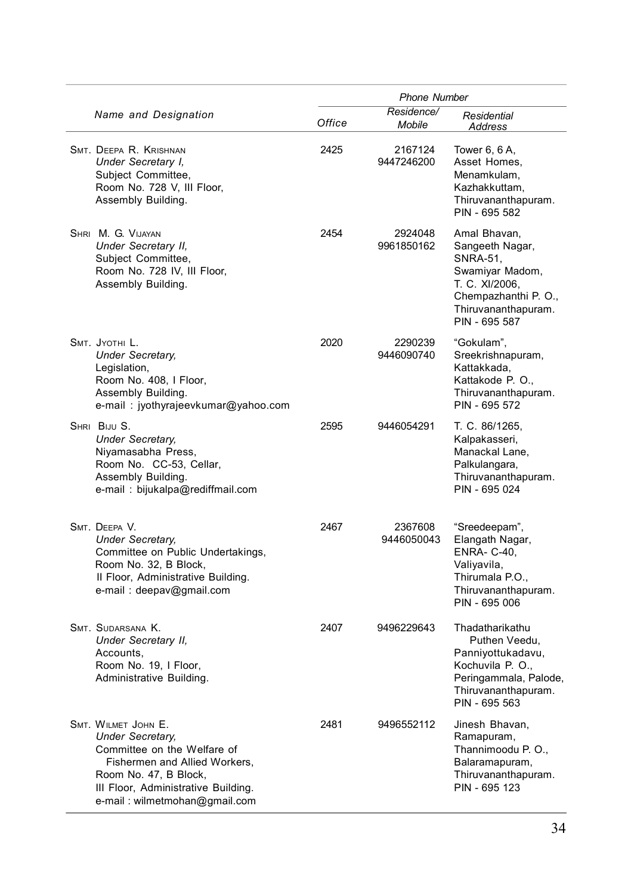| Name and Designation | Phone Number | | | 
|---|---|---|---|
| | Office | Residence/ Mobile | Residential Address |
| SMT. DEEPA R. KRISHNAN<br>*Under Secretary I,*<br>Subject Committee,<br>Room No. 728 V, III Floor,<br>Assembly Building. | 2425 | 2167124<br>9447246200 | Tower 6, 6 A,<br>Asset Homes,<br>Menamkulam,<br>Kazhakkuttam,<br>Thiruvananthapuram.<br>PIN - 695 582 |
| SHRI M. G. VIJAYAN<br>*Under Secretary II,*<br>Subject Committee,<br>Room No. 728 IV, III Floor,<br>Assembly Building. | 2454 | 2924048<br>9961850162 | Amal Bhavan,<br>Sangeeth Nagar,<br>SNRA-51,<br>Swamiyar Madom,<br>T. C. XI/2006,<br>Chempazhanthi P. O.,<br>Thiruvananthapuram.<br>PIN - 695 587 |
| SMT. JYOTHI L.<br>*Under Secretary,*<br>Legislation,<br>Room No. 408, I Floor,<br>Assembly Building.<br>e-mail : jyothyrajeevkumar@yahoo.com | 2020 | 2290239<br>9446090740 | "Gokulam",<br>Sreekrishnapuram,<br>Kattakkada,<br>Kattakode P. O.,<br>Thiruvananthapuram.<br>PIN - 695 572 |
| SHRI BIJU S.<br>*Under Secretary,*<br>Niyamasabha Press,<br>Room No. CC-53, Cellar,<br>Assembly Building.<br>e-mail : bijukalpa@rediffmail.com | 2595 | 9446054291 | T. C. 86/1265,<br>Kalpakasseri,<br>Manackal Lane,<br>Palkulangara,<br>Thiruvananthapuram.<br>PIN - 695 024 |
| SMT. DEEPA V.<br>*Under Secretary,*<br>Committee on Public Undertakings,<br>Room No. 32, B Block,<br>II Floor, Administrative Building.<br>e-mail : deepav@gmail.com | 2467 | 2367608<br>9446050043 | "Sreedeepam",<br>Elangath Nagar,<br>ENRA- C-40,<br>Valiyavila,<br>Thirumala P.O.,<br>Thiruvananthapuram.<br>PIN - 695 006 |
| SMT. SUDARSANA K.<br>*Under Secretary II,*<br>Accounts,<br>Room No. 19, I Floor,<br>Administrative Building. | 2407 | 9496229643 | Thadatharikathu<br>Puthen Veedu,<br>Panniyottukadavu,<br>Kochuvila P. O.,<br>Peringammala, Palode,<br>Thiruvananthapuram.<br>PIN - 695 563 |
| SMT. WILMET JOHN E.<br>*Under Secretary,*<br>Committee on the Welfare of<br>Fishermen and Allied Workers,<br>Room No. 47, B Block,<br>III Floor, Administrative Building.<br>e-mail : wilmetmohan@gmail.com | 2481 | 9496552112 | Jinesh Bhavan,<br>Ramapuram,<br>Thannimoodu P. O.,<br>Balaramapuram,<br>Thiruvananthapuram.<br>PIN - 695 123 |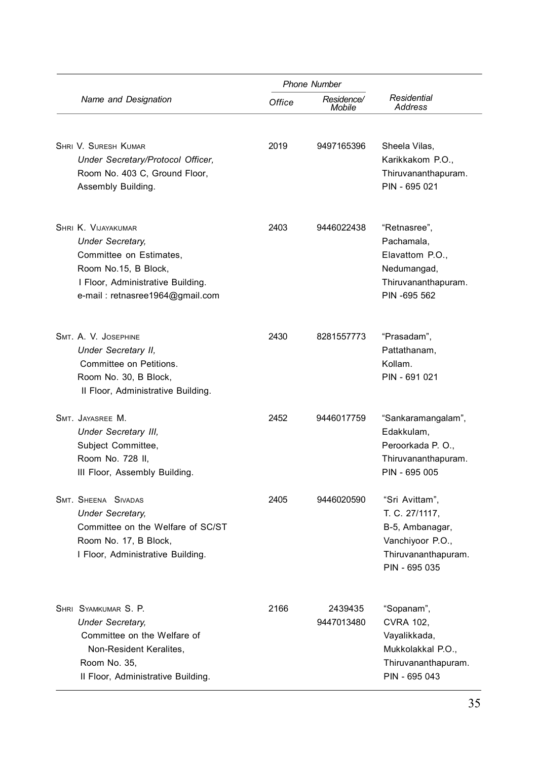| Name and Designation | Phone Number | | Residential Address |
|---|---|---|---|
| | Office | Residence/ Mobile | |
| SHRI V. SURESH KUMAR<br>*Under Secretary/Protocol Officer,*<br>Room No. 403 C, Ground Floor,<br>Assembly Building. | 2019 | 9497165396 | Sheela Vilas,<br>Karikkakom P.O.,<br>Thiruvananthapuram.<br>PIN - 695 021 |
| SHRI K. VIJAYAKUMAR<br>*Under Secretary,*<br>Committee on Estimates,<br>Room No.15, B Block,<br>I Floor, Administrative Building.<br>e-mail : retnasree1964@gmail.com | 2403 | 9446022438 | "Retnasree",<br>Pachamala,<br>Elavattom P.O.,<br>Nedumangad,<br>Thiruvananthapuram.<br>PIN -695 562 |
| SMT. A. V. JOSEPHINE<br>*Under Secretary II,*<br>Committee on Petitions.<br>Room No. 30, B Block,<br>II Floor, Administrative Building. | 2430 | 8281557773 | "Prasadam",<br>Pattathanam,<br>Kollam.<br>PIN - 691 021 |
| SMT. JAYASREE M.<br>*Under Secretary III,*<br>Subject Committee,<br>Room No. 728 II,<br>III Floor, Assembly Building. | 2452 | 9446017759 | "Sankaramangalam",<br>Edakkulam,<br>Peroorkada P. O.,<br>Thiruvananthapuram.<br>PIN - 695 005 |
| SMT. SHEENA SIVADAS<br>*Under Secretary,*<br>Committee on the Welfare of SC/ST<br>Room No. 17, B Block,<br>I Floor, Administrative Building. | 2405 | 9446020590 | "Sri Avittam",<br>T. C. 27/1117,<br>B-5, Ambanagar,<br>Vanchiyoor P.O.,<br>Thiruvananthapuram.<br>PIN - 695 035 |
| SHRI SYAMKUMAR S. P.<br>*Under Secretary,*<br>Committee on the Welfare of Non-Resident Keralites,<br>Room No. 35,<br>II Floor, Administrative Building. | 2166 | 2439435<br>9447013480 | "Sopanam",<br>CVRA 102,<br>Vayalikkada,<br>Mukkolakkal P.O.,<br>Thiruvananthapuram.<br>PIN - 695 043 |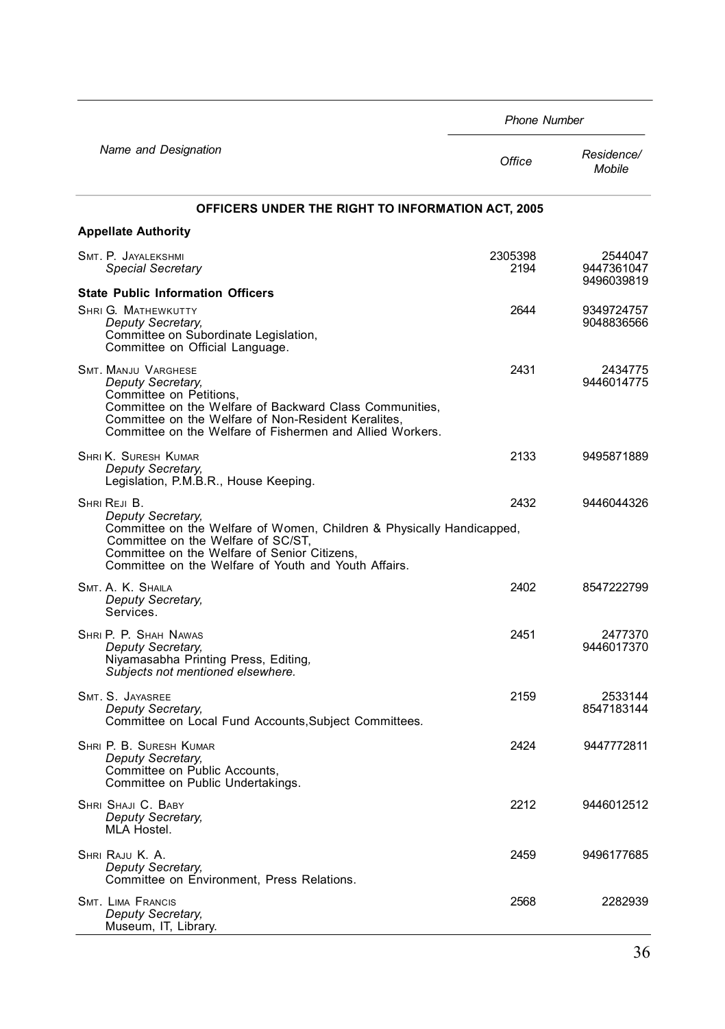| Name and Designation | Phone Number | |
|---|---|---|
| | Office | Residence/ Mobile |
| **OFFICERS UNDER THE RIGHT TO INFORMATION ACT, 2005** | | |
| **Appellate Authority** | | |
| SMT. P. JAYALEKSHMI<br>*Special Secretary* | 2305398<br>2194 | 2544047<br>9447361047<br>9496039819 |
| **State Public Information Officers** | | |
| SHRI G. MATHEWKUTTY<br>*Deputy Secretary,*<br>Committee on Subordinate Legislation,<br>Committee on Official Language. | 2644 | 9349724757<br>9048836566 |
| SMT. MANJU VARGHESE<br>*Deputy Secretary,*<br>Committee on Petitions,<br>Committee on the Welfare of Backward Class Communities,<br>Committee on the Welfare of Non-Resident Keralites,<br>Committee on the Welfare of Fishermen and Allied Workers. | 2431 | 2434775<br>9446014775 |
| SHRI K. SURESH KUMAR<br>*Deputy Secretary,*<br>Legislation, P.M.B.R., House Keeping. | 2133 | 9495871889 |
| SHRI REJI B.<br>*Deputy Secretary,*<br>Committee on the Welfare of Women, Children & Physically Handicapped,<br>Committee on the Welfare of SC/ST,<br>Committee on the Welfare of Senior Citizens,<br>Committee on the Welfare of Youth and Youth Affairs. | 2432 | 9446044326 |
| SMT. A. K. SHAILA<br>*Deputy Secretary,*<br>Services. | 2402 | 8547222799 |
| SHRI P. P. SHAH NAWAS<br>*Deputy Secretary,*<br>Niyamasabha Printing Press, Editing,<br>*Subjects not mentioned elsewhere.* | 2451 | 2477370<br>9446017370 |
| SMT. S. JAYASREE<br>*Deputy Secretary,*<br>Committee on Local Fund Accounts,Subject Committees. | 2159 | 2533144<br>8547183144 |
| SHRI P. B. SURESH KUMAR<br>*Deputy Secretary,*<br>Committee on Public Accounts,<br>Committee on Public Undertakings. | 2424 | 9447772811 |
| SHRI SHAJI C. BABY<br>*Deputy Secretary,*<br>MLA Hostel. | 2212 | 9446012512 |
| SHRI RAJU K. A.<br>*Deputy Secretary,*<br>Committee on Environment, Press Relations. | 2459 | 9496177685 |
| SMT. LIMA FRANCIS<br>*Deputy Secretary,*<br>Museum, IT, Library. | 2568 | 2282939 |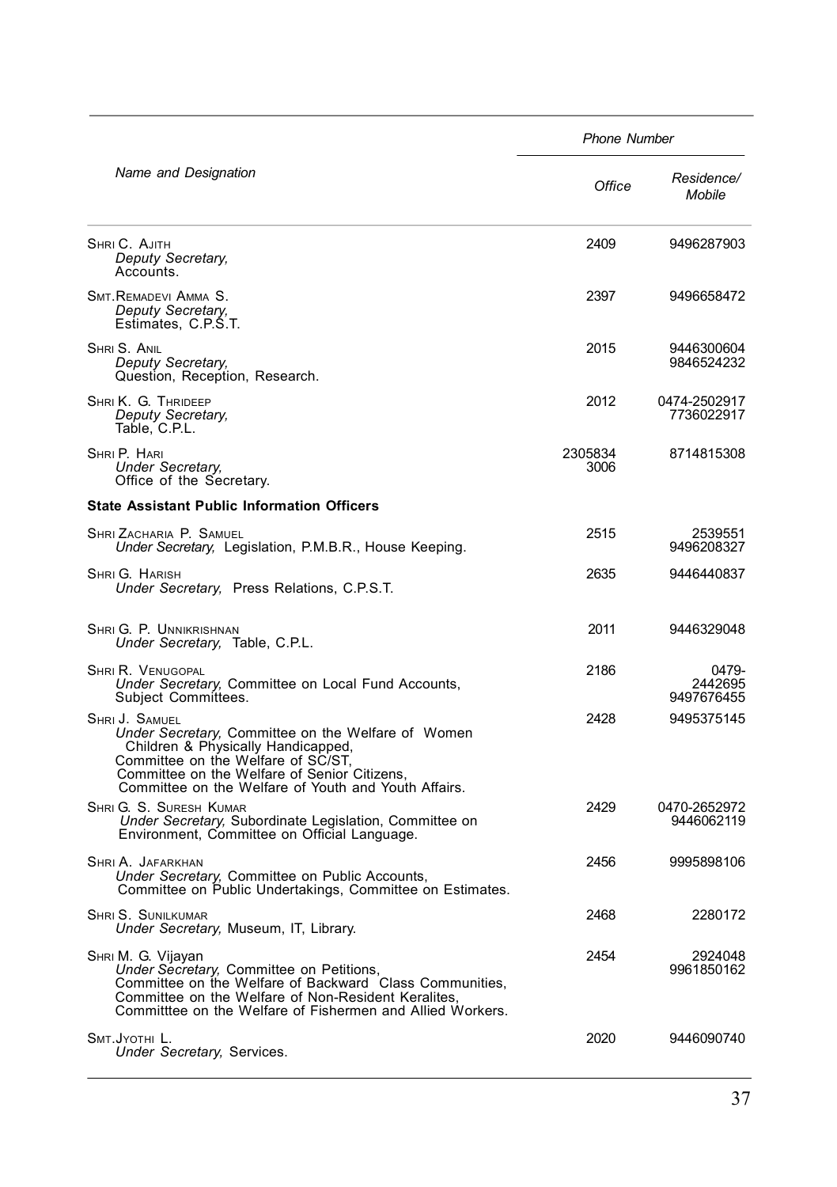| Name and Designation | Phone Number | |
|---|---|---|
| | Office | Residence/ Mobile |
| SHRI C. AJITH<br>*Deputy Secretary,*<br>Accounts. | 2409 | 9496287903 |
| SMT. REMADEVI AMMA S.<br>*Deputy Secretary,*<br>Estimates, C.P.S.T. | 2397 | 9496658472 |
| SHRI S. ANIL<br>*Deputy Secretary,*<br>Question, Reception, Research. | 2015 | 9446300604<br>9846524232 |
| SHRI K. G. THRIDEEP<br>*Deputy Secretary,*<br>Table, C.P.L. | 2012 | 0474-2502917<br>7736022917 |
| SHRI P. HARI<br>*Under Secretary,*<br>Office of the Secretary. | 2305834<br>3006 | 8714815308 |
| **State Assistant Public Information Officers** | | |
| SHRI ZACHARIA P. SAMUEL<br>*Under Secretary,* Legislation, P.M.B.R., House Keeping. | 2515 | 2539551<br>9496208327 |
| SHRI G. HARISH<br>*Under Secretary,* Press Relations, C.P.S.T. | 2635 | 9446440837 |
| SHRI G. P. UNNIKRISHNAN<br>*Under Secretary,* Table, C.P.L. | 2011 | 9446329048 |
| SHRI R. VENUGOPAL<br>*Under Secretary,* Committee on Local Fund Accounts, Subject Committees. | 2186 | 0479-2442695<br>9497676455 |
| SHRI J. SAMUEL<br>*Under Secretary,* Committee on the Welfare of Women Children & Physically Handicapped, Committee on the Welfare of SC/ST, Committee on the Welfare of Senior Citizens, Committee on the Welfare of Youth and Youth Affairs. | 2428 | 9495375145 |
| SHRI G. S. SURESH KUMAR<br>*Under Secretary,* Subordinate Legislation, Committee on Environment, Committee on Official Language. | 2429 | 0470-2652972<br>9446062119 |
| SHRI A. JAFARKHAN<br>*Under Secretary,* Committee on Public Accounts, Committee on Public Undertakings, Committee on Estimates. | 2456 | 9995898106 |
| SHRI S. SUNILKUMAR<br>*Under Secretary,* Museum, IT, Library. | 2468 | 2280172 |
| SHRI M. G. Vijayan<br>*Under Secretary,* Committee on Petitions, Committee on the Welfare of Backward Class Communities, Committee on the Welfare of Non-Resident Keralites, Committtee on the Welfare of Fishermen and Allied Workers. | 2454 | 2924048<br>9961850162 |
| SMT. JYOTHI L.<br>*Under Secretary,* Services. | 2020 | 9446090740 |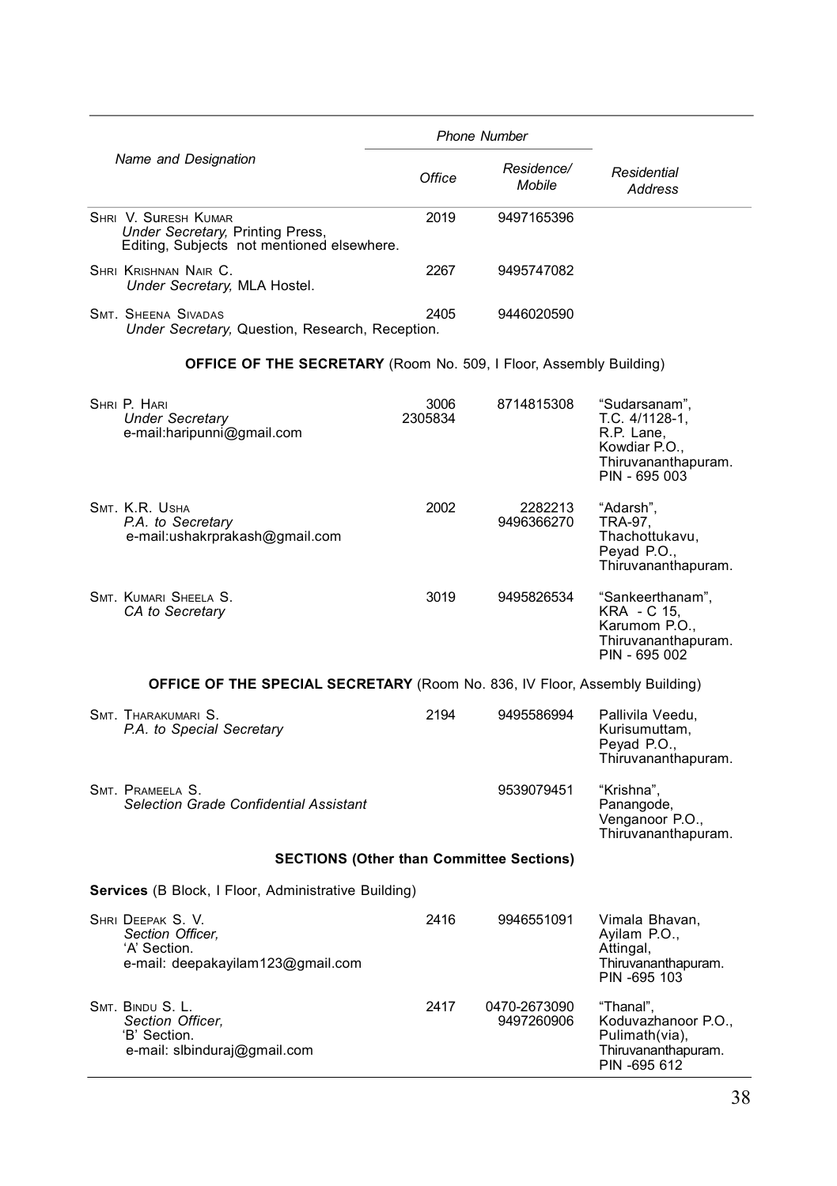| Name and Designation | Phone Number | | Residential Address |
|---|---|---|---|
| | Office | Residence/ Mobile | |
| SHRI V. SURESH KUMAR<br>*Under Secretary,* Printing Press, Editing, Subjects not mentioned elsewhere. | 2019 | 9497165396 | |
| SHRI KRISHNAN NAIR C.<br>*Under Secretary,* MLA Hostel. | 2267 | 9495747082 | |
| SMT. SHEENA SIVADAS<br>*Under Secretary,* Question, Research, Reception. | 2405 | 9446020590 | |
| **OFFICE OF THE SECRETARY** (Room No. 509, I Floor, Assembly Building) | | | |
| SHRI P. HARI<br>*Under Secretary*<br>e-mail:haripunni@gmail.com | 3006<br>2305834 | 8714815308 | "Sudarsanam", T.C. 4/1128-1, R.P. Lane, Kowdiar P.O., Thiruvananthapuram. PIN - 695 003 |
| SMT. K.R. USHA<br>*P.A. to Secretary*<br>e-mail:ushakrprakash@gmail.com | 2002 | 2282213<br>9496366270 | "Adarsh", TRA-97, Thachottukavu, Peyad P.O., Thiruvananthapuram. |
| SMT. KUMARI SHEELA S.<br>*CA to Secretary* | 3019 | 9495826534 | "Sankeerthanam", KRA - C 15, Karumom P.O., Thiruvananthapuram. PIN - 695 002 |
| **OFFICE OF THE SPECIAL SECRETARY** (Room No. 836, IV Floor, Assembly Building) | | | |
| SMT. THARAKUMARI S.<br>*P.A. to Special Secretary* | 2194 | 9495586994 | Pallivila Veedu, Kurisumuttam, Peyad P.O., Thiruvananthapuram. |
| SMT. PRAMEELA S.<br>*Selection Grade Confidential Assistant* | | 9539079451 | "Krishna", Panangode, Venganoor P.O., Thiruvananthapuram. |
| **SECTIONS (Other than Committee Sections)** | | | |
| **Services** (B Block, I Floor, Administrative Building) | | | |
| SHRI DEEPAK S. V.<br>*Section Officer,*<br>'A' Section.<br>e-mail: deepakayilam123@gmail.com | 2416 | 9946551091 | Vimala Bhavan, Ayilam P.O., Attingal, Thiruvananthapuram. PIN -695 103 |
| SMT. BINDU S. L.<br>*Section Officer,*<br>'B' Section.<br>e-mail: slbinduraj@gmail.com | 2417 | 0470-2673090<br>9497260906 | "Thanal", Koduvazhanoor P.O., Pulimath(via), Thiruvananthapuram. PIN -695 612 |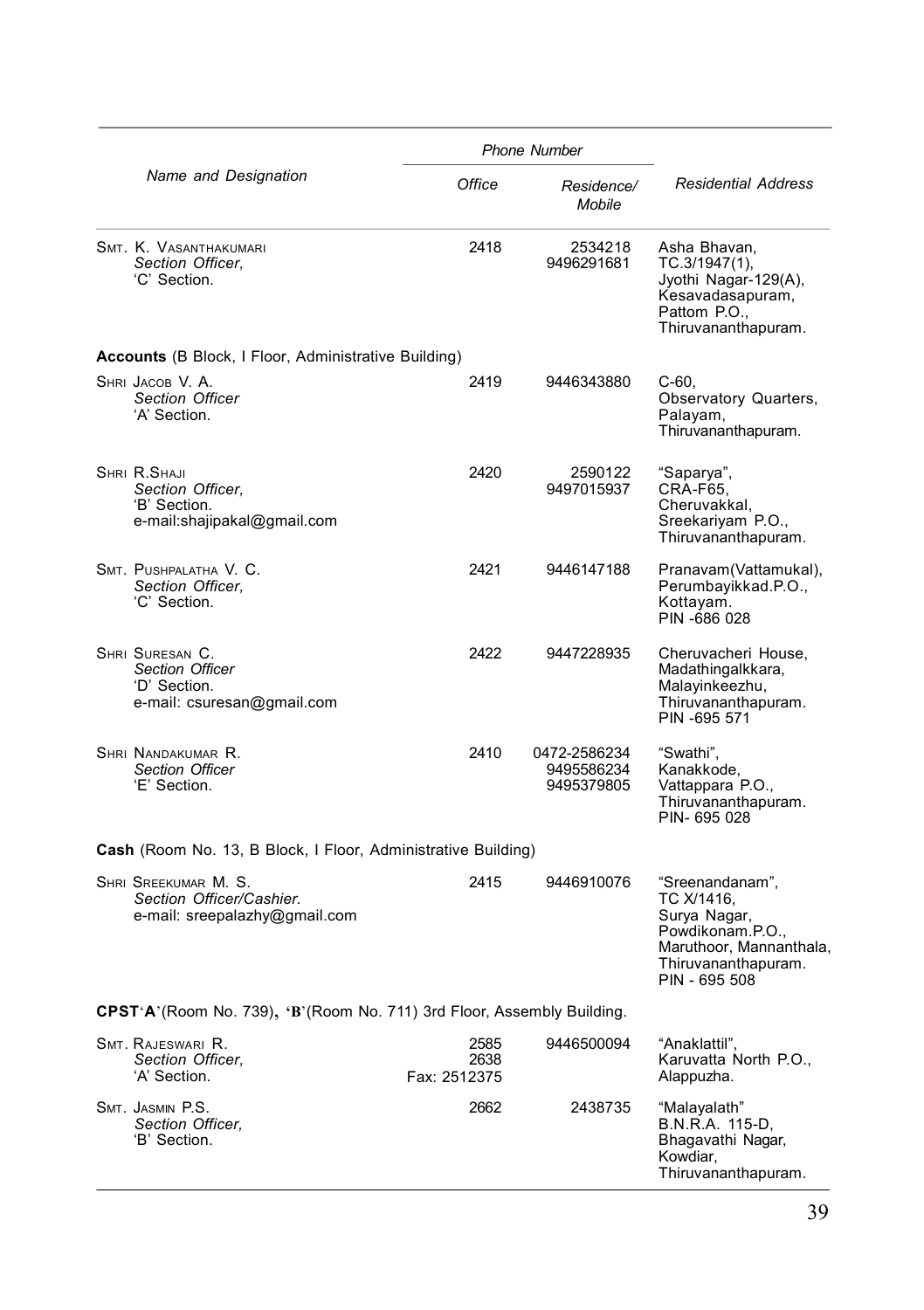<table>
<tr><th rowspan="2">Name and Designation</th><th colspan="2">Phone Number</th><th rowspan="2">Residential Address</th></tr>
<tr><th>Office</th><th>Residence/ Mobile</th></tr>
<tr><td>SMT. K. VASANTHAKUMARI<br><i>Section Officer,</i><br>'C' Section.</td><td>2418</td><td>2534218<br>9496291681</td><td>Asha Bhavan,<br>TC.3/1947(1),<br>Jyothi Nagar-129(A),<br>Kesavadasapuram,<br>Pattom P.O.,<br>Thiruvananthapuram.</td></tr>
<tr><td colspan="4"><b>Accounts</b> (B Block, I Floor, Administrative Building)</td></tr>
<tr><td>SHRI JACOB V. A.<br><i>Section Officer</i><br>'A' Section.</td><td>2419</td><td>9446343880</td><td>C-60,<br>Observatory Quarters,<br>Palayam,<br>Thiruvananthapuram.</td></tr>
<tr><td>SHRI R.SHAJI<br><i>Section Officer,</i><br>'B' Section.<br>e-mail:shajipakal@gmail.com</td><td>2420</td><td>2590122<br>9497015937</td><td>"Saparya",<br>CRA-F65,<br>Cheruvakkal,<br>Sreekariyam P.O.,<br>Thiruvananthapuram.</td></tr>
<tr><td>SMT. PUSHPALATHA V. C.<br><i>Section Officer,</i><br>'C' Section.</td><td>2421</td><td>9446147188</td><td>Pranavam(Vattamukal),<br>Perumbayikkad.P.O.,<br>Kottayam.<br>PIN -686 028</td></tr>
<tr><td>SHRI SURESAN C.<br><i>Section Officer</i><br>'D' Section.<br>e-mail: csuresan@gmail.com</td><td>2422</td><td>9447228935</td><td>Cheruvacheri House,<br>Madathingalkkara,<br>Malayinkeezhu,<br>Thiruvananthapuram.<br>PIN -695 571</td></tr>
<tr><td>SHRI NANDAKUMAR R.<br><i>Section Officer</i><br>'E' Section.</td><td>2410</td><td>0472-2586234<br>9495586234<br>9495379805</td><td>"Swathi",<br>Kanakkode,<br>Vattappara P.O.,<br>Thiruvananthapuram.<br>PIN- 695 028</td></tr>
<tr><td colspan="4"><b>Cash</b> (Room No. 13, B Block, I Floor, Administrative Building)</td></tr>
<tr><td>SHRI SREEKUMAR M. S.<br><i>Section Officer/Cashier.</i><br>e-mail: sreepalazhy@gmail.com</td><td>2415</td><td>9446910076</td><td>"Sreenandanam",<br>TC X/1416,<br>Surya Nagar,<br>Powdikonam.P.O.,<br>Maruthoor, Mannanthala,<br>Thiruvananthapuram.<br>PIN - 695 508</td></tr>
<tr><td colspan="4"><b>CPST'A'</b>(Room No. 739), <b>'B'</b>(Room No. 711) 3rd Floor, Assembly Building.</td></tr>
<tr><td>SMT. RAJESWARI R.<br><i>Section Officer,</i><br>'A' Section.</td><td>2585<br>2638<br>Fax: 2512375</td><td>9446500094</td><td>"Anaklattil",<br>Karuvatta North P.O.,<br>Alappuzha.</td></tr>
<tr><td>SMT. JASMIN P.S.<br><i>Section Officer,</i><br>'B' Section.</td><td>2662</td><td>2438735</td><td>"Malayalath"<br>B.N.R.A. 115-D,<br>Bhagavathi Nagar,<br>Kowdiar,<br>Thiruvananthapuram.</td></tr>
</table>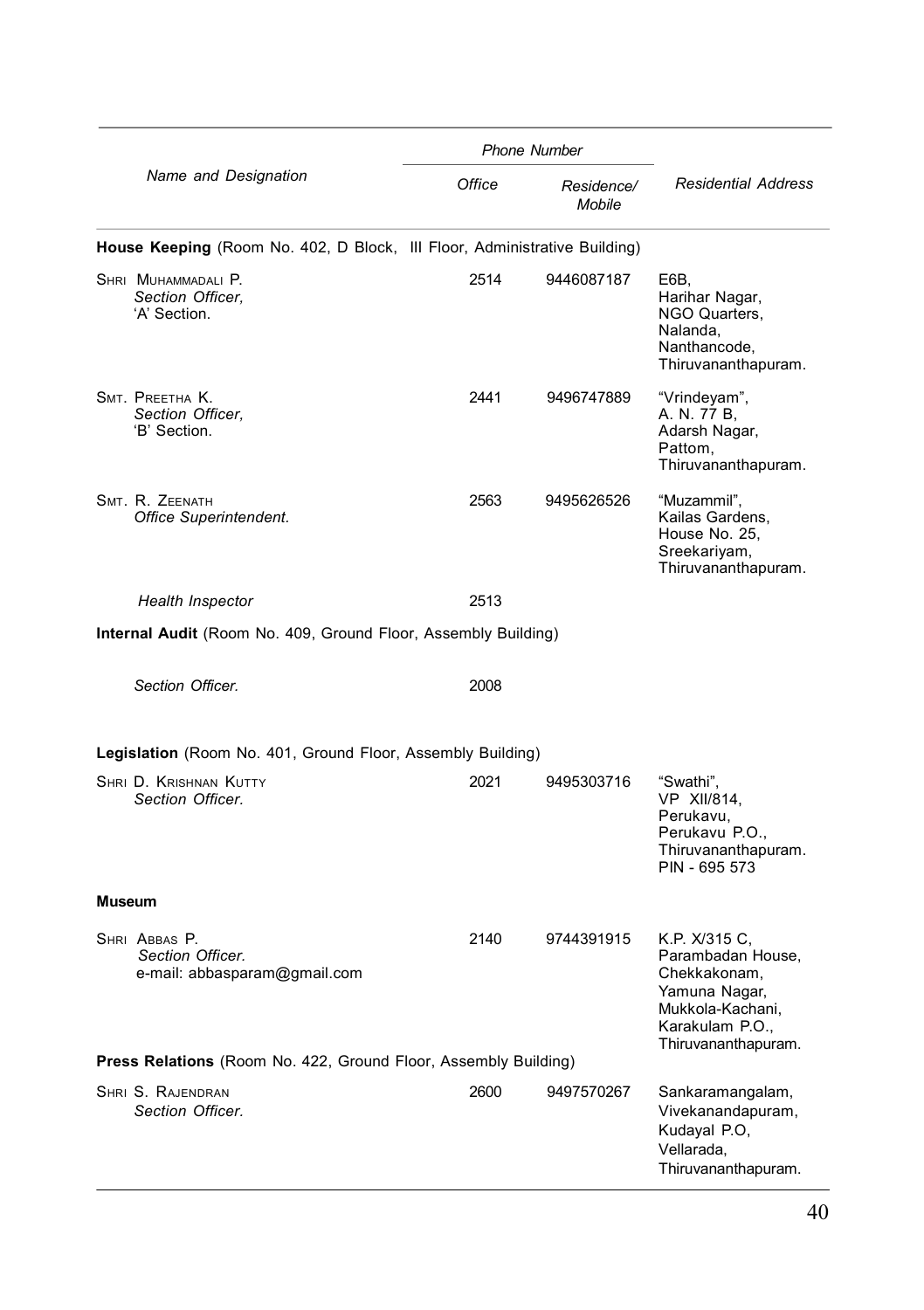| Name and Designation | Phone Number | | Residential Address |
|---|---|---|---|
| | Office | Residence/ Mobile | |
| **House Keeping** (Room No. 402, D Block, III Floor, Administrative Building) | | | |
| SHRI MUHAMMADALI P.<br>*Section Officer,*<br>'A' Section. | 2514 | 9446087187 | E6B,<br>Harihar Nagar,<br>NGO Quarters,<br>Nalanda,<br>Nanthancode,<br>Thiruvananthapuram. |
| SMT. PREETHA K.<br>*Section Officer,*<br>'B' Section. | 2441 | 9496747889 | "Vrindeyam",<br>A. N. 77 B,<br>Adarsh Nagar,<br>Pattom,<br>Thiruvananthapuram. |
| SMT. R. ZEENATH<br>*Office Superintendent.* | 2563 | 9495626526 | "Muzammil",<br>Kailas Gardens,<br>House No. 25,<br>Sreekariyam,<br>Thiruvananthapuram. |
| *Health Inspector* | 2513 | | |
| **Internal Audit** (Room No. 409, Ground Floor, Assembly Building) | | | |
| *Section Officer.* | 2008 | | |
| **Legislation** (Room No. 401, Ground Floor, Assembly Building) | | | |
| SHRI D. KRISHNAN KUTTY<br>*Section Officer.* | 2021 | 9495303716 | "Swathi",<br>VP XII/814,<br>Perukavu,<br>Perukavu P.O.,<br>Thiruvananthapuram.<br>PIN - 695 573 |
| **Museum** | | | |
| SHRI ABBAS P.<br>*Section Officer.*<br>e-mail: abbasparam@gmail.com | 2140 | 9744391915 | K.P. X/315 C,<br>Parambadan House,<br>Chekkakonam,<br>Yamuna Nagar,<br>Mukkola-Kachani,<br>Karakulam P.O.,<br>Thiruvananthapuram. |
| **Press Relations** (Room No. 422, Ground Floor, Assembly Building) | | | |
| SHRI S. RAJENDRAN<br>*Section Officer.* | 2600 | 9497570267 | Sankaramangalam,<br>Vivekanandapuram,<br>Kudayal P.O,<br>Vellarada,<br>Thiruvananthapuram. |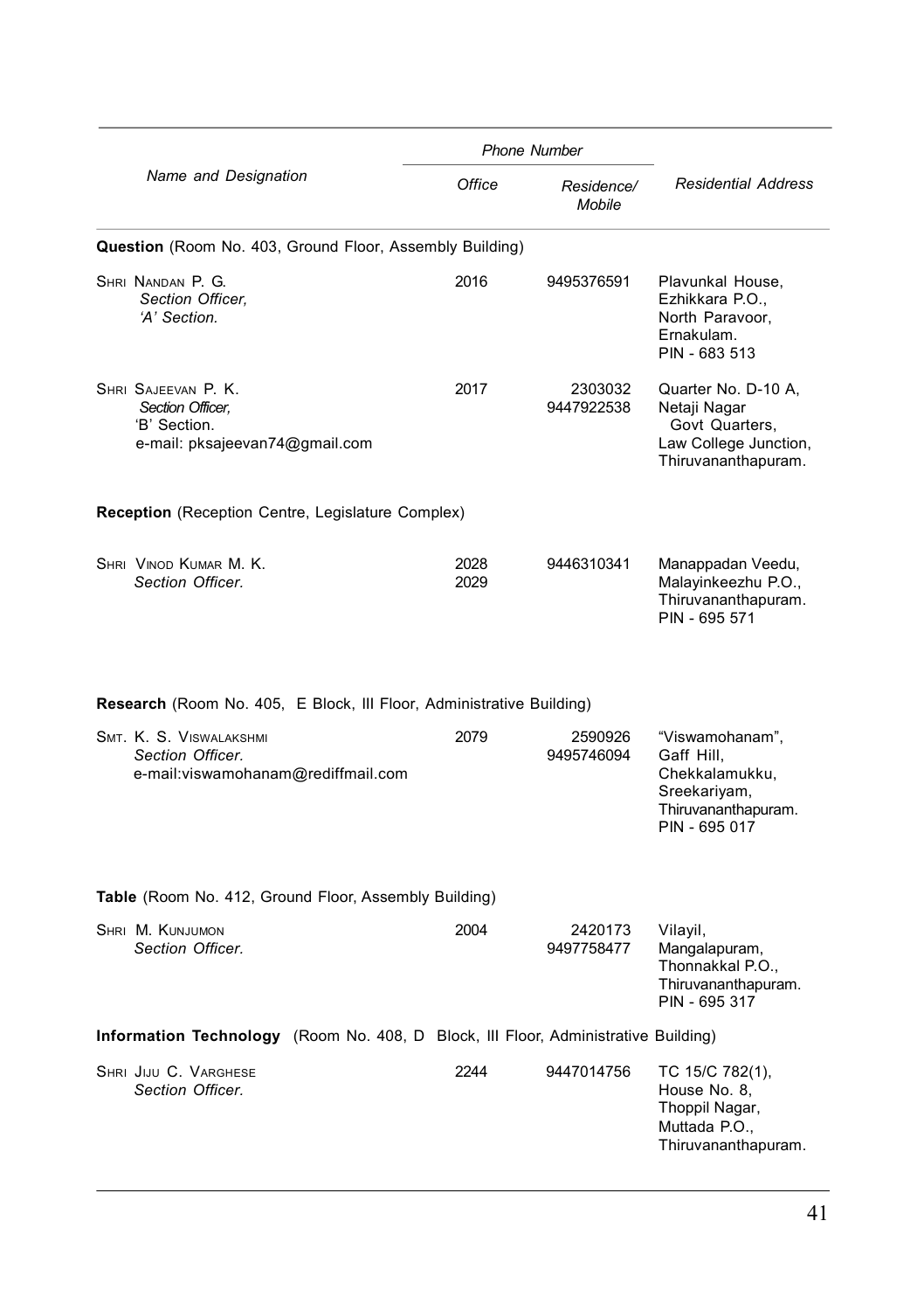| Name and Designation | Phone Number | | Residential Address |
|---|---|---|---|
| | Office | Residence/ Mobile | |
| **Question** (Room No. 403, Ground Floor, Assembly Building) | | | |
| Shri Nandan P. G. *Section Officer, 'A' Section.* | 2016 | 9495376591 | Plavunkal House, Ezhikkara P.O., North Paravoor, Ernakulam. PIN - 683 513 |
| Shri Sajeevan P. K. *Section Officer,* 'B' Section. e-mail: pksajeevan74@gmail.com | 2017 | 2303032 9447922538 | Quarter No. D-10 A, Netaji Nagar Govt Quarters, Law College Junction, Thiruvananthapuram. |
| **Reception** (Reception Centre, Legislature Complex) | | | |
| Shri Vinod Kumar M. K. *Section Officer.* | 2028 2029 | 9446310341 | Manappadan Veedu, Malayinkeezhu P.O., Thiruvananthapuram. PIN - 695 571 |
| **Research** (Room No. 405, E Block, III Floor, Administrative Building) | | | |
| Smt. K. S. Viswalakshmi *Section Officer.* e-mail:viswamohanam@rediffmail.com | 2079 | 2590926 9495746094 | "Viswamohanam", Gaff Hill, Chekkalamukku, Sreekariyam, Thiruvananthapuram. PIN - 695 017 |
| **Table** (Room No. 412, Ground Floor, Assembly Building) | | | |
| Shri M. Kunjumon *Section Officer.* | 2004 | 2420173 9497758477 | Vilayil, Mangalapuram, Thonnakkal P.O., Thiruvananthapuram. PIN - 695 317 |
| **Information Technology** (Room No. 408, D Block, III Floor, Administrative Building) | | | |
| Shri Jiju C. Varghese *Section Officer.* | 2244 | 9447014756 | TC 15/C 782(1), House No. 8, Thoppil Nagar, Muttada P.O., Thiruvananthapuram. |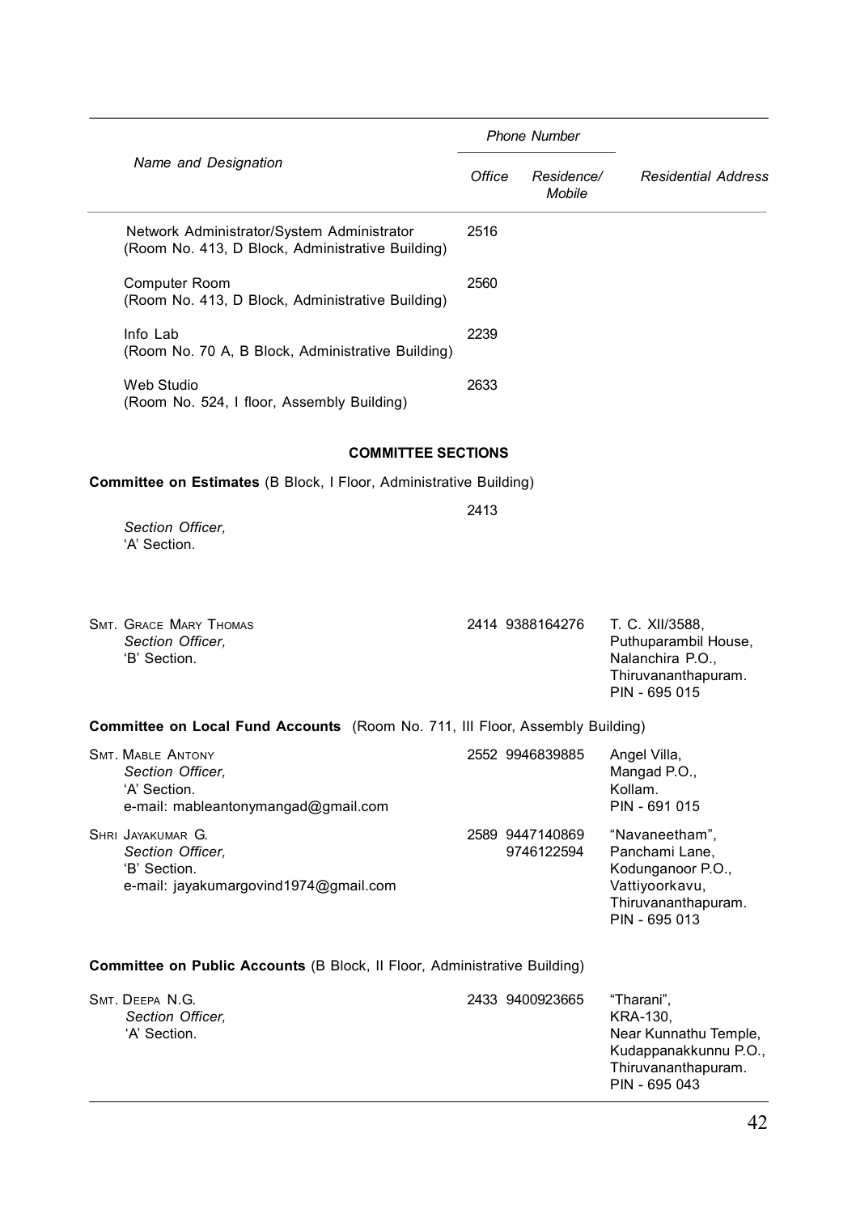| Name and Designation | Phone Number | | Residential Address |
|---|---|---|---|
| | Office | Residence/ Mobile | |
| Network Administrator/System Administrator (Room No. 413, D Block, Administrative Building) | 2516 | | |
| Computer Room (Room No. 413, D Block, Administrative Building) | 2560 | | |
| Info Lab (Room No. 70 A, B Block, Administrative Building) | 2239 | | |
| Web Studio (Room No. 524, I floor, Assembly Building) | 2633 | | |

**COMMITTEE SECTIONS**

**Committee on Estimates** (B Block, I Floor, Administrative Building)

| Name and Designation | Office | Residence/ Mobile | Residential Address |
|---|---|---|---|
| *Section Officer,* 'A' Section. | 2413 | | |
| SMT. GRACE MARY THOMAS *Section Officer,* 'B' Section. | 2414 | 9388164276 | T. C. XII/3588, Puthuparambil House, Nalanchira P.O., Thiruvananthapuram. PIN - 695 015 |

**Committee on Local Fund Accounts** (Room No. 711, III Floor, Assembly Building)

| Name and Designation | Office | Residence/ Mobile | Residential Address |
|---|---|---|---|
| SMT. MABLE ANTONY *Section Officer,* 'A' Section. e-mail: mableantonymangad@gmail.com | 2552 | 9946839885 | Angel Villa, Mangad P.O., Kollam. PIN - 691 015 |
| SHRI JAYAKUMAR G. *Section Officer,* 'B' Section. e-mail: jayakumargovind1974@gmail.com | 2589 | 9447140869 9746122594 | "Navaneetham", Panchami Lane, Kodunganoor P.O., Vattiyoorkavu, Thiruvananthapuram. PIN - 695 013 |

**Committee on Public Accounts** (B Block, II Floor, Administrative Building)

| Name and Designation | Office | Residence/ Mobile | Residential Address |
|---|---|---|---|
| SMT. DEEPA N.G. *Section Officer,* 'A' Section. | 2433 | 9400923665 | "Tharani", KRA-130, Near Kunnathu Temple, Kudappanakkunnu P.O., Thiruvananthapuram. PIN - 695 043 |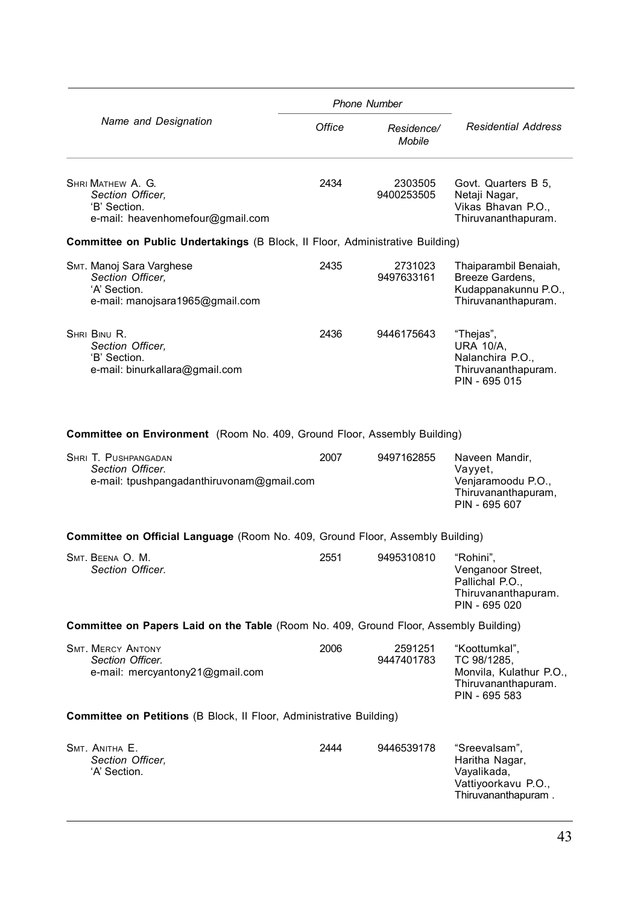| Name and Designation | Phone Number | | Residential Address |
|---|---|---|---|
| | Office | Residence/ Mobile | |
| SHRI MATHEW A. G.<br>*Section Officer,*<br>'B' Section.<br>e-mail: heavenhomefour@gmail.com | 2434 | 2303505<br>9400253505 | Govt. Quarters B 5,<br>Netaji Nagar,<br>Vikas Bhavan P.O.,<br>Thiruvananthapuram. |
| **Committee on Public Undertakings** (B Block, II Floor, Administrative Building) | | | |
| SMT. Manoj Sara Varghese<br>*Section Officer,*<br>'A' Section.<br>e-mail: manojsara1965@gmail.com | 2435 | 2731023<br>9497633161 | Thaiparambil Benaiah,<br>Breeze Gardens,<br>Kudappanakunnu P.O.,<br>Thiruvananthapuram. |
| SHRI BINU R.<br>*Section Officer,*<br>'B' Section.<br>e-mail: binurkallara@gmail.com | 2436 | 9446175643 | "Thejas",<br>URA 10/A,<br>Nalanchira P.O.,<br>Thiruvananthapuram.<br>PIN - 695 015 |
| **Committee on Environment** (Room No. 409, Ground Floor, Assembly Building) | | | |
| SHRI T. PUSHPANGADAN<br>*Section Officer.*<br>e-mail: tpushpangadanthiruvonam@gmail.com | 2007 | 9497162855 | Naveen Mandir,<br>Vayyet,<br>Venjaramoodu P.O.,<br>Thiruvananthapuram,<br>PIN - 695 607 |
| **Committee on Official Language** (Room No. 409, Ground Floor, Assembly Building) | | | |
| SMT. BEENA O. M.<br>*Section Officer.* | 2551 | 9495310810 | "Rohini",<br>Venganoor Street,<br>Pallichal P.O.,<br>Thiruvananthapuram.<br>PIN - 695 020 |
| **Committee on Papers Laid on the Table** (Room No. 409, Ground Floor, Assembly Building) | | | |
| SMT. MERCY ANTONY<br>*Section Officer.*<br>e-mail: mercyantony21@gmail.com | 2006 | 2591251<br>9447401783 | "Koottumkal",<br>TC 98/1285,<br>Monvila, Kulathur P.O.,<br>Thiruvananthapuram.<br>PIN - 695 583 |
| **Committee on Petitions** (B Block, II Floor, Administrative Building) | | | |
| SMT. ANITHA E.<br>*Section Officer,*<br>'A' Section. | 2444 | 9446539178 | "Sreevalsam",<br>Haritha Nagar,<br>Vayalikada,<br>Vattiyoorkavu P.O.,<br>Thiruvananthapuram . |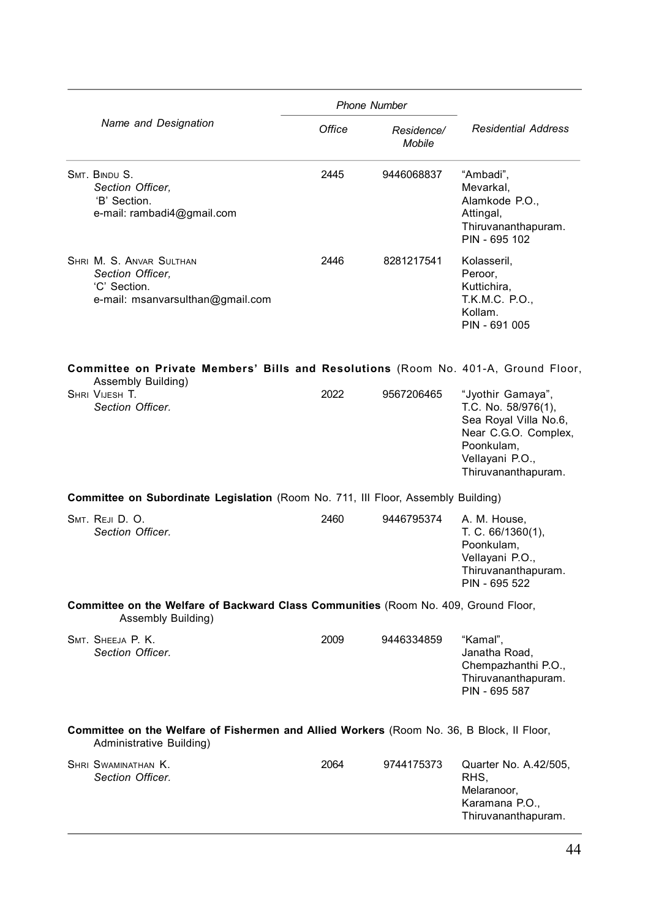| Name and Designation | Phone Number | | Residential Address |
|---|---|---|---|
| | Office | Residence/ Mobile | |
| SMT. BINDU S.<br>*Section Officer,*<br>'B' Section.<br>e-mail: rambadi4@gmail.com | 2445 | 9446068837 | "Ambadi",<br>Mevarkal,<br>Alamkode P.O.,<br>Attingal,<br>Thiruvananthapuram.<br>PIN - 695 102 |
| SHRI M. S. ANVAR SULTHAN<br>*Section Officer,*<br>'C' Section.<br>e-mail: msanvarsulthan@gmail.com | 2446 | 8281217541 | Kolasseril,<br>Peroor,<br>Kuttichira,<br>T.K.M.C. P.O.,<br>Kollam.<br>PIN - 691 005 |
| **Committee on Private Members' Bills and Resolutions** (Room No. 401-A, Ground Floor, Assembly Building) | | | |
| SHRI VIJESH T.<br>*Section Officer.* | 2022 | 9567206465 | "Jyothir Gamaya",<br>T.C. No. 58/976(1),<br>Sea Royal Villa No.6,<br>Near C.G.O. Complex,<br>Poonkulam,<br>Vellayani P.O.,<br>Thiruvananthapuram. |
| **Committee on Subordinate Legislation** (Room No. 711, III Floor, Assembly Building) | | | |
| SMT. REJI D. O.<br>*Section Officer.* | 2460 | 9446795374 | A. M. House,<br>T. C. 66/1360(1),<br>Poonkulam,<br>Vellayani P.O.,<br>Thiruvananthapuram.<br>PIN - 695 522 |
| **Committee on the Welfare of Backward Class Communities** (Room No. 409, Ground Floor, Assembly Building) | | | |
| SMT. SHEEJA P. K.<br>*Section Officer.* | 2009 | 9446334859 | "Kamal",<br>Janatha Road,<br>Chempazhanthi P.O.,<br>Thiruvananthapuram.<br>PIN - 695 587 |
| **Committee on the Welfare of Fishermen and Allied Workers** (Room No. 36, B Block, II Floor, Administrative Building) | | | |
| SHRI SWAMINATHAN K.<br>*Section Officer.* | 2064 | 9744175373 | Quarter No. A.42/505,<br>RHS,<br>Melaranoor,<br>Karamana P.O.,<br>Thiruvananthapuram. |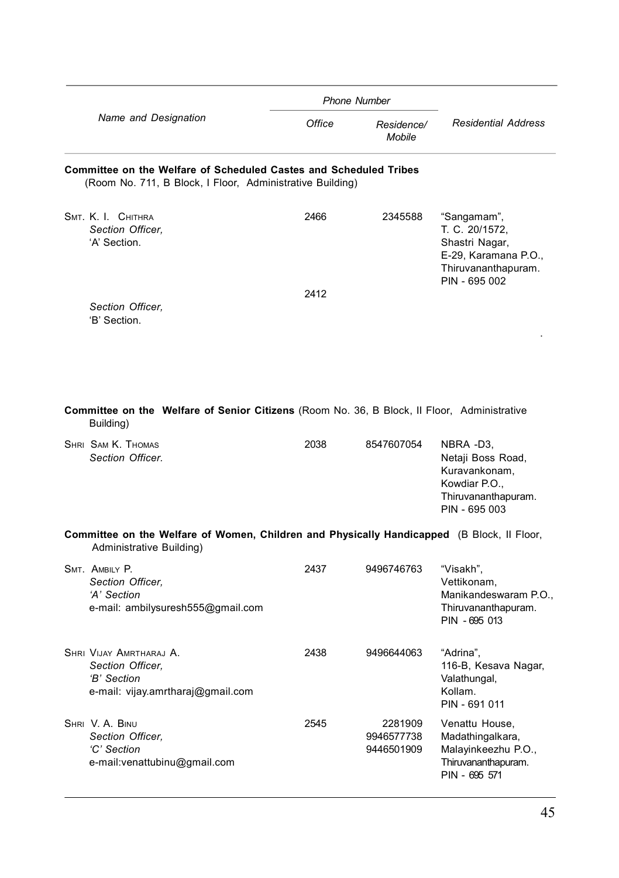| Name and Designation | Phone Number | | Residential Address |
|---|---|---|---|
| | Office | Residence/ Mobile | |
| **Committee on the Welfare of Scheduled Castes and Scheduled Tribes** (Room No. 711, B Block, I Floor, Administrative Building) | | | |
| SMT. K. I. CHITHRA *Section Officer,* 'A' Section. | 2466 | 2345588 | "Sangamam", T. C. 20/1572, Shastri Nagar, E-29, Karamana P.O., Thiruvananthapuram. PIN - 695 002 |
| *Section Officer,* 'B' Section. | 2412 | | . |
| **Committee on the Welfare of Senior Citizens** (Room No. 36, B Block, II Floor, Administrative Building) | | | |
| SHRI SAM K. THOMAS *Section Officer.* | 2038 | 8547607054 | NBRA -D3, Netaji Boss Road, Kuravankonam, Kowdiar P.O., Thiruvananthapuram. PIN - 695 003 |
| **Committee on the Welfare of Women, Children and Physically Handicapped** (B Block, II Floor, Administrative Building) | | | |
| SMT. AMBILY P. *Section Officer,* *'A' Section* e-mail: ambilysuresh555@gmail.com | 2437 | 9496746763 | "Visakh", Vettikonam, Manikandeswaram P.O., Thiruvananthapuram. PIN - 695 013 |
| SHRI VIJAY AMRTHARAJ A. *Section Officer,* *'B' Section* e-mail: vijay.amrtharaj@gmail.com | 2438 | 9496644063 | "Adrina", 116-B, Kesava Nagar, Valathungal, Kollam. PIN - 691 011 |
| SHRI V. A. BINU *Section Officer,* *'C' Section* e-mail:venattubinu@gmail.com | 2545 | 2281909 9946577738 9446501909 | Venattu House, Madathingalkara, Malayinkeezhu P.O., Thiruvananthapuram. PIN - 695 571 |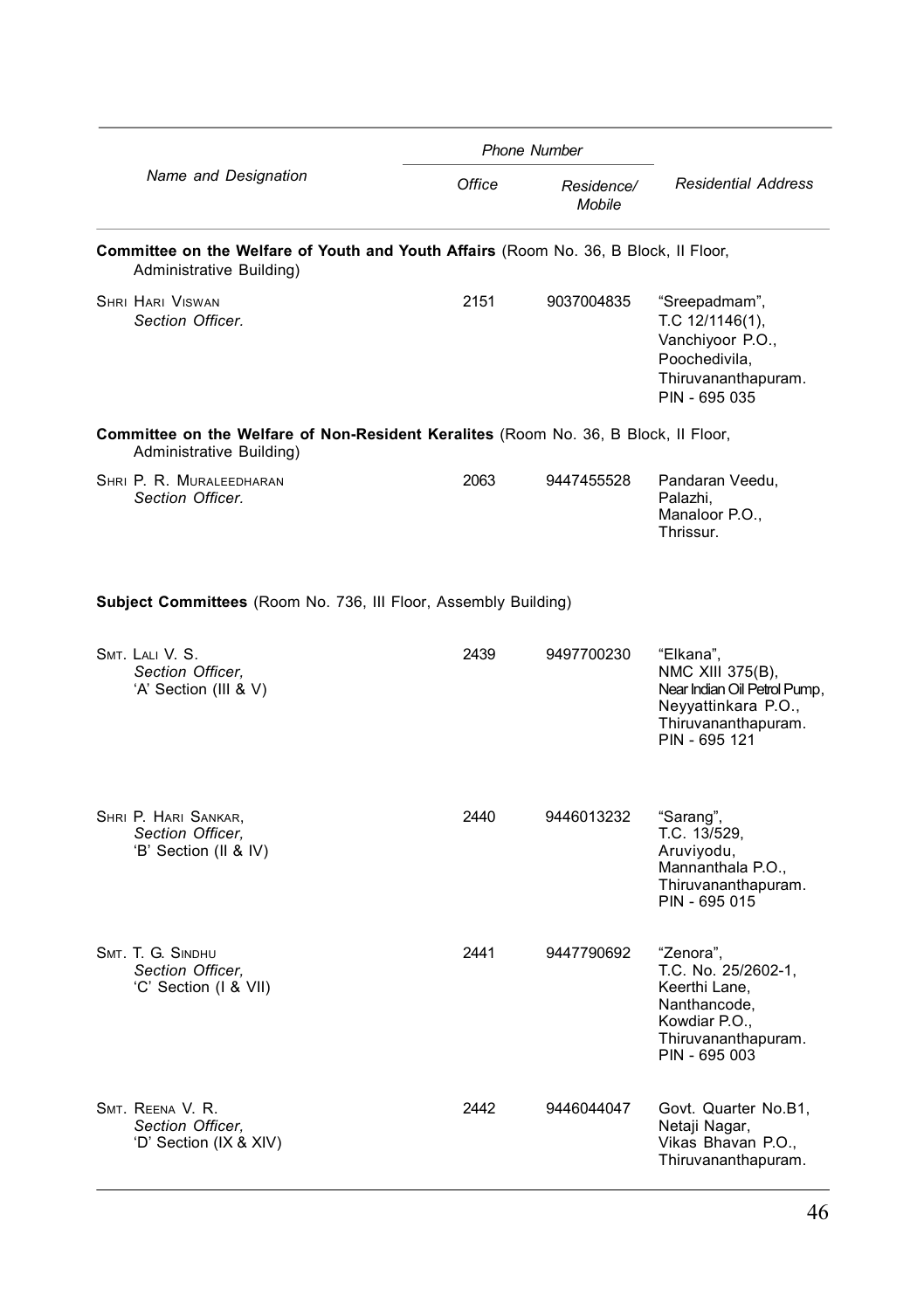| Name and Designation | Phone Number | | Residential Address |
|---|---|---|---|
| | Office | Residence/ Mobile | |
| **Committee on the Welfare of Youth and Youth Affairs** (Room No. 36, B Block, II Floor, Administrative Building) | | | |
| SHRI HARI VISWAN<br>*Section Officer.* | 2151 | 9037004835 | "Sreepadmam",<br>T.C 12/1146(1),<br>Vanchiyoor P.O.,<br>Poochedivila,<br>Thiruvananthapuram.<br>PIN - 695 035 |
| **Committee on the Welfare of Non-Resident Keralites** (Room No. 36, B Block, II Floor, Administrative Building) | | | |
| SHRI P. R. MURALEEDHARAN<br>*Section Officer.* | 2063 | 9447455528 | Pandaran Veedu,<br>Palazhi,<br>Manaloor P.O.,<br>Thrissur. |
| **Subject Committees** (Room No. 736, III Floor, Assembly Building) | | | |
| SMT. LALI V. S.<br>*Section Officer,*<br>'A' Section (III & V) | 2439 | 9497700230 | "Elkana",<br>NMC XIII 375(B),<br>Near Indian Oil Petrol Pump,<br>Neyyattinkara P.O.,<br>Thiruvananthapuram.<br>PIN - 695 121 |
| SHRI P. HARI SANKAR,<br>*Section Officer,*<br>'B' Section (II & IV) | 2440 | 9446013232 | "Sarang",<br>T.C. 13/529,<br>Aruviyodu,<br>Mannanthala P.O.,<br>Thiruvananthapuram.<br>PIN - 695 015 |
| SMT. T. G. SINDHU<br>*Section Officer,*<br>'C' Section (I & VII) | 2441 | 9447790692 | "Zenora",<br>T.C. No. 25/2602-1,<br>Keerthi Lane,<br>Nanthancode,<br>Kowdiar P.O.,<br>Thiruvananthapuram.<br>PIN - 695 003 |
| SMT. REENA V. R.<br>*Section Officer,*<br>'D' Section (IX & XIV) | 2442 | 9446044047 | Govt. Quarter No.B1,<br>Netaji Nagar,<br>Vikas Bhavan P.O.,<br>Thiruvananthapuram. |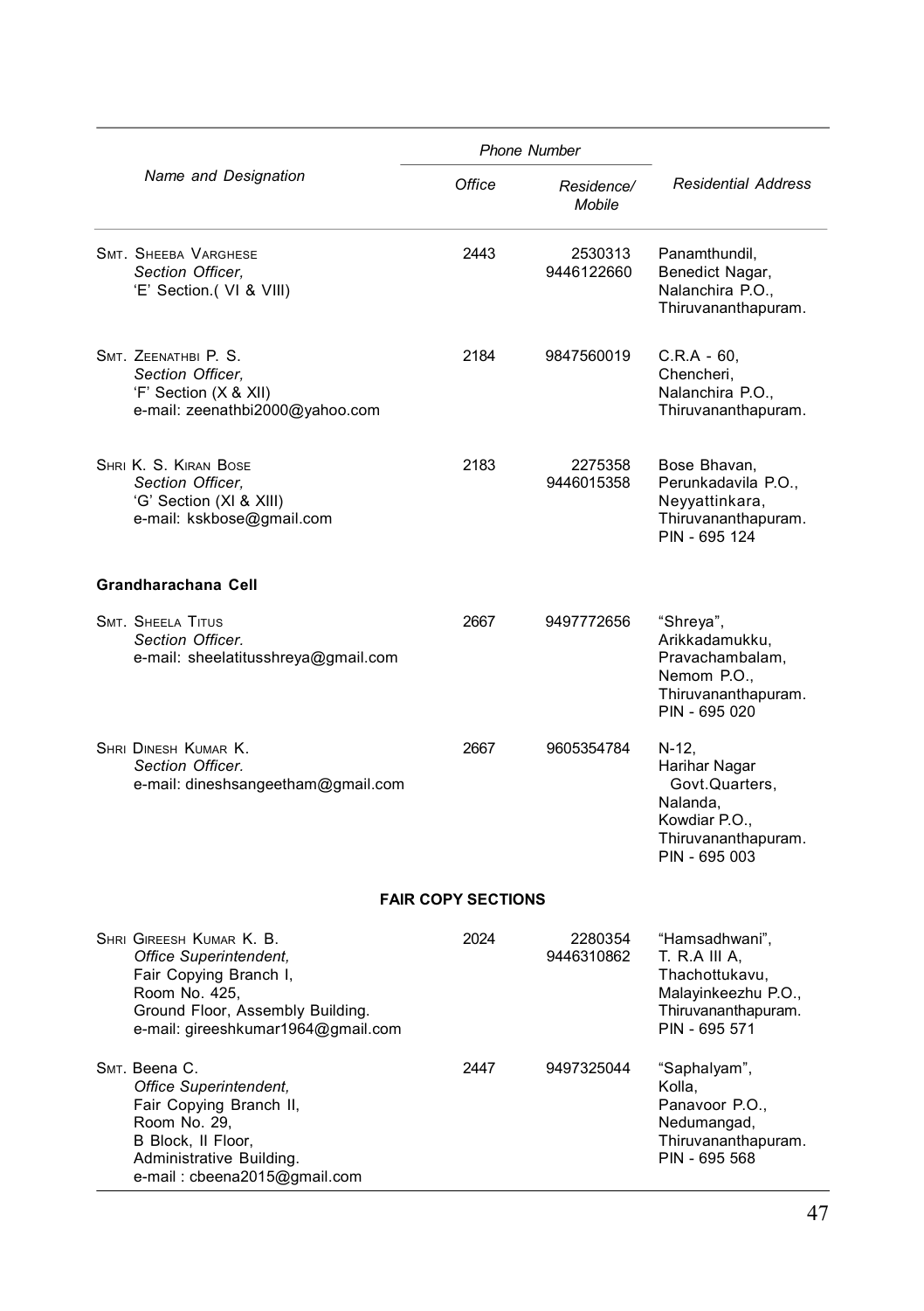| Name and Designation | Phone Number | | Residential Address |
|---|---|---|---|
| | Office | Residence/ Mobile | |
| SMT. SHEEBA VARGHESE<br>*Section Officer,*<br>'E' Section.( VI & VIII) | 2443 | 2530313<br>9446122660 | Panamthundil,<br>Benedict Nagar,<br>Nalanchira P.O.,<br>Thiruvananthapuram. |
| SMT. ZEENATHBI P. S.<br>*Section Officer,*<br>'F' Section (X & XII)<br>e-mail: zeenathbi2000@yahoo.com | 2184 | 9847560019 | C.R.A - 60,<br>Chencheri,<br>Nalanchira P.O.,<br>Thiruvananthapuram. |
| SHRI K. S. KIRAN BOSE<br>*Section Officer,*<br>'G' Section (XI & XIII)<br>e-mail: kskbose@gmail.com | 2183 | 2275358<br>9446015358 | Bose Bhavan,<br>Perunkadavila P.O.,<br>Neyyattinkara,<br>Thiruvananthapuram.<br>PIN - 695 124 |
| **Grandharachana Cell** | | | |
| SMT. SHEELA TITUS<br>*Section Officer.*<br>e-mail: sheelatitusshreya@gmail.com | 2667 | 9497772656 | "Shreya",<br>Arikkadamukku,<br>Pravachambalam,<br>Nemom P.O.,<br>Thiruvananthapuram.<br>PIN - 695 020 |
| SHRI DINESH KUMAR K.<br>*Section Officer.*<br>e-mail: dineshsangeetham@gmail.com | 2667 | 9605354784 | N-12,<br>Harihar Nagar<br>Govt.Quarters,<br>Nalanda,<br>Kowdiar P.O.,<br>Thiruvananthapuram.<br>PIN - 695 003 |
| **FAIR COPY SECTIONS** | | | |
| SHRI GIREESH KUMAR K. B.<br>*Office Superintendent,*<br>Fair Copying Branch I,<br>Room No. 425,<br>Ground Floor, Assembly Building.<br>e-mail: gireeshkumar1964@gmail.com | 2024 | 2280354<br>9446310862 | "Hamsadhwani",<br>T. R.A III A,<br>Thachottukavu,<br>Malayinkeezhu P.O.,<br>Thiruvananthapuram.<br>PIN - 695 571 |
| SMT. Beena C.<br>*Office Superintendent,*<br>Fair Copying Branch II,<br>Room No. 29,<br>B Block, II Floor,<br>Administrative Building.<br>e-mail : cbeena2015@gmail.com | 2447 | 9497325044 | "Saphalyam",<br>Kolla,<br>Panavoor P.O.,<br>Nedumangad,<br>Thiruvananthapuram.<br>PIN - 695 568 |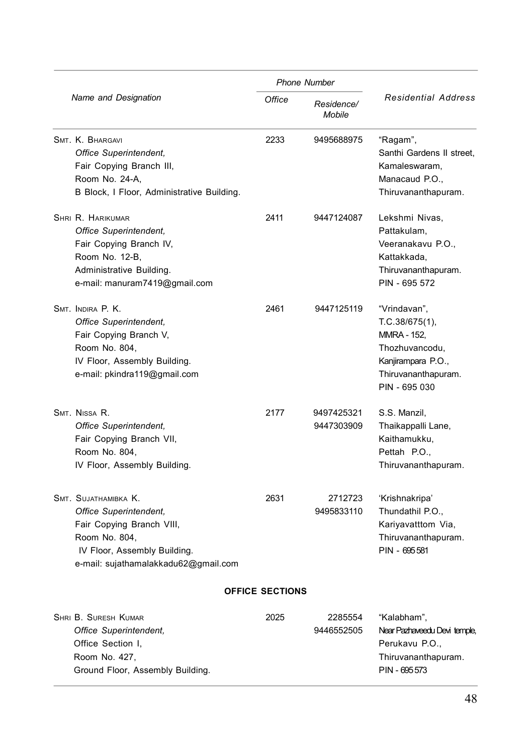| Name and Designation | Phone Number | | Residential Address |
|---|---|---|---|
| | Office | Residence/ Mobile | |
| SMT. K. BHARGAVI<br>*Office Superintendent,*<br>Fair Copying Branch III,<br>Room No. 24-A,<br>B Block, I Floor, Administrative Building. | 2233 | 9495688975 | "Ragam",<br>Santhi Gardens II street,<br>Kamaleswaram,<br>Manacaud P.O.,<br>Thiruvananthapuram. |
| SHRI R. HARIKUMAR<br>*Office Superintendent,*<br>Fair Copying Branch IV,<br>Room No. 12-B,<br>Administrative Building.<br>e-mail: manuram7419@gmail.com | 2411 | 9447124087 | Lekshmi Nivas,<br>Pattakulam,<br>Veeranakavu P.O.,<br>Kattakkada,<br>Thiruvananthapuram.<br>PIN - 695 572 |
| SMT. INDIRA P. K.<br>*Office Superintendent,*<br>Fair Copying Branch V,<br>Room No. 804,<br>IV Floor, Assembly Building.<br>e-mail: pkindra119@gmail.com | 2461 | 9447125119 | "Vrindavan",<br>T.C.38/675(1),<br>MMRA - 152,<br>Thozhuvancodu,<br>Kanjirampara P.O.,<br>Thiruvananthapuram.<br>PIN - 695 030 |
| SMT. NISSA R.<br>*Office Superintendent,*<br>Fair Copying Branch VII,<br>Room No. 804,<br>IV Floor, Assembly Building. | 2177 | 9497425321<br>9447303909 | S.S. Manzil,<br>Thaikappalli Lane,<br>Kaithamukku,<br>Pettah P.O.,<br>Thiruvananthapuram. |
| SMT. SUJATHAMIBKA K.<br>*Office Superintendent,*<br>Fair Copying Branch VIII,<br>Room No. 804,<br>IV Floor, Assembly Building.<br>e-mail: sujathamalakkadu62@gmail.com | 2631 | 2712723<br>9495833110 | 'Krishnakripa'<br>Thundathil P.O.,<br>Kariyavatttom Via,<br>Thiruvananthapuram.<br>PIN - 695 581 |
| **OFFICE SECTIONS** | | | |
| SHRI B. SURESH KUMAR<br>*Office Superintendent,*<br>Office Section I,<br>Room No. 427,<br>Ground Floor, Assembly Building. | 2025 | 2285554<br>9446552505 | "Kalabham",<br>Near Pazhaveedu Devi temple,<br>Perukavu P.O.,<br>Thiruvananthapuram.<br>PIN - 695 573 |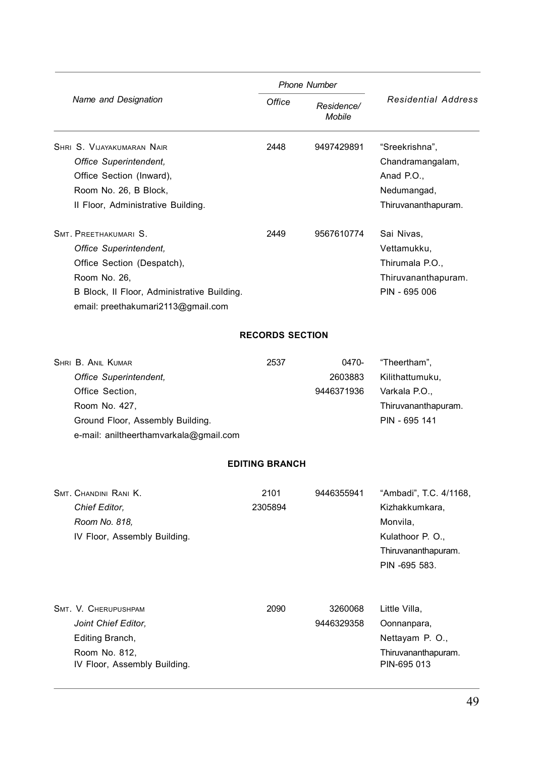| Name and Designation | Phone Number | | Residential Address |
|---|---|---|---|
| | Office | Residence/ Mobile | |
| SHRI S. VIJAYAKUMARAN NAIR<br>*Office Superintendent,*<br>Office Section (Inward),<br>Room No. 26, B Block,<br>II Floor, Administrative Building. | 2448 | 9497429891 | "Sreekrishna",<br>Chandramangalam,<br>Anad P.O.,<br>Nedumangad,<br>Thiruvananthapuram. |
| SMT. PREETHAKUMARI S.<br>*Office Superintendent,*<br>Office Section (Despatch),<br>Room No. 26,<br>B Block, II Floor, Administrative Building.<br>email: preethakumari2113@gmail.com | 2449 | 9567610774 | Sai Nivas,<br>Vettamukku,<br>Thirumala P.O.,<br>Thiruvananthapuram.<br>PIN - 695 006 |
| **RECORDS SECTION** | | | |
| SHRI B. ANIL KUMAR<br>*Office Superintendent,*<br>Office Section,<br>Room No. 427,<br>Ground Floor, Assembly Building.<br>e-mail: aniltheerthamvarkala@gmail.com | 2537 | 0470-<br>2603883<br>9446371936 | "Theertham",<br>Kilithattumuku,<br>Varkala P.O.,<br>Thiruvananthapuram.<br>PIN - 695 141 |
| **EDITING BRANCH** | | | |
| SMT. CHANDINI RANI K.<br>*Chief Editor,*<br>*Room No. 818,*<br>IV Floor, Assembly Building. | 2101<br>2305894 | 9446355941 | "Ambadi", T.C. 4/1168,<br>Kizhakkumkara,<br>Monvila,<br>Kulathoor P. O.,<br>Thiruvananthapuram.<br>PIN -695 583. |
| SMT. V. CHERUPUSHPAM<br>*Joint Chief Editor,*<br>Editing Branch,<br>Room No. 812,<br>IV Floor, Assembly Building. | 2090 | 3260068<br>9446329358 | Little Villa,<br>Oonnanpara,<br>Nettayam P. O.,<br>Thiruvananthapuram.<br>PIN-695 013 |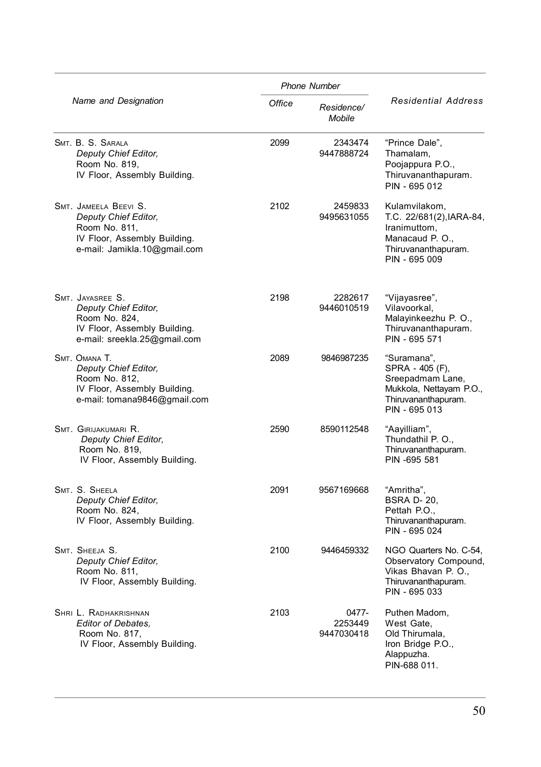| Name and Designation | Phone Number | | Residential Address |
|---|---|---|---|
| | Office | Residence/ Mobile | |
| SMT. B. S. SARALA<br>*Deputy Chief Editor,*<br>Room No. 819,<br>IV Floor, Assembly Building. | 2099 | 2343474<br>9447888724 | "Prince Dale",<br>Thamalam,<br>Poojappura P.O.,<br>Thiruvananthapuram.<br>PIN - 695 012 |
| SMT. JAMEELA BEEVI S.<br>*Deputy Chief Editor,*<br>Room No. 811,<br>IV Floor, Assembly Building.<br>e-mail: Jamikla.10@gmail.com | 2102 | 2459833<br>9495631055 | Kulamvilakom,<br>T.C. 22/681(2),IARA-84,<br>Iranimuttom,<br>Manacaud P. O.,<br>Thiruvananthapuram.<br>PIN - 695 009 |
| SMT. JAYASREE S.<br>*Deputy Chief Editor,*<br>Room No. 824,<br>IV Floor, Assembly Building.<br>e-mail: sreekla.25@gmail.com | 2198 | 2282617<br>9446010519 | "Vijayasree",<br>Vilavoorkal,<br>Malayinkeezhu P. O.,<br>Thiruvananthapuram.<br>PIN - 695 571 |
| SMT. OMANA T.<br>*Deputy Chief Editor,*<br>Room No. 812,<br>IV Floor, Assembly Building.<br>e-mail: tomana9846@gmail.com | 2089 | 9846987235 | "Suramana",<br>SPRA - 405 (F),<br>Sreepadmam Lane,<br>Mukkola, Nettayam P.O.,<br>Thiruvananthapuram.<br>PIN - 695 013 |
| SMT. GIRIJAKUMARI R.<br>*Deputy Chief Editor,*<br>Room No. 819,<br>IV Floor, Assembly Building. | 2590 | 8590112548 | "Aayilliam",<br>Thundathil P. O.,<br>Thiruvananthapuram.<br>PIN -695 581 |
| SMT. S. SHEELA<br>*Deputy Chief Editor,*<br>Room No. 824,<br>IV Floor, Assembly Building. | 2091 | 9567169668 | "Amritha",<br>BSRA D- 20,<br>Pettah P.O.,<br>Thiruvananthapuram.<br>PIN - 695 024 |
| SMT. SHEEJA S.<br>*Deputy Chief Editor,*<br>Room No. 811,<br>IV Floor, Assembly Building. | 2100 | 9446459332 | NGO Quarters No. C-54,<br>Observatory Compound,<br>Vikas Bhavan P. O.,<br>Thiruvananthapuram.<br>PIN - 695 033 |
| SHRI L. RADHAKRISHNAN<br>*Editor of Debates,*<br>Room No. 817,<br>IV Floor, Assembly Building. | 2103 | 0477-<br>2253449<br>9447030418 | Puthen Madom,<br>West Gate,<br>Old Thirumala,<br>Iron Bridge P.O.,<br>Alappuzha.<br>PIN-688 011. |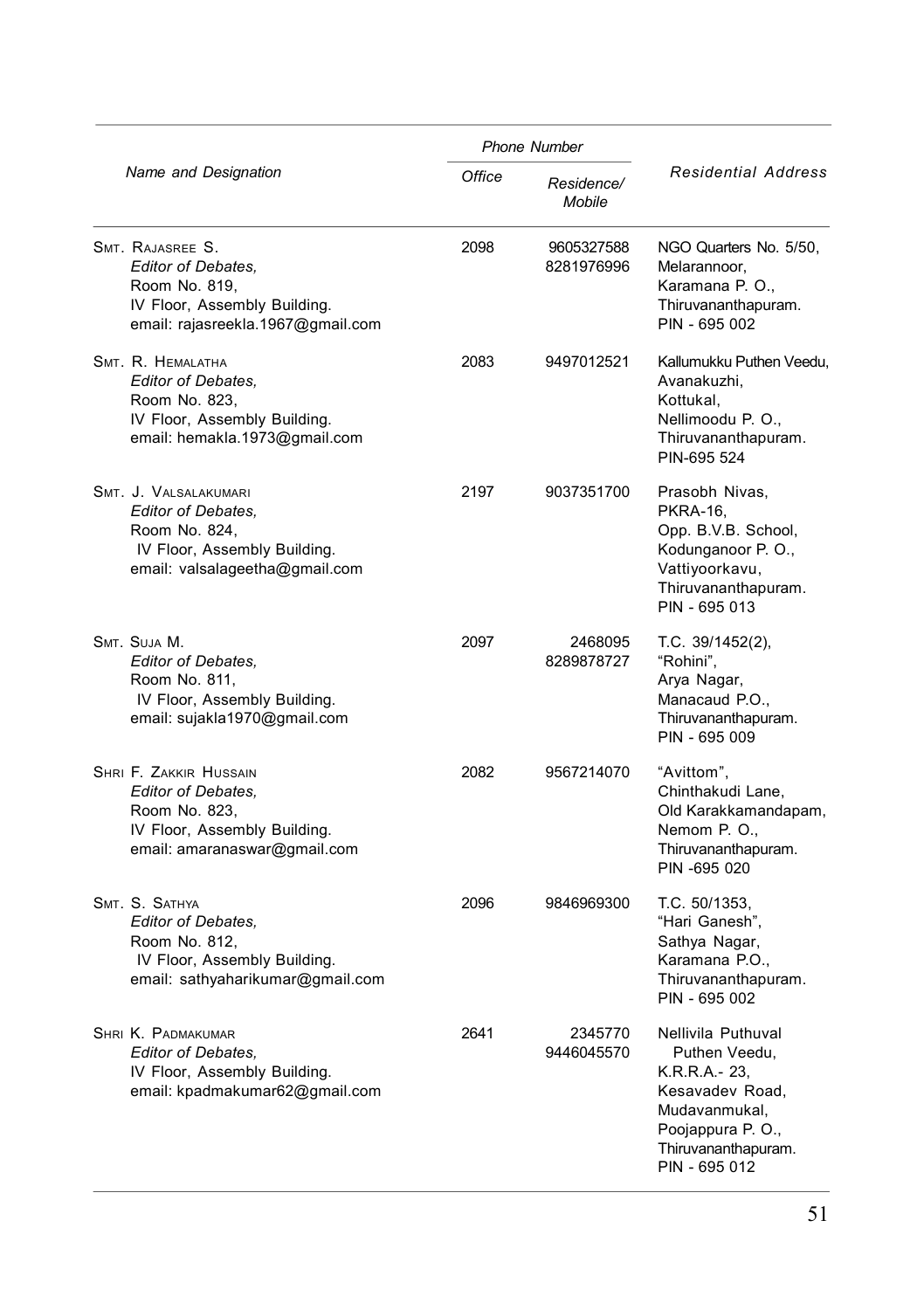| Name and Designation | Phone Number | | Residential Address |
|---|---|---|---|
| | Office | Residence/ Mobile | |
| Smt. Rajasree S.<br>*Editor of Debates,*<br>Room No. 819,<br>IV Floor, Assembly Building.<br>email: rajasreekla.1967@gmail.com | 2098 | 9605327588<br>8281976996 | NGO Quarters No. 5/50,<br>Melarannoor,<br>Karamana P. O.,<br>Thiruvananthapuram.<br>PIN - 695 002 |
| Smt. R. Hemalatha<br>*Editor of Debates,*<br>Room No. 823,<br>IV Floor, Assembly Building.<br>email: hemakla.1973@gmail.com | 2083 | 9497012521 | Kallumukku Puthen Veedu,<br>Avanakuzhi,<br>Kottukal,<br>Nellimoodu P. O.,<br>Thiruvananthapuram.<br>PIN-695 524 |
| Smt. J. Valsalakumari<br>*Editor of Debates,*<br>Room No. 824,<br>IV Floor, Assembly Building.<br>email: valsalageetha@gmail.com | 2197 | 9037351700 | Prasobh Nivas,<br>PKRA-16,<br>Opp. B.V.B. School,<br>Kodunganoor P. O.,<br>Vattiyoorkavu,<br>Thiruvananthapuram.<br>PIN - 695 013 |
| Smt. Suja M.<br>*Editor of Debates,*<br>Room No. 811,<br>IV Floor, Assembly Building.<br>email: sujakla1970@gmail.com | 2097 | 2468095<br>8289878727 | T.C. 39/1452(2),<br>"Rohini",<br>Arya Nagar,<br>Manacaud P.O.,<br>Thiruvananthapuram.<br>PIN - 695 009 |
| Shri F. Zakkir Hussain<br>*Editor of Debates,*<br>Room No. 823,<br>IV Floor, Assembly Building.<br>email: amaranaswar@gmail.com | 2082 | 9567214070 | "Avittom",<br>Chinthakudi Lane,<br>Old Karakkamandapam,<br>Nemom P. O.,<br>Thiruvananthapuram.<br>PIN -695 020 |
| Smt. S. Sathya<br>*Editor of Debates,*<br>Room No. 812,<br>IV Floor, Assembly Building.<br>email: sathyaharikumar@gmail.com | 2096 | 9846969300 | T.C. 50/1353,<br>"Hari Ganesh",<br>Sathya Nagar,<br>Karamana P.O.,<br>Thiruvananthapuram.<br>PIN - 695 002 |
| Shri K. Padmakumar<br>*Editor of Debates,*<br>IV Floor, Assembly Building.<br>email: kpadmakumar62@gmail.com | 2641 | 2345770<br>9446045570 | Nellivila Puthuval<br>Puthen Veedu,<br>K.R.R.A.- 23,<br>Kesavadev Road,<br>Mudavanmukal,<br>Poojappura P. O.,<br>Thiruvananthapuram.<br>PIN - 695 012 |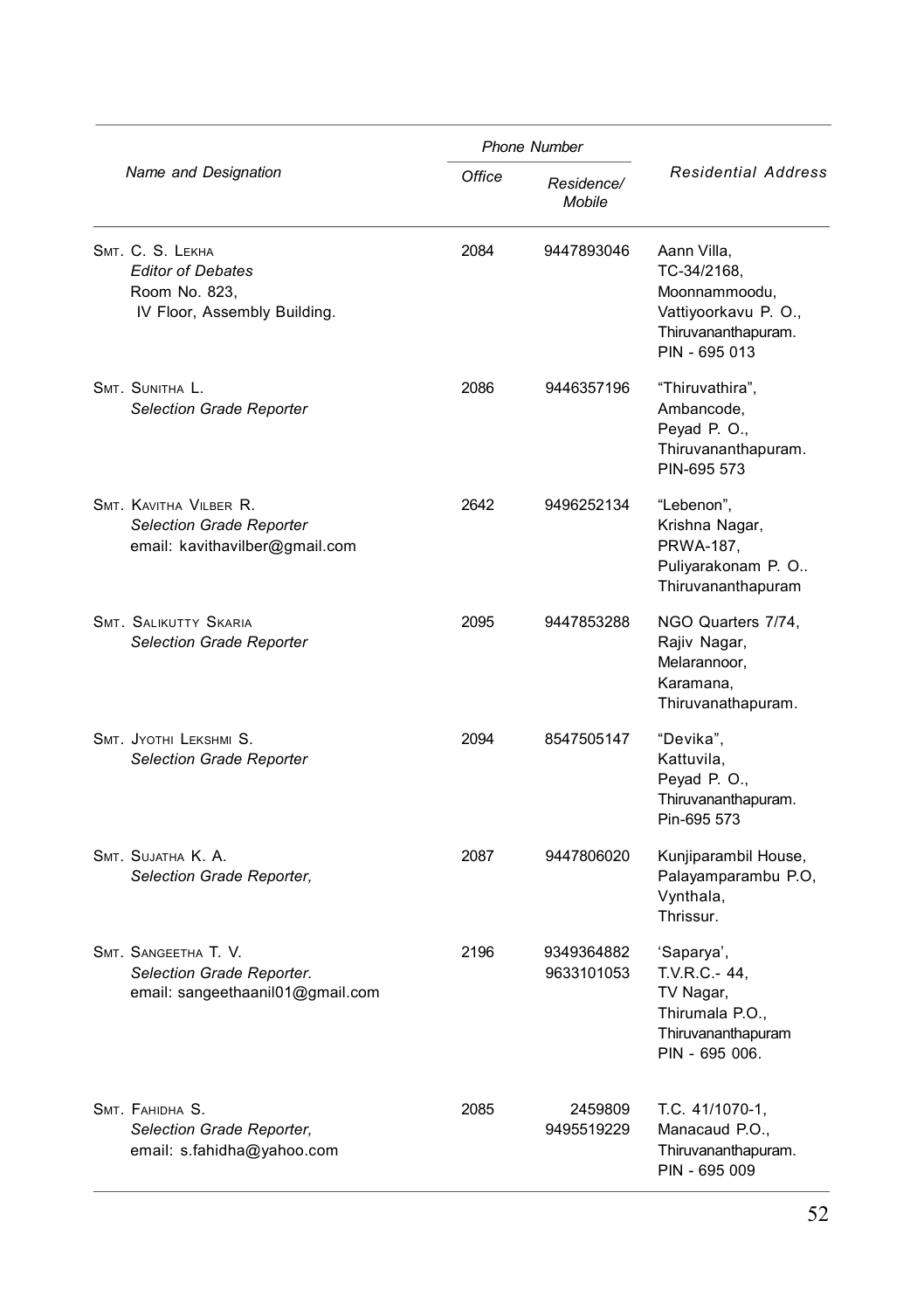| Name and Designation | Phone Number | | Residential Address |
|---|---|---|---|
| | Office | Residence/ Mobile | |
| SMT. C. S. LEKHA<br>*Editor of Debates*<br>Room No. 823,<br>IV Floor, Assembly Building. | 2084 | 9447893046 | Aann Villa,<br>TC-34/2168,<br>Moonnammoodu,<br>Vattiyoorkavu P. O.,<br>Thiruvananthapuram.<br>PIN - 695 013 |
| SMT. SUNITHA L.<br>*Selection Grade Reporter* | 2086 | 9446357196 | "Thiruvathira",<br>Ambancode,<br>Peyad P. O.,<br>Thiruvananthapuram.<br>PIN-695 573 |
| SMT. KAVITHA VILBER R.<br>*Selection Grade Reporter*<br>email: kavithavilber@gmail.com | 2642 | 9496252134 | "Lebenon",<br>Krishna Nagar,<br>PRWA-187,<br>Puliyarakonam P. O..<br>Thiruvananthapuram |
| SMT. SALIKUTTY SKARIA<br>*Selection Grade Reporter* | 2095 | 9447853288 | NGO Quarters 7/74,<br>Rajiv Nagar,<br>Melarannoor,<br>Karamana,<br>Thiruvanathapuram. |
| SMT. JYOTHI LEKSHMI S.<br>*Selection Grade Reporter* | 2094 | 8547505147 | "Devika",<br>Kattuvila,<br>Peyad P. O.,<br>Thiruvananthapuram.<br>Pin-695 573 |
| SMT. SUJATHA K. A.<br>*Selection Grade Reporter,* | 2087 | 9447806020 | Kunjiparambil House,<br>Palayamparambu P.O,<br>Vynthala,<br>Thrissur. |
| SMT. SANGEETHA T. V.<br>*Selection Grade Reporter.*<br>email: sangeethaanil01@gmail.com | 2196 | 9349364882<br>9633101053 | 'Saparya',<br>T.V.R.C.- 44,<br>TV Nagar,<br>Thirumala P.O.,<br>Thiruvananthapuram<br>PIN - 695 006. |
| SMT. FAHIDHA S.<br>*Selection Grade Reporter,*<br>email: s.fahidha@yahoo.com | 2085 | 2459809<br>9495519229 | T.C. 41/1070-1,<br>Manacaud P.O.,<br>Thiruvananthapuram.<br>PIN - 695 009 |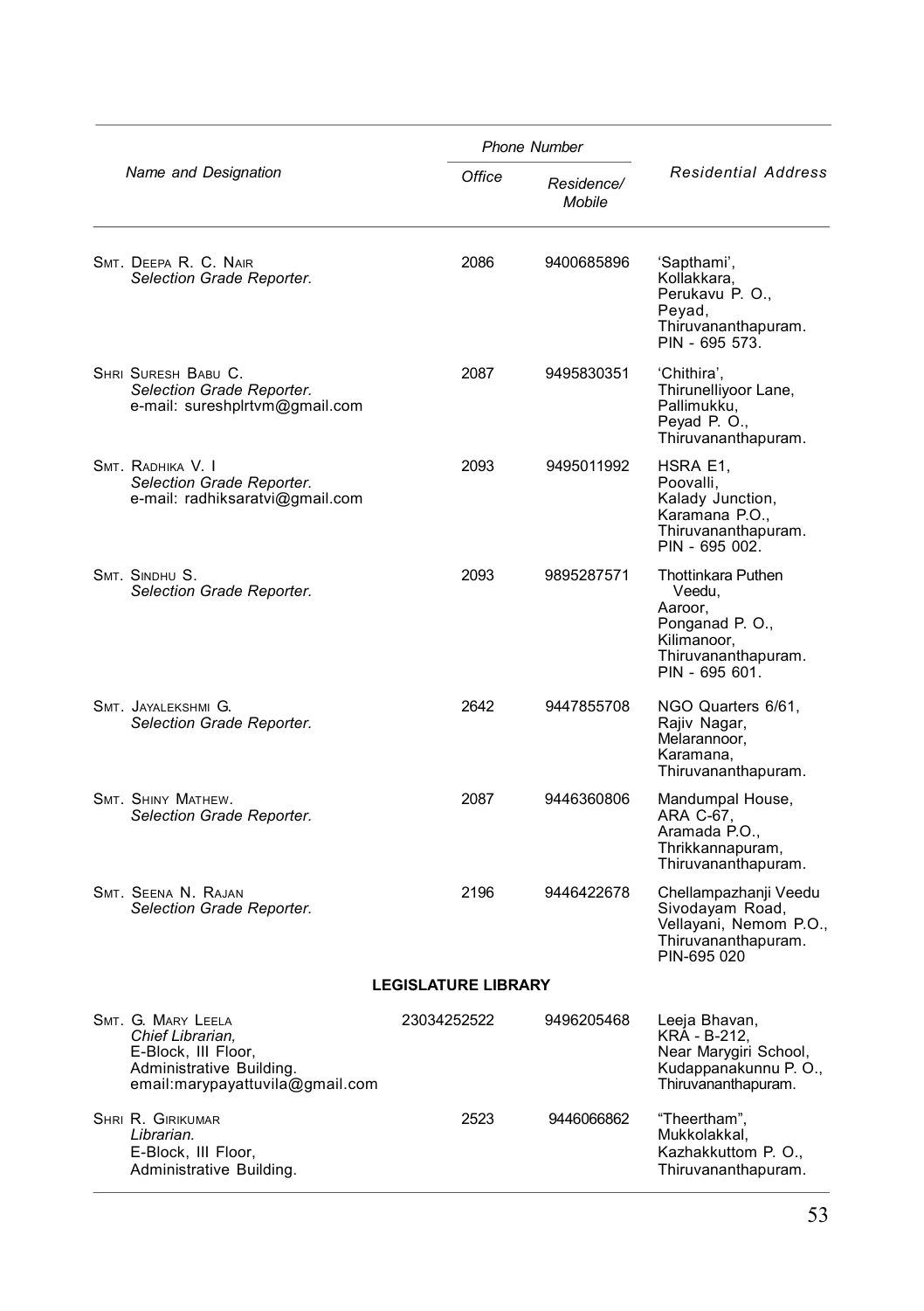| Name and Designation | Phone Number | | Residential Address |
|---|---|---|---|
| | Office | Residence/ Mobile | |
| SMT. DEEPA R. C. NAIR<br>*Selection Grade Reporter.* | 2086 | 9400685896 | 'Sapthami',<br>Kollakkara,<br>Perukavu P. O.,<br>Peyad,<br>Thiruvananthapuram.<br>PIN - 695 573. |
| SHRI SURESH BABU C.<br>*Selection Grade Reporter.*<br>e-mail: sureshplrtvm@gmail.com | 2087 | 9495830351 | 'Chithira',<br>Thirunelliyoor Lane,<br>Pallimukku,<br>Peyad P. O.,<br>Thiruvananthapuram. |
| SMT. RADHIKA V. I<br>*Selection Grade Reporter.*<br>e-mail: radhiksaratvi@gmail.com | 2093 | 9495011992 | HSRA E1,<br>Poovalli,<br>Kalady Junction,<br>Karamana P.O.,<br>Thiruvananthapuram.<br>PIN - 695 002. |
| SMT. SINDHU S.<br>*Selection Grade Reporter.* | 2093 | 9895287571 | Thottinkara Puthen Veedu,<br>Aaroor,<br>Ponganad P. O.,<br>Kilimanoor,<br>Thiruvananthapuram.<br>PIN - 695 601. |
| SMT. JAYALEKSHMI G.<br>*Selection Grade Reporter.* | 2642 | 9447855708 | NGO Quarters 6/61,<br>Rajiv Nagar,<br>Melarannoor,<br>Karamana,<br>Thiruvananthapuram. |
| SMT. SHINY MATHEW.<br>*Selection Grade Reporter.* | 2087 | 9446360806 | Mandumpal House,<br>ARA C-67,<br>Aramada P.O.,<br>Thrikkannapuram,<br>Thiruvananthapuram. |
| SMT. SEENA N. RAJAN<br>*Selection Grade Reporter.* | 2196 | 9446422678 | Chellampazhanji Veedu<br>Sivodayam Road,<br>Vellayani, Nemom P.O.,<br>Thiruvananthapuram.<br>PIN-695 020 |
| **LEGISLATURE LIBRARY** | | | |
| SMT. G. MARY LEELA<br>*Chief Librarian,*<br>E-Block, III Floor,<br>Administrative Building.<br>email:marypayattuvila@gmail.com | 23034252522 | 9496205468 | Leeja Bhavan,<br>KRA - B-212,<br>Near Marygiri School,<br>Kudappanakunnu P. O.,<br>Thiruvananthapuram. |
| SHRI R. GIRIKUMAR<br>*Librarian.*<br>E-Block, III Floor,<br>Administrative Building. | 2523 | 9446066862 | "Theertham",<br>Mukkolakkal,<br>Kazhakkuttom P. O.,<br>Thiruvananthapuram. |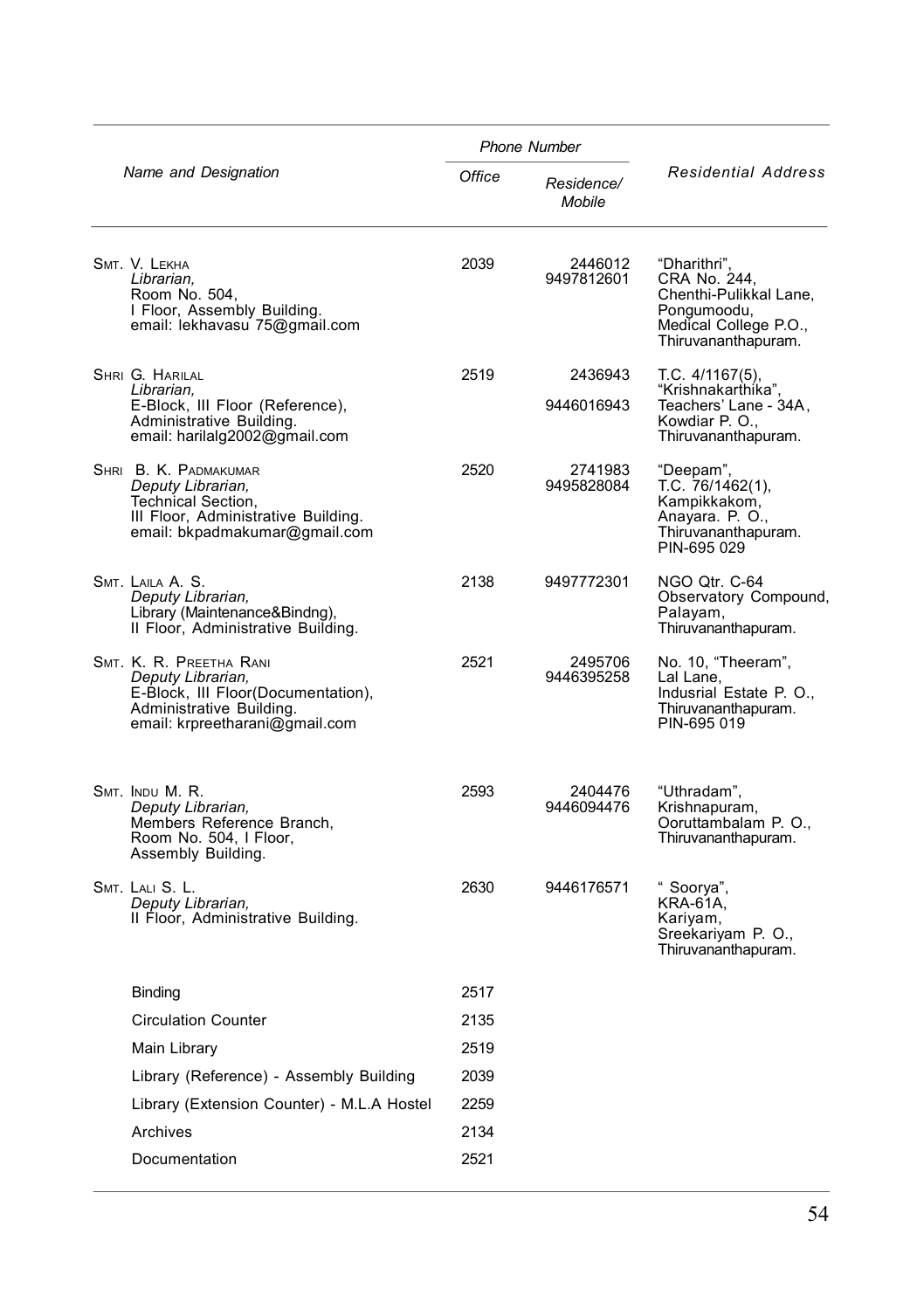| Name and Designation | Phone Number | | Residential Address |
|---|---|---|---|
| | Office | Residence/ Mobile | |
| SMT. V. LEKHA<br>*Librarian,*<br>Room No. 504,<br>I Floor, Assembly Building.<br>email: lekhavasu 75@gmail.com | 2039 | 2446012<br>9497812601 | "Dharithri",<br>CRA No. 244,<br>Chenthi-Pulikkal Lane,<br>Pongumoodu,<br>Medical College P.O.,<br>Thiruvananthapuram. |
| SHRI G. HARILAL<br>*Librarian,*<br>E-Block, III Floor (Reference),<br>Administrative Building.<br>email: harilalg2002@gmail.com | 2519 | 2436943<br>9446016943 | T.C. 4/1167(5),<br>"Krishnakarthika",<br>Teachers' Lane - 34A,<br>Kowdiar P. O.,<br>Thiruvananthapuram. |
| SHRI B. K. PADMAKUMAR<br>*Deputy Librarian,*<br>Technical Section,<br>III Floor, Administrative Building.<br>email: bkpadmakumar@gmail.com | 2520 | 2741983<br>9495828084 | "Deepam",<br>T.C. 76/1462(1),<br>Kampikkakom,<br>Anayara. P. O.,<br>Thiruvananthapuram.<br>PIN-695 029 |
| SMT. LAILA A. S.<br>*Deputy Librarian,*<br>Library (Maintenance&Bindng),<br>II Floor, Administrative Building. | 2138 | 9497772301 | NGO Qtr. C-64<br>Observatory Compound,<br>Palayam,<br>Thiruvananthapuram. |
| SMT. K. R. PREETHA RANI<br>*Deputy Librarian,*<br>E-Block, III Floor(Documentation),<br>Administrative Building.<br>email: krpreetharani@gmail.com | 2521 | 2495706<br>9446395258 | No. 10, "Theeram",<br>Lal Lane,<br>Indusrial Estate P. O.,<br>Thiruvananthapuram.<br>PIN-695 019 |
| SMT. INDU M. R.<br>*Deputy Librarian,*<br>Members Reference Branch,<br>Room No. 504, I Floor,<br>Assembly Building. | 2593 | 2404476<br>9446094476 | "Uthradam",<br>Krishnapuram,<br>Ooruttambalam P. O.,<br>Thiruvananthapuram. |
| SMT. LALI S. L.<br>*Deputy Librarian,*<br>II Floor, Administrative Building. | 2630 | 9446176571 | " Soorya",<br>KRA-61A,<br>Kariyam,<br>Sreekariyam P. O.,<br>Thiruvananthapuram. |
| Binding | 2517 | | |
| Circulation Counter | 2135 | | |
| Main Library | 2519 | | |
| Library (Reference) - Assembly Building | 2039 | | |
| Library (Extension Counter) - M.L.A Hostel | 2259 | | |
| Archives | 2134 | | |
| Documentation | 2521 | | |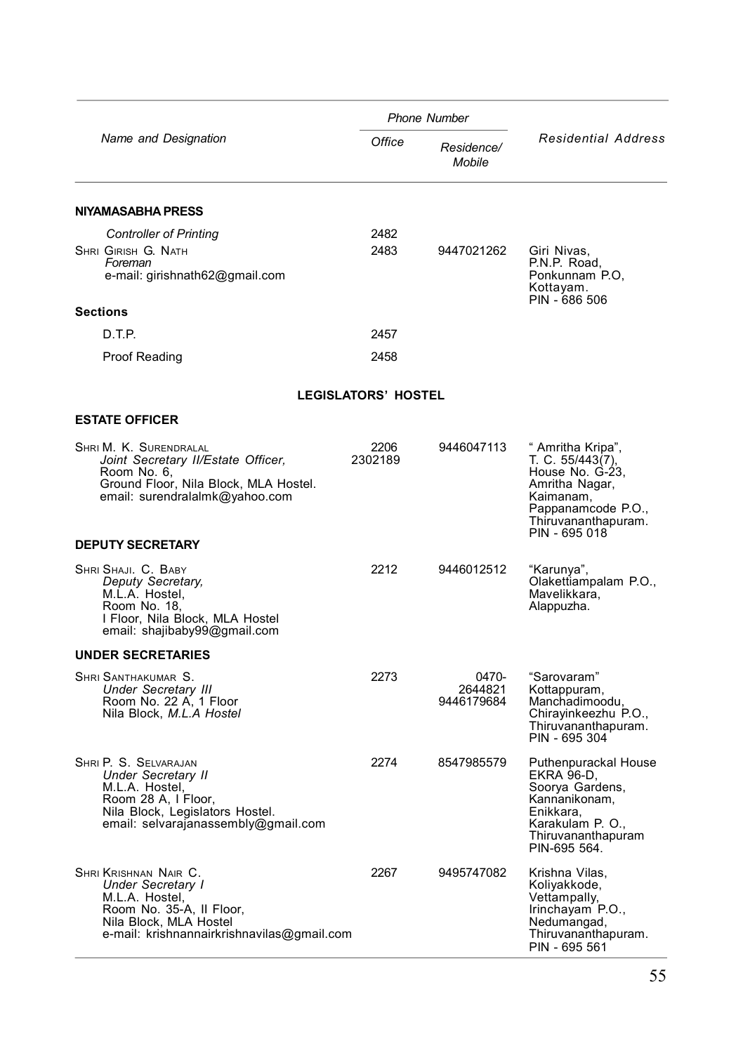| Name and Designation | Phone Number | | Residential Address |
|---|---|---|---|
| | Office | Residence/ Mobile | |
| **NIYAMASABHA PRESS** | | | |
| *Controller of Printing* | 2482 | | |
| SHRI GIRISH G. NATH<br>*Foreman*<br>e-mail: girishnath62@gmail.com | 2483 | 9447021262 | Giri Nivas,<br>P.N.P. Road,<br>Ponkunnam P.O,<br>Kottayam.<br>PIN - 686 506 |
| **Sections** | | | |
| D.T.P. | 2457 | | |
| Proof Reading | 2458 | | |
| **LEGISLATORS' HOSTEL** | | | |
| **ESTATE OFFICER** | | | |
| SHRI M. K. SURENDRALAL<br>*Joint Secretary II/Estate Officer,*<br>Room No. 6,<br>Ground Floor, Nila Block, MLA Hostel.<br>email: surendralalmk@yahoo.com | 2206<br>2302189 | 9446047113 | " Amritha Kripa",<br>T. C. 55/443(7),<br>House No. G-23,<br>Amritha Nagar,<br>Kaimanam,<br>Pappanamcode P.O.,<br>Thiruvananthapuram.<br>PIN - 695 018 |
| **DEPUTY SECRETARY** | | | |
| SHRI SHAJI. C. BABY<br>*Deputy Secretary,*<br>M.L.A. Hostel,<br>Room No. 18,<br>I Floor, Nila Block, MLA Hostel<br>email: shajibaby99@gmail.com | 2212 | 9446012512 | "Karunya",<br>Olakettiampalam P.O.,<br>Mavelikkara,<br>Alappuzha. |
| **UNDER SECRETARIES** | | | |
| SHRI SANTHAKUMAR S.<br>*Under Secretary III*<br>Room No. 22 A, 1 Floor<br>Nila Block, *M.L.A Hostel* | 2273 | 0470-<br>2644821<br>9446179684 | "Sarovaram"<br>Kottappuram,<br>Manchadimoodu,<br>Chirayinkeezhu P.O.,<br>Thiruvananthapuram.<br>PIN - 695 304 |
| SHRI P. S. SELVARAJAN<br>*Under Secretary II*<br>M.L.A. Hostel,<br>Room 28 A, I Floor,<br>Nila Block, Legislators Hostel.<br>email: selvarajanassembly@gmail.com | 2274 | 8547985579 | Puthenpurackal House<br>EKRA 96-D,<br>Soorya Gardens,<br>Kannanikonam,<br>Enikkara,<br>Karakulam P. O.,<br>Thiruvananthapuram<br>PIN-695 564. |
| SHRI KRISHNAN NAIR C.<br>*Under Secretary I*<br>M.L.A. Hostel,<br>Room No. 35-A, II Floor,<br>Nila Block, MLA Hostel<br>e-mail: krishnannairkrishnavilas@gmail.com | 2267 | 9495747082 | Krishna Vilas,<br>Koliyakkode,<br>Vettampally,<br>Irinchayam P.O.,<br>Nedumangad,<br>Thiruvananthapuram.<br>PIN - 695 561 |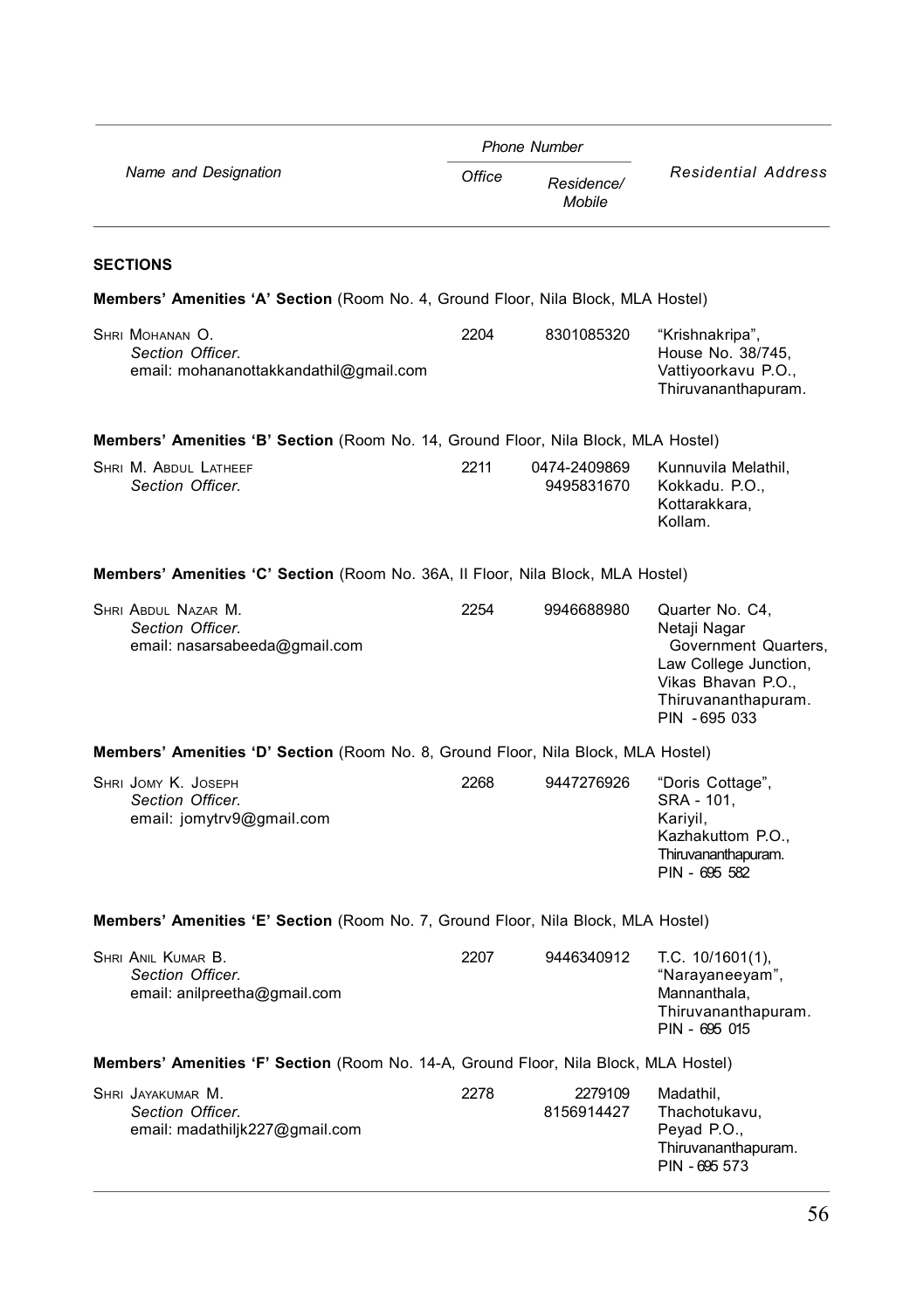| Name and Designation | Phone Number | | Residential Address |
|---|---|---|---|
| | Office | Residence/ Mobile | |

**SECTIONS**

**Members' Amenities 'A' Section** (Room No. 4, Ground Floor, Nila Block, MLA Hostel)

| Name and Designation | Office | Residence/ Mobile | Residential Address |
|---|---|---|---|
| Shri Mohanan O. *Section Officer.* email: mohananottakkandathil@gmail.com | 2204 | 8301085320 | "Krishnakripa", House No. 38/745, Vattiyoorkavu P.O., Thiruvananthapuram. |

**Members' Amenities 'B' Section** (Room No. 14, Ground Floor, Nila Block, MLA Hostel)

| Name and Designation | Office | Residence/ Mobile | Residential Address |
|---|---|---|---|
| Shri M. Abdul Latheef *Section Officer.* | 2211 | 0474-2409869 9495831670 | Kunnuvila Melathil, Kokkadu. P.O., Kottarakkara, Kollam. |

**Members' Amenities 'C' Section** (Room No. 36A, II Floor, Nila Block, MLA Hostel)

| Name and Designation | Office | Residence/ Mobile | Residential Address |
|---|---|---|---|
| Shri Abdul Nazar M. *Section Officer.* email: nasarsabeeda@gmail.com | 2254 | 9946688980 | Quarter No. C4, Netaji Nagar Government Quarters, Law College Junction, Vikas Bhavan P.O., Thiruvananthapuram. PIN - 695 033 |

**Members' Amenities 'D' Section** (Room No. 8, Ground Floor, Nila Block, MLA Hostel)

| Name and Designation | Office | Residence/ Mobile | Residential Address |
|---|---|---|---|
| Shri Jomy K. Joseph *Section Officer.* email: jomytrv9@gmail.com | 2268 | 9447276926 | "Doris Cottage", SRA - 101, Kariyil, Kazhakuttom P.O., Thiruvananthapuram. PIN - 695 582 |

**Members' Amenities 'E' Section** (Room No. 7, Ground Floor, Nila Block, MLA Hostel)

| Name and Designation | Office | Residence/ Mobile | Residential Address |
|---|---|---|---|
| Shri Anil Kumar B. *Section Officer.* email: anilpreetha@gmail.com | 2207 | 9446340912 | T.C. 10/1601(1), "Narayaneeyam", Mannanthala, Thiruvananthapuram. PIN - 695 015 |

**Members' Amenities 'F' Section** (Room No. 14-A, Ground Floor, Nila Block, MLA Hostel)

| Name and Designation | Office | Residence/ Mobile | Residential Address |
|---|---|---|---|
| Shri Jayakumar M. *Section Officer.* email: madathiljk227@gmail.com | 2278 | 2279109 8156914427 | Madathil, Thachotukavu, Peyad P.O., Thiruvananthapuram. PIN - 695 573 |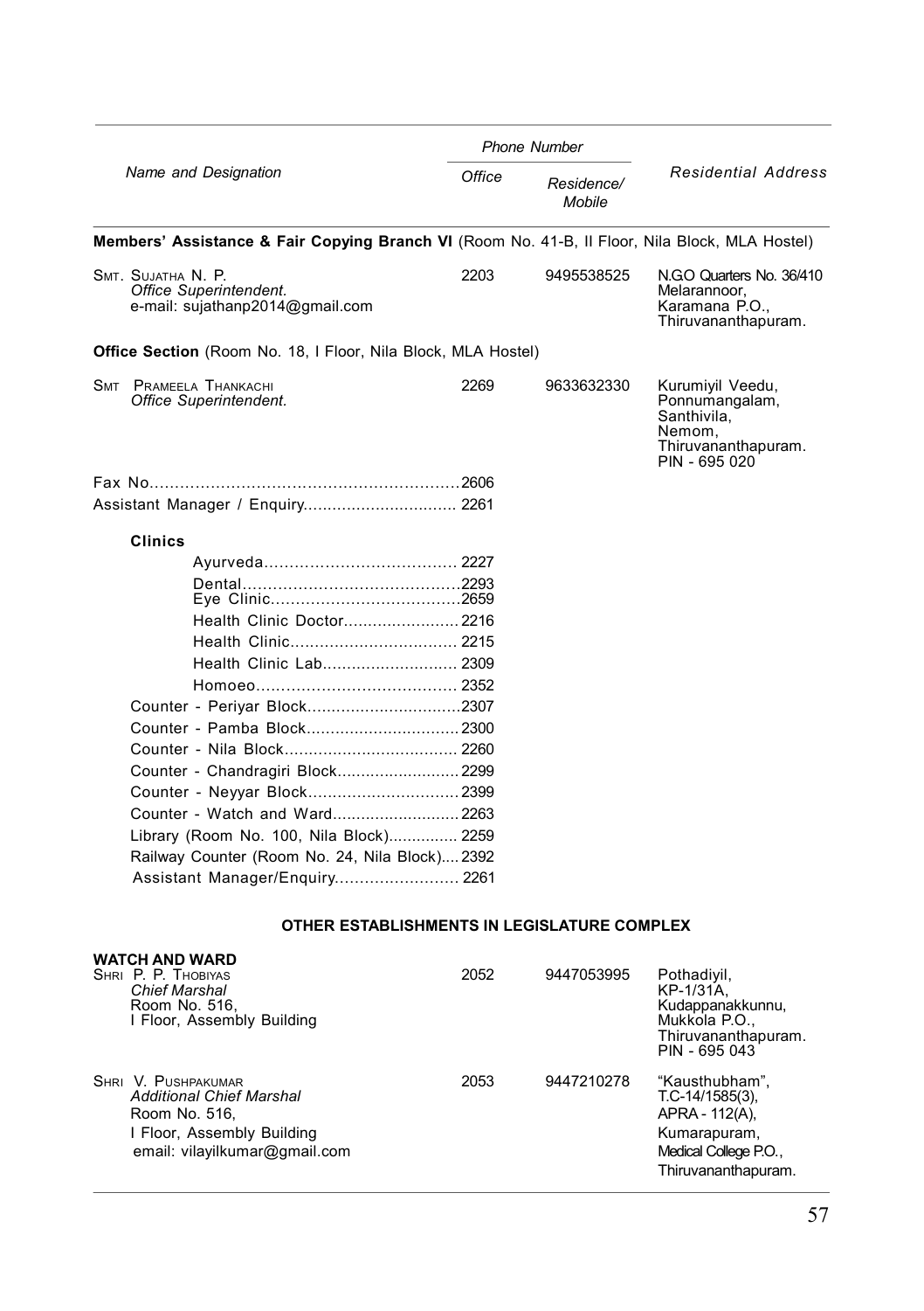| Name and Designation | Phone Number | | Residential Address |
|---|---|---|---|
| | Office | Residence/ Mobile | |
| **Members' Assistance & Fair Copying Branch VI** (Room No. 41-B, II Floor, Nila Block, MLA Hostel) | | | |
| SMT. SUJATHA N. P. *Office Superintendent.* e-mail: sujathanp2014@gmail.com | 2203 | 9495538525 | N.G.O Quarters No. 36/410 Melarannoor, Karamana P.O., Thiruvananthapuram. |
| **Office Section** (Room No. 18, I Floor, Nila Block, MLA Hostel) | | | |
| SMT PRAMEELA THANKACHI *Office Superintendent.* | 2269 | 9633632330 | Kurumiyil Veedu, Ponnumangalam, Santhivila, Nemom, Thiruvananthapuram. PIN - 695 020 |

Fax No.......... 2606

Assistant Manager / Enquiry.......... 2261

**Clinics**

- Ayurveda.......... 2227
- Dental.......... 2293
- Eye Clinic.......... 2659
- Health Clinic Doctor.......... 2216
- Health Clinic.......... 2215
- Health Clinic Lab.......... 2309
- Homoeo.......... 2352

Counter - Periyar Block.......... 2307

Counter - Pamba Block.......... 2300

Counter - Nila Block.......... 2260

Counter - Chandragiri Block.......... 2299

Counter - Neyyar Block.......... 2399

Counter - Watch and Ward.......... 2263

Library (Room No. 100, Nila Block).......... 2259

Railway Counter (Room No. 24, Nila Block).... 2392

Assistant Manager/Enquiry.......... 2261

**OTHER ESTABLISHMENTS IN LEGISLATURE COMPLEX**

| Name and Designation | Office | Residence/ Mobile | Residential Address |
|---|---|---|---|
| **WATCH AND WARD** | | | |
| SHRI P. P. THOBIYAS *Chief Marshal* Room No. 516, I Floor, Assembly Building | 2052 | 9447053995 | Pothadiyil, KP-1/31A, Kudappanakkunnu, Mukkola P.O., Thiruvananthapuram. PIN - 695 043 |
| SHRI V. PUSHPAKUMAR *Additional Chief Marshal* Room No. 516, I Floor, Assembly Building email: vilayilkumar@gmail.com | 2053 | 9447210278 | "Kausthubham", T.C-14/1585(3), APRA - 112(A), Kumarapuram, Medical College P.O., Thiruvananthapuram. |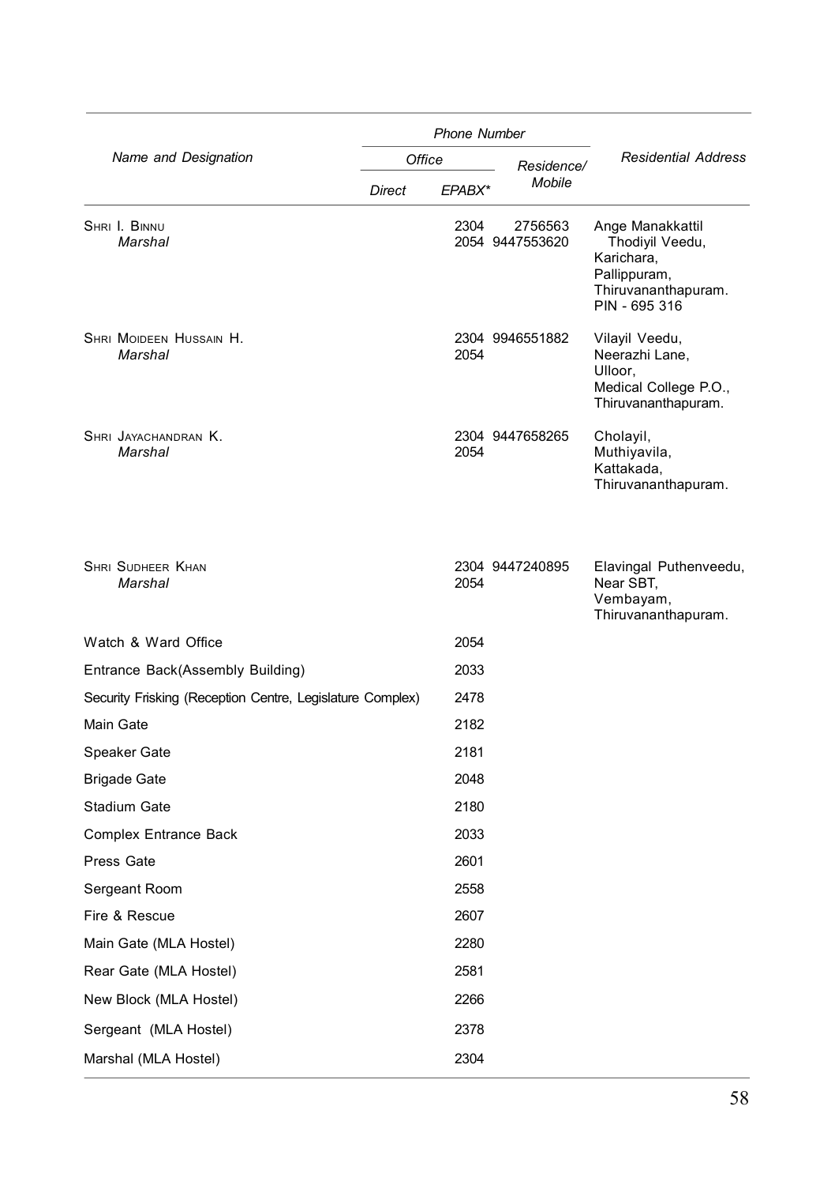| Name and Designation | Phone Number | | | Residential Address |
|---|---|---|---|---|
| | Office | | Residence/ Mobile | |
| | Direct | EPABX* | | |
| SHRI I. BINNU *Marshal* | | 2304 2054 | 2756563 9447553620 | Ange Manakkattil Thodiyil Veedu, Karichara, Pallippuram, Thiruvananthapuram. PIN - 695 316 |
| SHRI MOIDEEN HUSSAIN H. *Marshal* | | 2304 2054 | 9946551882 | Vilayil Veedu, Neerazhi Lane, Ulloor, Medical College P.O., Thiruvananthapuram. |
| SHRI JAYACHANDRAN K. *Marshal* | | 2304 2054 | 9447658265 | Cholayil, Muthiyavila, Kattakada, Thiruvananthapuram. |
| SHRI SUDHEER KHAN *Marshal* | | 2304 2054 | 9447240895 | Elavingal Puthenveedu, Near SBT, Vembayam, Thiruvananthapuram. |
| Watch & Ward Office | | 2054 | | |
| Entrance Back(Assembly Building) | | 2033 | | |
| Security Frisking (Reception Centre, Legislature Complex) | | 2478 | | |
| Main Gate | | 2182 | | |
| Speaker Gate | | 2181 | | |
| Brigade Gate | | 2048 | | |
| Stadium Gate | | 2180 | | |
| Complex Entrance Back | | 2033 | | |
| Press Gate | | 2601 | | |
| Sergeant Room | | 2558 | | |
| Fire & Rescue | | 2607 | | |
| Main Gate (MLA Hostel) | | 2280 | | |
| Rear Gate (MLA Hostel) | | 2581 | | |
| New Block (MLA Hostel) | | 2266 | | |
| Sergeant (MLA Hostel) | | 2378 | | |
| Marshal (MLA Hostel) | | 2304 | | |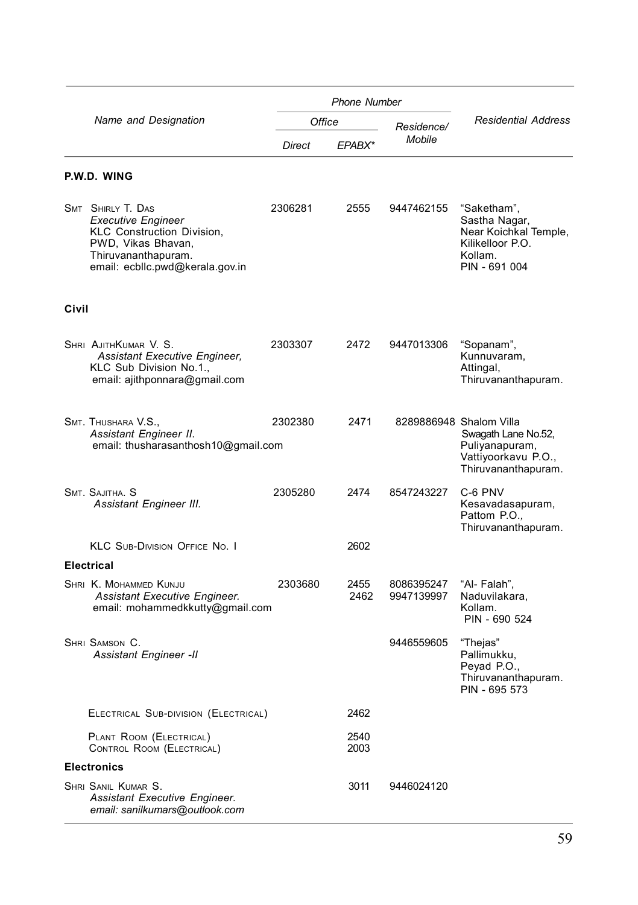| Name and Designation | Phone Number | | | Residential Address |
|---|---|---|---|---|
| | Office | | Residence/ Mobile | |
| | Direct | EPABX* | | |
| **P.W.D. WING** | | | | |
| SMT SHIRLY T. DAS<br>*Executive Engineer*<br>KLC Construction Division,<br>PWD, Vikas Bhavan,<br>Thiruvananthapuram.<br>email: ecbllc.pwd@kerala.gov.in | 2306281 | 2555 | 9447462155 | "Saketham",<br>Sastha Nagar,<br>Near Koichkal Temple,<br>Kilikelloor P.O.<br>Kollam.<br>PIN - 691 004 |
| **Civil** | | | | |
| SHRI AJITHKUMAR V. S.<br>*Assistant Executive Engineer,*<br>KLC Sub Division No.1.,<br>email: ajithponnara@gmail.com | 2303307 | 2472 | 9447013306 | "Sopanam",<br>Kunnuvaram,<br>Attingal,<br>Thiruvananthapuram. |
| SMT. THUSHARA V.S.,<br>*Assistant Engineer II.*<br>email: thusharasanthosh10@gmail.com | 2302380 | 2471 | 8289886948 | Shalom Villa<br>Swagath Lane No.52,<br>Puliyanapuram,<br>Vattiyoorkavu P.O.,<br>Thiruvananthapuram. |
| SMT. SAJITHA. S<br>*Assistant Engineer III.* | 2305280 | 2474 | 8547243227 | C-6 PNV<br>Kesavadasapuram,<br>Pattom P.O.,<br>Thiruvananthapuram. |
| KLC SUB-DIVISION OFFICE NO. I | | 2602 | | |
| **Electrical** | | | | |
| SHRI K. MOHAMMED KUNJU<br>*Assistant Executive Engineer.*<br>email: mohammedkkutty@gmail.com | 2303680 | 2455<br>2462 | 8086395247<br>9947139997 | "Al- Falah",<br>Naduvilakara,<br>Kollam.<br>PIN - 690 524 |
| SHRI SAMSON C.<br>*Assistant Engineer -II* | | | 9446559605 | "Thejas"<br>Pallimukku,<br>Peyad P.O.,<br>Thiruvananthapuram.<br>PIN - 695 573 |
| ELECTRICAL SUB-DIVISION (ELECTRICAL) | | 2462 | | |
| PLANT ROOM (ELECTRICAL)<br>CONTROL ROOM (ELECTRICAL) | | 2540<br>2003 | | |
| **Electronics** | | | | |
| SHRI SANIL KUMAR S.<br>*Assistant Executive Engineer.*<br>*email: sanilkumars@outlook.com* | | 3011 | 9446024120 | |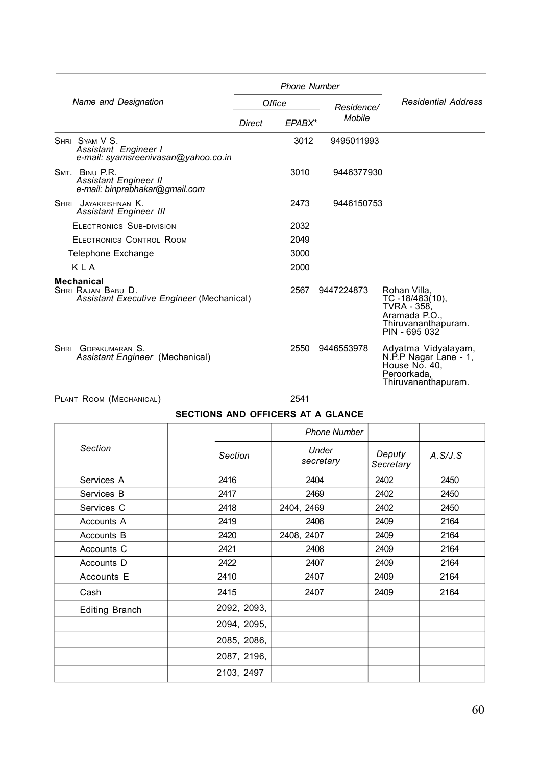| Name and Designation | Phone Number | | | Residential Address |
|---|---|---|---|---|
| | Office | | Residence/ Mobile | |
| | Direct | EPABX* | | |
| SHRI SYAM V S.<br>*Assistant Engineer I*<br>*e-mail: syamsreenivasan@yahoo.co.in* | | 3012 | 9495011993 | |
| SMT. BINU P.R.<br>*Assistant Engineer II*<br>*e-mail: binprabhakar@gmail.com* | | 3010 | 9446377930 | |
| SHRI JAYAKRISHNAN K.<br>*Assistant Engineer III* | | 2473 | 9446150753 | |
| ELECTRONICS SUB-DIVISION | | 2032 | | |
| ELECTRONICS CONTROL ROOM | | 2049 | | |
| Telephone Exchange | | 3000 | | |
| K L A | | 2000 | | |
| **Mechanical**<br>SHRI RAJAN BABU D.<br>*Assistant Executive Engineer* (Mechanical) | | 2567 | 9447224873 | Rohan Villa, TC -18/483(10), TVRA - 358, Aramada P.O., Thiruvananthapuram. PIN - 695 032 |
| SHRI GOPAKUMARAN S.<br>*Assistant Engineer* (Mechanical) | | 2550 | 9446553978 | Adyatma Vidyalayam, N.P.P Nagar Lane - 1, House No. 40, Peroorkada, Thiruvananthapuram. |
| PLANT ROOM (MECHANICAL) | | 2541 | | |

**SECTIONS AND OFFICERS AT A GLANCE**

| Section | Phone Number | | | |
|---|---|---|---|---|
| | Section | Under secretary | Deputy Secretary | A.S/J.S |
| Services A | 2416 | 2404 | 2402 | 2450 |
| Services B | 2417 | 2469 | 2402 | 2450 |
| Services C | 2418 | 2404, 2469 | 2402 | 2450 |
| Accounts A | 2419 | 2408 | 2409 | 2164 |
| Accounts B | 2420 | 2408, 2407 | 2409 | 2164 |
| Accounts C | 2421 | 2408 | 2409 | 2164 |
| Accounts D | 2422 | 2407 | 2409 | 2164 |
| Accounts E | 2410 | 2407 | 2409 | 2164 |
| Cash | 2415 | 2407 | 2409 | 2164 |
| Editing Branch | 2092, 2093, | | | |
| | 2094, 2095, | | | |
| | 2085, 2086, | | | |
| | 2087, 2196, | | | |
| | 2103, 2497 | | | |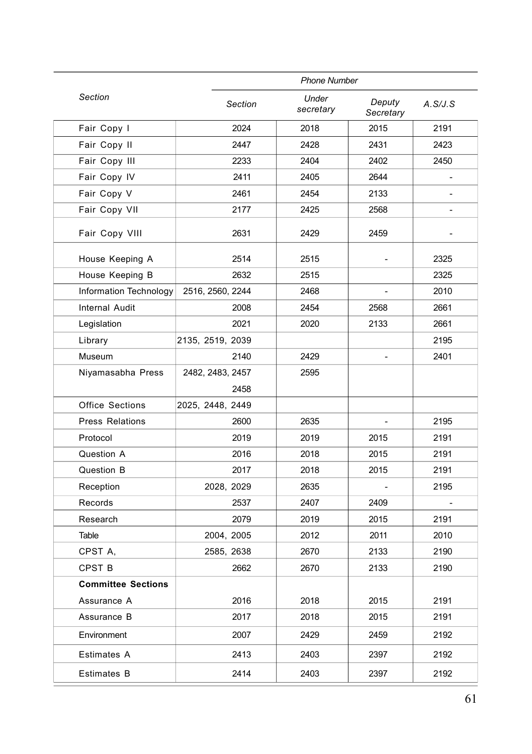| Section | Phone Number | | | |
|---|---|---|---|---|
| | *Section* | *Under secretary* | *Deputy Secretary* | *A.S/J.S* |
| Fair Copy I | 2024 | 2018 | 2015 | 2191 |
| Fair Copy II | 2447 | 2428 | 2431 | 2423 |
| Fair Copy III | 2233 | 2404 | 2402 | 2450 |
| Fair Copy IV | 2411 | 2405 | 2644 | - |
| Fair Copy V | 2461 | 2454 | 2133 | - |
| Fair Copy VII | 2177 | 2425 | 2568 | - |
| Fair Copy VIII | 2631 | 2429 | 2459 | - |
| House Keeping A | 2514 | 2515 | - | 2325 |
| House Keeping B | 2632 | 2515 | | 2325 |
| Information Technology | 2516, 2560, 2244 | 2468 | - | 2010 |
| Internal Audit | 2008 | 2454 | 2568 | 2661 |
| Legislation | 2021 | 2020 | 2133 | 2661 |
| Library | 2135, 2519, 2039 | | | 2195 |
| Museum | 2140 | 2429 | - | 2401 |
| Niyamasabha Press | 2482, 2483, 2457 2458 | 2595 | | |
| Office Sections | 2025, 2448, 2449 | | | |
| Press Relations | 2600 | 2635 | - | 2195 |
| Protocol | 2019 | 2019 | 2015 | 2191 |
| Question A | 2016 | 2018 | 2015 | 2191 |
| Question B | 2017 | 2018 | 2015 | 2191 |
| Reception | 2028, 2029 | 2635 | - | 2195 |
| Records | 2537 | 2407 | 2409 | - |
| Research | 2079 | 2019 | 2015 | 2191 |
| Table | 2004, 2005 | 2012 | 2011 | 2010 |
| CPST A, | 2585, 2638 | 2670 | 2133 | 2190 |
| CPST B | 2662 | 2670 | 2133 | 2190 |
| **Committee Sections** | | | | |
| Assurance A | 2016 | 2018 | 2015 | 2191 |
| Assurance B | 2017 | 2018 | 2015 | 2191 |
| Environment | 2007 | 2429 | 2459 | 2192 |
| Estimates A | 2413 | 2403 | 2397 | 2192 |
| Estimates B | 2414 | 2403 | 2397 | 2192 |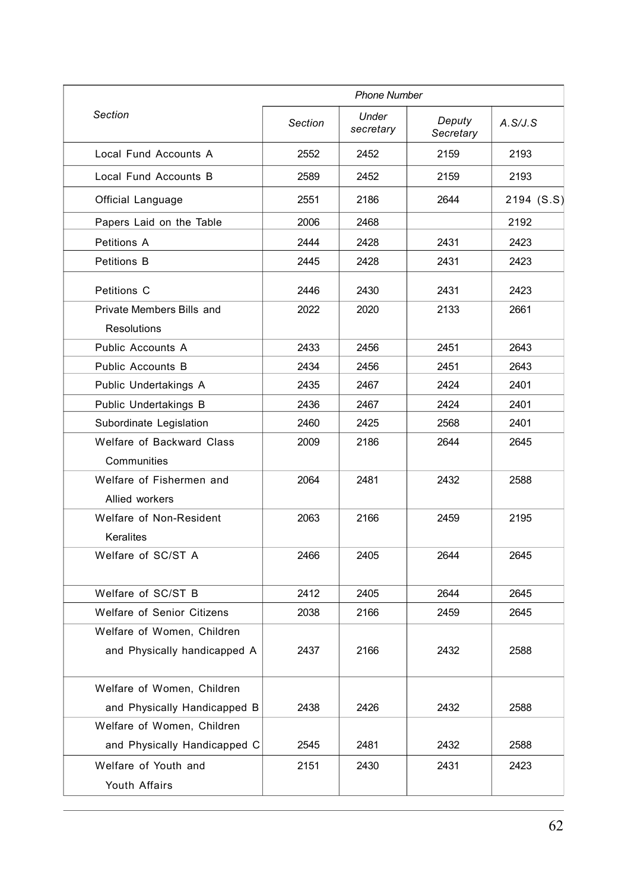| *Section* | *Phone Number* | | | |
|---|---|---|---|---|
| | *Section* | *Under secretary* | *Deputy Secretary* | *A.S/J.S* |
| Local Fund Accounts A | 2552 | 2452 | 2159 | 2193 |
| Local Fund Accounts B | 2589 | 2452 | 2159 | 2193 |
| Official Language | 2551 | 2186 | 2644 | 2194 (S.S) |
| Papers Laid on the Table | 2006 | 2468 | | 2192 |
| Petitions A | 2444 | 2428 | 2431 | 2423 |
| Petitions B | 2445 | 2428 | 2431 | 2423 |
| Petitions C | 2446 | 2430 | 2431 | 2423 |
| Private Members Bills and Resolutions | 2022 | 2020 | 2133 | 2661 |
| Public Accounts A | 2433 | 2456 | 2451 | 2643 |
| Public Accounts B | 2434 | 2456 | 2451 | 2643 |
| Public Undertakings A | 2435 | 2467 | 2424 | 2401 |
| Public Undertakings B | 2436 | 2467 | 2424 | 2401 |
| Subordinate Legislation | 2460 | 2425 | 2568 | 2401 |
| Welfare of Backward Class Communities | 2009 | 2186 | 2644 | 2645 |
| Welfare of Fishermen and Allied workers | 2064 | 2481 | 2432 | 2588 |
| Welfare of Non-Resident Keralites | 2063 | 2166 | 2459 | 2195 |
| Welfare of SC/ST A | 2466 | 2405 | 2644 | 2645 |
| Welfare of SC/ST B | 2412 | 2405 | 2644 | 2645 |
| Welfare of Senior Citizens | 2038 | 2166 | 2459 | 2645 |
| Welfare of Women, Children and Physically handicapped A | 2437 | 2166 | 2432 | 2588 |
| Welfare of Women, Children and Physically Handicapped B | 2438 | 2426 | 2432 | 2588 |
| Welfare of Women, Children and Physically Handicapped C | 2545 | 2481 | 2432 | 2588 |
| Welfare of Youth and Youth Affairs | 2151 | 2430 | 2431 | 2423 |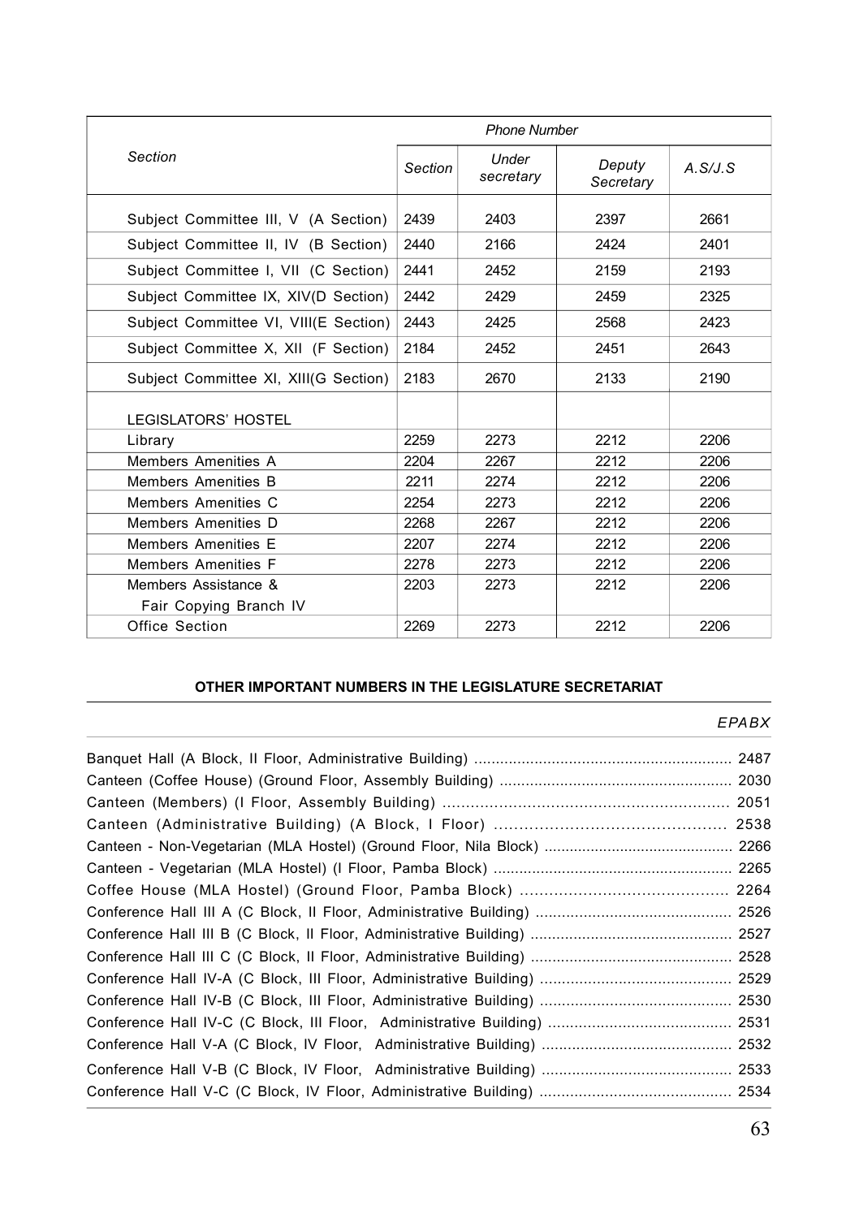| Section | Phone Number | | | |
|---|---|---|---|---|
| | Section | Under secretary | Deputy Secretary | A.S/J.S |
| Subject Committee III, V (A Section) | 2439 | 2403 | 2397 | 2661 |
| Subject Committee II, IV (B Section) | 2440 | 2166 | 2424 | 2401 |
| Subject Committee I, VII (C Section) | 2441 | 2452 | 2159 | 2193 |
| Subject Committee IX, XIV(D Section) | 2442 | 2429 | 2459 | 2325 |
| Subject Committee VI, VIII(E Section) | 2443 | 2425 | 2568 | 2423 |
| Subject Committee X, XII (F Section) | 2184 | 2452 | 2451 | 2643 |
| Subject Committee XI, XIII(G Section) | 2183 | 2670 | 2133 | 2190 |
| LEGISLATORS' HOSTEL | | | | |
| Library | 2259 | 2273 | 2212 | 2206 |
| Members Amenities A | 2204 | 2267 | 2212 | 2206 |
| Members Amenities B | 2211 | 2274 | 2212 | 2206 |
| Members Amenities C | 2254 | 2273 | 2212 | 2206 |
| Members Amenities D | 2268 | 2267 | 2212 | 2206 |
| Members Amenities E | 2207 | 2274 | 2212 | 2206 |
| Members Amenities F | 2278 | 2273 | 2212 | 2206 |
| Members Assistance & Fair Copying Branch IV | 2203 | 2273 | 2212 | 2206 |
| Office Section | 2269 | 2273 | 2212 | 2206 |

**OTHER IMPORTANT NUMBERS IN THE LEGISLATURE SECRETARIAT**

| | EPABX |
|---|---|
| Banquet Hall (A Block, II Floor, Administrative Building) | 2487 |
| Canteen (Coffee House) (Ground Floor, Assembly Building) | 2030 |
| Canteen (Members) (I Floor, Assembly Building) | 2051 |
| Canteen (Administrative Building) (A Block, I Floor) | 2538 |
| Canteen - Non-Vegetarian (MLA Hostel) (Ground Floor, Nila Block) | 2266 |
| Canteen - Vegetarian (MLA Hostel) (I Floor, Pamba Block) | 2265 |
| Coffee House (MLA Hostel) (Ground Floor, Pamba Block) | 2264 |
| Conference Hall III A (C Block, II Floor, Administrative Building) | 2526 |
| Conference Hall III B (C Block, II Floor, Administrative Building) | 2527 |
| Conference Hall III C (C Block, II Floor, Administrative Building) | 2528 |
| Conference Hall IV-A (C Block, III Floor, Administrative Building) | 2529 |
| Conference Hall IV-B (C Block, III Floor, Administrative Building) | 2530 |
| Conference Hall IV-C (C Block, III Floor, Administrative Building) | 2531 |
| Conference Hall V-A (C Block, IV Floor, Administrative Building) | 2532 |
| Conference Hall V-B (C Block, IV Floor, Administrative Building) | 2533 |
| Conference Hall V-C (C Block, IV Floor, Administrative Building) | 2534 |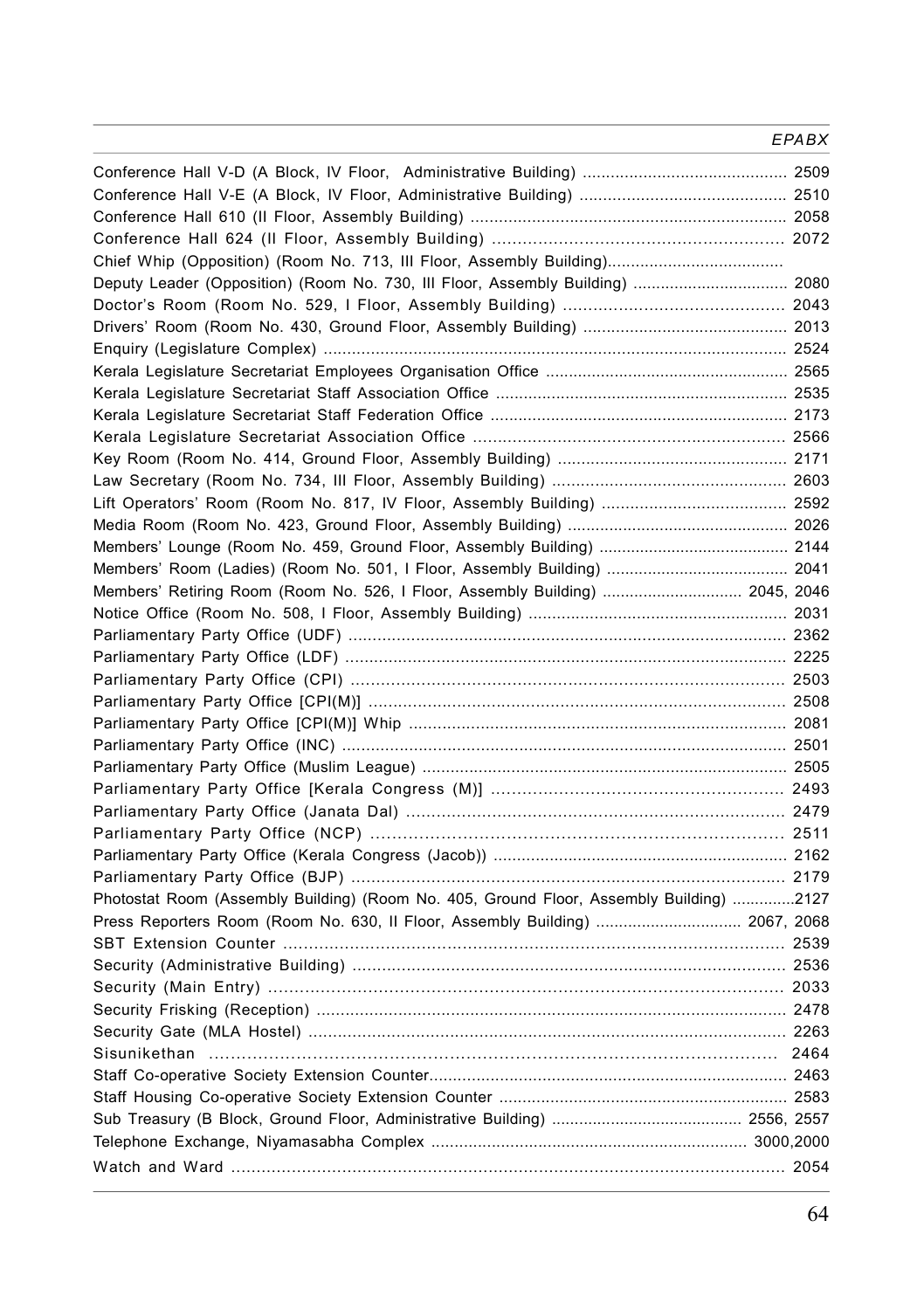Conference Hall V-D (A Block, IV Floor, Administrative Building) ........................................... 2509
Conference Hall V-E (A Block, IV Floor, Administrative Building) ........................................... 2510
Conference Hall 610 (II Floor, Assembly Building) .................................................................. 2058
Conference Hall 624 (II Floor, Assembly Building) .................................................................. 2072
Chief Whip (Opposition) (Room No. 713, III Floor, Assembly Building).....................................
Deputy Leader (Opposition) (Room No. 730, III Floor, Assembly Building) ................................. 2080
Doctor's Room (Room No. 529, I Floor, Assembly Building) ........................................... 2043
Drivers' Room (Room No. 430, Ground Floor, Assembly Building) ........................................... 2013
Enquiry (Legislature Complex) ................................................................................................ 2524
Kerala Legislature Secretariat Employees Organisation Office .................................................... 2565
Kerala Legislature Secretariat Staff Association Office .............................................................. 2535
Kerala Legislature Secretariat Staff Federation Office ............................................................... 2173
Kerala Legislature Secretariat Association Office ...................................................................... 2566
Key Room (Room No. 414, Ground Floor, Assembly Building) ................................................. 2171
Law Secretary (Room No. 734, III Floor, Assembly Building) ................................................. 2603
Lift Operators' Room (Room No. 817, IV Floor, Assembly Building) ....................................... 2592
Media Room (Room No. 423, Ground Floor, Assembly Building) ............................................... 2026
Members' Lounge (Room No. 459, Ground Floor, Assembly Building) ......................................... 2144
Members' Room (Ladies) (Room No. 501, I Floor, Assembly Building) ....................................... 2041
Members' Retiring Room (Room No. 526, I Floor, Assembly Building) .............................. 2045, 2046
Notice Office (Room No. 508, I Floor, Assembly Building) ...................................................... 2031
Parliamentary Party Office (UDF) .......................................................................................... 2362
Parliamentary Party Office (LDF) .......................................................................................... 2225
Parliamentary Party Office (CPI) ........................................................................................... 2503
Parliamentary Party Office [CPI(M)] ..................................................................................... 2508
Parliamentary Party Office [CPI(M)] Whip ............................................................................ 2081
Parliamentary Party Office (INC) ........................................................................................... 2501
Parliamentary Party Office (Muslim League) ............................................................................ 2505
Parliamentary Party Office [Kerala Congress (M)] ...................................................... 2493
Parliamentary Party Office (Janata Dal) .......................................................................... 2479
Parliamentary Party Office (NCP) .................................................................................... 2511
Parliamentary Party Office (Kerala Congress (Jacob)) .............................................................. 2162
Parliamentary Party Office (BJP) ........................................................................................ 2179
Photostat Room (Assembly Building) (Room No. 405, Ground Floor, Assembly Building) .............2127
Press Reporters Room (Room No. 630, II Floor, Assembly Building) ............................... 2067, 2068
SBT Extension Counter ........................................................................................................ 2539
Security (Administrative Building) ........................................................................................ 2536
Security (Main Entry) ........................................................................................................ 2033
Security Frisking (Reception) ................................................................................................ 2478
Security Gate (MLA Hostel) ................................................................................................. 2263
Sisunikethan ...................................................................................................................... 2464
Staff Co-operative Society Extension Counter.......................................................................... 2463
Staff Housing Co-operative Society Extension Counter ............................................................. 2583
Sub Treasury (B Block, Ground Floor, Administrative Building) ......................................... 2556, 2557
Telephone Exchange, Niyamasabha Complex .................................................................. 3000,2000
Watch and Ward ............................................................................................................... 2054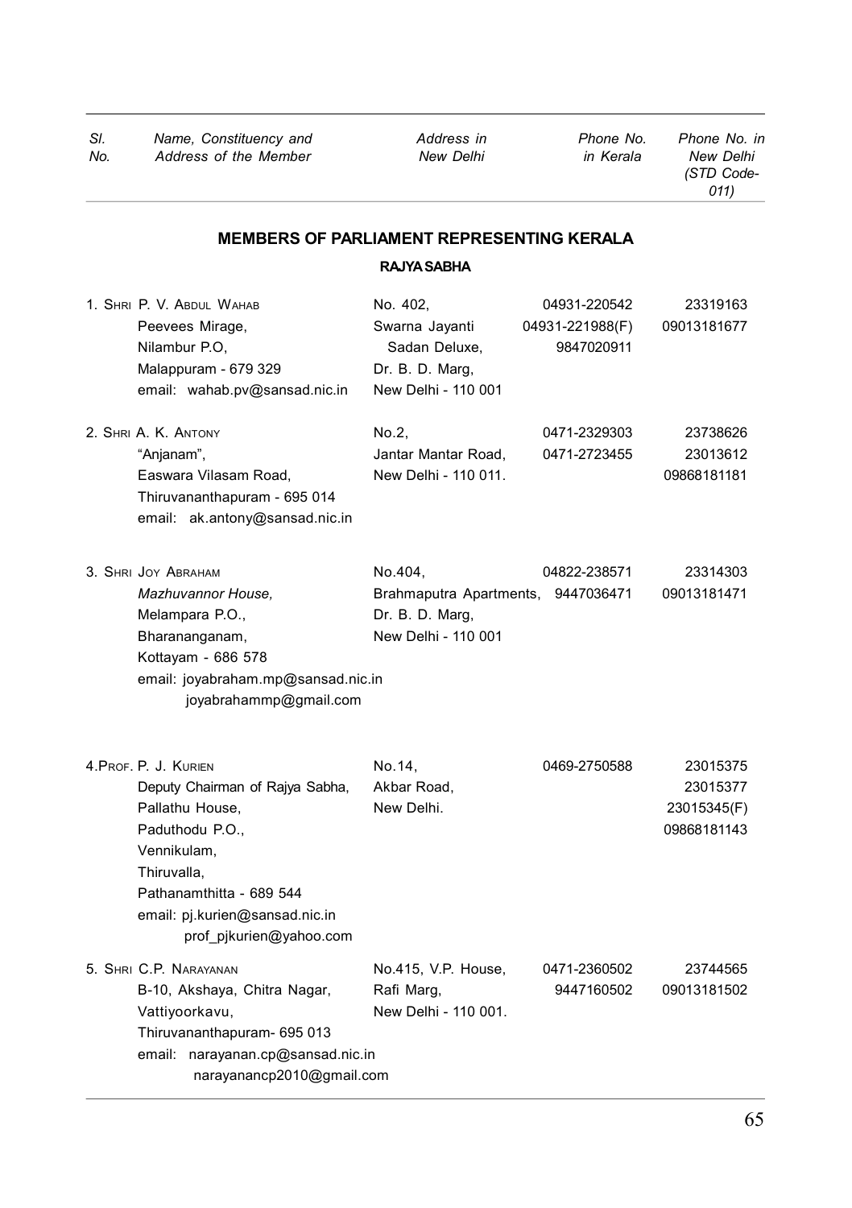| Sl. No. | Name, Constituency and Address of the Member | Address in New Delhi | Phone No. in Kerala | Phone No. in New Delhi (STD Code-011) |
|---|---|---|---|---|

## MEMBERS OF PARLIAMENT REPRESENTING KERALA

### RAJYA SABHA

| Sl. No. | Name, Constituency and Address of the Member | Address in New Delhi | Phone No. in Kerala | Phone No. in New Delhi (STD Code-011) |
|---|---|---|---|---|
| 1. | SHRI P. V. ABDUL WAHAB<br>Peevees Mirage,<br>Nilambur P.O,<br>Malappuram - 679 329<br>email: wahab.pv@sansad.nic.in | No. 402,<br>Swarna Jayanti Sadan Deluxe,<br>Dr. B. D. Marg,<br>New Delhi - 110 001 | 04931-220542<br>04931-221988(F)<br>9847020911 | 23319163<br>09013181677 |
| 2. | SHRI A. K. ANTONY<br>"Anjanam",<br>Easwara Vilasam Road,<br>Thiruvananthapuram - 695 014<br>email: ak.antony@sansad.nic.in | No.2,<br>Jantar Mantar Road,<br>New Delhi - 110 011. | 0471-2329303<br>0471-2723455 | 23738626<br>23013612<br>09868181181 |
| 3. | SHRI JOY ABRAHAM<br>*Mazhuvannor House,*<br>Melampara P.O.,<br>Bharananganam,<br>Kottayam - 686 578<br>email: joyabraham.mp@sansad.nic.in<br>joyabrahammp@gmail.com | No.404,<br>Brahmaputra Apartments,<br>Dr. B. D. Marg,<br>New Delhi - 110 001 | 04822-238571<br>9447036471 | 23314303<br>09013181471 |
| 4. | PROF. P. J. KURIEN<br>Deputy Chairman of Rajya Sabha,<br>Pallathu House,<br>Paduthodu P.O.,<br>Vennikulam,<br>Thiruvalla,<br>Pathanamthitta - 689 544<br>email: pj.kurien@sansad.nic.in<br>prof_pjkurien@yahoo.com | No.14,<br>Akbar Road,<br>New Delhi. | 0469-2750588 | 23015375<br>23015377<br>23015345(F)<br>09868181143 |
| 5. | SHRI C.P. NARAYANAN<br>B-10, Akshaya, Chitra Nagar,<br>Vattiyoorkavu,<br>Thiruvananthapuram- 695 013<br>email: narayanan.cp@sansad.nic.in<br>narayanancp2010@gmail.com | No.415, V.P. House,<br>Rafi Marg,<br>New Delhi - 110 001. | 0471-2360502<br>9447160502 | 23744565<br>09013181502 |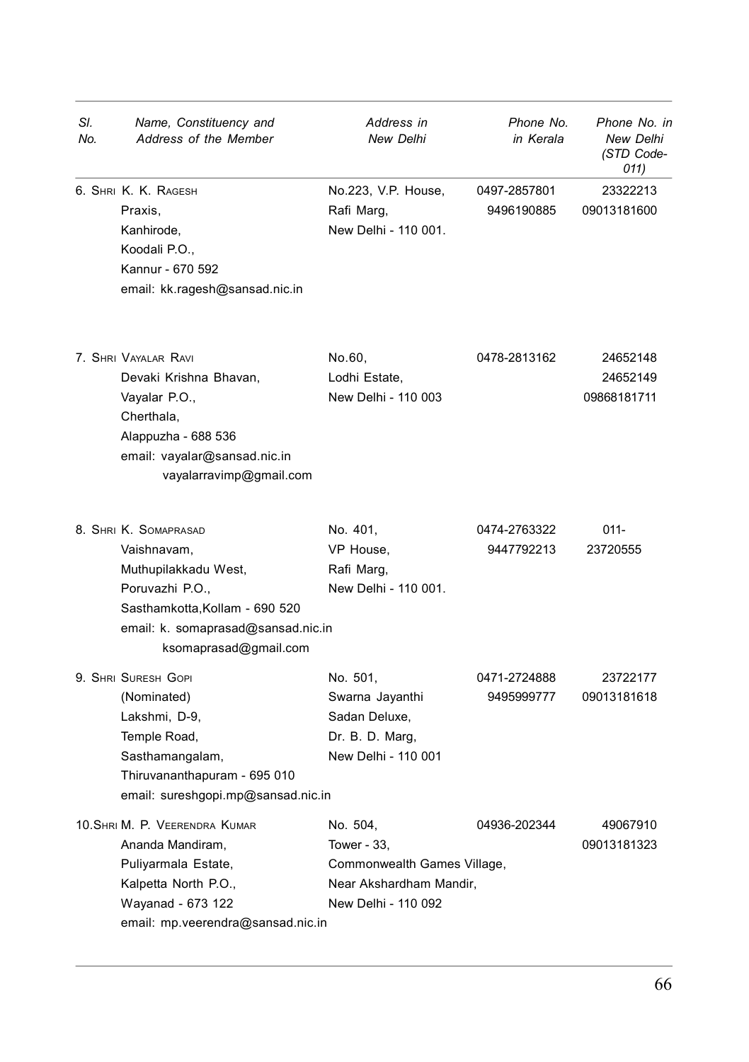| Sl. No. | Name, Constituency and Address of the Member | Address in New Delhi | Phone No. in Kerala | Phone No. in New Delhi (STD Code-011) |
|---|---|---|---|---|
| 6. | SHRI K. K. RAGESH<br>Praxis,<br>Kanhirode,<br>Koodali P.O.,<br>Kannur - 670 592<br>email: kk.ragesh@sansad.nic.in | No.223, V.P. House,<br>Rafi Marg,<br>New Delhi - 110 001. | 0497-2857801<br>9496190885 | 23322213<br>09013181600 |
| 7. | SHRI VAYALAR RAVI<br>Devaki Krishna Bhavan,<br>Vayalar P.O.,<br>Cherthala,<br>Alappuzha - 688 536<br>email: vayalar@sansad.nic.in<br>vayalarravimp@gmail.com | No.60,<br>Lodhi Estate,<br>New Delhi - 110 003 | 0478-2813162 | 24652148<br>24652149<br>09868181711 |
| 8. | SHRI K. SOMAPRASAD<br>Vaishnavam,<br>Muthupilakkadu West,<br>Poruvazhi P.O.,<br>Sasthamkotta,Kollam - 690 520<br>email: k. somaprasad@sansad.nic.in<br>ksomaprasad@gmail.com | No. 401,<br>VP House,<br>Rafi Marg,<br>New Delhi - 110 001. | 0474-2763322<br>9447792213 | 011-<br>23720555 |
| 9. | SHRI SURESH GOPI<br>(Nominated)<br>Lakshmi, D-9,<br>Temple Road,<br>Sasthamangalam,<br>Thiruvananthapuram - 695 010<br>email: sureshgopi.mp@sansad.nic.in | No. 501,<br>Swarna Jayanthi<br>Sadan Deluxe,<br>Dr. B. D. Marg,<br>New Delhi - 110 001 | 0471-2724888<br>9495999777 | 23722177<br>09013181618 |
| 10. | SHRI M. P. VEERENDRA KUMAR<br>Ananda Mandiram,<br>Puliyarmala Estate,<br>Kalpetta North P.O.,<br>Wayanad - 673 122<br>email: mp.veerendra@sansad.nic.in | No. 504,<br>Tower - 33,<br>Commonwealth Games Village,<br>Near Akshardham Mandir,<br>New Delhi - 110 092 | 04936-202344 | 49067910<br>09013181323 |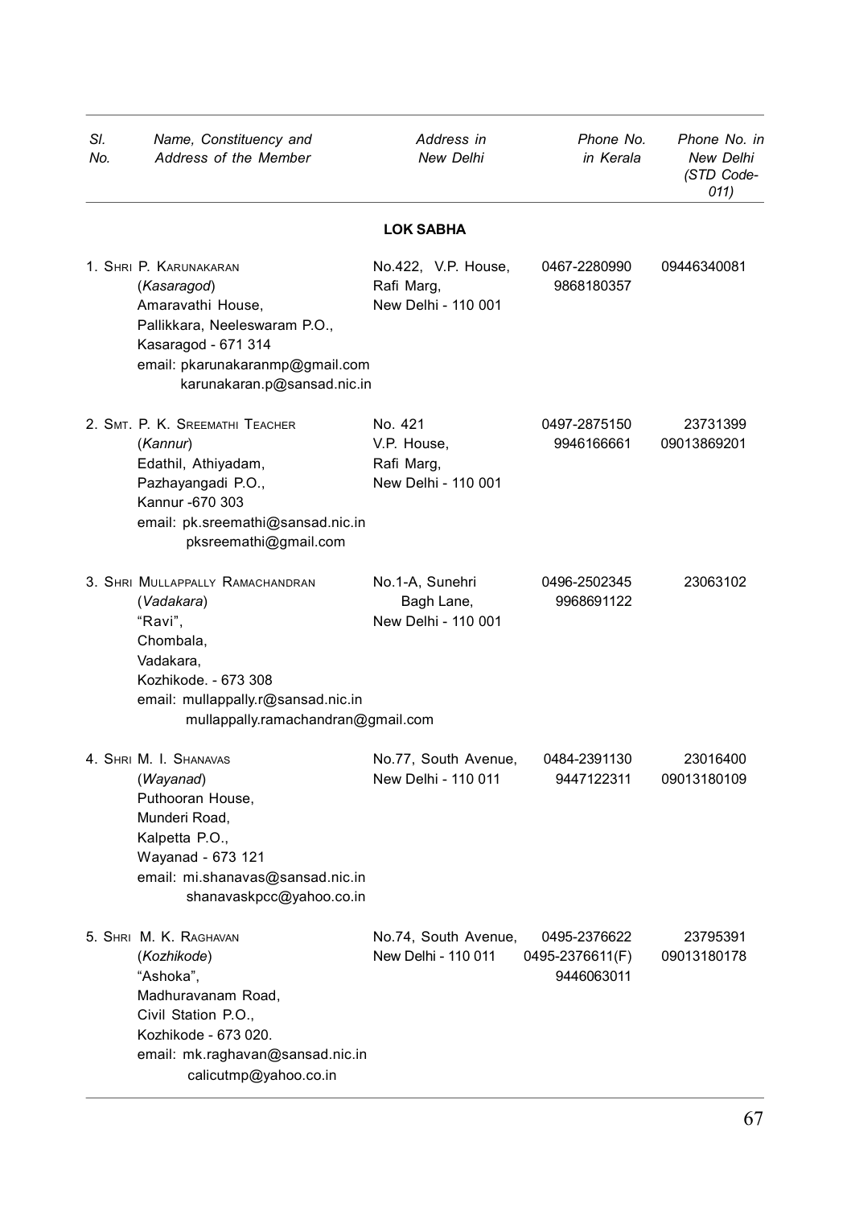| Sl. No. | Name, Constituency and Address of the Member | Address in New Delhi | Phone No. in Kerala | Phone No. in New Delhi (STD Code-011) |
|---|---|---|---|---|
| | **LOK SABHA** | | | |
| 1. | SHRI P. KARUNAKARAN (*Kasaragod*) Amaravathi House, Pallikkara, Neeleswaram P.O., Kasaragod - 671 314 email: pkarunakaranmp@gmail.com karunakaran.p@sansad.nic.in | No.422, V.P. House, Rafi Marg, New Delhi - 110 001 | 0467-2280990 9868180357 | 09446340081 |
| 2. | SMT. P. K. SREEMATHI TEACHER (*Kannur*) Edathil, Athiyadam, Pazhayangadi P.O., Kannur -670 303 email: pk.sreemathi@sansad.nic.in pksreemathi@gmail.com | No. 421 V.P. House, Rafi Marg, New Delhi - 110 001 | 0497-2875150 9946166661 | 23731399 09013869201 |
| 3. | SHRI MULLAPPALLY RAMACHANDRAN (*Vadakara*) "Ravi", Chombala, Vadakara, Kozhikode. - 673 308 email: mullappally.r@sansad.nic.in mullappally.ramachandran@gmail.com | No.1-A, Sunehri Bagh Lane, New Delhi - 110 001 | 0496-2502345 9968691122 | 23063102 |
| 4. | SHRI M. I. SHANAVAS (*Wayanad*) Puthooran House, Munderi Road, Kalpetta P.O., Wayanad - 673 121 email: mi.shanavas@sansad.nic.in shanavaskpcc@yahoo.co.in | No.77, South Avenue, New Delhi - 110 011 | 0484-2391130 9447122311 | 23016400 09013180109 |
| 5. | SHRI M. K. RAGHAVAN (*Kozhikode*) "Ashoka", Madhuravanam Road, Civil Station P.O., Kozhikode - 673 020. email: mk.raghavan@sansad.nic.in calicutmp@yahoo.co.in | No.74, South Avenue, New Delhi - 110 011 | 0495-2376622 0495-2376611(F) 9446063011 | 23795391 09013180178 |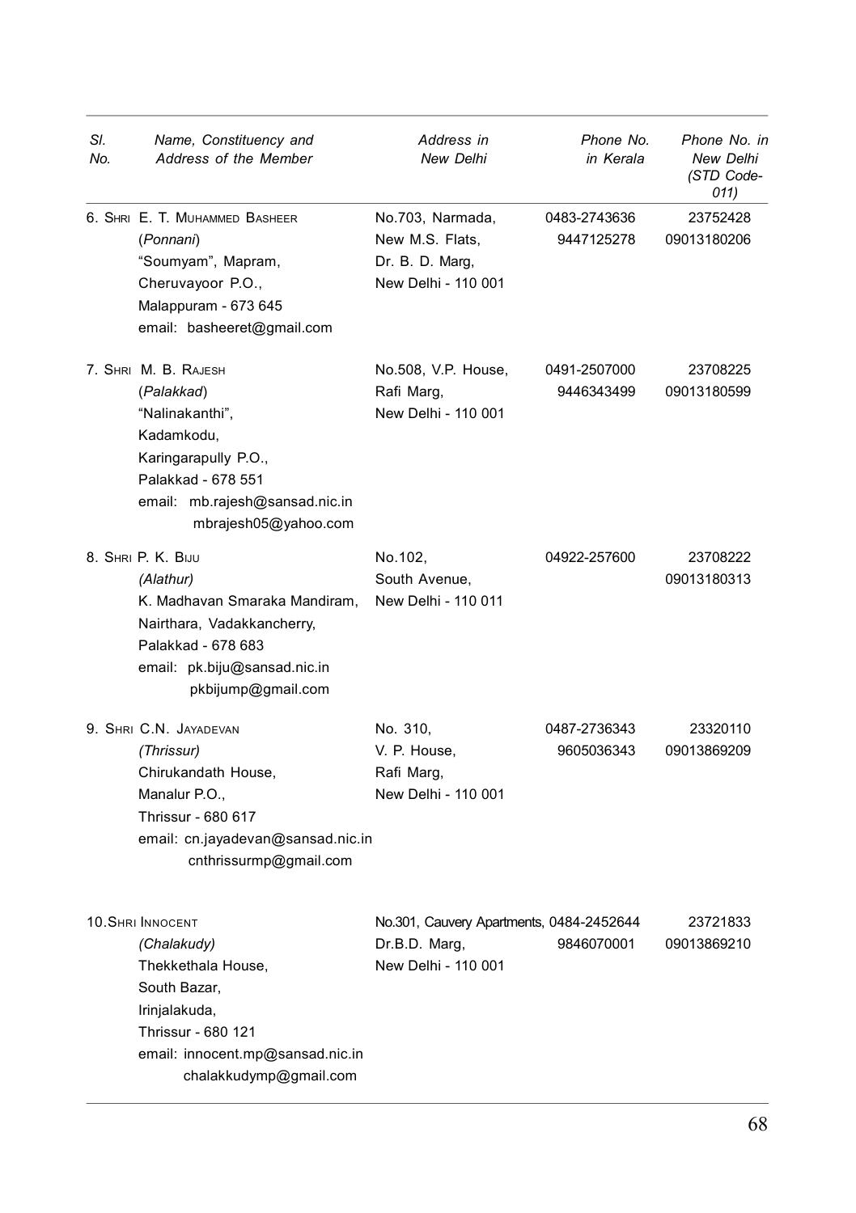| Sl. No. | Name, Constituency and Address of the Member | Address in New Delhi | Phone No. in Kerala | Phone No. in New Delhi (STD Code-011) |
|---|---|---|---|---|
| 6. | SHRI E. T. MUHAMMED BASHEER<br>(*Ponnani*)<br>"Soumyam", Mapram,<br>Cheruvayoor P.O.,<br>Malappuram - 673 645<br>email: basheeret@gmail.com | No.703, Narmada,<br>New M.S. Flats,<br>Dr. B. D. Marg,<br>New Delhi - 110 001 | 0483-2743636<br>9447125278 | 23752428<br>09013180206 |
| 7. | SHRI M. B. RAJESH<br>(*Palakkad*)<br>"Nalinakanthi",<br>Kadamkodu,<br>Karingarapully P.O.,<br>Palakkad - 678 551<br>email: mb.rajesh@sansad.nic.in<br>mbrajesh05@yahoo.com | No.508, V.P. House,<br>Rafi Marg,<br>New Delhi - 110 001 | 0491-2507000<br>9446343499 | 23708225<br>09013180599 |
| 8. | SHRI P. K. BIJU<br>(*Alathur*)<br>K. Madhavan Smaraka Mandiram,<br>Nairthara, Vadakkancherry,<br>Palakkad - 678 683<br>email: pk.biju@sansad.nic.in<br>pkbijump@gmail.com | No.102,<br>South Avenue,<br>New Delhi - 110 011 | 04922-257600 | 23708222<br>09013180313 |
| 9. | SHRI C.N. JAYADEVAN<br>(*Thrissur*)<br>Chirukandath House,<br>Manalur P.O.,<br>Thrissur - 680 617<br>email: cn.jayadevan@sansad.nic.in<br>cnthrissurmp@gmail.com | No. 310,<br>V. P. House,<br>Rafi Marg,<br>New Delhi - 110 001 | 0487-2736343<br>9605036343 | 23320110<br>09013869209 |
| 10. | SHRI INNOCENT<br>(*Chalakudy*)<br>Thekkethala House,<br>South Bazar,<br>Irinjalakuda,<br>Thrissur - 680 121<br>email: innocent.mp@sansad.nic.in<br>chalakkudymp@gmail.com | No.301, Cauvery Apartments,<br>Dr.B.D. Marg,<br>New Delhi - 110 001 | 0484-2452644<br>9846070001 | 23721833<br>09013869210 |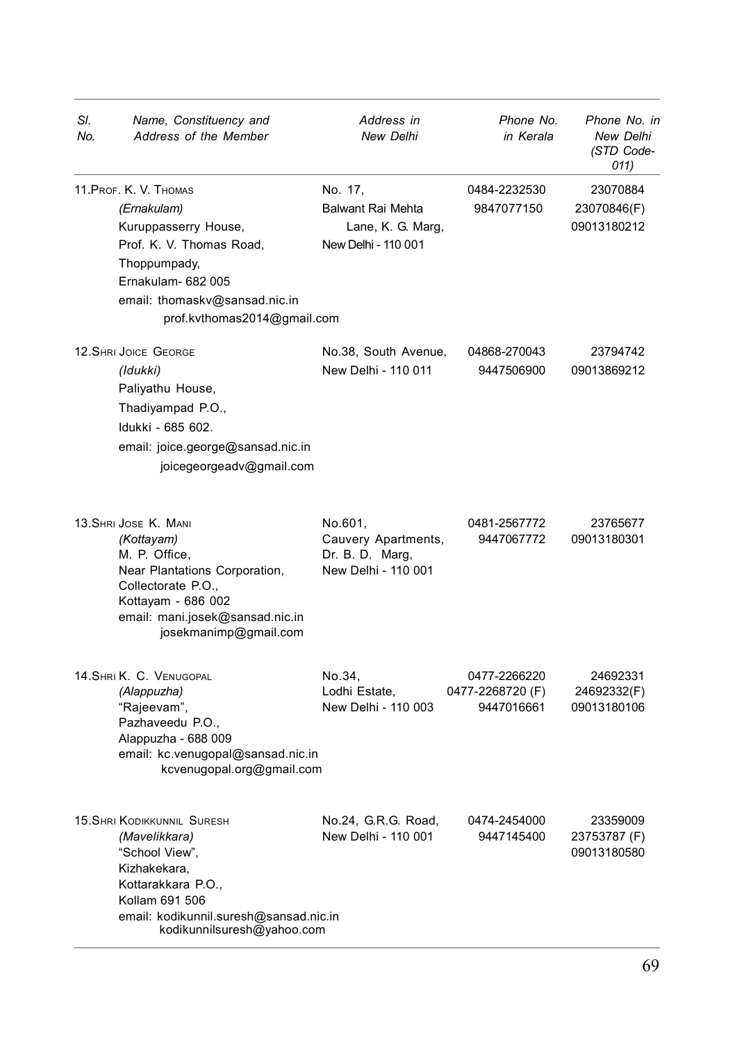| Sl. No. | Name, Constituency and Address of the Member | Address in New Delhi | Phone No. in Kerala | Phone No. in New Delhi (STD Code-011) |
|---|---|---|---|---|
| 11. | PROF. K. V. THOMAS<br>*(Ernakulam)*<br>Kuruppasserry House,<br>Prof. K. V. Thomas Road,<br>Thoppumpady,<br>Ernakulam- 682 005<br>email: thomaskv@sansad.nic.in<br>prof.kvthomas2014@gmail.com | No. 17,<br>Balwant Rai Mehta Lane, K. G. Marg,<br>New Delhi - 110 001 | 0484-2232530<br>9847077150 | 23070884<br>23070846(F)<br>09013180212 |
| 12. | SHRI JOICE GEORGE<br>*(Idukki)*<br>Paliyathu House,<br>Thadiyampad P.O.,<br>Idukki - 685 602.<br>email: joice.george@sansad.nic.in<br>joicegeorgeadv@gmail.com | No.38, South Avenue,<br>New Delhi - 110 011 | 04868-270043<br>9447506900 | 23794742<br>09013869212 |
| 13. | SHRI JOSE K. MANI<br>*(Kottayam)*<br>M. P. Office,<br>Near Plantations Corporation,<br>Collectorate P.O.,<br>Kottayam - 686 002<br>email: mani.josek@sansad.nic.in<br>josekmanimp@gmail.com | No.601,<br>Cauvery Apartments,<br>Dr. B. D. Marg,<br>New Delhi - 110 001 | 0481-2567772<br>9447067772 | 23765677<br>09013180301 |
| 14. | SHRI K. C. VENUGOPAL<br>*(Alappuzha)*<br>"Rajeevam",<br>Pazhaveedu P.O.,<br>Alappuzha - 688 009<br>email: kc.venugopal@sansad.nic.in<br>kcvenugopal.org@gmail.com | No.34,<br>Lodhi Estate,<br>New Delhi - 110 003 | 0477-2266220<br>0477-2268720 (F)<br>9447016661 | 24692331<br>24692332(F)<br>09013180106 |
| 15. | SHRI KODIKKUNNIL SURESH<br>*(Mavelikkara)*<br>"School View",<br>Kizhakekara,<br>Kottarakkara P.O.,<br>Kollam 691 506<br>email: kodikunnil.suresh@sansad.nic.in<br>kodikunnilsuresh@yahoo.com | No.24, G.R.G. Road,<br>New Delhi - 110 001 | 0474-2454000<br>9447145400 | 23359009<br>23753787 (F)<br>09013180580 |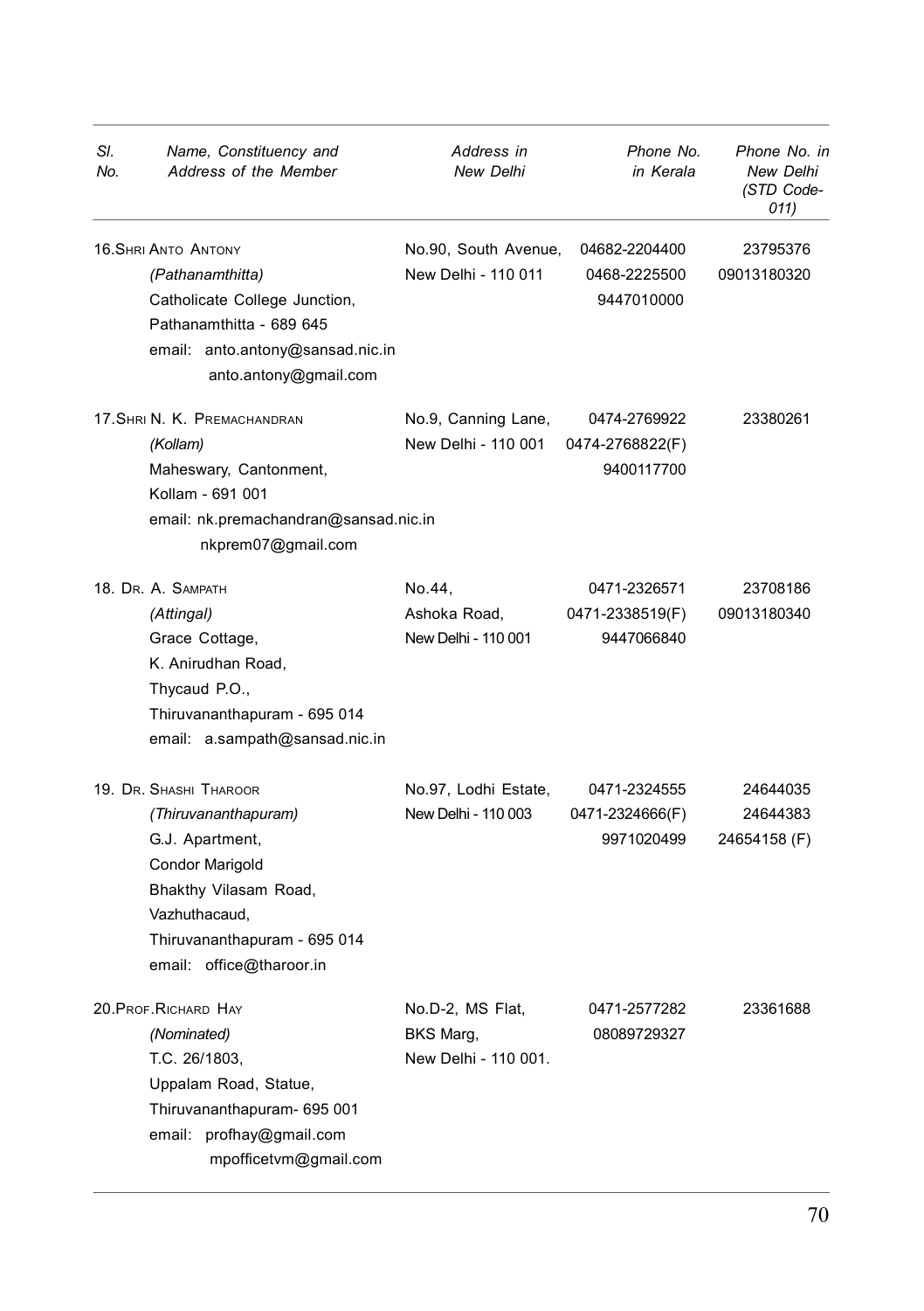| Sl. No. | Name, Constituency and Address of the Member | Address in New Delhi | Phone No. in Kerala | Phone No. in New Delhi (STD Code-011) |
|---|---|---|---|---|
| 16. | SHRI ANTO ANTONY<br>*(Pathanamthitta)*<br>Catholicate College Junction,<br>Pathanamthitta - 689 645<br>email: anto.antony@sansad.nic.in<br>anto.antony@gmail.com | No.90, South Avenue,<br>New Delhi - 110 011 | 04682-2204400<br>0468-2225500<br>9447010000 | 23795376<br>09013180320 |
| 17. | SHRI N. K. PREMACHANDRAN<br>*(Kollam)*<br>Maheswary, Cantonment,<br>Kollam - 691 001<br>email: nk.premachandran@sansad.nic.in<br>nkprem07@gmail.com | No.9, Canning Lane,<br>New Delhi - 110 001 | 0474-2769922<br>0474-2768822(F)<br>9400117700 | 23380261 |
| 18. | DR. A. SAMPATH<br>*(Attingal)*<br>Grace Cottage,<br>K. Anirudhan Road,<br>Thycaud P.O.,<br>Thiruvananthapuram - 695 014<br>email: a.sampath@sansad.nic.in | No.44,<br>Ashoka Road,<br>New Delhi - 110 001 | 0471-2326571<br>0471-2338519(F)<br>9447066840 | 23708186<br>09013180340 |
| 19. | DR. SHASHI THAROOR<br>*(Thiruvananthapuram)*<br>G.J. Apartment,<br>Condor Marigold<br>Bhakthy Vilasam Road,<br>Vazhuthacaud,<br>Thiruvananthapuram - 695 014<br>email: office@tharoor.in | No.97, Lodhi Estate,<br>New Delhi - 110 003 | 0471-2324555<br>0471-2324666(F)<br>9971020499 | 24644035<br>24644383<br>24654158 (F) |
| 20. | PROF. RICHARD HAY<br>*(Nominated)*<br>T.C. 26/1803,<br>Uppalam Road, Statue,<br>Thiruvananthapuram- 695 001<br>email: profhay@gmail.com<br>mpofficetvm@gmail.com | No.D-2, MS Flat,<br>BKS Marg,<br>New Delhi - 110 001. | 0471-2577282<br>08089729327 | 23361688 |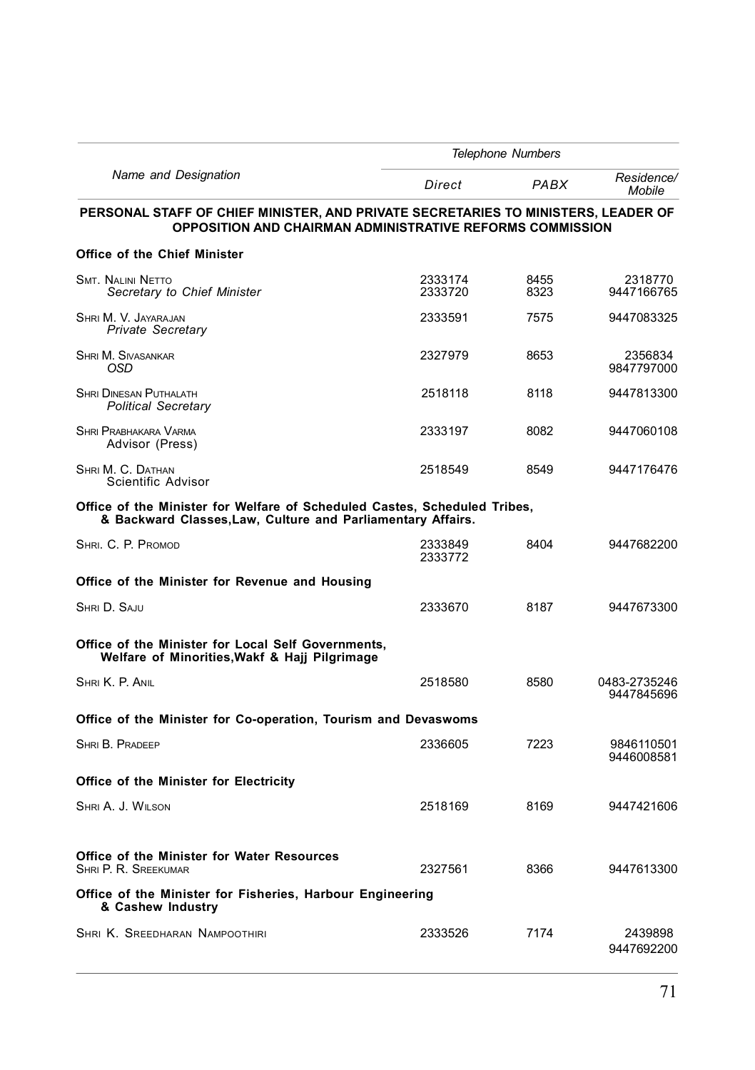| Name and Designation | Telephone Numbers | | |
|---|---|---|---|
| | Direct | PABX | Residence/ Mobile |
| **PERSONAL STAFF OF CHIEF MINISTER, AND PRIVATE SECRETARIES TO MINISTERS, LEADER OF OPPOSITION AND CHAIRMAN ADMINISTRATIVE REFORMS COMMISSION** | | | |
| **Office of the Chief Minister** | | | |
| SMT. NALINI NETTO<br>*Secretary to Chief Minister* | 2333174<br>2333720 | 8455<br>8323 | 2318770<br>9447166765 |
| SHRI M. V. JAYARAJAN<br>*Private Secretary* | 2333591 | 7575 | 9447083325 |
| SHRI M. SIVASANKAR<br>*OSD* | 2327979 | 8653 | 2356834<br>9847797000 |
| SHRI DINESAN PUTHALATH<br>*Political Secretary* | 2518118 | 8118 | 9447813300 |
| SHRI PRABHAKARA VARMA<br>Advisor (Press) | 2333197 | 8082 | 9447060108 |
| SHRI M. C. DATHAN<br>Scientific Advisor | 2518549 | 8549 | 9447176476 |
| **Office of the Minister for Welfare of Scheduled Castes, Scheduled Tribes, & Backward Classes,Law, Culture and Parliamentary Affairs.** | | | |
| SHRI. C. P. PROMOD | 2333849<br>2333772 | 8404 | 9447682200 |
| **Office of the Minister for Revenue and Housing** | | | |
| SHRI D. SAJU | 2333670 | 8187 | 9447673300 |
| **Office of the Minister for Local Self Governments, Welfare of Minorities,Wakf & Hajj Pilgrimage** | | | |
| SHRI K. P. ANIL | 2518580 | 8580 | 0483-2735246<br>9447845696 |
| **Office of the Minister for Co-operation, Tourism and Devaswoms** | | | |
| SHRI B. PRADEEP | 2336605 | 7223 | 9846110501<br>9446008581 |
| **Office of the Minister for Electricity** | | | |
| SHRI A. J. WILSON | 2518169 | 8169 | 9447421606 |
| **Office of the Minister for Water Resources** | | | |
| SHRI P. R. SREEKUMAR | 2327561 | 8366 | 9447613300 |
| **Office of the Minister for Fisheries, Harbour Engineering & Cashew Industry** | | | |
| SHRI K. SREEDHARAN NAMPOOTHIRI | 2333526 | 7174 | 2439898<br>9447692200 |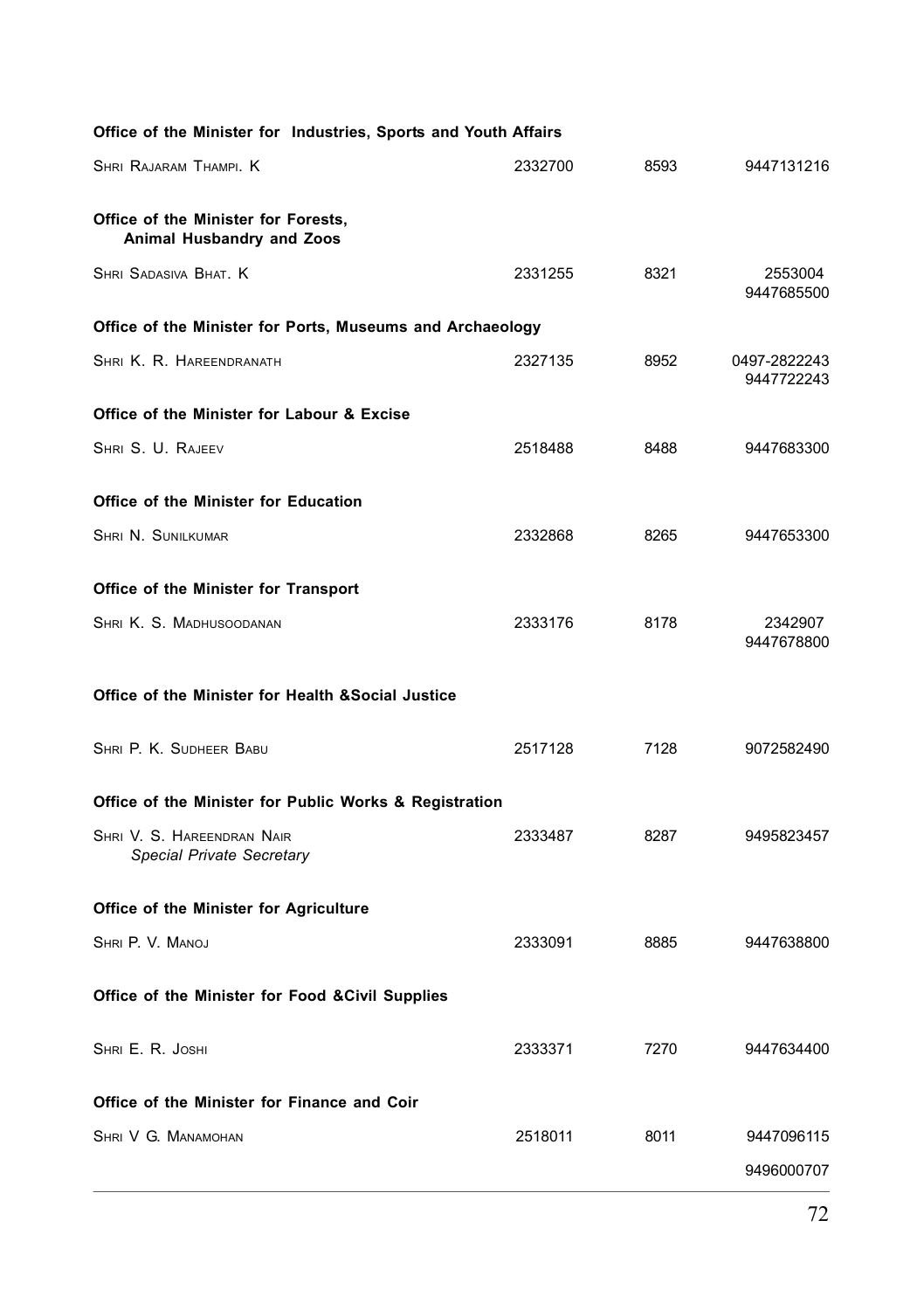**Office of the Minister for Industries, Sports and Youth Affairs**

| | | | |
|---|---|---|---|
| Shri Rajaram Thampi. K | 2332700 | 8593 | 9447131216 |

**Office of the Minister for Forests, Animal Husbandry and Zoos**

| | | | |
|---|---|---|---|
| Shri Sadasiva Bhat. K | 2331255 | 8321 | 2553004<br>9447685500 |

**Office of the Minister for Ports, Museums and Archaeology**

| | | | |
|---|---|---|---|
| Shri K. R. Hareendranath | 2327135 | 8952 | 0497-2822243<br>9447722243 |

**Office of the Minister for Labour & Excise**

| | | | |
|---|---|---|---|
| Shri S. U. Rajeev | 2518488 | 8488 | 9447683300 |

**Office of the Minister for Education**

| | | | |
|---|---|---|---|
| Shri N. Sunilkumar | 2332868 | 8265 | 9447653300 |

**Office of the Minister for Transport**

| | | | |
|---|---|---|---|
| Shri K. S. Madhusoodanan | 2333176 | 8178 | 2342907<br>9447678800 |

**Office of the Minister for Health &Social Justice**

| | | | |
|---|---|---|---|
| Shri P. K. Sudheer Babu | 2517128 | 7128 | 9072582490 |

**Office of the Minister for Public Works & Registration**

| | | | |
|---|---|---|---|
| Shri V. S. Hareendran Nair<br>*Special Private Secretary* | 2333487 | 8287 | 9495823457 |

**Office of the Minister for Agriculture**

| | | | |
|---|---|---|---|
| Shri P. V. Manoj | 2333091 | 8885 | 9447638800 |

**Office of the Minister for Food &Civil Supplies**

| | | | |
|---|---|---|---|
| Shri E. R. Joshi | 2333371 | 7270 | 9447634400 |

**Office of the Minister for Finance and Coir**

| | | | |
|---|---|---|---|
| Shri V G. Manamohan | 2518011 | 8011 | 9447096115<br>9496000707 |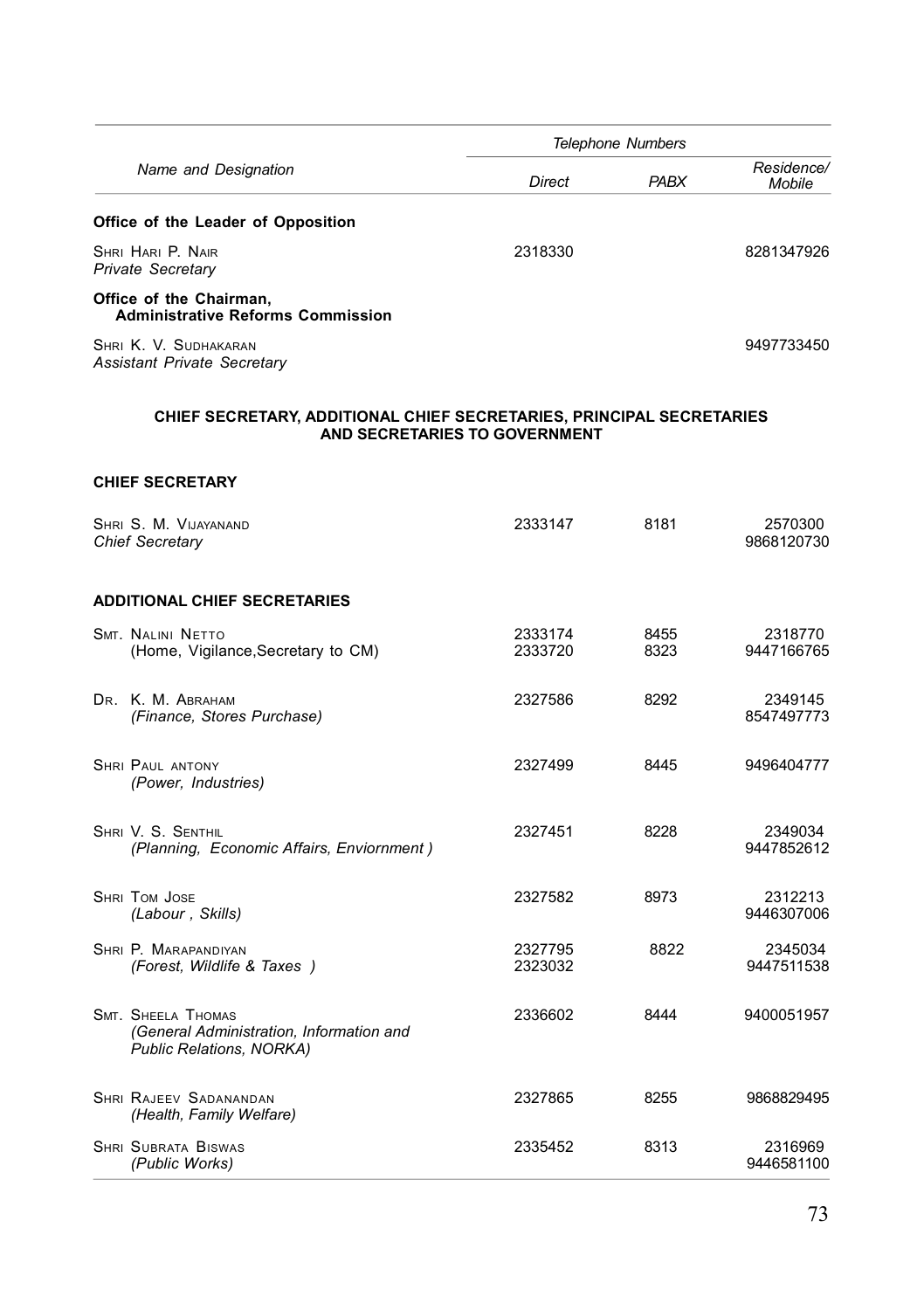| Name and Designation | Telephone Numbers | | |
|---|---|---|---|
| | Direct | PABX | Residence/ Mobile |
| **Office of the Leader of Opposition** | | | |
| SHRI HARI P. NAIR *Private Secretary* | 2318330 | | 8281347926 |
| **Office of the Chairman, Administrative Reforms Commission** | | | |
| SHRI K. V. SUDHAKARAN *Assistant Private Secretary* | | | 9497733450 |

**CHIEF SECRETARY, ADDITIONAL CHIEF SECRETARIES, PRINCIPAL SECRETARIES AND SECRETARIES TO GOVERNMENT**

**CHIEF SECRETARY**

| Name and Designation | Direct | PABX | Residence/ Mobile |
|---|---|---|---|
| SHRI S. M. VIJAYANAND *Chief Secretary* | 2333147 | 8181 | 2570300 9868120730 |

**ADDITIONAL CHIEF SECRETARIES**

| Name and Designation | Direct | PABX | Residence/ Mobile |
|---|---|---|---|
| SMT. NALINI NETTO (Home, Vigilance,Secretary to CM) | 2333174 2333720 | 8455 8323 | 2318770 9447166765 |
| DR. K. M. ABRAHAM *(Finance, Stores Purchase)* | 2327586 | 8292 | 2349145 8547497773 |
| SHRI PAUL ANTONY *(Power, Industries)* | 2327499 | 8445 | 9496404777 |
| SHRI V. S. SENTHIL *(Planning, Economic Affairs, Enviornment )* | 2327451 | 8228 | 2349034 9447852612 |
| SHRI TOM JOSE *(Labour , Skills)* | 2327582 | 8973 | 2312213 9446307006 |
| SHRI P. MARAPANDIYAN *(Forest, Wildlife & Taxes )* | 2327795 2323032 | 8822 | 2345034 9447511538 |
| SMT. SHEELA THOMAS *(General Administration, Information and Public Relations, NORKA)* | 2336602 | 8444 | 9400051957 |
| SHRI RAJEEV SADANANDAN *(Health, Family Welfare)* | 2327865 | 8255 | 9868829495 |
| SHRI SUBRATA BISWAS *(Public Works)* | 2335452 | 8313 | 2316969 9446581100 |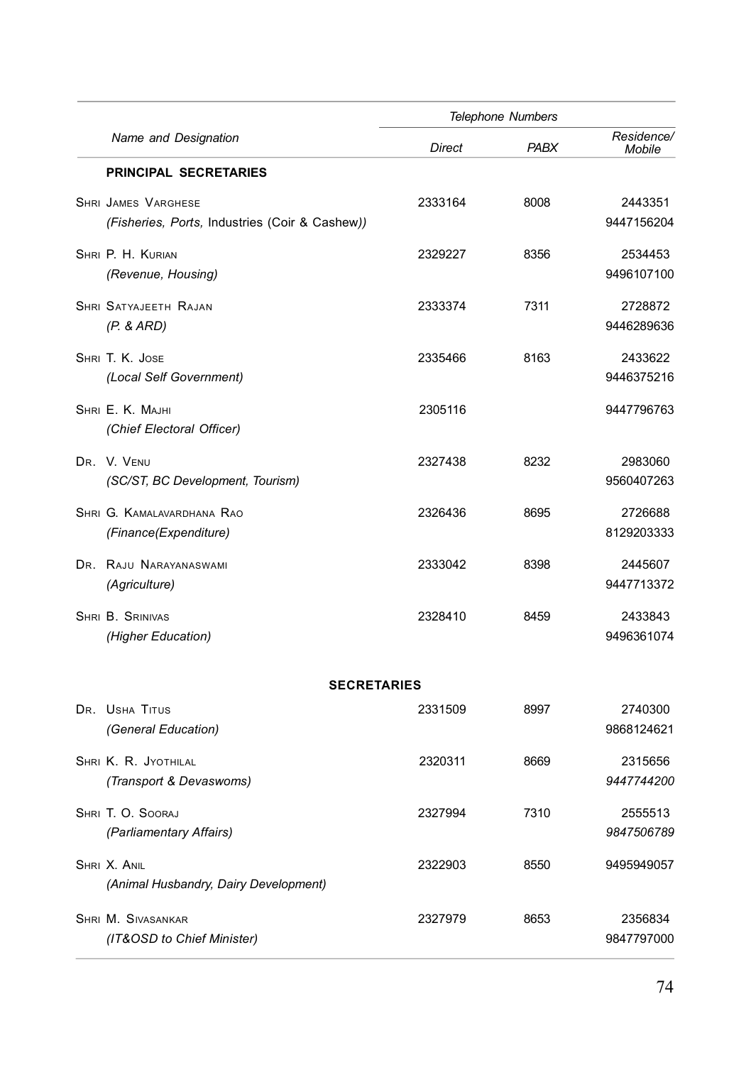| Name and Designation | Telephone Numbers | | |
|---|---|---|---|
| | Direct | PABX | Residence/ Mobile |
| **PRINCIPAL SECRETARIES** | | | |
| Shri James Varghese *(Fisheries, Ports,* Industries (Coir & Cashew*))* | 2333164 | 8008 | 2443351 9447156204 |
| Shri P. H. Kurian *(Revenue, Housing)* | 2329227 | 8356 | 2534453 9496107100 |
| Shri Satyajeeth Rajan *(P. & ARD)* | 2333374 | 7311 | 2728872 9446289636 |
| Shri T. K. Jose *(Local Self Government)* | 2335466 | 8163 | 2433622 9446375216 |
| Shri E. K. Majhi *(Chief Electoral Officer)* | 2305116 | | 9447796763 |
| Dr. V. Venu *(SC/ST, BC Development, Tourism)* | 2327438 | 8232 | 2983060 9560407263 |
| Shri G. Kamalavardhana Rao *(Finance(Expenditure)* | 2326436 | 8695 | 2726688 8129203333 |
| Dr. Raju Narayanaswami *(Agriculture)* | 2333042 | 8398 | 2445607 9447713372 |
| Shri B. Srinivas *(Higher Education)* | 2328410 | 8459 | 2433843 9496361074 |
| **SECRETARIES** | | | |
| Dr. Usha Titus *(General Education)* | 2331509 | 8997 | 2740300 9868124621 |
| Shri K. R. Jyothilal *(Transport & Devaswoms)* | 2320311 | 8669 | 2315656 *9447744200* |
| Shri T. O. Sooraj *(Parliamentary Affairs)* | 2327994 | 7310 | 2555513 *9847506789* |
| Shri X. Anil *(Animal Husbandry, Dairy Development)* | 2322903 | 8550 | 9495949057 |
| Shri M. Sivasankar *(IT&OSD to Chief Minister)* | 2327979 | 8653 | 2356834 9847797000 |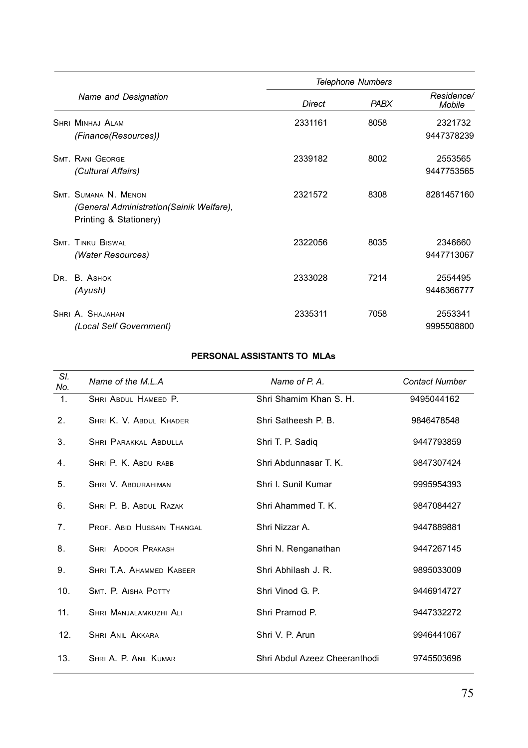| Name and Designation | Telephone Numbers | | |
|---|---|---|---|
| | Direct | PABX | Residence/ Mobile |
| SHRI MINHAJ ALAM *(Finance(Resources))* | 2331161 | 8058 | 2321732 9447378239 |
| SMT. RANI GEORGE *(Cultural Affairs)* | 2339182 | 8002 | 2553565 9447753565 |
| SMT. SUMANA N. MENON *(General Administration(Sainik Welfare),* Printing & Stationery) | 2321572 | 8308 | 8281457160 |
| SMT. TINKU BISWAL *(Water Resources)* | 2322056 | 8035 | 2346660 9447713067 |
| DR. B. ASHOK *(Ayush)* | 2333028 | 7214 | 2554495 9446366777 |
| SHRI A. SHAJAHAN *(Local Self Government)* | 2335311 | 7058 | 2553341 9995508800 |

**PERSONAL ASSISTANTS TO MLAs**

| Sl. No. | Name of the M.L.A | Name of P. A. | Contact Number |
|---|---|---|---|
| 1. | SHRI ABDUL HAMEED P. | Shri Shamim Khan S. H. | 9495044162 |
| 2. | SHRI K. V. ABDUL KHADER | Shri Satheesh P. B. | 9846478548 |
| 3. | SHRI PARAKKAL ABDULLA | Shri T. P. Sadiq | 9447793859 |
| 4. | SHRI P. K. ABDU RABB | Shri Abdunnasar T. K. | 9847307424 |
| 5. | SHRI V. ABDURAHIMAN | Shri I. Sunil Kumar | 9995954393 |
| 6. | SHRI P. B. ABDUL RAZAK | Shri Ahammed T. K. | 9847084427 |
| 7. | PROF. ABID HUSSAIN THANGAL | Shri Nizzar A. | 9447889881 |
| 8. | SHRI ADOOR PRAKASH | Shri N. Renganathan | 9447267145 |
| 9. | SHRI T.A. AHAMMED KABEER | Shri Abhilash J. R. | 9895033009 |
| 10. | SMT. P. AISHA POTTY | Shri Vinod G. P. | 9446914727 |
| 11. | SHRI MANJALAMKUZHI ALI | Shri Pramod P. | 9447332272 |
| 12. | SHRI ANIL AKKARA | Shri V. P. Arun | 9946441067 |
| 13. | SHRI A. P. ANIL KUMAR | Shri Abdul Azeez Cheeranthodi | 9745503696 |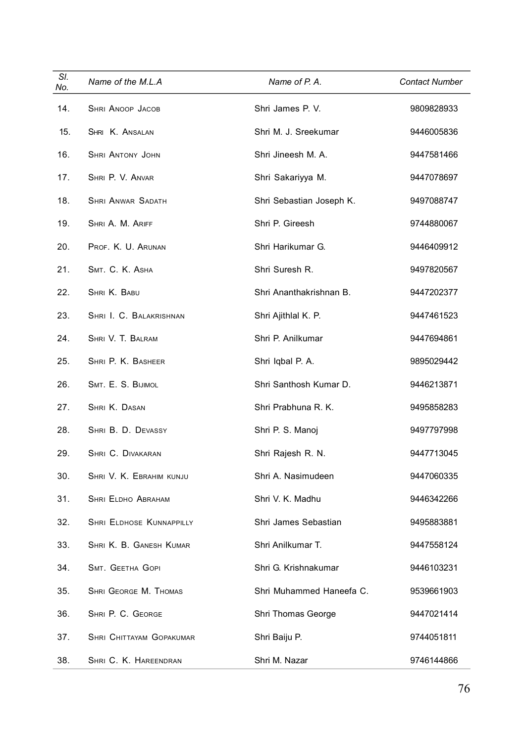| Sl. No. | Name of the M.L.A | Name of P. A. | Contact Number |
|---|---|---|---|
| 14. | Shri Anoop Jacob | Shri James P. V. | 9809828933 |
| 15. | Shri K. Ansalan | Shri M. J. Sreekumar | 9446005836 |
| 16. | Shri Antony John | Shri Jineesh M. A. | 9447581466 |
| 17. | Shri P. V. Anvar | Shri Sakariyya M. | 9447078697 |
| 18. | Shri Anwar Sadath | Shri Sebastian Joseph K. | 9497088747 |
| 19. | Shri A. M. Ariff | Shri P. Gireesh | 9744880067 |
| 20. | Prof. K. U. Arunan | Shri Harikumar G. | 9446409912 |
| 21. | Smt. C. K. Asha | Shri Suresh R. | 9497820567 |
| 22. | Shri K. Babu | Shri Ananthakrishnan B. | 9447202377 |
| 23. | Shri I. C. Balakrishnan | Shri Ajithlal K. P. | 9447461523 |
| 24. | Shri V. T. Balram | Shri P. Anilkumar | 9447694861 |
| 25. | Shri P. K. Basheer | Shri Iqbal P. A. | 9895029442 |
| 26. | Smt. E. S. Bijimol | Shri Santhosh Kumar D. | 9446213871 |
| 27. | Shri K. Dasan | Shri Prabhuna R. K. | 9495858283 |
| 28. | Shri B. D. Devassy | Shri P. S. Manoj | 9497797998 |
| 29. | Shri C. Divakaran | Shri Rajesh R. N. | 9447713045 |
| 30. | Shri V. K. Ebrahim kunju | Shri A. Nasimudeen | 9447060335 |
| 31. | Shri Eldho Abraham | Shri V. K. Madhu | 9446342266 |
| 32. | Shri Eldhose Kunnappilly | Shri James Sebastian | 9495883881 |
| 33. | Shri K. B. Ganesh Kumar | Shri Anilkumar T. | 9447558124 |
| 34. | Smt. Geetha Gopi | Shri G. Krishnakumar | 9446103231 |
| 35. | Shri George M. Thomas | Shri Muhammed Haneefa C. | 9539661903 |
| 36. | Shri P. C. George | Shri Thomas George | 9447021414 |
| 37. | Shri Chittayam Gopakumar | Shri Baiju P. | 9744051811 |
| 38. | Shri C. K. Hareendran | Shri M. Nazar | 9746144866 |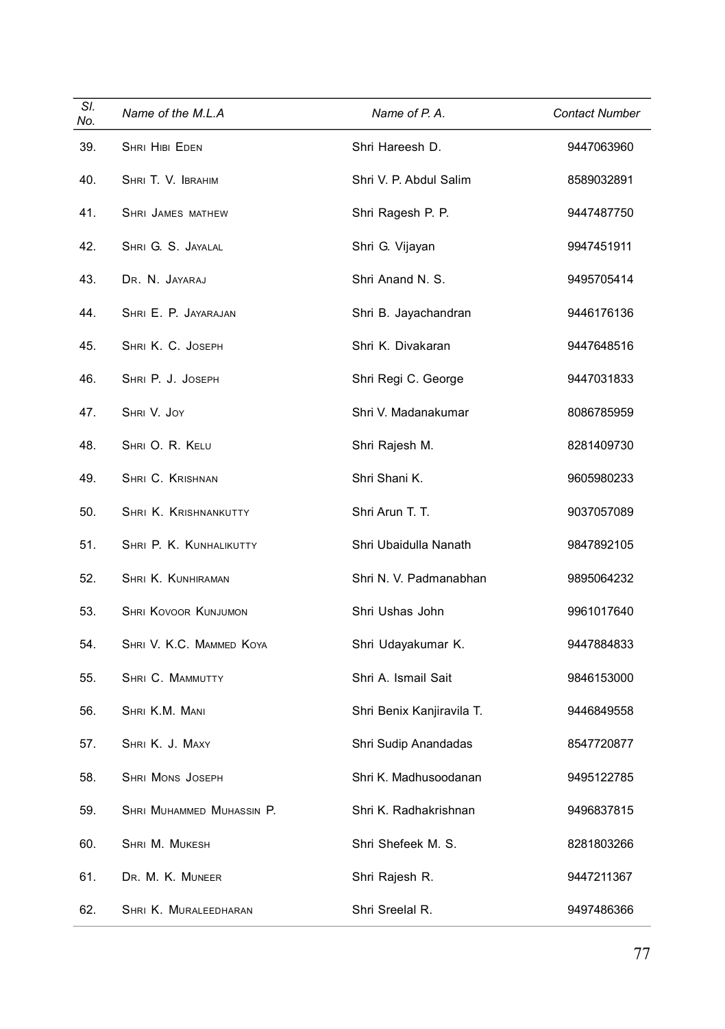| Sl. No. | Name of the M.L.A | Name of P. A. | Contact Number |
|---|---|---|---|
| 39. | Shri Hibi Eden | Shri Hareesh D. | 9447063960 |
| 40. | Shri T. V. Ibrahim | Shri V. P. Abdul Salim | 8589032891 |
| 41. | Shri James mathew | Shri Ragesh P. P. | 9447487750 |
| 42. | Shri G. S. Jayalal | Shri G. Vijayan | 9947451911 |
| 43. | Dr. N. Jayaraj | Shri Anand N. S. | 9495705414 |
| 44. | Shri E. P. Jayarajan | Shri B. Jayachandran | 9446176136 |
| 45. | Shri K. C. Joseph | Shri K. Divakaran | 9447648516 |
| 46. | Shri P. J. Joseph | Shri Regi C. George | 9447031833 |
| 47. | Shri V. Joy | Shri V. Madanakumar | 8086785959 |
| 48. | Shri O. R. Kelu | Shri Rajesh M. | 8281409730 |
| 49. | Shri C. Krishnan | Shri Shani K. | 9605980233 |
| 50. | Shri K. Krishnankutty | Shri Arun T. T. | 9037057089 |
| 51. | Shri P. K. Kunhalikutty | Shri Ubaidulla Nanath | 9847892105 |
| 52. | Shri K. Kunhiraman | Shri N. V. Padmanabhan | 9895064232 |
| 53. | Shri Kovoor Kunjumon | Shri Ushas John | 9961017640 |
| 54. | Shri V. K.C. Mammed Koya | Shri Udayakumar K. | 9447884833 |
| 55. | Shri C. Mammutty | Shri A. Ismail Sait | 9846153000 |
| 56. | Shri K.M. Mani | Shri Benix Kanjiravila T. | 9446849558 |
| 57. | Shri K. J. Maxy | Shri Sudip Anandadas | 8547720877 |
| 58. | Shri Mons Joseph | Shri K. Madhusoodanan | 9495122785 |
| 59. | Shri Muhammed Muhassin P. | Shri K. Radhakrishnan | 9496837815 |
| 60. | Shri M. Mukesh | Shri Shefeek M. S. | 8281803266 |
| 61. | Dr. M. K. Muneer | Shri Rajesh R. | 9447211367 |
| 62. | Shri K. Muraleedharan | Shri Sreelal R. | 9497486366 |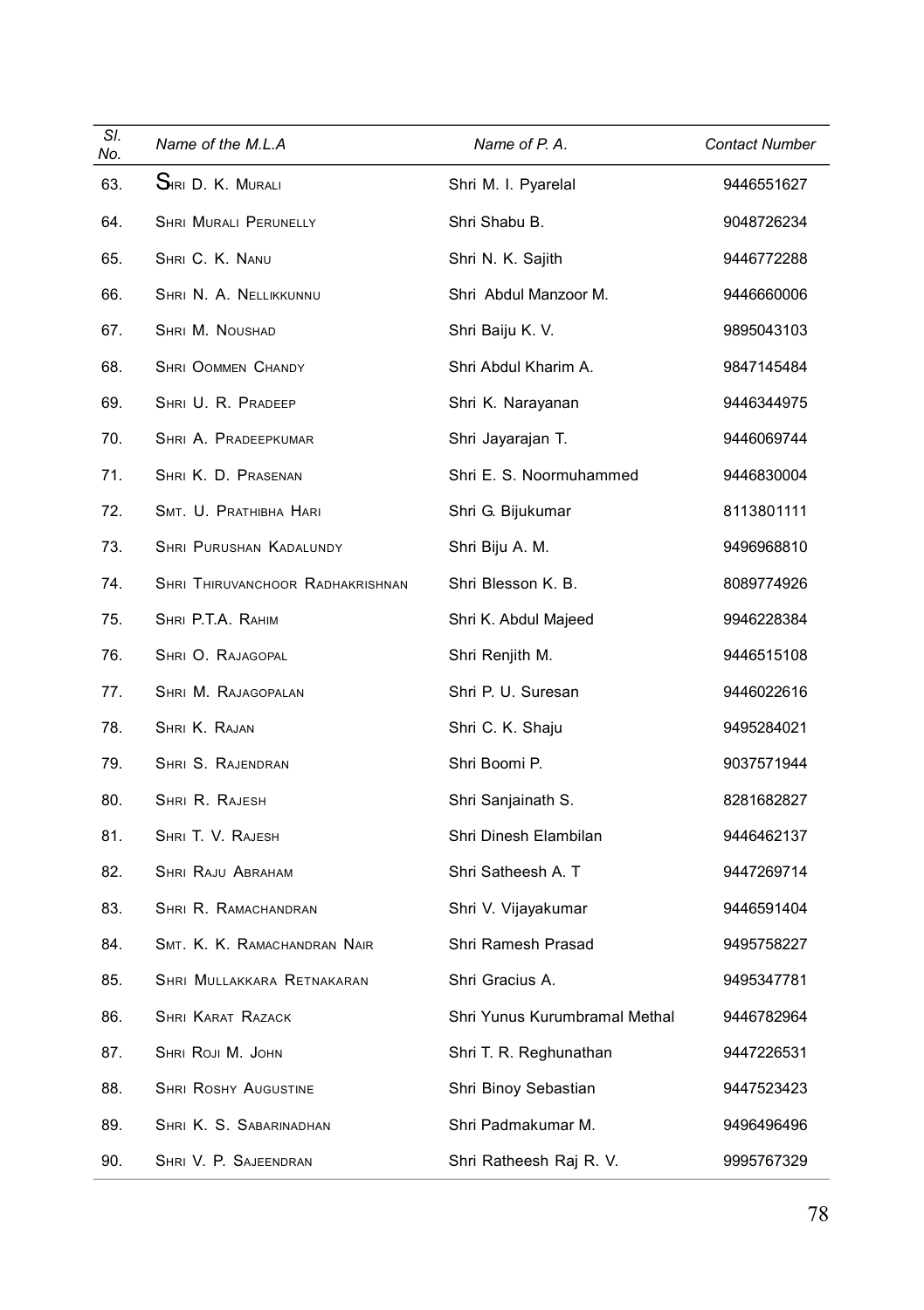| Sl. No. | Name of the M.L.A | Name of P. A. | Contact Number |
|---|---|---|---|
| 63. | Shri D. K. Murali | Shri M. I. Pyarelal | 9446551627 |
| 64. | Shri Murali Perunelly | Shri Shabu B. | 9048726234 |
| 65. | Shri C. K. Nanu | Shri N. K. Sajith | 9446772288 |
| 66. | Shri N. A. Nellikkunnu | Shri Abdul Manzoor M. | 9446660006 |
| 67. | Shri M. Noushad | Shri Baiju K. V. | 9895043103 |
| 68. | Shri Oommen Chandy | Shri Abdul Kharim A. | 9847145484 |
| 69. | Shri U. R. Pradeep | Shri K. Narayanan | 9446344975 |
| 70. | Shri A. Pradeepkumar | Shri Jayarajan T. | 9446069744 |
| 71. | Shri K. D. Prasenan | Shri E. S. Noormuhammed | 9446830004 |
| 72. | Smt. U. Prathibha Hari | Shri G. Bijukumar | 8113801111 |
| 73. | Shri Purushan Kadalundy | Shri Biju A. M. | 9496968810 |
| 74. | Shri Thiruvanchoor Radhakrishnan | Shri Blesson K. B. | 8089774926 |
| 75. | Shri P.T.A. Rahim | Shri K. Abdul Majeed | 9946228384 |
| 76. | Shri O. Rajagopal | Shri Renjith M. | 9446515108 |
| 77. | Shri M. Rajagopalan | Shri P. U. Suresan | 9446022616 |
| 78. | Shri K. Rajan | Shri C. K. Shaju | 9495284021 |
| 79. | Shri S. Rajendran | Shri Boomi P. | 9037571944 |
| 80. | Shri R. Rajesh | Shri Sanjainath S. | 8281682827 |
| 81. | Shri T. V. Rajesh | Shri Dinesh Elambilan | 9446462137 |
| 82. | Shri Raju Abraham | Shri Satheesh A. T | 9447269714 |
| 83. | Shri R. Ramachandran | Shri V. Vijayakumar | 9446591404 |
| 84. | Smt. K. K. Ramachandran Nair | Shri Ramesh Prasad | 9495758227 |
| 85. | Shri Mullakkara Retnakaran | Shri Gracius A. | 9495347781 |
| 86. | Shri Karat Razack | Shri Yunus Kurumbramal Methal | 9446782964 |
| 87. | Shri Roji M. John | Shri T. R. Reghunathan | 9447226531 |
| 88. | Shri Roshy Augustine | Shri Binoy Sebastian | 9447523423 |
| 89. | Shri K. S. Sabarinadhan | Shri Padmakumar M. | 9496496496 |
| 90. | Shri V. P. Sajeendran | Shri Ratheesh Raj R. V. | 9995767329 |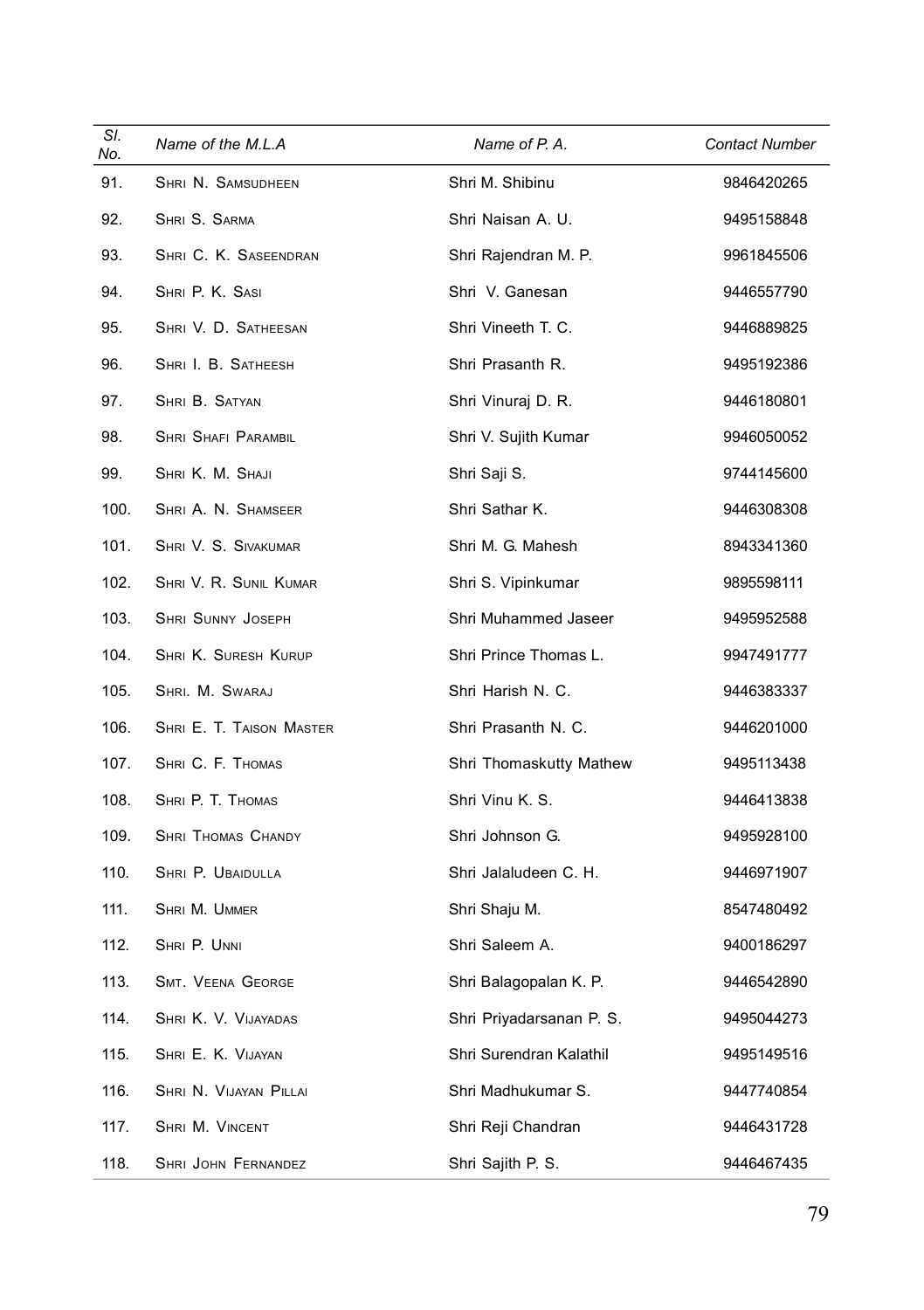| Sl. No. | Name of the M.L.A | Name of P. A. | Contact Number |
|---|---|---|---|
| 91. | Shri N. Samsudheen | Shri M. Shibinu | 9846420265 |
| 92. | Shri S. Sarma | Shri Naisan A. U. | 9495158848 |
| 93. | Shri C. K. Saseendran | Shri Rajendran M. P. | 9961845506 |
| 94. | Shri P. K. Sasi | Shri V. Ganesan | 9446557790 |
| 95. | Shri V. D. Satheesan | Shri Vineeth T. C. | 9446889825 |
| 96. | Shri I. B. Satheesh | Shri Prasanth R. | 9495192386 |
| 97. | Shri B. Satyan | Shri Vinuraj D. R. | 9446180801 |
| 98. | Shri Shafi Parambil | Shri V. Sujith Kumar | 9946050052 |
| 99. | Shri K. M. Shaji | Shri Saji S. | 9744145600 |
| 100. | Shri A. N. Shamseer | Shri Sathar K. | 9446308308 |
| 101. | Shri V. S. Sivakumar | Shri M. G. Mahesh | 8943341360 |
| 102. | Shri V. R. Sunil Kumar | Shri S. Vipinkumar | 9895598111 |
| 103. | Shri Sunny Joseph | Shri Muhammed Jaseer | 9495952588 |
| 104. | Shri K. Suresh Kurup | Shri Prince Thomas L. | 9947491777 |
| 105. | Shri. M. Swaraj | Shri Harish N. C. | 9446383337 |
| 106. | Shri E. T. Taison Master | Shri Prasanth N. C. | 9446201000 |
| 107. | Shri C. F. Thomas | Shri Thomaskutty Mathew | 9495113438 |
| 108. | Shri P. T. Thomas | Shri Vinu K. S. | 9446413838 |
| 109. | Shri Thomas Chandy | Shri Johnson G. | 9495928100 |
| 110. | Shri P. Ubaidulla | Shri Jalaludeen C. H. | 9446971907 |
| 111. | Shri M. Ummer | Shri Shaju M. | 8547480492 |
| 112. | Shri P. Unni | Shri Saleem A. | 9400186297 |
| 113. | Smt. Veena George | Shri Balagopalan K. P. | 9446542890 |
| 114. | Shri K. V. Vijayadas | Shri Priyadarsanan P. S. | 9495044273 |
| 115. | Shri E. K. Vijayan | Shri Surendran Kalathil | 9495149516 |
| 116. | Shri N. Vijayan Pillai | Shri Madhukumar S. | 9447740854 |
| 117. | Shri M. Vincent | Shri Reji Chandran | 9446431728 |
| 118. | Shri John Fernandez | Shri Sajith P. S. | 9446467435 |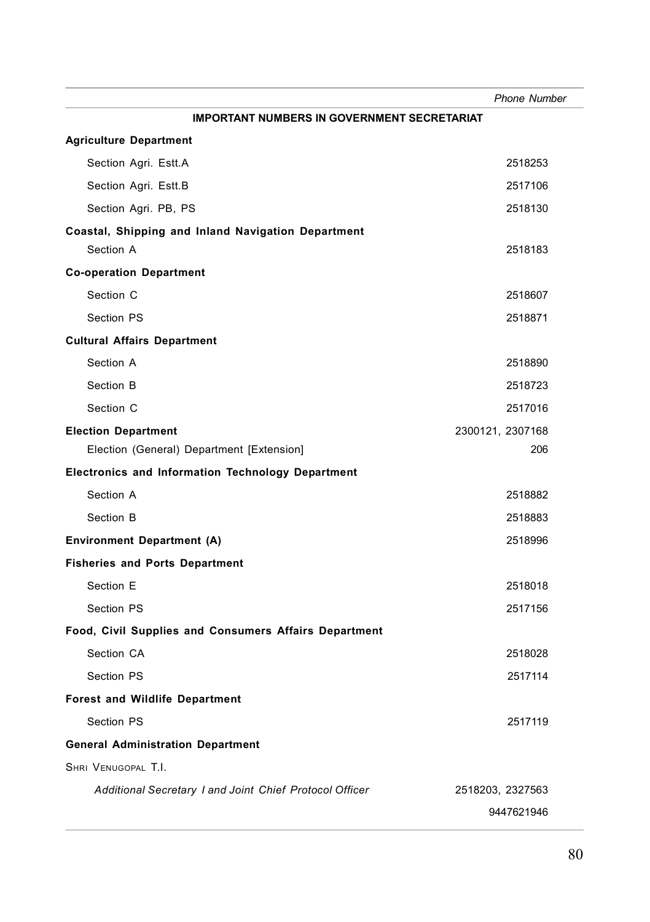| | Phone Number |
|---|---|
| **IMPORTANT NUMBERS IN GOVERNMENT SECRETARIAT** | |
| **Agriculture Department** | |
| Section Agri. Estt.A | 2518253 |
| Section Agri. Estt.B | 2517106 |
| Section Agri. PB, PS | 2518130 |
| **Coastal, Shipping and Inland Navigation Department** | |
| Section A | 2518183 |
| **Co-operation Department** | |
| Section C | 2518607 |
| Section PS | 2518871 |
| **Cultural Affairs Department** | |
| Section A | 2518890 |
| Section B | 2518723 |
| Section C | 2517016 |
| **Election Department** | 2300121, 2307168 |
| Election (General) Department [Extension] | 206 |
| **Electronics and Information Technology Department** | |
| Section A | 2518882 |
| Section B | 2518883 |
| **Environment Department (A)** | 2518996 |
| **Fisheries and Ports Department** | |
| Section E | 2518018 |
| Section PS | 2517156 |
| **Food, Civil Supplies and Consumers Affairs Department** | |
| Section CA | 2518028 |
| Section PS | 2517114 |
| **Forest and Wildlife Department** | |
| Section PS | 2517119 |
| **General Administration Department** | |
| SHRI VENUGOPAL T.I. | |
| *Additional Secretary I and Joint Chief Protocol Officer* | 2518203, 2327563 |
| | 9447621946 |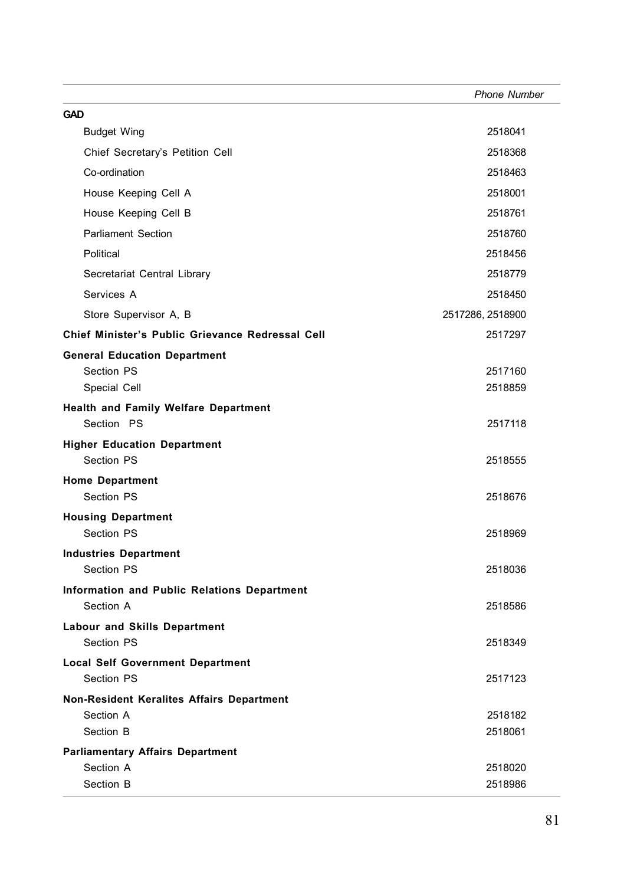| | Phone Number |
|---|---|
| **GAD** | |
| Budget Wing | 2518041 |
| Chief Secretary's Petition Cell | 2518368 |
| Co-ordination | 2518463 |
| House Keeping Cell A | 2518001 |
| House Keeping Cell B | 2518761 |
| Parliament Section | 2518760 |
| Political | 2518456 |
| Secretariat Central Library | 2518779 |
| Services A | 2518450 |
| Store Supervisor A, B | 2517286, 2518900 |
| **Chief Minister's Public Grievance Redressal Cell** | 2517297 |
| **General Education Department** | |
| Section PS | 2517160 |
| Special Cell | 2518859 |
| **Health and Family Welfare Department** | |
| Section PS | 2517118 |
| **Higher Education Department** | |
| Section PS | 2518555 |
| **Home Department** | |
| Section PS | 2518676 |
| **Housing Department** | |
| Section PS | 2518969 |
| **Industries Department** | |
| Section PS | 2518036 |
| **Information and Public Relations Department** | |
| Section A | 2518586 |
| **Labour and Skills Department** | |
| Section PS | 2518349 |
| **Local Self Government Department** | |
| Section PS | 2517123 |
| **Non-Resident Keralites Affairs Department** | |
| Section A | 2518182 |
| Section B | 2518061 |
| **Parliamentary Affairs Department** | |
| Section A | 2518020 |
| Section B | 2518986 |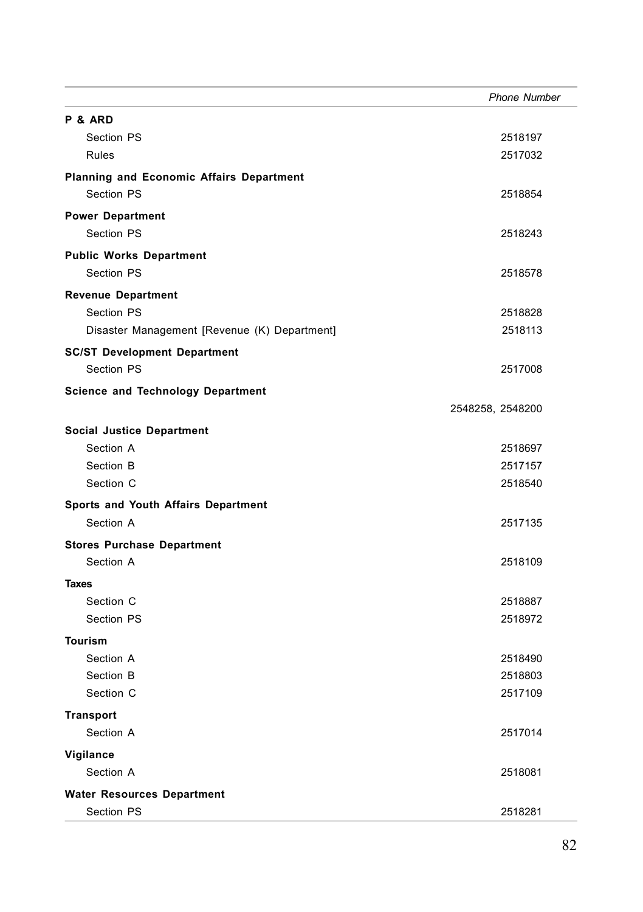| | Phone Number |
|---|---|
| **P & ARD** | |
| Section PS | 2518197 |
| Rules | 2517032 |
| **Planning and Economic Affairs Department** | |
| Section PS | 2518854 |
| **Power Department** | |
| Section PS | 2518243 |
| **Public Works Department** | |
| Section PS | 2518578 |
| **Revenue Department** | |
| Section PS | 2518828 |
| Disaster Management [Revenue (K) Department] | 2518113 |
| **SC/ST Development Department** | |
| Section PS | 2517008 |
| **Science and Technology Department** | |
| | 2548258, 2548200 |
| **Social Justice Department** | |
| Section A | 2518697 |
| Section B | 2517157 |
| Section C | 2518540 |
| **Sports and Youth Affairs Department** | |
| Section A | 2517135 |
| **Stores Purchase Department** | |
| Section A | 2518109 |
| **Taxes** | |
| Section C | 2518887 |
| Section PS | 2518972 |
| **Tourism** | |
| Section A | 2518490 |
| Section B | 2518803 |
| Section C | 2517109 |
| **Transport** | |
| Section A | 2517014 |
| **Vigilance** | |
| Section A | 2518081 |
| **Water Resources Department** | |
| Section PS | 2518281 |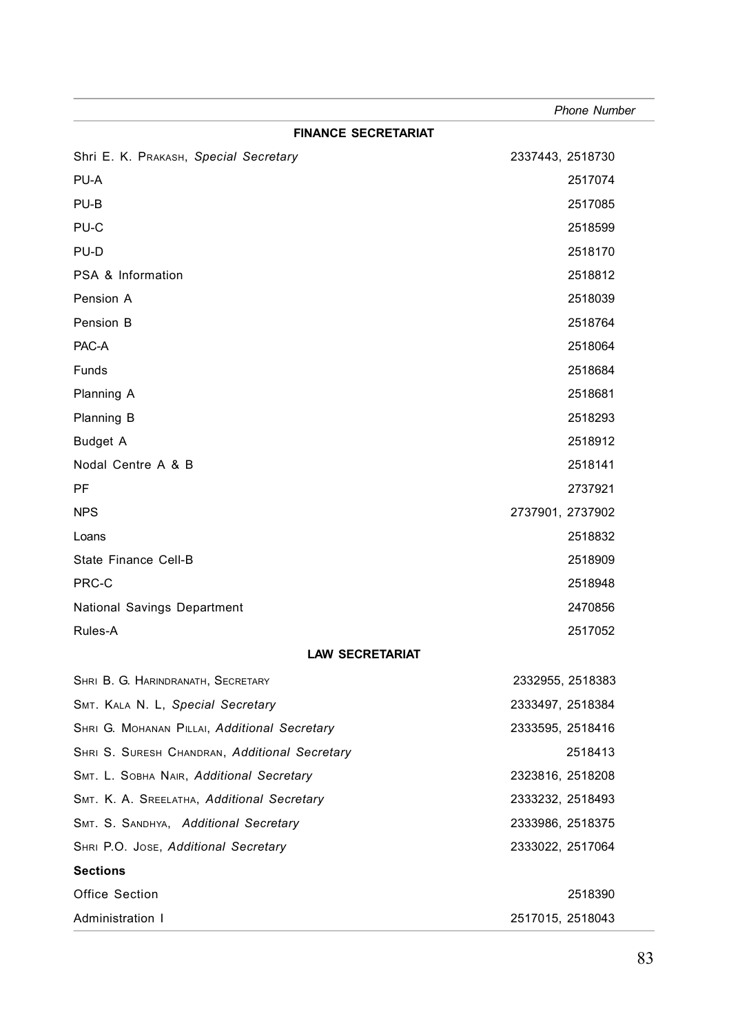| | Phone Number |
|---|---|
| **FINANCE SECRETARIAT** | |
| Shri E. K. Prakash, *Special Secretary* | 2337443, 2518730 |
| PU-A | 2517074 |
| PU-B | 2517085 |
| PU-C | 2518599 |
| PU-D | 2518170 |
| PSA & Information | 2518812 |
| Pension A | 2518039 |
| Pension B | 2518764 |
| PAC-A | 2518064 |
| Funds | 2518684 |
| Planning A | 2518681 |
| Planning B | 2518293 |
| Budget A | 2518912 |
| Nodal Centre A & B | 2518141 |
| PF | 2737921 |
| NPS | 2737901, 2737902 |
| Loans | 2518832 |
| State Finance Cell-B | 2518909 |
| PRC-C | 2518948 |
| National Savings Department | 2470856 |
| Rules-A | 2517052 |
| **LAW SECRETARIAT** | |
| Shri B. G. Harindranath, Secretary | 2332955, 2518383 |
| Smt. Kala N. L, *Special Secretary* | 2333497, 2518384 |
| Shri G. Mohanan Pillai, *Additional Secretary* | 2333595, 2518416 |
| Shri S. Suresh Chandran, *Additional Secretary* | 2518413 |
| Smt. L. Sobha Nair, *Additional Secretary* | 2323816, 2518208 |
| Smt. K. A. Sreelatha, *Additional Secretary* | 2333232, 2518493 |
| Smt. S. Sandhya, *Additional Secretary* | 2333986, 2518375 |
| Shri P.O. Jose, *Additional Secretary* | 2333022, 2517064 |
| **Sections** | |
| Office Section | 2518390 |
| Administration I | 2517015, 2518043 |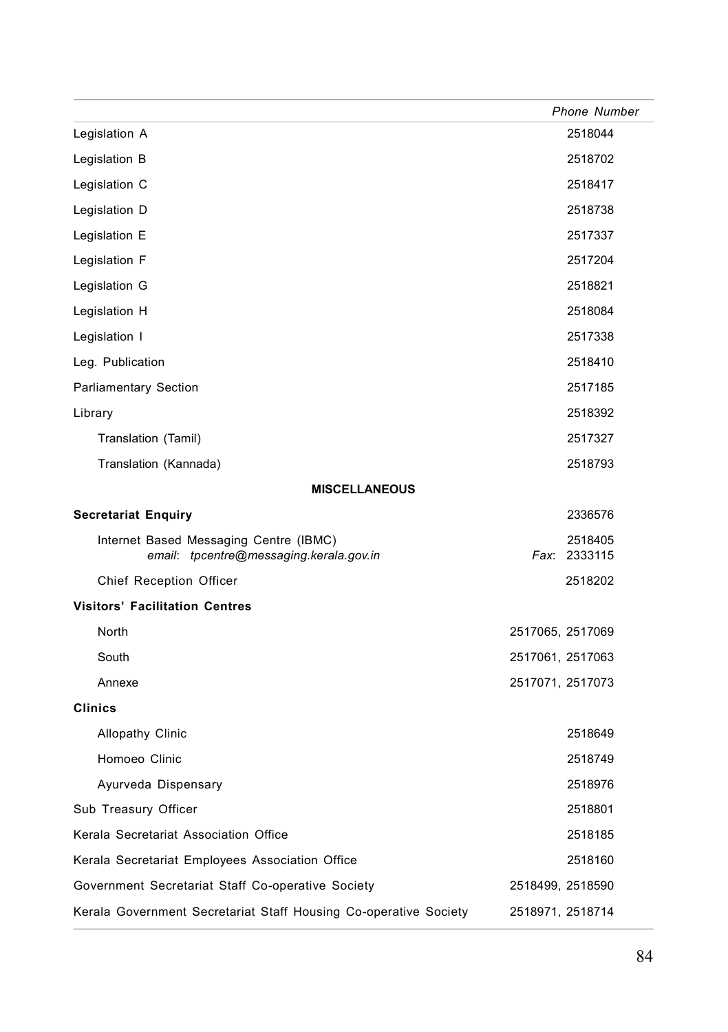| | Phone Number |
|---|---|
| Legislation A | 2518044 |
| Legislation B | 2518702 |
| Legislation C | 2518417 |
| Legislation D | 2518738 |
| Legislation E | 2517337 |
| Legislation F | 2517204 |
| Legislation G | 2518821 |
| Legislation H | 2518084 |
| Legislation I | 2517338 |
| Leg. Publication | 2518410 |
| Parliamentary Section | 2517185 |
| Library | 2518392 |
| Translation (Tamil) | 2517327 |
| Translation (Kannada) | 2518793 |
| **MISCELLANEOUS** | |
| **Secretariat Enquiry** | 2336576 |
| Internet Based Messaging Centre (IBMC) *email*: *tpcentre@messaging.kerala.gov.in* | 2518405 *Fax*: 2333115 |
| Chief Reception Officer | 2518202 |
| **Visitors' Facilitation Centres** | |
| North | 2517065, 2517069 |
| South | 2517061, 2517063 |
| Annexe | 2517071, 2517073 |
| **Clinics** | |
| Allopathy Clinic | 2518649 |
| Homoeo Clinic | 2518749 |
| Ayurveda Dispensary | 2518976 |
| Sub Treasury Officer | 2518801 |
| Kerala Secretariat Association Office | 2518185 |
| Kerala Secretariat Employees Association Office | 2518160 |
| Government Secretariat Staff Co-operative Society | 2518499, 2518590 |
| Kerala Government Secretariat Staff Housing Co-operative Society | 2518971, 2518714 |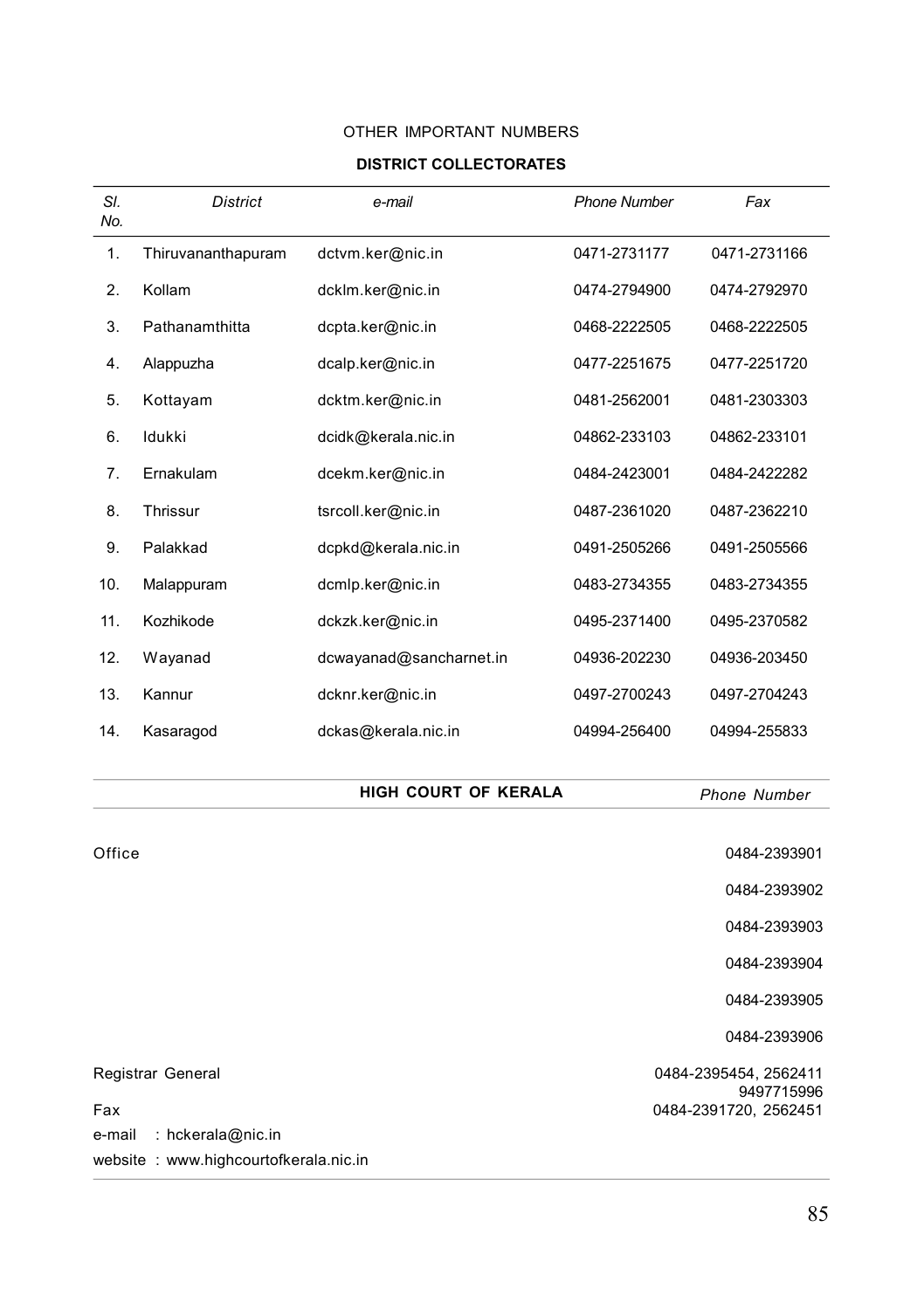OTHER IMPORTANT NUMBERS

**DISTRICT COLLECTORATES**

| *Sl. No.* | *District* | *e-mail* | *Phone Number* | *Fax* |
|---|---|---|---|---|
| 1. | Thiruvananthapuram | dctvm.ker@nic.in | 0471-2731177 | 0471-2731166 |
| 2. | Kollam | dcklm.ker@nic.in | 0474-2794900 | 0474-2792970 |
| 3. | Pathanamthitta | dcpta.ker@nic.in | 0468-2222505 | 0468-2222505 |
| 4. | Alappuzha | dcalp.ker@nic.in | 0477-2251675 | 0477-2251720 |
| 5. | Kottayam | dcktm.ker@nic.in | 0481-2562001 | 0481-2303303 |
| 6. | Idukki | dcidk@kerala.nic.in | 04862-233103 | 04862-233101 |
| 7. | Ernakulam | dcekm.ker@nic.in | 0484-2423001 | 0484-2422282 |
| 8. | Thrissur | tsrcoll.ker@nic.in | 0487-2361020 | 0487-2362210 |
| 9. | Palakkad | dcpkd@kerala.nic.in | 0491-2505266 | 0491-2505566 |
| 10. | Malappuram | dcmlp.ker@nic.in | 0483-2734355 | 0483-2734355 |
| 11. | Kozhikode | dckzk.ker@nic.in | 0495-2371400 | 0495-2370582 |
| 12. | Wayanad | dcwayanad@sancharnet.in | 04936-202230 | 04936-203450 |
| 13. | Kannur | dcknr.ker@nic.in | 0497-2700243 | 0497-2704243 |
| 14. | Kasaragod | dckas@kerala.nic.in | 04994-256400 | 04994-255833 |

| **HIGH COURT OF KERALA** | *Phone Number* |
|---|---|
| Office | 0484-2393901 |
| | 0484-2393902 |
| | 0484-2393903 |
| | 0484-2393904 |
| | 0484-2393905 |
| | 0484-2393906 |
| Registrar General | 0484-2395454, 2562411<br>9497715996 |
| Fax | 0484-2391720, 2562451 |

e-mail : hckerala@nic.in

website : www.highcourtofkerala.nic.in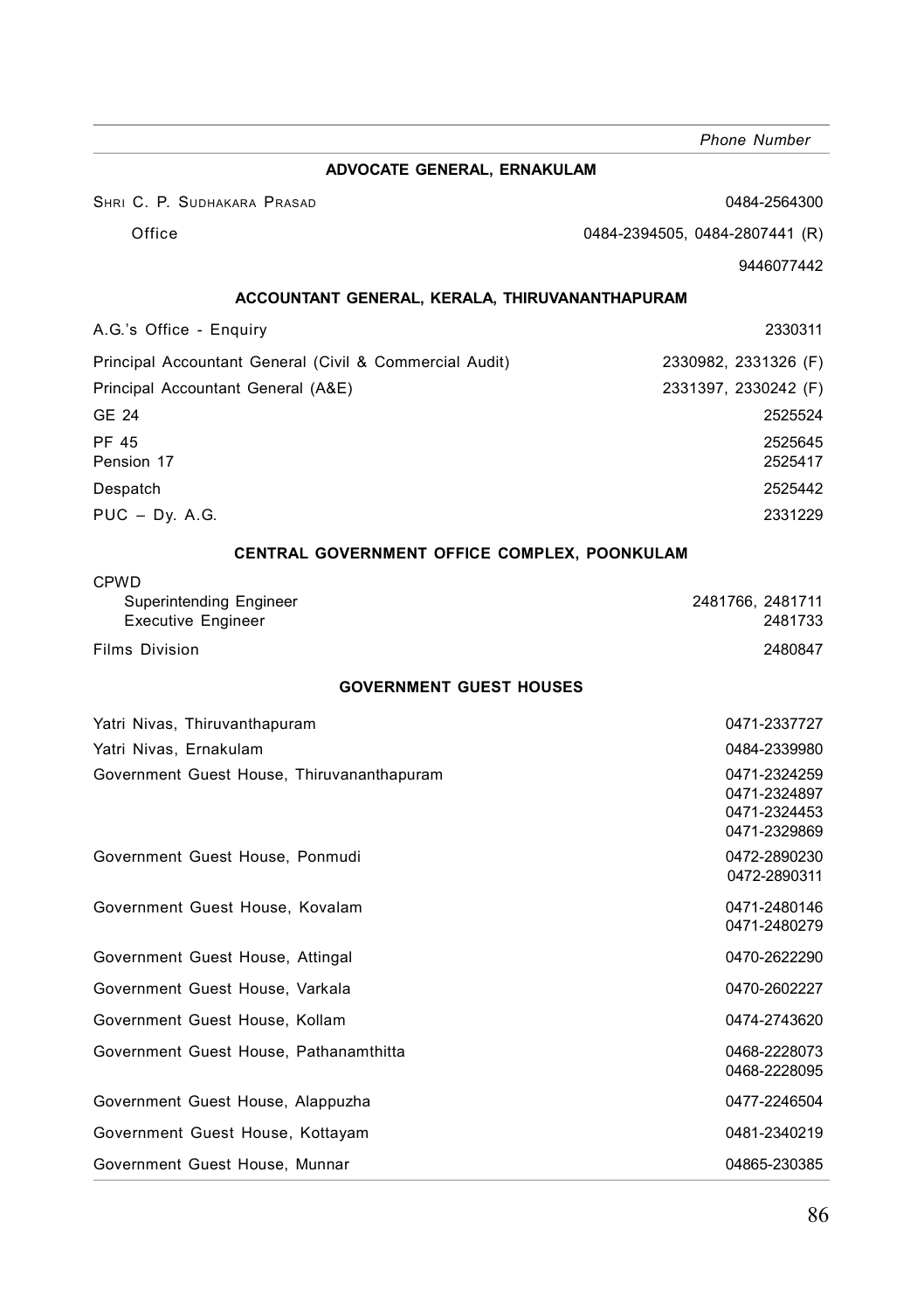| | Phone Number |
|---|---|
| **ADVOCATE GENERAL, ERNAKULAM** | |
| SHRI C. P. SUDHAKARA PRASAD | 0484-2564300 |
| Office | 0484-2394505, 0484-2807441 (R) |
| | 9446077442 |
| **ACCOUNTANT GENERAL, KERALA, THIRUVANANTHAPURAM** | |
| A.G.'s Office - Enquiry | 2330311 |
| Principal Accountant General (Civil & Commercial Audit) | 2330982, 2331326 (F) |
| Principal Accountant General (A&E) | 2331397, 2330242 (F) |
| GE 24 | 2525524 |
| PF 45 | 2525645 |
| Pension 17 | 2525417 |
| Despatch | 2525442 |
| PUC – Dy. A.G. | 2331229 |
| **CENTRAL GOVERNMENT OFFICE COMPLEX, POONKULAM** | |
| CPWD | |
| Superintending Engineer | 2481766, 2481711 |
| Executive Engineer | 2481733 |
| Films Division | 2480847 |
| **GOVERNMENT GUEST HOUSES** | |
| Yatri Nivas, Thiruvanthapuram | 0471-2337727 |
| Yatri Nivas, Ernakulam | 0484-2339980 |
| Government Guest House, Thiruvananthapuram | 0471-2324259<br>0471-2324897<br>0471-2324453<br>0471-2329869 |
| Government Guest House, Ponmudi | 0472-2890230<br>0472-2890311 |
| Government Guest House, Kovalam | 0471-2480146<br>0471-2480279 |
| Government Guest House, Attingal | 0470-2622290 |
| Government Guest House, Varkala | 0470-2602227 |
| Government Guest House, Kollam | 0474-2743620 |
| Government Guest House, Pathanamthitta | 0468-2228073<br>0468-2228095 |
| Government Guest House, Alappuzha | 0477-2246504 |
| Government Guest House, Kottayam | 0481-2340219 |
| Government Guest House, Munnar | 04865-230385 |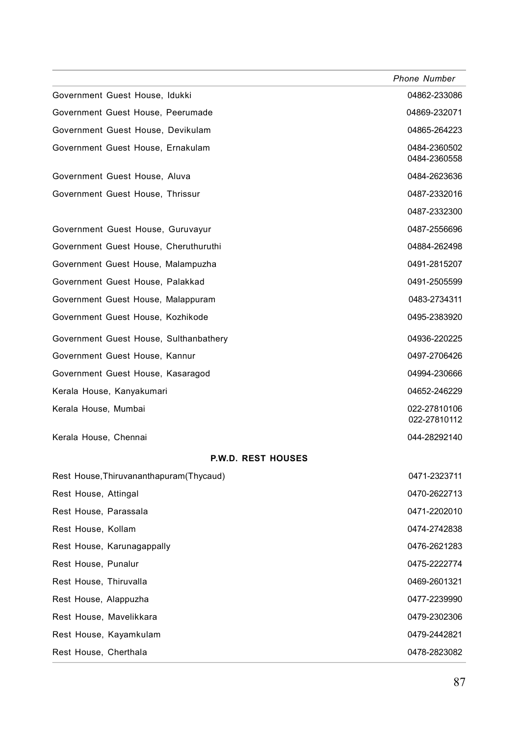| | Phone Number |
|---|---|
| Government Guest House, Idukki | 04862-233086 |
| Government Guest House, Peerumade | 04869-232071 |
| Government Guest House, Devikulam | 04865-264223 |
| Government Guest House, Ernakulam | 0484-2360502<br>0484-2360558 |
| Government Guest House, Aluva | 0484-2623636 |
| Government Guest House, Thrissur | 0487-2332016 |
| | 0487-2332300 |
| Government Guest House, Guruvayur | 0487-2556696 |
| Government Guest House, Cheruthuruthi | 04884-262498 |
| Government Guest House, Malampuzha | 0491-2815207 |
| Government Guest House, Palakkad | 0491-2505599 |
| Government Guest House, Malappuram | 0483-2734311 |
| Government Guest House, Kozhikode | 0495-2383920 |
| Government Guest House, Sulthanbathery | 04936-220225 |
| Government Guest House, Kannur | 0497-2706426 |
| Government Guest House, Kasaragod | 04994-230666 |
| Kerala House, Kanyakumari | 04652-246229 |
| Kerala House, Mumbai | 022-27810106<br>022-27810112 |
| Kerala House, Chennai | 044-28292140 |
| **P.W.D. REST HOUSES** | |
| Rest House,Thiruvananthapuram(Thycaud) | 0471-2323711 |
| Rest House, Attingal | 0470-2622713 |
| Rest House, Parassala | 0471-2202010 |
| Rest House, Kollam | 0474-2742838 |
| Rest House, Karunagappally | 0476-2621283 |
| Rest House, Punalur | 0475-2222774 |
| Rest House, Thiruvalla | 0469-2601321 |
| Rest House, Alappuzha | 0477-2239990 |
| Rest House, Mavelikkara | 0479-2302306 |
| Rest House, Kayamkulam | 0479-2442821 |
| Rest House, Cherthala | 0478-2823082 |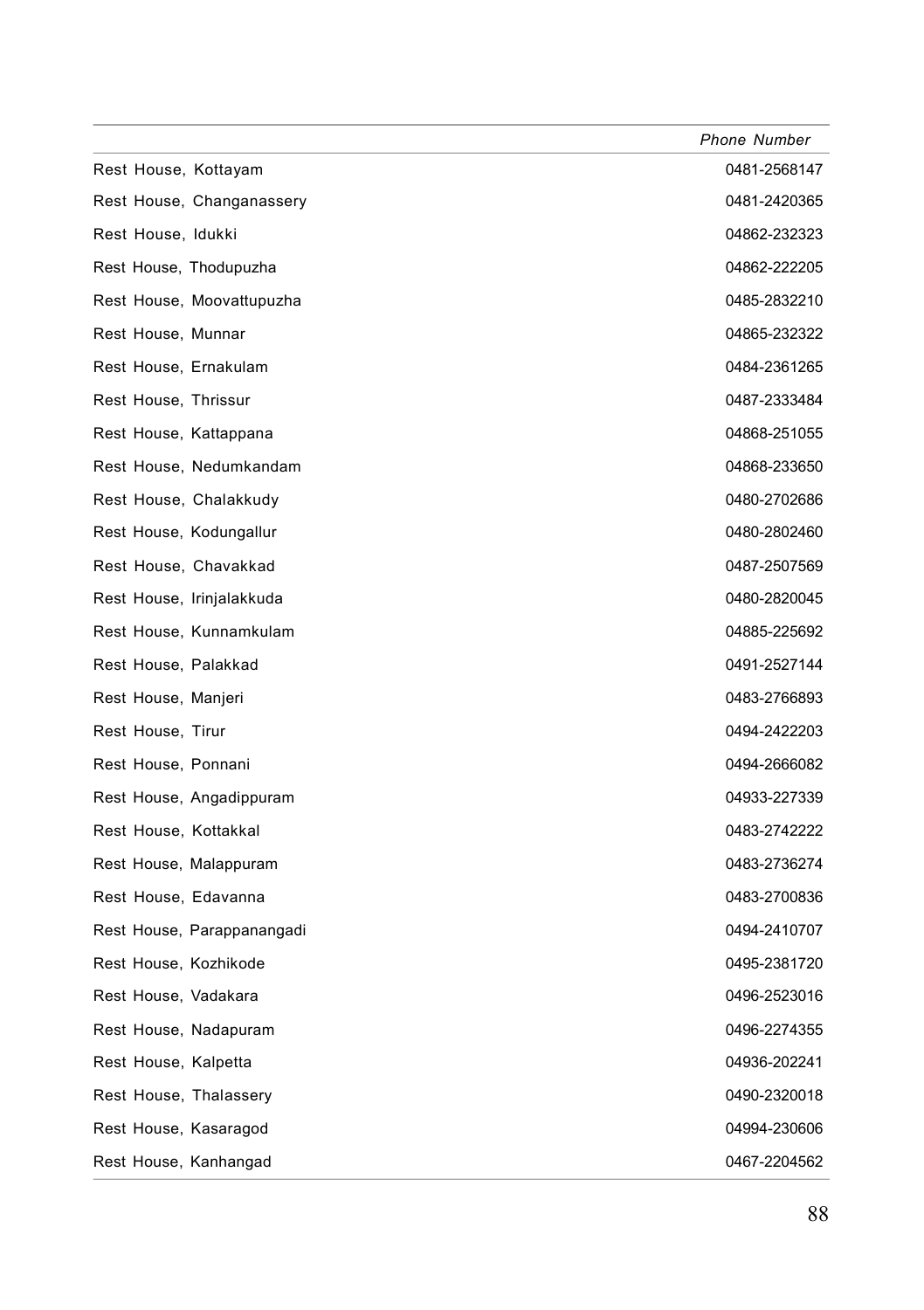| | Phone Number |
|---|---|
| Rest House, Kottayam | 0481-2568147 |
| Rest House, Changanassery | 0481-2420365 |
| Rest House, Idukki | 04862-232323 |
| Rest House, Thodupuzha | 04862-222205 |
| Rest House, Moovattupuzha | 0485-2832210 |
| Rest House, Munnar | 04865-232322 |
| Rest House, Ernakulam | 0484-2361265 |
| Rest House, Thrissur | 0487-2333484 |
| Rest House, Kattappana | 04868-251055 |
| Rest House, Nedumkandam | 04868-233650 |
| Rest House, Chalakkudy | 0480-2702686 |
| Rest House, Kodungallur | 0480-2802460 |
| Rest House, Chavakkad | 0487-2507569 |
| Rest House, Irinjalakkuda | 0480-2820045 |
| Rest House, Kunnamkulam | 04885-225692 |
| Rest House, Palakkad | 0491-2527144 |
| Rest House, Manjeri | 0483-2766893 |
| Rest House, Tirur | 0494-2422203 |
| Rest House, Ponnani | 0494-2666082 |
| Rest House, Angadippuram | 04933-227339 |
| Rest House, Kottakkal | 0483-2742222 |
| Rest House, Malappuram | 0483-2736274 |
| Rest House, Edavanna | 0483-2700836 |
| Rest House, Parappanangadi | 0494-2410707 |
| Rest House, Kozhikode | 0495-2381720 |
| Rest House, Vadakara | 0496-2523016 |
| Rest House, Nadapuram | 0496-2274355 |
| Rest House, Kalpetta | 04936-202241 |
| Rest House, Thalassery | 0490-2320018 |
| Rest House, Kasaragod | 04994-230606 |
| Rest House, Kanhangad | 0467-2204562 |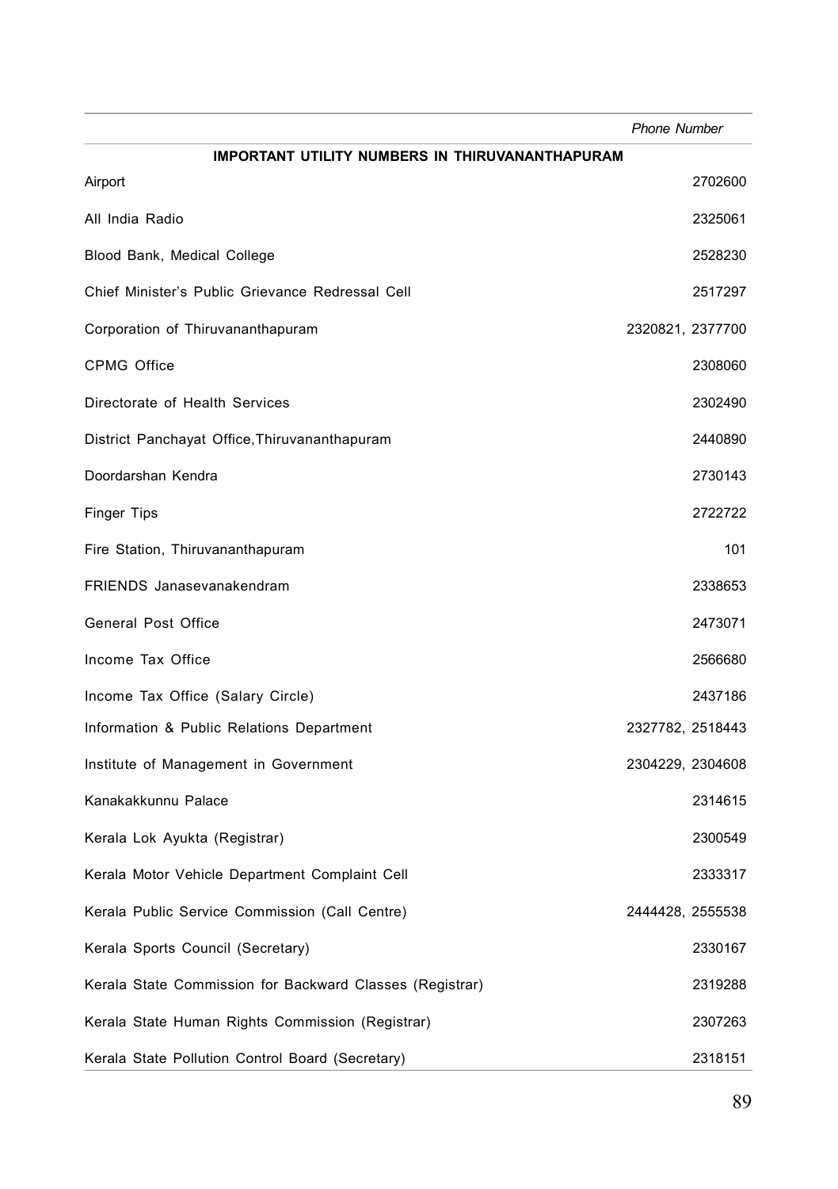| | Phone Number |
|---|---|
| **IMPORTANT UTILITY NUMBERS IN THIRUVANANTHAPURAM** | |
| Airport | 2702600 |
| All India Radio | 2325061 |
| Blood Bank, Medical College | 2528230 |
| Chief Minister's Public Grievance Redressal Cell | 2517297 |
| Corporation of Thiruvananthapuram | 2320821, 2377700 |
| CPMG Office | 2308060 |
| Directorate of Health Services | 2302490 |
| District Panchayat Office,Thiruvananthapuram | 2440890 |
| Doordarshan Kendra | 2730143 |
| Finger Tips | 2722722 |
| Fire Station, Thiruvananthapuram | 101 |
| FRIENDS Janasevanakendram | 2338653 |
| General Post Office | 2473071 |
| Income Tax Office | 2566680 |
| Income Tax Office (Salary Circle) | 2437186 |
| Information & Public Relations Department | 2327782, 2518443 |
| Institute of Management in Government | 2304229, 2304608 |
| Kanakakkunnu Palace | 2314615 |
| Kerala Lok Ayukta (Registrar) | 2300549 |
| Kerala Motor Vehicle Department Complaint Cell | 2333317 |
| Kerala Public Service Commission (Call Centre) | 2444428, 2555538 |
| Kerala Sports Council (Secretary) | 2330167 |
| Kerala State Commission for Backward Classes (Registrar) | 2319288 |
| Kerala State Human Rights Commission (Registrar) | 2307263 |
| Kerala State Pollution Control Board (Secretary) | 2318151 |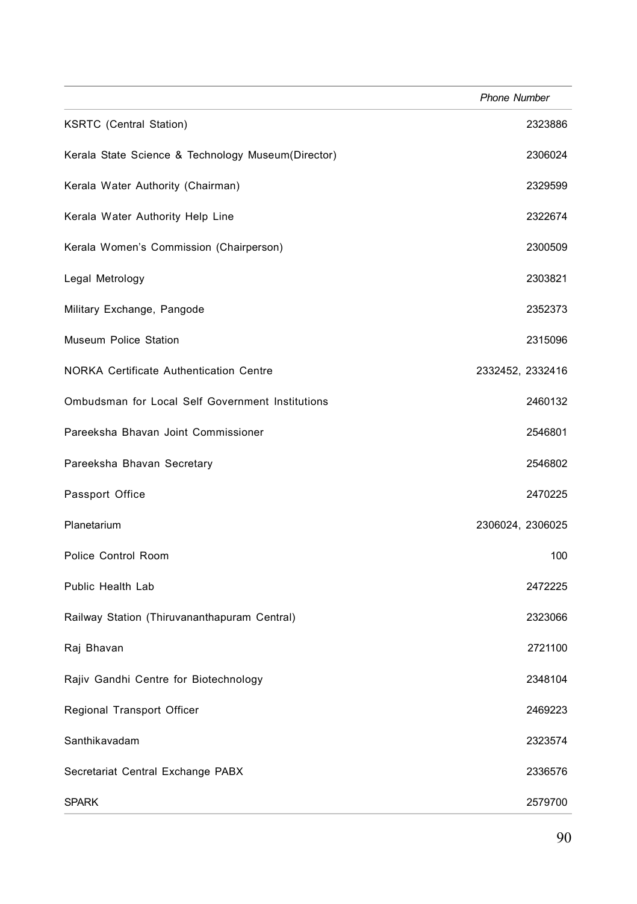| | *Phone Number* |
|---|---|
| KSRTC (Central Station) | 2323886 |
| Kerala State Science & Technology Museum(Director) | 2306024 |
| Kerala Water Authority (Chairman) | 2329599 |
| Kerala Water Authority Help Line | 2322674 |
| Kerala Women's Commission (Chairperson) | 2300509 |
| Legal Metrology | 2303821 |
| Military Exchange, Pangode | 2352373 |
| Museum Police Station | 2315096 |
| NORKA Certificate Authentication Centre | 2332452, 2332416 |
| Ombudsman for Local Self Government Institutions | 2460132 |
| Pareeksha Bhavan Joint Commissioner | 2546801 |
| Pareeksha Bhavan Secretary | 2546802 |
| Passport Office | 2470225 |
| Planetarium | 2306024, 2306025 |
| Police Control Room | 100 |
| Public Health Lab | 2472225 |
| Railway Station (Thiruvananthapuram Central) | 2323066 |
| Raj Bhavan | 2721100 |
| Rajiv Gandhi Centre for Biotechnology | 2348104 |
| Regional Transport Officer | 2469223 |
| Santhikavadam | 2323574 |
| Secretariat Central Exchange PABX | 2336576 |
| SPARK | 2579700 |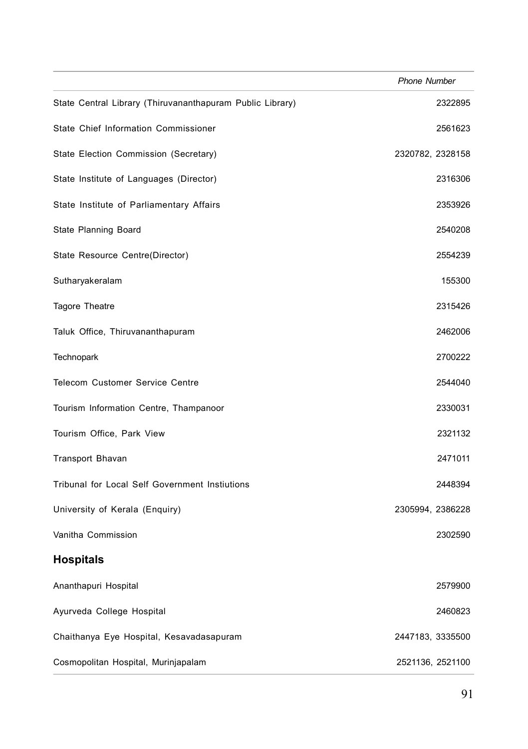| | Phone Number |
|---|---|
| State Central Library (Thiruvananthapuram Public Library) | 2322895 |
| State Chief Information Commissioner | 2561623 |
| State Election Commission (Secretary) | 2320782, 2328158 |
| State Institute of Languages (Director) | 2316306 |
| State Institute of Parliamentary Affairs | 2353926 |
| State Planning Board | 2540208 |
| State Resource Centre(Director) | 2554239 |
| Sutharyakeralam | 155300 |
| Tagore Theatre | 2315426 |
| Taluk Office, Thiruvananthapuram | 2462006 |
| Technopark | 2700222 |
| Telecom Customer Service Centre | 2544040 |
| Tourism Information Centre, Thampanoor | 2330031 |
| Tourism Office, Park View | 2321132 |
| Transport Bhavan | 2471011 |
| Tribunal for Local Self Government Instiutions | 2448394 |
| University of Kerala (Enquiry) | 2305994, 2386228 |
| Vanitha Commission | 2302590 |

## Hospitals

| | |
|---|---|
| Ananthapuri Hospital | 2579900 |
| Ayurveda College Hospital | 2460823 |
| Chaithanya Eye Hospital, Kesavadasapuram | 2447183, 3335500 |
| Cosmopolitan Hospital, Murinjapalam | 2521136, 2521100 |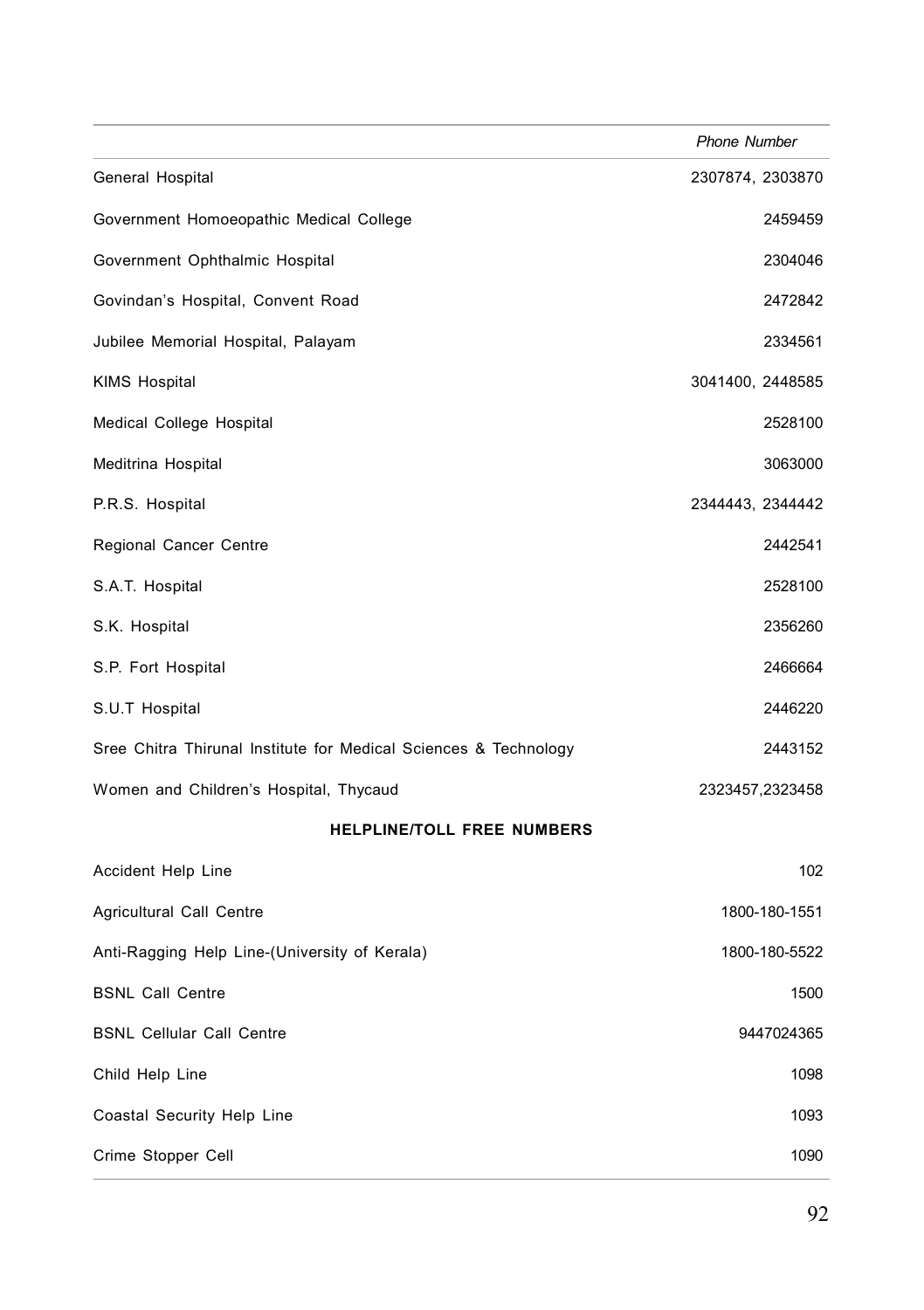| | Phone Number |
|---|---|
| General Hospital | 2307874, 2303870 |
| Government Homoeopathic Medical College | 2459459 |
| Government Ophthalmic Hospital | 2304046 |
| Govindan's Hospital, Convent Road | 2472842 |
| Jubilee Memorial Hospital, Palayam | 2334561 |
| KIMS Hospital | 3041400, 2448585 |
| Medical College Hospital | 2528100 |
| Meditrina Hospital | 3063000 |
| P.R.S. Hospital | 2344443, 2344442 |
| Regional Cancer Centre | 2442541 |
| S.A.T. Hospital | 2528100 |
| S.K. Hospital | 2356260 |
| S.P. Fort Hospital | 2466664 |
| S.U.T Hospital | 2446220 |
| Sree Chitra Thirunal Institute for Medical Sciences & Technology | 2443152 |
| Women and Children's Hospital, Thycaud | 2323457,2323458 |
| **HELPLINE/TOLL FREE NUMBERS** | |
| Accident Help Line | 102 |
| Agricultural Call Centre | 1800-180-1551 |
| Anti-Ragging Help Line-(University of Kerala) | 1800-180-5522 |
| BSNL Call Centre | 1500 |
| BSNL Cellular Call Centre | 9447024365 |
| Child Help Line | 1098 |
| Coastal Security Help Line | 1093 |
| Crime Stopper Cell | 1090 |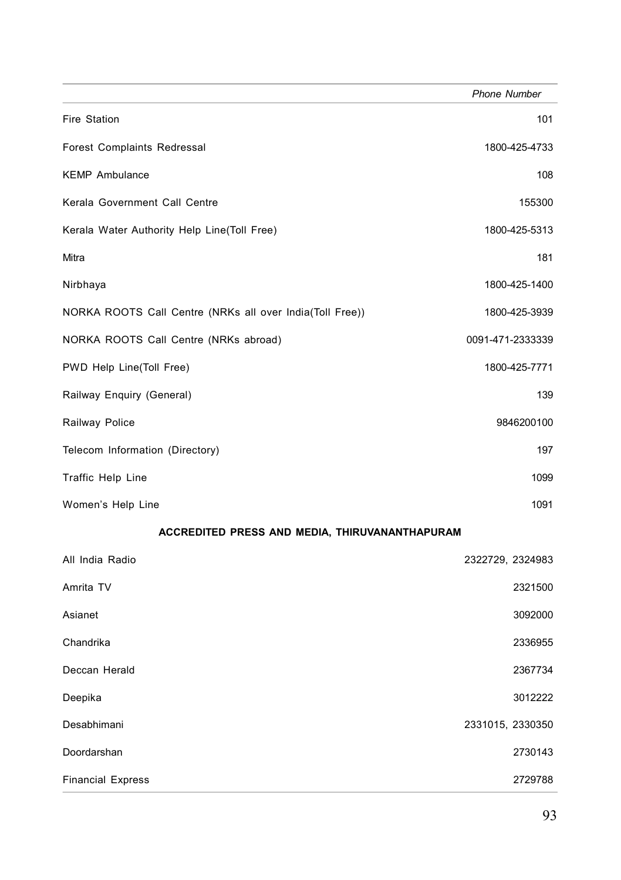| | Phone Number |
|---|---|
| Fire Station | 101 |
| Forest Complaints Redressal | 1800-425-4733 |
| KEMP Ambulance | 108 |
| Kerala Government Call Centre | 155300 |
| Kerala Water Authority Help Line(Toll Free) | 1800-425-5313 |
| Mitra | 181 |
| Nirbhaya | 1800-425-1400 |
| NORKA ROOTS Call Centre (NRKs all over India(Toll Free)) | 1800-425-3939 |
| NORKA ROOTS Call Centre (NRKs abroad) | 0091-471-2333339 |
| PWD Help Line(Toll Free) | 1800-425-7771 |
| Railway Enquiry (General) | 139 |
| Railway Police | 9846200100 |
| Telecom Information (Directory) | 197 |
| Traffic Help Line | 1099 |
| Women's Help Line | 1091 |
| **ACCREDITED PRESS AND MEDIA, THIRUVANANTHAPURAM** | |
| All India Radio | 2322729, 2324983 |
| Amrita TV | 2321500 |
| Asianet | 3092000 |
| Chandrika | 2336955 |
| Deccan Herald | 2367734 |
| Deepika | 3012222 |
| Desabhimani | 2331015, 2330350 |
| Doordarshan | 2730143 |
| Financial Express | 2729788 |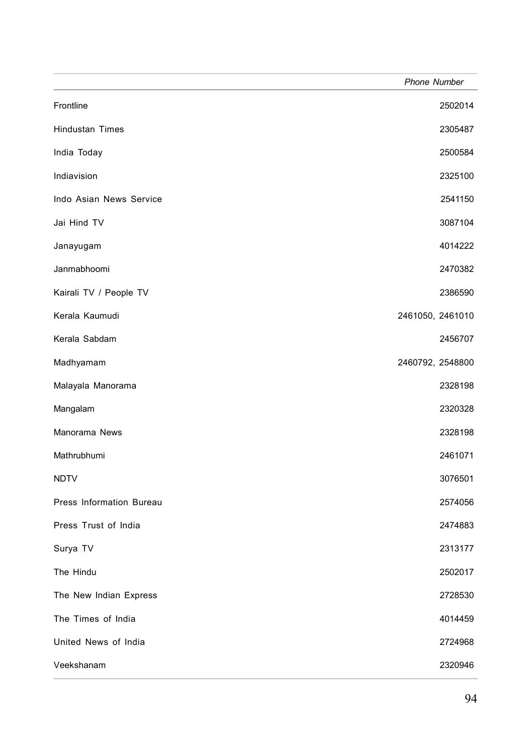| | *Phone Number* |
|---|---|
| Frontline | 2502014 |
| Hindustan Times | 2305487 |
| India Today | 2500584 |
| Indiavision | 2325100 |
| Indo Asian News Service | 2541150 |
| Jai Hind TV | 3087104 |
| Janayugam | 4014222 |
| Janmabhoomi | 2470382 |
| Kairali TV / People TV | 2386590 |
| Kerala Kaumudi | 2461050, 2461010 |
| Kerala Sabdam | 2456707 |
| Madhyamam | 2460792, 2548800 |
| Malayala Manorama | 2328198 |
| Mangalam | 2320328 |
| Manorama News | 2328198 |
| Mathrubhumi | 2461071 |
| NDTV | 3076501 |
| Press Information Bureau | 2574056 |
| Press Trust of India | 2474883 |
| Surya TV | 2313177 |
| The Hindu | 2502017 |
| The New Indian Express | 2728530 |
| The Times of India | 4014459 |
| United News of India | 2724968 |
| Veekshanam | 2320946 |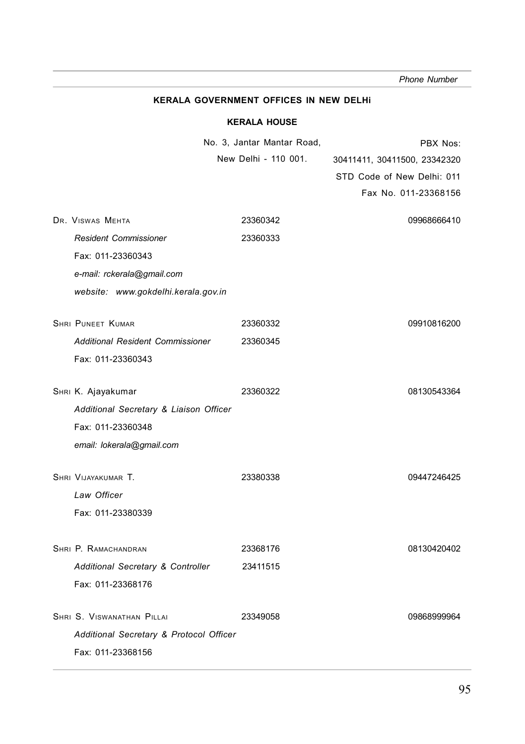*Phone Number*

## KERALA GOVERNMENT OFFICES IN NEW DELHi

### KERALA HOUSE

| | | |
|---|---|---|
| | No. 3, Jantar Mantar Road, New Delhi - 110 001. | PBX Nos: 30411411, 30411500, 23342320<br>STD Code of New Delhi: 011<br>Fax No. 011-23368156 |
| DR. VISWAS MEHTA<br>*Resident Commissioner*<br>Fax: 011-23360343<br>*e-mail: rckerala@gmail.com*<br>*website: www.gokdelhi.kerala.gov.in* | 23360342<br>23360333 | 09968666410 |
| SHRI PUNEET KUMAR<br>*Additional Resident Commissioner*<br>Fax: 011-23360343 | 23360332<br>23360345 | 09910816200 |
| SHRI K. Ajayakumar<br>*Additional Secretary & Liaison Officer*<br>Fax: 011-23360348<br>*email: lokerala@gmail.com* | 23360322 | 08130543364 |
| SHRI VIJAYAKUMAR T.<br>*Law Officer*<br>Fax: 011-23380339 | 23380338 | 09447246425 |
| SHRI P. RAMACHANDRAN<br>*Additional Secretary & Controller*<br>Fax: 011-23368176 | 23368176<br>23411515 | 08130420402 |
| SHRI S. VISWANATHAN PILLAI<br>*Additional Secretary & Protocol Officer*<br>Fax: 011-23368156 | 23349058 | 09868999964 |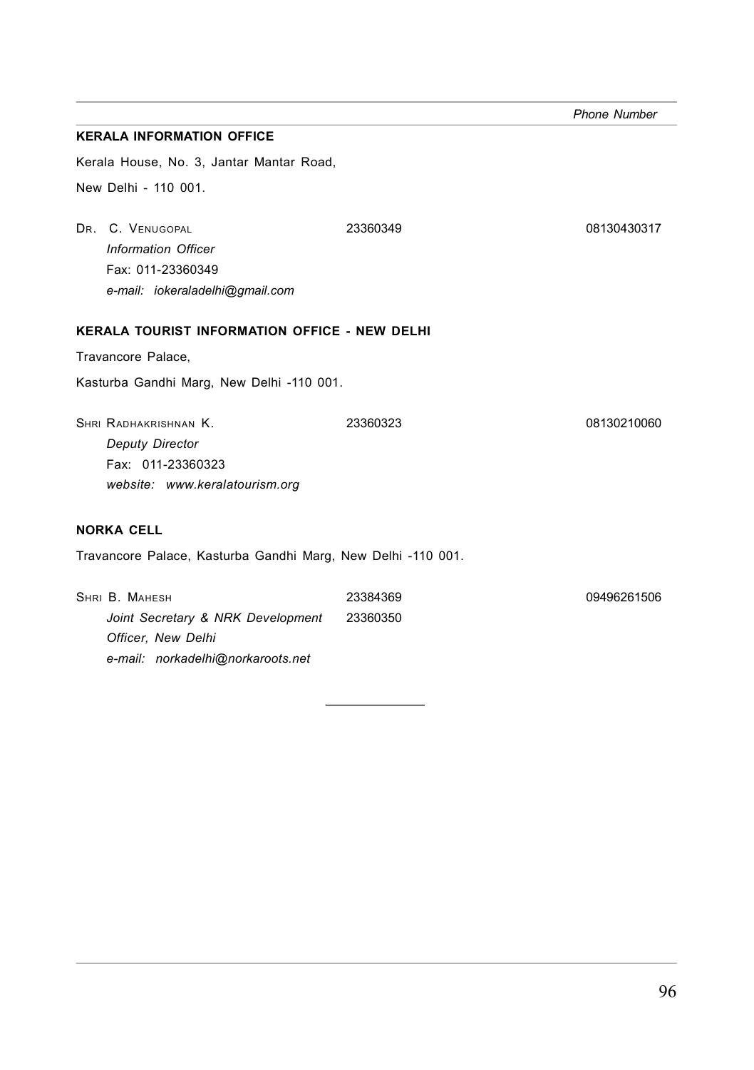| | | Phone Number |
|---|---|---|
| **KERALA INFORMATION OFFICE** | | |
| Kerala House, No. 3, Jantar Mantar Road, | | |
| New Delhi - 110 001. | | |
| DR. C. VENUGOPAL | 23360349 | 08130430317 |
| *Information Officer* | | |
| Fax: 011-23360349 | | |
| *e-mail: iokeraladelhi@gmail.com* | | |
| **KERALA TOURIST INFORMATION OFFICE - NEW DELHI** | | |
| Travancore Palace, | | |
| Kasturba Gandhi Marg, New Delhi -110 001. | | |
| SHRI RADHAKRISHNAN K. | 23360323 | 08130210060 |
| *Deputy Director* | | |
| Fax: 011-23360323 | | |
| *website: www.keralatourism.org* | | |
| **NORKA CELL** | | |
| Travancore Palace, Kasturba Gandhi Marg, New Delhi -110 001. | | |
| SHRI B. MAHESH | 23384369 | 09496261506 |
| *Joint Secretary & NRK Development Officer, New Delhi* | 23360350 | |
| *e-mail: norkadelhi@norkaroots.net* | | |